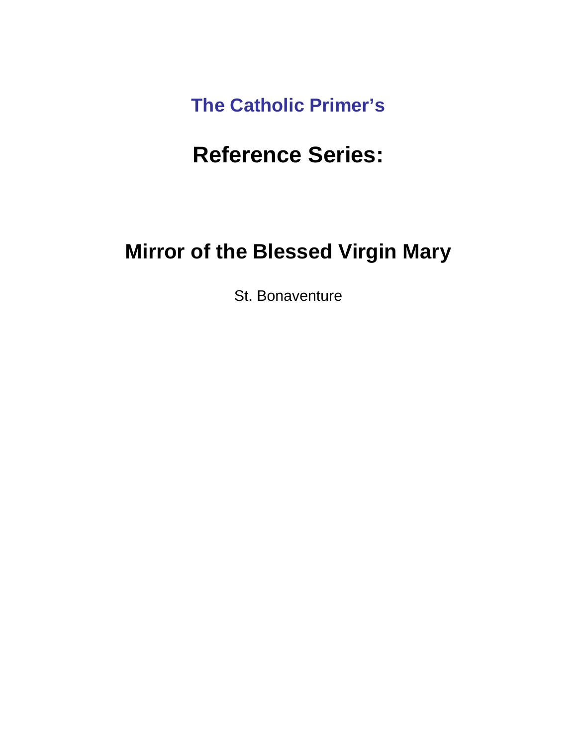**The Catholic Primer's**

# Reference Series:

# Mirror of the Blessed Virgin Mary

St. Bonaventure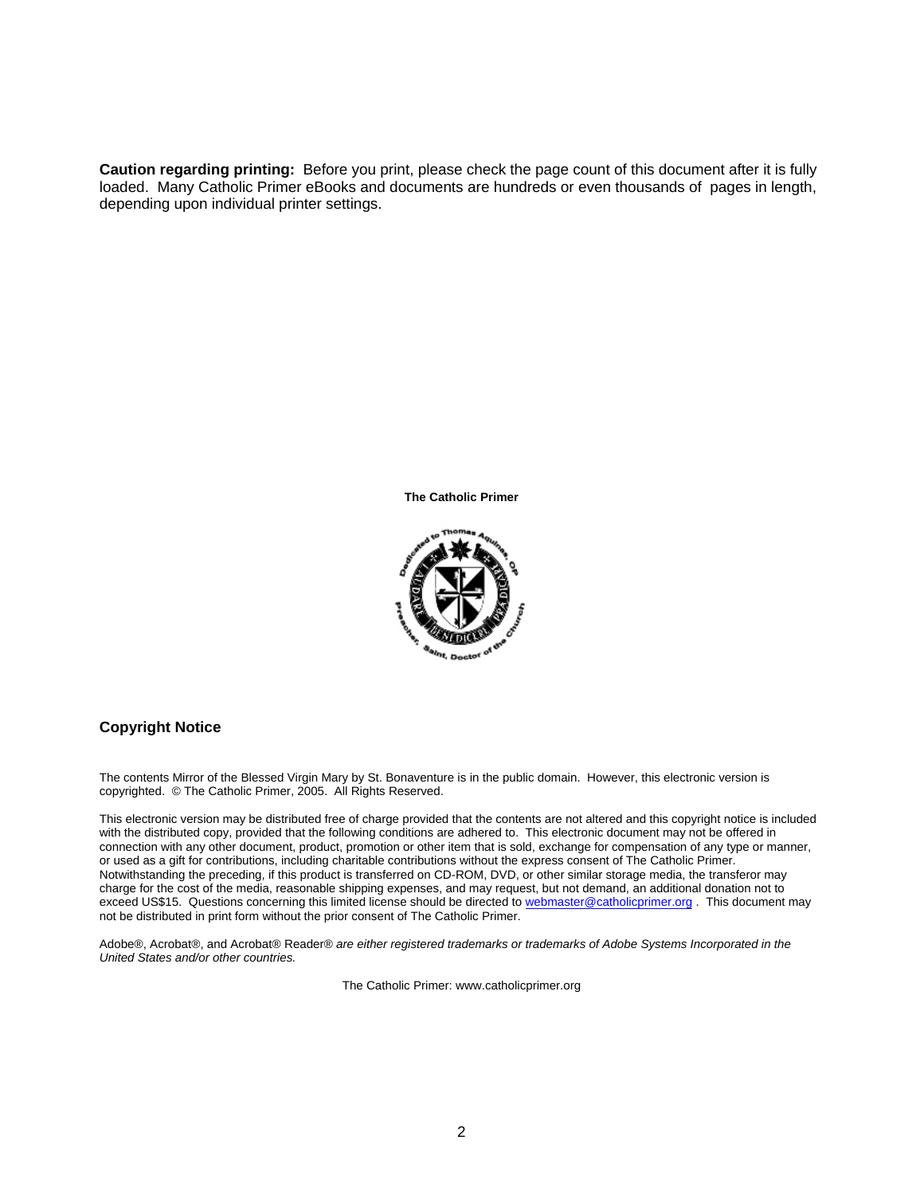**Caution regarding printing:** Before you print, please check the page count of this document after it is fully loaded. Many Catholic Primer eBooks and documents are hundreds or even thousands of pages in length, depending upon individual printer settings.

**The Catholic Primer**

## Copyright Notice

The contents Mirror of the Blessed Virgin Mary by St. Bonaventure is in the public domain. However, this electronic version is copyrighted. © The Catholic Primer, 2005. All Rights Reserved.

This electronic version may be distributed free of charge provided that the contents are not altered and this copyright notice is included with the distributed copy, provided that the following conditions are adhered to. This electronic document may not be offered in connection with any other document, product, promotion or other item that is sold, exchange for compensation of any type or manner, or used as a gift for contributions, including charitable contributions without the express consent of The Catholic Primer. Notwithstanding the preceding, if this product is transferred on CD-ROM, DVD, or other similar storage media, the transferor may charge for the cost of the media, reasonable shipping expenses, and may request, but not demand, an additional donation not to exceed US$15. Questions concerning this limited license should be directed to webmaster@catholicprimer.org . This document may not be distributed in print form without the prior consent of The Catholic Primer.

Adobe®, Acrobat®, and Acrobat® Reader® *are either registered trademarks or trademarks of Adobe Systems Incorporated in the United States and/or other countries.*

The Catholic Primer: www.catholicprimer.org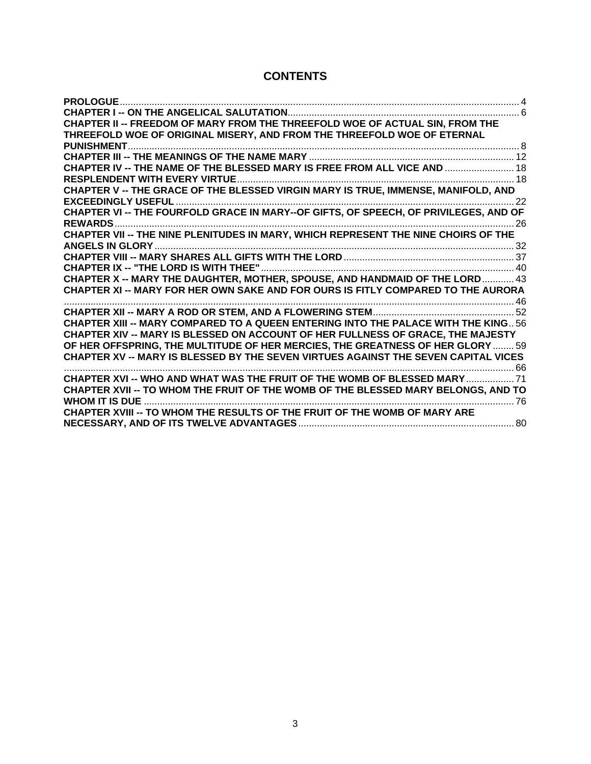# CONTENTS

**PROLOGUE** ..... 4
**CHAPTER I -- ON THE ANGELICAL SALUTATION** ..... 6
**CHAPTER II -- FREEDOM OF MARY FROM THE THREEFOLD WOE OF ACTUAL SIN, FROM THE THREEFOLD WOE OF ORIGINAL MISERY, AND FROM THE THREEFOLD WOE OF ETERNAL PUNISHMENT** ..... 8
**CHAPTER III -- THE MEANINGS OF THE NAME MARY** ..... 12
**CHAPTER IV -- THE NAME OF THE BLESSED MARY IS FREE FROM ALL VICE AND** ..... 18
**RESPLENDENT WITH EVERY VIRTUE** ..... 18
**CHAPTER V -- THE GRACE OF THE BLESSED VIRGIN MARY IS TRUE, IMMENSE, MANIFOLD, AND EXCEEDINGLY USEFUL** ..... 22
**CHAPTER VI -- THE FOURFOLD GRACE IN MARY--OF GIFTS, OF SPEECH, OF PRIVILEGES, AND OF REWARDS** ..... 26
**CHAPTER VII -- THE NINE PLENITUDES IN MARY, WHICH REPRESENT THE NINE CHOIRS OF THE ANGELS IN GLORY** ..... 32
**CHAPTER VIII -- MARY SHARES ALL GIFTS WITH THE LORD** ..... 37
**CHAPTER IX -- "THE LORD IS WITH THEE"** ..... 40
**CHAPTER X -- MARY THE DAUGHTER, MOTHER, SPOUSE, AND HANDMAID OF THE LORD** ..... 43
**CHAPTER XI -- MARY FOR HER OWN SAKE AND FOR OURS IS FITLY COMPARED TO THE AURORA** ..... 46
**CHAPTER XII -- MARY A ROD OR STEM, AND A FLOWERING STEM** ..... 52
**CHAPTER XIII -- MARY COMPARED TO A QUEEN ENTERING INTO THE PALACE WITH THE KING** ..... 56
**CHAPTER XIV -- MARY IS BLESSED ON ACCOUNT OF HER FULLNESS OF GRACE, THE MAJESTY OF HER OFFSPRING, THE MULTITUDE OF HER MERCIES, THE GREATNESS OF HER GLORY** ..... 59
**CHAPTER XV -- MARY IS BLESSED BY THE SEVEN VIRTUES AGAINST THE SEVEN CAPITAL VICES** ..... 66
**CHAPTER XVI -- WHO AND WHAT WAS THE FRUIT OF THE WOMB OF BLESSED MARY** ..... 71
**CHAPTER XVII -- TO WHOM THE FRUIT OF THE WOMB OF THE BLESSED MARY BELONGS, AND TO WHOM IT IS DUE** ..... 76
**CHAPTER XVIII -- TO WHOM THE RESULTS OF THE FRUIT OF THE WOMB OF MARY ARE NECESSARY, AND OF ITS TWELVE ADVANTAGES** ..... 80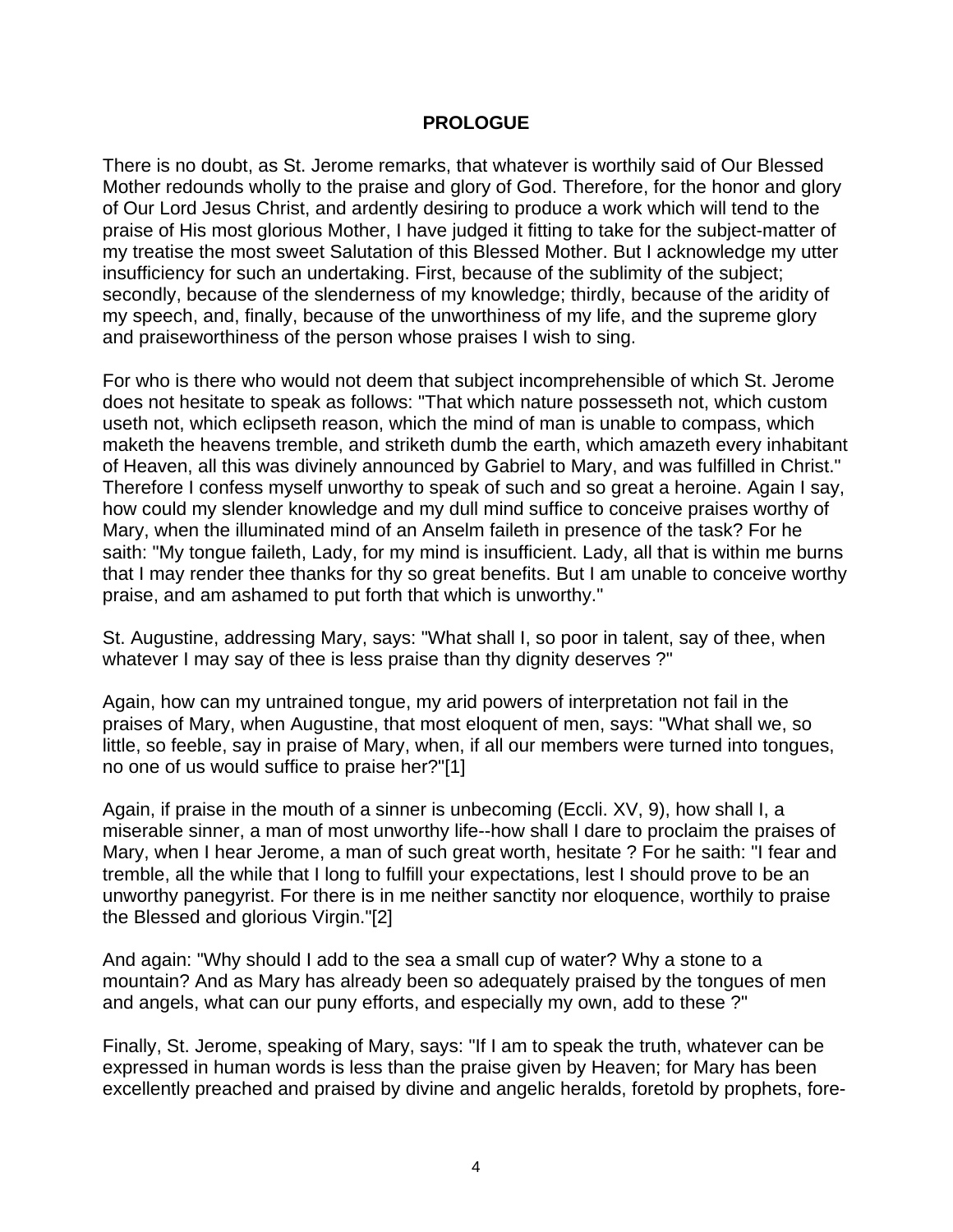## PROLOGUE

There is no doubt, as St. Jerome remarks, that whatever is worthily said of Our Blessed Mother redounds wholly to the praise and glory of God. Therefore, for the honor and glory of Our Lord Jesus Christ, and ardently desiring to produce a work which will tend to the praise of His most glorious Mother, I have judged it fitting to take for the subject-matter of my treatise the most sweet Salutation of this Blessed Mother. But I acknowledge my utter insufficiency for such an undertaking. First, because of the sublimity of the subject; secondly, because of the slenderness of my knowledge; thirdly, because of the aridity of my speech, and, finally, because of the unworthiness of my life, and the supreme glory and praiseworthiness of the person whose praises I wish to sing.

For who is there who would not deem that subject incomprehensible of which St. Jerome does not hesitate to speak as follows: "That which nature possesseth not, which custom useth not, which eclipseth reason, which the mind of man is unable to compass, which maketh the heavens tremble, and striketh dumb the earth, which amazeth every inhabitant of Heaven, all this was divinely announced by Gabriel to Mary, and was fulfilled in Christ." Therefore I confess myself unworthy to speak of such and so great a heroine. Again I say, how could my slender knowledge and my dull mind suffice to conceive praises worthy of Mary, when the illuminated mind of an Anselm faileth in presence of the task? For he saith: "My tongue faileth, Lady, for my mind is insufficient. Lady, all that is within me burns that I may render thee thanks for thy so great benefits. But I am unable to conceive worthy praise, and am ashamed to put forth that which is unworthy."

St. Augustine, addressing Mary, says: "What shall I, so poor in talent, say of thee, when whatever I may say of thee is less praise than thy dignity deserves ?"

Again, how can my untrained tongue, my arid powers of interpretation not fail in the praises of Mary, when Augustine, that most eloquent of men, says: "What shall we, so little, so feeble, say in praise of Mary, when, if all our members were turned into tongues, no one of us would suffice to praise her?"[1]

Again, if praise in the mouth of a sinner is unbecoming (Eccli. XV, 9), how shall I, a miserable sinner, a man of most unworthy life--how shall I dare to proclaim the praises of Mary, when I hear Jerome, a man of such great worth, hesitate ? For he saith: "I fear and tremble, all the while that I long to fulfill your expectations, lest I should prove to be an unworthy panegyrist. For there is in me neither sanctity nor eloquence, worthily to praise the Blessed and glorious Virgin."[2]

And again: "Why should I add to the sea a small cup of water? Why a stone to a mountain? And as Mary has already been so adequately praised by the tongues of men and angels, what can our puny efforts, and especially my own, add to these ?"

Finally, St. Jerome, speaking of Mary, says: "If I am to speak the truth, whatever can be expressed in human words is less than the praise given by Heaven; for Mary has been excellently preached and praised by divine and angelic heralds, foretold by prophets, fore-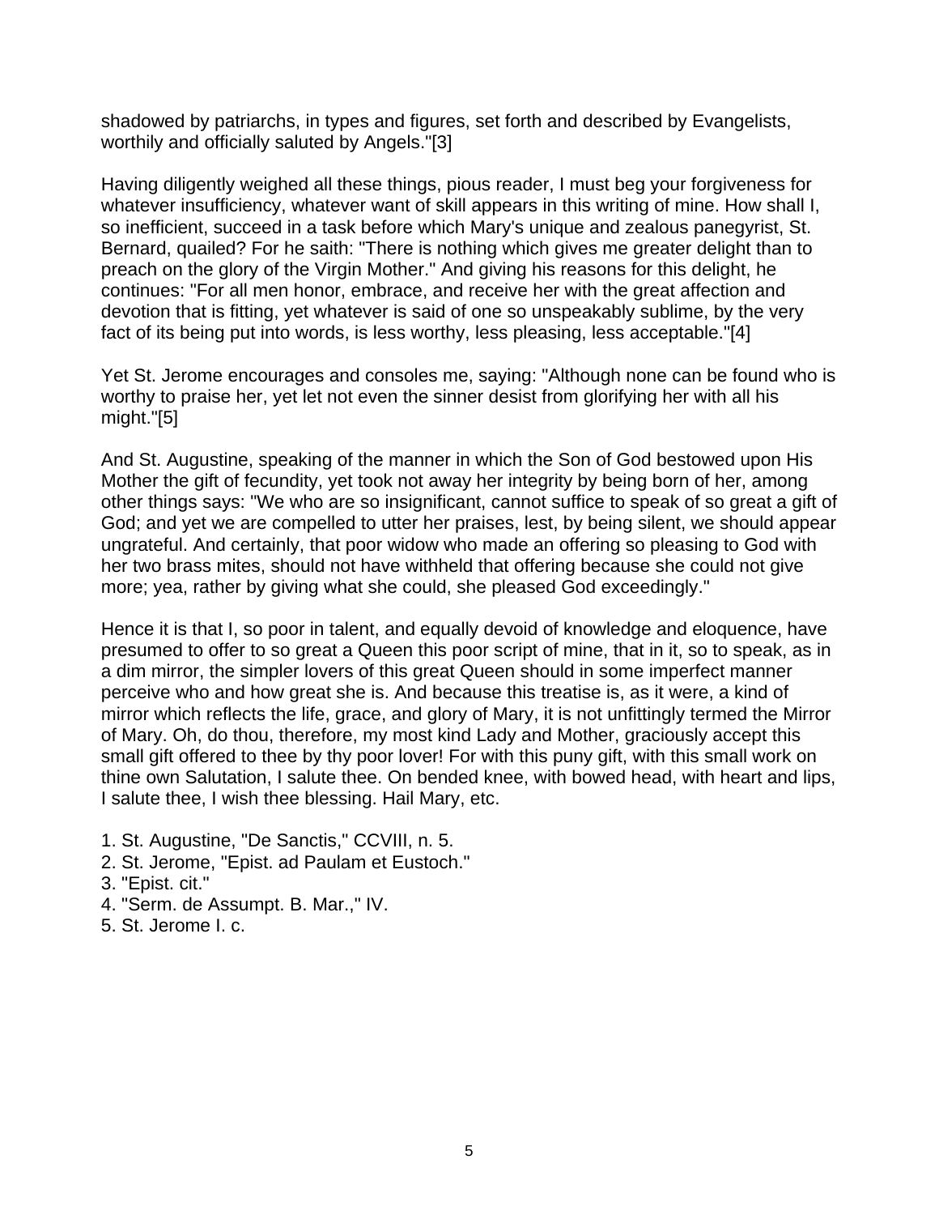shadowed by patriarchs, in types and figures, set forth and described by Evangelists, worthily and officially saluted by Angels."[3]

Having diligently weighed all these things, pious reader, I must beg your forgiveness for whatever insufficiency, whatever want of skill appears in this writing of mine. How shall I, so inefficient, succeed in a task before which Mary's unique and zealous panegyrist, St. Bernard, quailed? For he saith: "There is nothing which gives me greater delight than to preach on the glory of the Virgin Mother." And giving his reasons for this delight, he continues: "For all men honor, embrace, and receive her with the great affection and devotion that is fitting, yet whatever is said of one so unspeakably sublime, by the very fact of its being put into words, is less worthy, less pleasing, less acceptable."[4]

Yet St. Jerome encourages and consoles me, saying: "Although none can be found who is worthy to praise her, yet let not even the sinner desist from glorifying her with all his might."[5]

And St. Augustine, speaking of the manner in which the Son of God bestowed upon His Mother the gift of fecundity, yet took not away her integrity by being born of her, among other things says: "We who are so insignificant, cannot suffice to speak of so great a gift of God; and yet we are compelled to utter her praises, lest, by being silent, we should appear ungrateful. And certainly, that poor widow who made an offering so pleasing to God with her two brass mites, should not have withheld that offering because she could not give more; yea, rather by giving what she could, she pleased God exceedingly."

Hence it is that I, so poor in talent, and equally devoid of knowledge and eloquence, have presumed to offer to so great a Queen this poor script of mine, that in it, so to speak, as in a dim mirror, the simpler lovers of this great Queen should in some imperfect manner perceive who and how great she is. And because this treatise is, as it were, a kind of mirror which reflects the life, grace, and glory of Mary, it is not unfittingly termed the Mirror of Mary. Oh, do thou, therefore, my most kind Lady and Mother, graciously accept this small gift offered to thee by thy poor lover! For with this puny gift, with this small work on thine own Salutation, I salute thee. On bended knee, with bowed head, with heart and lips, I salute thee, I wish thee blessing. Hail Mary, etc.

1. St. Augustine, "De Sanctis," CCVIII, n. 5.
2. St. Jerome, "Epist. ad Paulam et Eustoch."
3. "Epist. cit."
4. "Serm. de Assumpt. B. Mar.," IV.
5. St. Jerome I. c.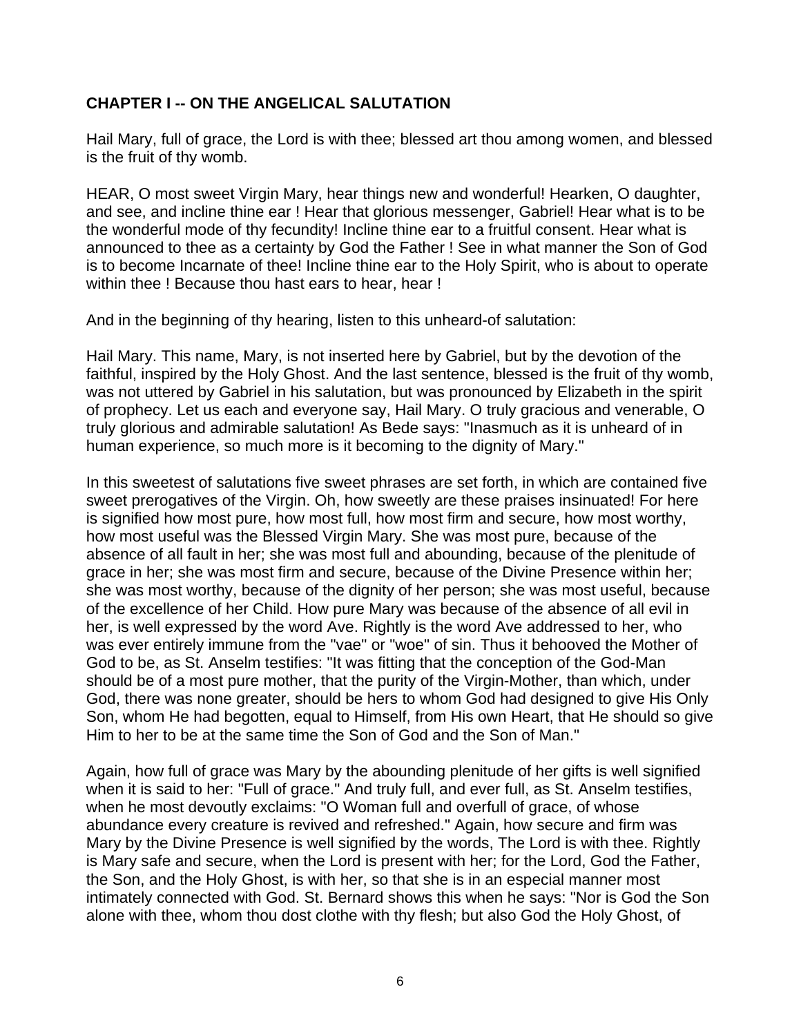## CHAPTER I -- ON THE ANGELICAL SALUTATION

Hail Mary, full of grace, the Lord is with thee; blessed art thou among women, and blessed is the fruit of thy womb.

HEAR, O most sweet Virgin Mary, hear things new and wonderful! Hearken, O daughter, and see, and incline thine ear ! Hear that glorious messenger, Gabriel! Hear what is to be the wonderful mode of thy fecundity! Incline thine ear to a fruitful consent. Hear what is announced to thee as a certainty by God the Father ! See in what manner the Son of God is to become Incarnate of thee! Incline thine ear to the Holy Spirit, who is about to operate within thee ! Because thou hast ears to hear, hear !

And in the beginning of thy hearing, listen to this unheard-of salutation:

Hail Mary. This name, Mary, is not inserted here by Gabriel, but by the devotion of the faithful, inspired by the Holy Ghost. And the last sentence, blessed is the fruit of thy womb, was not uttered by Gabriel in his salutation, but was pronounced by Elizabeth in the spirit of prophecy. Let us each and everyone say, Hail Mary. O truly gracious and venerable, O truly glorious and admirable salutation! As Bede says: "Inasmuch as it is unheard of in human experience, so much more is it becoming to the dignity of Mary."

In this sweetest of salutations five sweet phrases are set forth, in which are contained five sweet prerogatives of the Virgin. Oh, how sweetly are these praises insinuated! For here is signified how most pure, how most full, how most firm and secure, how most worthy, how most useful was the Blessed Virgin Mary. She was most pure, because of the absence of all fault in her; she was most full and abounding, because of the plenitude of grace in her; she was most firm and secure, because of the Divine Presence within her; she was most worthy, because of the dignity of her person; she was most useful, because of the excellence of her Child. How pure Mary was because of the absence of all evil in her, is well expressed by the word Ave. Rightly is the word Ave addressed to her, who was ever entirely immune from the "vae" or "woe" of sin. Thus it behooved the Mother of God to be, as St. Anselm testifies: "It was fitting that the conception of the God-Man should be of a most pure mother, that the purity of the Virgin-Mother, than which, under God, there was none greater, should be hers to whom God had designed to give His Only Son, whom He had begotten, equal to Himself, from His own Heart, that He should so give Him to her to be at the same time the Son of God and the Son of Man."

Again, how full of grace was Mary by the abounding plenitude of her gifts is well signified when it is said to her: "Full of grace." And truly full, and ever full, as St. Anselm testifies, when he most devoutly exclaims: "O Woman full and overfull of grace, of whose abundance every creature is revived and refreshed." Again, how secure and firm was Mary by the Divine Presence is well signified by the words, The Lord is with thee. Rightly is Mary safe and secure, when the Lord is present with her; for the Lord, God the Father, the Son, and the Holy Ghost, is with her, so that she is in an especial manner most intimately connected with God. St. Bernard shows this when he says: "Nor is God the Son alone with thee, whom thou dost clothe with thy flesh; but also God the Holy Ghost, of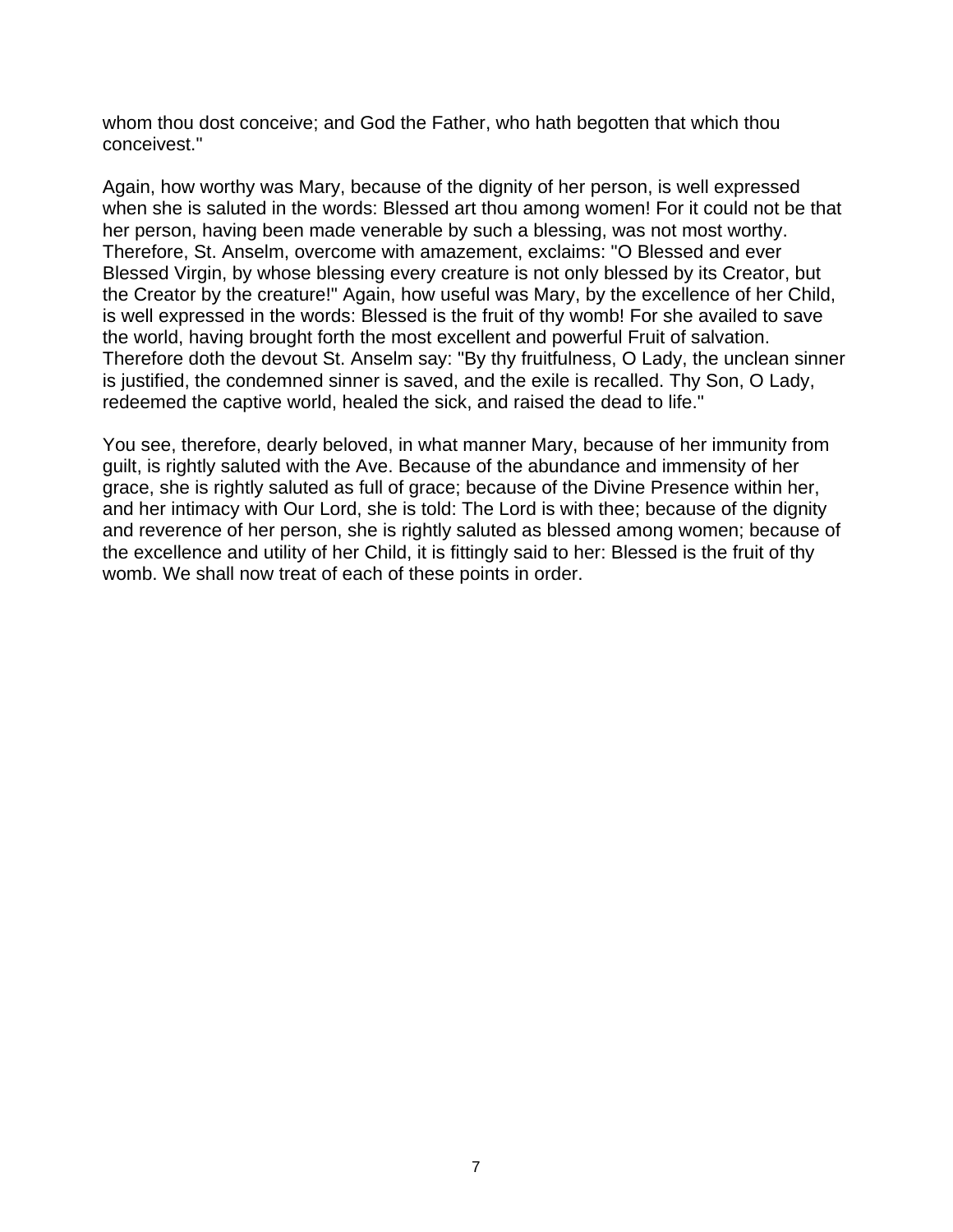whom thou dost conceive; and God the Father, who hath begotten that which thou conceivest."

Again, how worthy was Mary, because of the dignity of her person, is well expressed when she is saluted in the words: Blessed art thou among women! For it could not be that her person, having been made venerable by such a blessing, was not most worthy. Therefore, St. Anselm, overcome with amazement, exclaims: "O Blessed and ever Blessed Virgin, by whose blessing every creature is not only blessed by its Creator, but the Creator by the creature!" Again, how useful was Mary, by the excellence of her Child, is well expressed in the words: Blessed is the fruit of thy womb! For she availed to save the world, having brought forth the most excellent and powerful Fruit of salvation. Therefore doth the devout St. Anselm say: "By thy fruitfulness, O Lady, the unclean sinner is justified, the condemned sinner is saved, and the exile is recalled. Thy Son, O Lady, redeemed the captive world, healed the sick, and raised the dead to life."

You see, therefore, dearly beloved, in what manner Mary, because of her immunity from guilt, is rightly saluted with the Ave. Because of the abundance and immensity of her grace, she is rightly saluted as full of grace; because of the Divine Presence within her, and her intimacy with Our Lord, she is told: The Lord is with thee; because of the dignity and reverence of her person, she is rightly saluted as blessed among women; because of the excellence and utility of her Child, it is fittingly said to her: Blessed is the fruit of thy womb. We shall now treat of each of these points in order.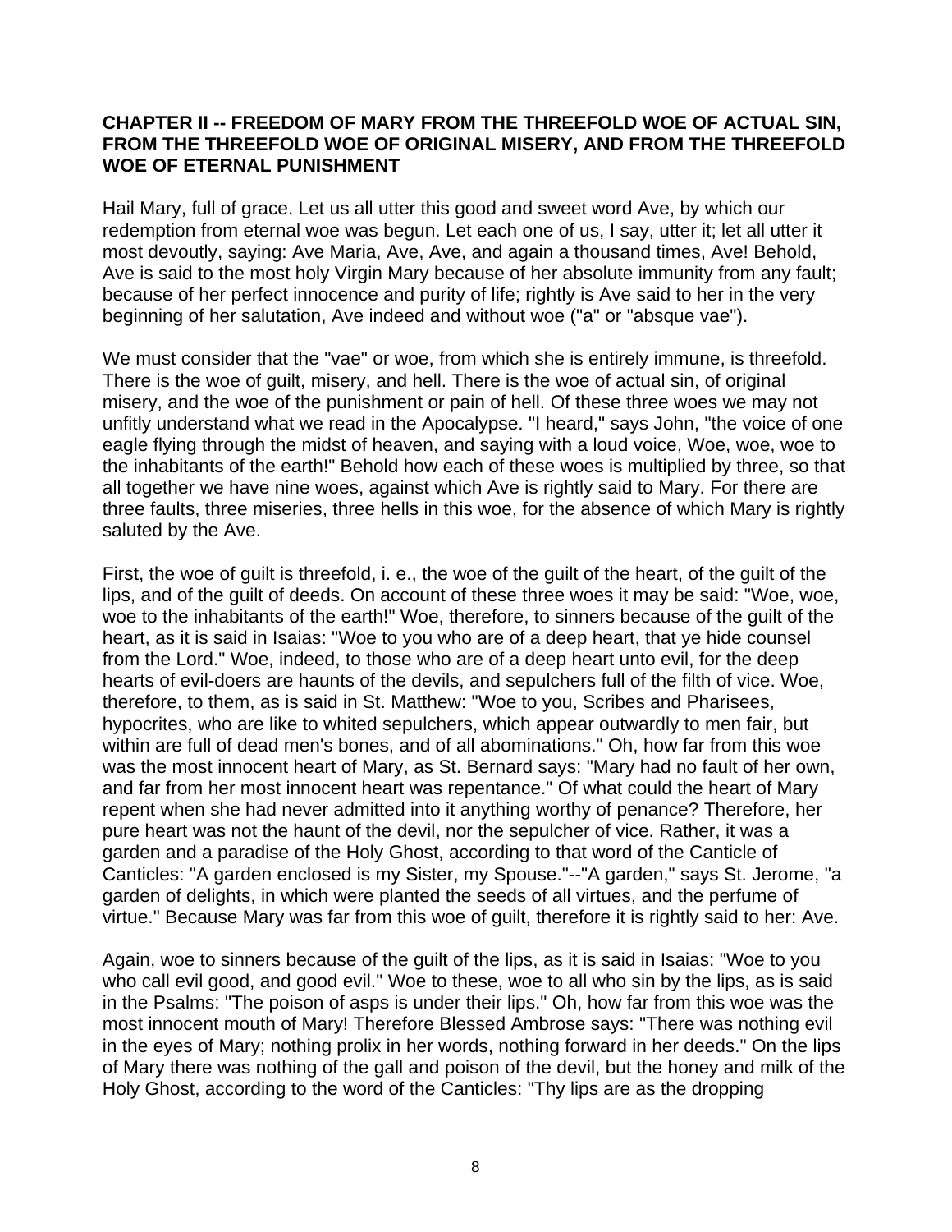## CHAPTER II -- FREEDOM OF MARY FROM THE THREEFOLD WOE OF ACTUAL SIN, FROM THE THREEFOLD WOE OF ORIGINAL MISERY, AND FROM THE THREEFOLD WOE OF ETERNAL PUNISHMENT

Hail Mary, full of grace. Let us all utter this good and sweet word Ave, by which our redemption from eternal woe was begun. Let each one of us, I say, utter it; let all utter it most devoutly, saying: Ave Maria, Ave, Ave, and again a thousand times, Ave! Behold, Ave is said to the most holy Virgin Mary because of her absolute immunity from any fault; because of her perfect innocence and purity of life; rightly is Ave said to her in the very beginning of her salutation, Ave indeed and without woe ("a" or "absque vae").

We must consider that the "vae" or woe, from which she is entirely immune, is threefold. There is the woe of guilt, misery, and hell. There is the woe of actual sin, of original misery, and the woe of the punishment or pain of hell. Of these three woes we may not unfitly understand what we read in the Apocalypse. "I heard," says John, "the voice of one eagle flying through the midst of heaven, and saying with a loud voice, Woe, woe, woe to the inhabitants of the earth!" Behold how each of these woes is multiplied by three, so that all together we have nine woes, against which Ave is rightly said to Mary. For there are three faults, three miseries, three hells in this woe, for the absence of which Mary is rightly saluted by the Ave.

First, the woe of guilt is threefold, i. e., the woe of the guilt of the heart, of the guilt of the lips, and of the guilt of deeds. On account of these three woes it may be said: "Woe, woe, woe to the inhabitants of the earth!" Woe, therefore, to sinners because of the guilt of the heart, as it is said in Isaias: "Woe to you who are of a deep heart, that ye hide counsel from the Lord." Woe, indeed, to those who are of a deep heart unto evil, for the deep hearts of evil-doers are haunts of the devils, and sepulchers full of the filth of vice. Woe, therefore, to them, as is said in St. Matthew: "Woe to you, Scribes and Pharisees, hypocrites, who are like to whited sepulchers, which appear outwardly to men fair, but within are full of dead men's bones, and of all abominations." Oh, how far from this woe was the most innocent heart of Mary, as St. Bernard says: "Mary had no fault of her own, and far from her most innocent heart was repentance." Of what could the heart of Mary repent when she had never admitted into it anything worthy of penance? Therefore, her pure heart was not the haunt of the devil, nor the sepulcher of vice. Rather, it was a garden and a paradise of the Holy Ghost, according to that word of the Canticle of Canticles: "A garden enclosed is my Sister, my Spouse."--"A garden," says St. Jerome, "a garden of delights, in which were planted the seeds of all virtues, and the perfume of virtue." Because Mary was far from this woe of guilt, therefore it is rightly said to her: Ave.

Again, woe to sinners because of the guilt of the lips, as it is said in Isaias: "Woe to you who call evil good, and good evil." Woe to these, woe to all who sin by the lips, as is said in the Psalms: "The poison of asps is under their lips." Oh, how far from this woe was the most innocent mouth of Mary! Therefore Blessed Ambrose says: "There was nothing evil in the eyes of Mary; nothing prolix in her words, nothing forward in her deeds." On the lips of Mary there was nothing of the gall and poison of the devil, but the honey and milk of the Holy Ghost, according to the word of the Canticles: "Thy lips are as the dropping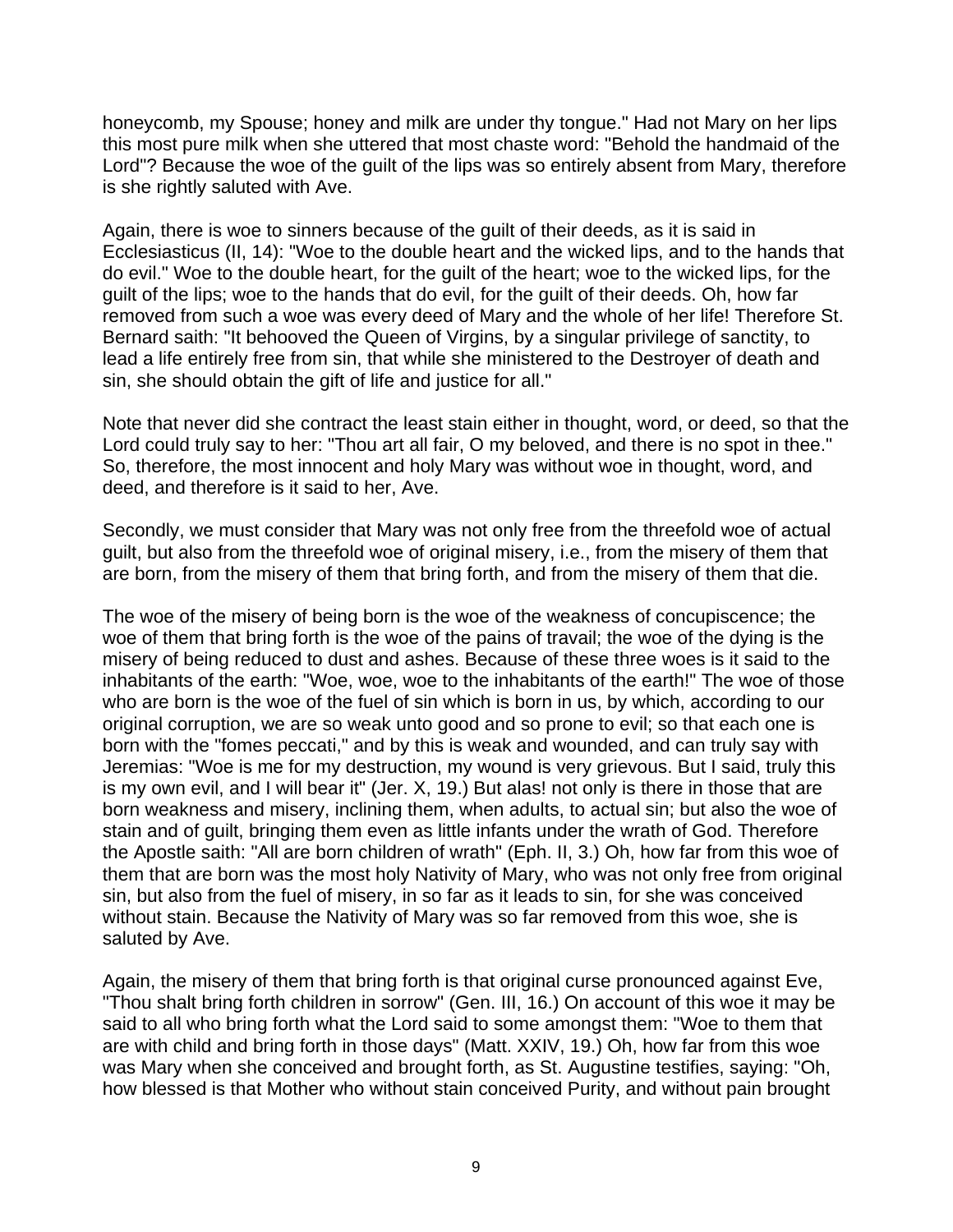honeycomb, my Spouse; honey and milk are under thy tongue." Had not Mary on her lips this most pure milk when she uttered that most chaste word: "Behold the handmaid of the Lord"? Because the woe of the guilt of the lips was so entirely absent from Mary, therefore is she rightly saluted with Ave.

Again, there is woe to sinners because of the guilt of their deeds, as it is said in Ecclesiasticus (II, 14): "Woe to the double heart and the wicked lips, and to the hands that do evil." Woe to the double heart, for the guilt of the heart; woe to the wicked lips, for the guilt of the lips; woe to the hands that do evil, for the guilt of their deeds. Oh, how far removed from such a woe was every deed of Mary and the whole of her life! Therefore St. Bernard saith: "It behooved the Queen of Virgins, by a singular privilege of sanctity, to lead a life entirely free from sin, that while she ministered to the Destroyer of death and sin, she should obtain the gift of life and justice for all."

Note that never did she contract the least stain either in thought, word, or deed, so that the Lord could truly say to her: "Thou art all fair, O my beloved, and there is no spot in thee." So, therefore, the most innocent and holy Mary was without woe in thought, word, and deed, and therefore is it said to her, Ave.

Secondly, we must consider that Mary was not only free from the threefold woe of actual guilt, but also from the threefold woe of original misery, i.e., from the misery of them that are born, from the misery of them that bring forth, and from the misery of them that die.

The woe of the misery of being born is the woe of the weakness of concupiscence; the woe of them that bring forth is the woe of the pains of travail; the woe of the dying is the misery of being reduced to dust and ashes. Because of these three woes is it said to the inhabitants of the earth: "Woe, woe, woe to the inhabitants of the earth!" The woe of those who are born is the woe of the fuel of sin which is born in us, by which, according to our original corruption, we are so weak unto good and so prone to evil; so that each one is born with the "fomes peccati," and by this is weak and wounded, and can truly say with Jeremias: "Woe is me for my destruction, my wound is very grievous. But I said, truly this is my own evil, and I will bear it" (Jer. X, 19.) But alas! not only is there in those that are born weakness and misery, inclining them, when adults, to actual sin; but also the woe of stain and of guilt, bringing them even as little infants under the wrath of God. Therefore the Apostle saith: "All are born children of wrath" (Eph. II, 3.) Oh, how far from this woe of them that are born was the most holy Nativity of Mary, who was not only free from original sin, but also from the fuel of misery, in so far as it leads to sin, for she was conceived without stain. Because the Nativity of Mary was so far removed from this woe, she is saluted by Ave.

Again, the misery of them that bring forth is that original curse pronounced against Eve, "Thou shalt bring forth children in sorrow" (Gen. III, 16.) On account of this woe it may be said to all who bring forth what the Lord said to some amongst them: "Woe to them that are with child and bring forth in those days" (Matt. XXIV, 19.) Oh, how far from this woe was Mary when she conceived and brought forth, as St. Augustine testifies, saying: "Oh, how blessed is that Mother who without stain conceived Purity, and without pain brought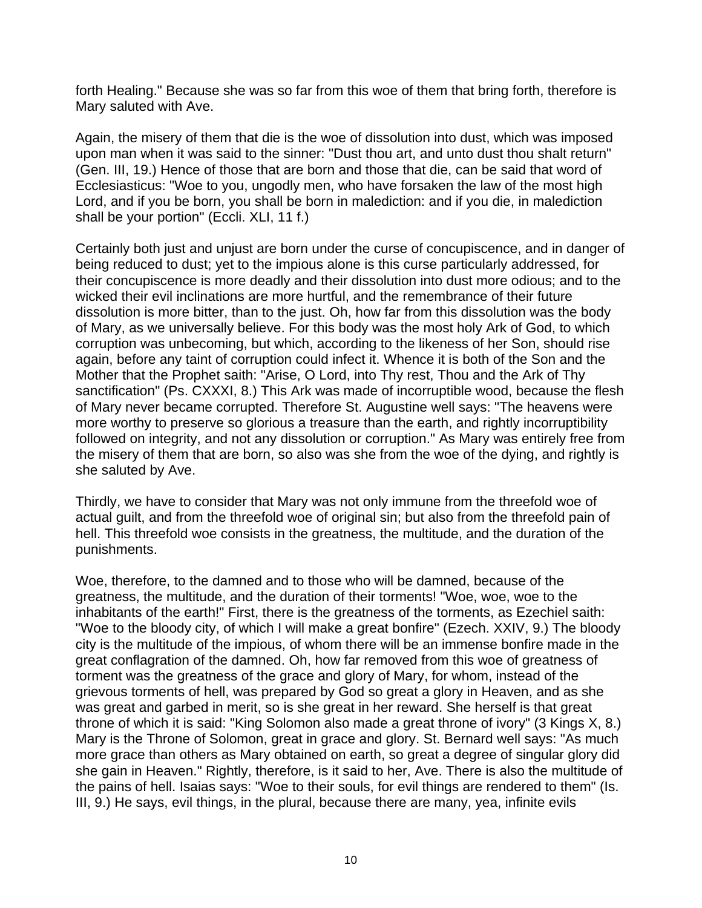forth Healing." Because she was so far from this woe of them that bring forth, therefore is Mary saluted with Ave.

Again, the misery of them that die is the woe of dissolution into dust, which was imposed upon man when it was said to the sinner: "Dust thou art, and unto dust thou shalt return" (Gen. III, 19.) Hence of those that are born and those that die, can be said that word of Ecclesiasticus: "Woe to you, ungodly men, who have forsaken the law of the most high Lord, and if you be born, you shall be born in malediction: and if you die, in malediction shall be your portion" (Eccli. XLI, 11 f.)

Certainly both just and unjust are born under the curse of concupiscence, and in danger of being reduced to dust; yet to the impious alone is this curse particularly addressed, for their concupiscence is more deadly and their dissolution into dust more odious; and to the wicked their evil inclinations are more hurtful, and the remembrance of their future dissolution is more bitter, than to the just. Oh, how far from this dissolution was the body of Mary, as we universally believe. For this body was the most holy Ark of God, to which corruption was unbecoming, but which, according to the likeness of her Son, should rise again, before any taint of corruption could infect it. Whence it is both of the Son and the Mother that the Prophet saith: "Arise, O Lord, into Thy rest, Thou and the Ark of Thy sanctification" (Ps. CXXXI, 8.) This Ark was made of incorruptible wood, because the flesh of Mary never became corrupted. Therefore St. Augustine well says: "The heavens were more worthy to preserve so glorious a treasure than the earth, and rightly incorruptibility followed on integrity, and not any dissolution or corruption." As Mary was entirely free from the misery of them that are born, so also was she from the woe of the dying, and rightly is she saluted by Ave.

Thirdly, we have to consider that Mary was not only immune from the threefold woe of actual guilt, and from the threefold woe of original sin; but also from the threefold pain of hell. This threefold woe consists in the greatness, the multitude, and the duration of the punishments.

Woe, therefore, to the damned and to those who will be damned, because of the greatness, the multitude, and the duration of their torments! "Woe, woe, woe to the inhabitants of the earth!" First, there is the greatness of the torments, as Ezechiel saith: "Woe to the bloody city, of which I will make a great bonfire" (Ezech. XXIV, 9.) The bloody city is the multitude of the impious, of whom there will be an immense bonfire made in the great conflagration of the damned. Oh, how far removed from this woe of greatness of torment was the greatness of the grace and glory of Mary, for whom, instead of the grievous torments of hell, was prepared by God so great a glory in Heaven, and as she was great and garbed in merit, so is she great in her reward. She herself is that great throne of which it is said: "King Solomon also made a great throne of ivory" (3 Kings X, 8.) Mary is the Throne of Solomon, great in grace and glory. St. Bernard well says: "As much more grace than others as Mary obtained on earth, so great a degree of singular glory did she gain in Heaven." Rightly, therefore, is it said to her, Ave. There is also the multitude of the pains of hell. Isaias says: "Woe to their souls, for evil things are rendered to them" (Is. III, 9.) He says, evil things, in the plural, because there are many, yea, infinite evils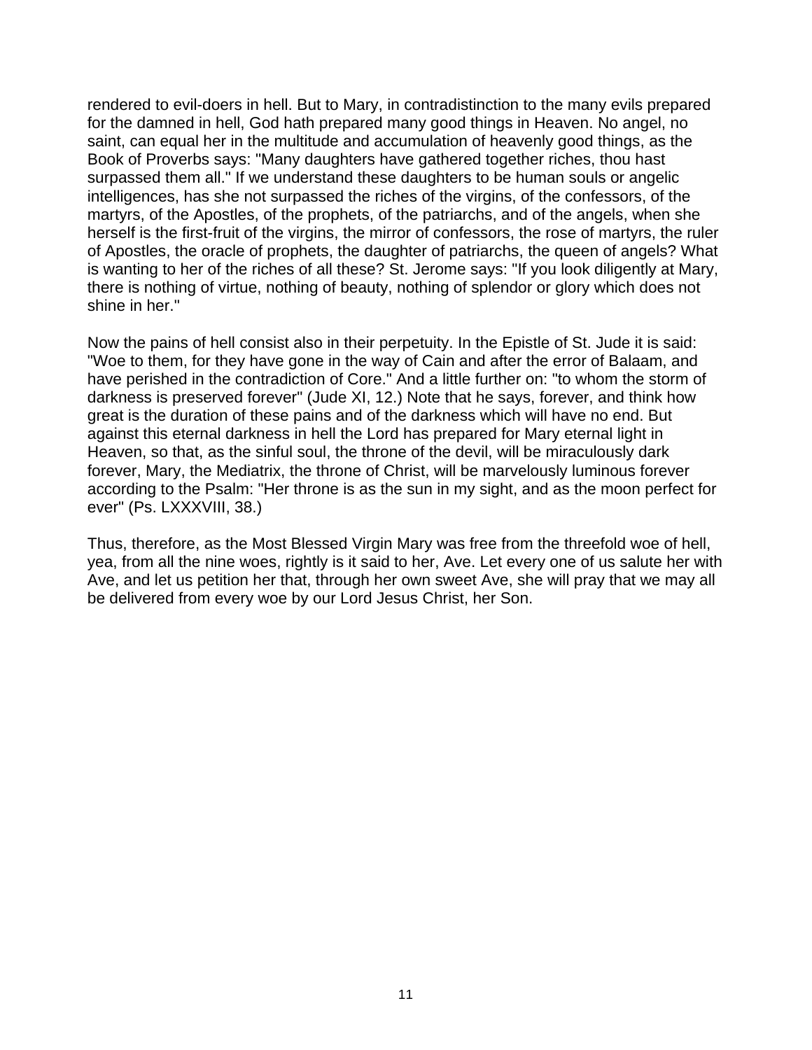rendered to evil-doers in hell. But to Mary, in contradistinction to the many evils prepared for the damned in hell, God hath prepared many good things in Heaven. No angel, no saint, can equal her in the multitude and accumulation of heavenly good things, as the Book of Proverbs says: "Many daughters have gathered together riches, thou hast surpassed them all." If we understand these daughters to be human souls or angelic intelligences, has she not surpassed the riches of the virgins, of the confessors, of the martyrs, of the Apostles, of the prophets, of the patriarchs, and of the angels, when she herself is the first-fruit of the virgins, the mirror of confessors, the rose of martyrs, the ruler of Apostles, the oracle of prophets, the daughter of patriarchs, the queen of angels? What is wanting to her of the riches of all these? St. Jerome says: "If you look diligently at Mary, there is nothing of virtue, nothing of beauty, nothing of splendor or glory which does not shine in her."

Now the pains of hell consist also in their perpetuity. In the Epistle of St. Jude it is said: "Woe to them, for they have gone in the way of Cain and after the error of Balaam, and have perished in the contradiction of Core." And a little further on: "to whom the storm of darkness is preserved forever" (Jude XI, 12.) Note that he says, forever, and think how great is the duration of these pains and of the darkness which will have no end. But against this eternal darkness in hell the Lord has prepared for Mary eternal light in Heaven, so that, as the sinful soul, the throne of the devil, will be miraculously dark forever, Mary, the Mediatrix, the throne of Christ, will be marvelously luminous forever according to the Psalm: "Her throne is as the sun in my sight, and as the moon perfect for ever" (Ps. LXXXVIII, 38.)

Thus, therefore, as the Most Blessed Virgin Mary was free from the threefold woe of hell, yea, from all the nine woes, rightly is it said to her, Ave. Let every one of us salute her with Ave, and let us petition her that, through her own sweet Ave, she will pray that we may all be delivered from every woe by our Lord Jesus Christ, her Son.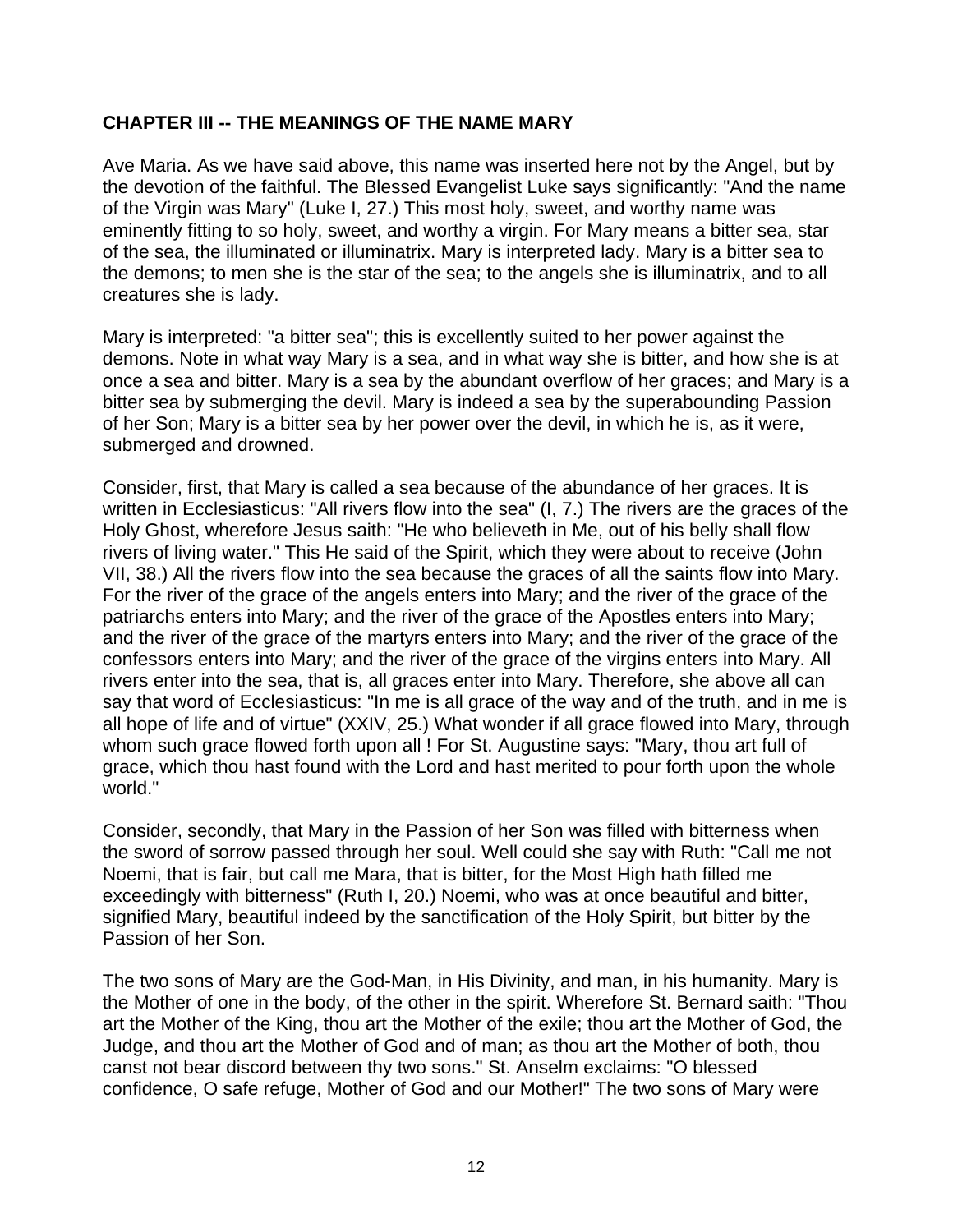## CHAPTER III -- THE MEANINGS OF THE NAME MARY

Ave Maria. As we have said above, this name was inserted here not by the Angel, but by the devotion of the faithful. The Blessed Evangelist Luke says significantly: "And the name of the Virgin was Mary" (Luke I, 27.) This most holy, sweet, and worthy name was eminently fitting to so holy, sweet, and worthy a virgin. For Mary means a bitter sea, star of the sea, the illuminated or illuminatrix. Mary is interpreted lady. Mary is a bitter sea to the demons; to men she is the star of the sea; to the angels she is illuminatrix, and to all creatures she is lady.

Mary is interpreted: "a bitter sea"; this is excellently suited to her power against the demons. Note in what way Mary is a sea, and in what way she is bitter, and how she is at once a sea and bitter. Mary is a sea by the abundant overflow of her graces; and Mary is a bitter sea by submerging the devil. Mary is indeed a sea by the superabounding Passion of her Son; Mary is a bitter sea by her power over the devil, in which he is, as it were, submerged and drowned.

Consider, first, that Mary is called a sea because of the abundance of her graces. It is written in Ecclesiasticus: "All rivers flow into the sea" (I, 7.) The rivers are the graces of the Holy Ghost, wherefore Jesus saith: "He who believeth in Me, out of his belly shall flow rivers of living water." This He said of the Spirit, which they were about to receive (John VII, 38.) All the rivers flow into the sea because the graces of all the saints flow into Mary. For the river of the grace of the angels enters into Mary; and the river of the grace of the patriarchs enters into Mary; and the river of the grace of the Apostles enters into Mary; and the river of the grace of the martyrs enters into Mary; and the river of the grace of the confessors enters into Mary; and the river of the grace of the virgins enters into Mary. All rivers enter into the sea, that is, all graces enter into Mary. Therefore, she above all can say that word of Ecclesiasticus: "In me is all grace of the way and of the truth, and in me is all hope of life and of virtue" (XXIV, 25.) What wonder if all grace flowed into Mary, through whom such grace flowed forth upon all ! For St. Augustine says: "Mary, thou art full of grace, which thou hast found with the Lord and hast merited to pour forth upon the whole world."

Consider, secondly, that Mary in the Passion of her Son was filled with bitterness when the sword of sorrow passed through her soul. Well could she say with Ruth: "Call me not Noemi, that is fair, but call me Mara, that is bitter, for the Most High hath filled me exceedingly with bitterness" (Ruth I, 20.) Noemi, who was at once beautiful and bitter, signified Mary, beautiful indeed by the sanctification of the Holy Spirit, but bitter by the Passion of her Son.

The two sons of Mary are the God-Man, in His Divinity, and man, in his humanity. Mary is the Mother of one in the body, of the other in the spirit. Wherefore St. Bernard saith: "Thou art the Mother of the King, thou art the Mother of the exile; thou art the Mother of God, the Judge, and thou art the Mother of God and of man; as thou art the Mother of both, thou canst not bear discord between thy two sons." St. Anselm exclaims: "O blessed confidence, O safe refuge, Mother of God and our Mother!" The two sons of Mary were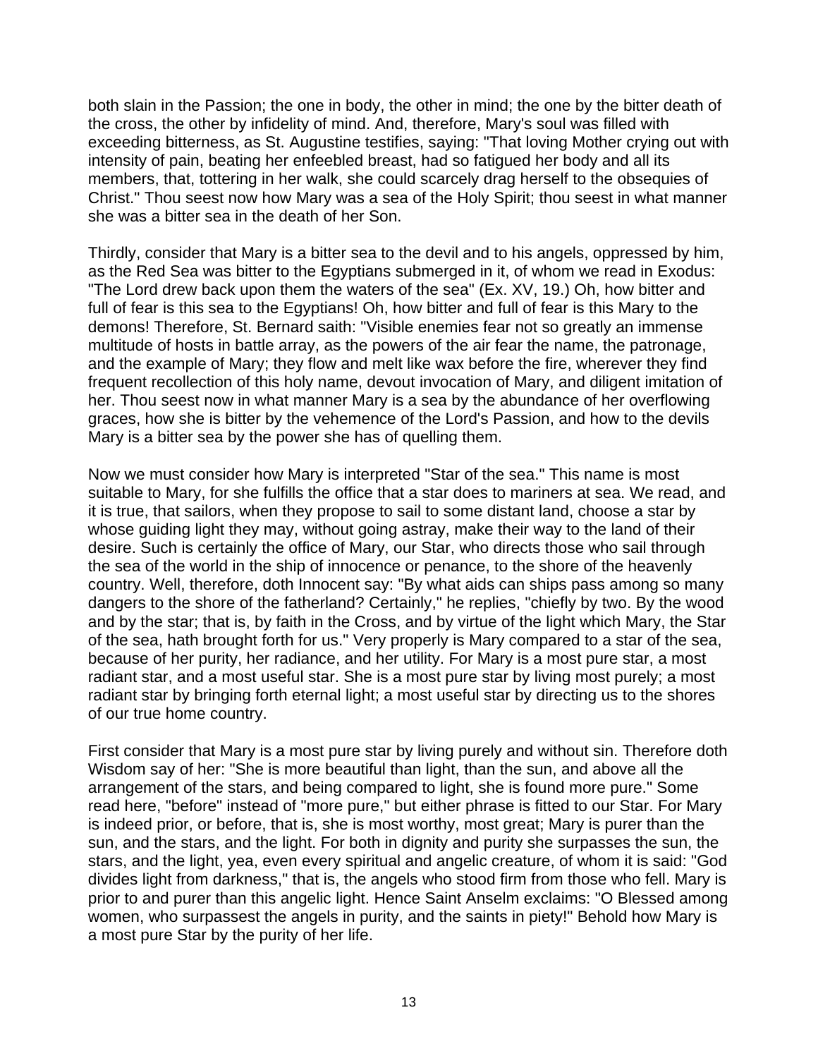both slain in the Passion; the one in body, the other in mind; the one by the bitter death of the cross, the other by infidelity of mind. And, therefore, Mary's soul was filled with exceeding bitterness, as St. Augustine testifies, saying: "That loving Mother crying out with intensity of pain, beating her enfeebled breast, had so fatigued her body and all its members, that, tottering in her walk, she could scarcely drag herself to the obsequies of Christ." Thou seest now how Mary was a sea of the Holy Spirit; thou seest in what manner she was a bitter sea in the death of her Son.

Thirdly, consider that Mary is a bitter sea to the devil and to his angels, oppressed by him, as the Red Sea was bitter to the Egyptians submerged in it, of whom we read in Exodus: "The Lord drew back upon them the waters of the sea" (Ex. XV, 19.) Oh, how bitter and full of fear is this sea to the Egyptians! Oh, how bitter and full of fear is this Mary to the demons! Therefore, St. Bernard saith: "Visible enemies fear not so greatly an immense multitude of hosts in battle array, as the powers of the air fear the name, the patronage, and the example of Mary; they flow and melt like wax before the fire, wherever they find frequent recollection of this holy name, devout invocation of Mary, and diligent imitation of her. Thou seest now in what manner Mary is a sea by the abundance of her overflowing graces, how she is bitter by the vehemence of the Lord's Passion, and how to the devils Mary is a bitter sea by the power she has of quelling them.

Now we must consider how Mary is interpreted "Star of the sea." This name is most suitable to Mary, for she fulfills the office that a star does to mariners at sea. We read, and it is true, that sailors, when they propose to sail to some distant land, choose a star by whose guiding light they may, without going astray, make their way to the land of their desire. Such is certainly the office of Mary, our Star, who directs those who sail through the sea of the world in the ship of innocence or penance, to the shore of the heavenly country. Well, therefore, doth Innocent say: "By what aids can ships pass among so many dangers to the shore of the fatherland? Certainly," he replies, "chiefly by two. By the wood and by the star; that is, by faith in the Cross, and by virtue of the light which Mary, the Star of the sea, hath brought forth for us." Very properly is Mary compared to a star of the sea, because of her purity, her radiance, and her utility. For Mary is a most pure star, a most radiant star, and a most useful star. She is a most pure star by living most purely; a most radiant star by bringing forth eternal light; a most useful star by directing us to the shores of our true home country.

First consider that Mary is a most pure star by living purely and without sin. Therefore doth Wisdom say of her: "She is more beautiful than light, than the sun, and above all the arrangement of the stars, and being compared to light, she is found more pure." Some read here, "before" instead of "more pure," but either phrase is fitted to our Star. For Mary is indeed prior, or before, that is, she is most worthy, most great; Mary is purer than the sun, and the stars, and the light. For both in dignity and purity she surpasses the sun, the stars, and the light, yea, even every spiritual and angelic creature, of whom it is said: "God divides light from darkness," that is, the angels who stood firm from those who fell. Mary is prior to and purer than this angelic light. Hence Saint Anselm exclaims: "O Blessed among women, who surpassest the angels in purity, and the saints in piety!" Behold how Mary is a most pure Star by the purity of her life.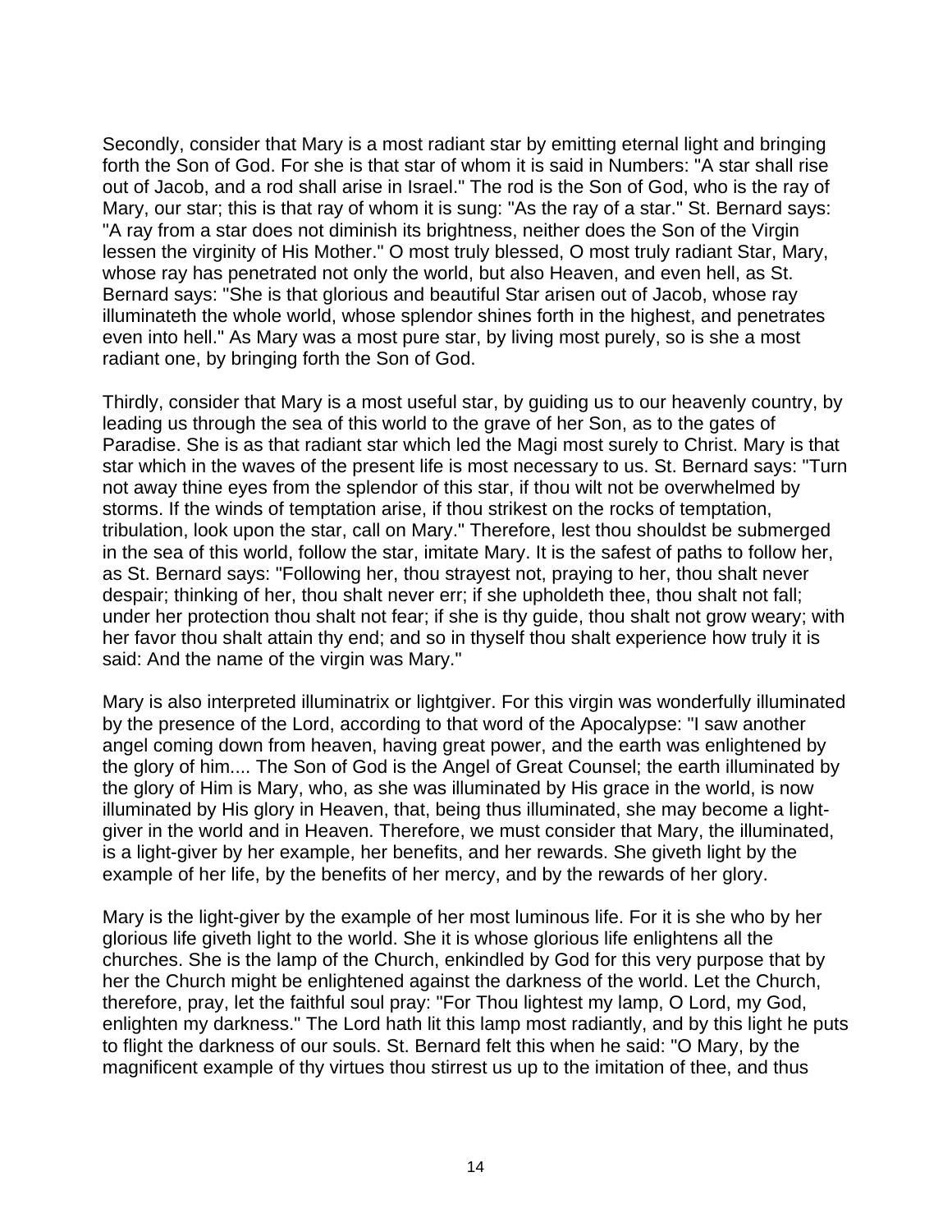Secondly, consider that Mary is a most radiant star by emitting eternal light and bringing forth the Son of God. For she is that star of whom it is said in Numbers: "A star shall rise out of Jacob, and a rod shall arise in Israel." The rod is the Son of God, who is the ray of Mary, our star; this is that ray of whom it is sung: "As the ray of a star." St. Bernard says: "A ray from a star does not diminish its brightness, neither does the Son of the Virgin lessen the virginity of His Mother." O most truly blessed, O most truly radiant Star, Mary, whose ray has penetrated not only the world, but also Heaven, and even hell, as St. Bernard says: "She is that glorious and beautiful Star arisen out of Jacob, whose ray illuminateth the whole world, whose splendor shines forth in the highest, and penetrates even into hell." As Mary was a most pure star, by living most purely, so is she a most radiant one, by bringing forth the Son of God.

Thirdly, consider that Mary is a most useful star, by guiding us to our heavenly country, by leading us through the sea of this world to the grave of her Son, as to the gates of Paradise. She is as that radiant star which led the Magi most surely to Christ. Mary is that star which in the waves of the present life is most necessary to us. St. Bernard says: "Turn not away thine eyes from the splendor of this star, if thou wilt not be overwhelmed by storms. If the winds of temptation arise, if thou strikest on the rocks of temptation, tribulation, look upon the star, call on Mary." Therefore, lest thou shouldst be submerged in the sea of this world, follow the star, imitate Mary. It is the safest of paths to follow her, as St. Bernard says: "Following her, thou strayest not, praying to her, thou shalt never despair; thinking of her, thou shalt never err; if she upholdeth thee, thou shalt not fall; under her protection thou shalt not fear; if she is thy guide, thou shalt not grow weary; with her favor thou shalt attain thy end; and so in thyself thou shalt experience how truly it is said: And the name of the virgin was Mary."

Mary is also interpreted illuminatrix or lightgiver. For this virgin was wonderfully illuminated by the presence of the Lord, according to that word of the Apocalypse: "I saw another angel coming down from heaven, having great power, and the earth was enlightened by the glory of him.... The Son of God is the Angel of Great Counsel; the earth illuminated by the glory of Him is Mary, who, as she was illuminated by His grace in the world, is now illuminated by His glory in Heaven, that, being thus illuminated, she may become a light-giver in the world and in Heaven. Therefore, we must consider that Mary, the illuminated, is a light-giver by her example, her benefits, and her rewards. She giveth light by the example of her life, by the benefits of her mercy, and by the rewards of her glory.

Mary is the light-giver by the example of her most luminous life. For it is she who by her glorious life giveth light to the world. She it is whose glorious life enlightens all the churches. She is the lamp of the Church, enkindled by God for this very purpose that by her the Church might be enlightened against the darkness of the world. Let the Church, therefore, pray, let the faithful soul pray: "For Thou lightest my lamp, O Lord, my God, enlighten my darkness." The Lord hath lit this lamp most radiantly, and by this light he puts to flight the darkness of our souls. St. Bernard felt this when he said: "O Mary, by the magnificent example of thy virtues thou stirrest us up to the imitation of thee, and thus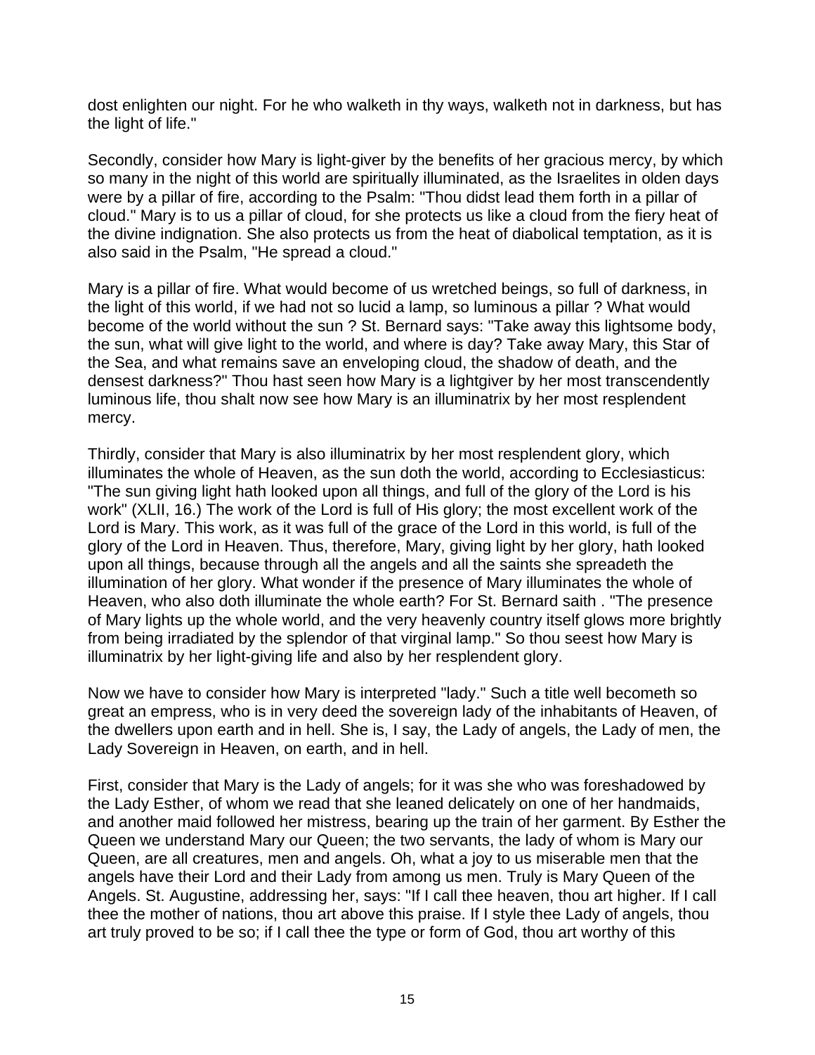dost enlighten our night. For he who walketh in thy ways, walketh not in darkness, but has the light of life."

Secondly, consider how Mary is light-giver by the benefits of her gracious mercy, by which so many in the night of this world are spiritually illuminated, as the Israelites in olden days were by a pillar of fire, according to the Psalm: "Thou didst lead them forth in a pillar of cloud." Mary is to us a pillar of cloud, for she protects us like a cloud from the fiery heat of the divine indignation. She also protects us from the heat of diabolical temptation, as it is also said in the Psalm, "He spread a cloud."

Mary is a pillar of fire. What would become of us wretched beings, so full of darkness, in the light of this world, if we had not so lucid a lamp, so luminous a pillar ? What would become of the world without the sun ? St. Bernard says: "Take away this lightsome body, the sun, what will give light to the world, and where is day? Take away Mary, this Star of the Sea, and what remains save an enveloping cloud, the shadow of death, and the densest darkness?" Thou hast seen how Mary is a lightgiver by her most transcendently luminous life, thou shalt now see how Mary is an illuminatrix by her most resplendent mercy.

Thirdly, consider that Mary is also illuminatrix by her most resplendent glory, which illuminates the whole of Heaven, as the sun doth the world, according to Ecclesiasticus: "The sun giving light hath looked upon all things, and full of the glory of the Lord is his work" (XLII, 16.) The work of the Lord is full of His glory; the most excellent work of the Lord is Mary. This work, as it was full of the grace of the Lord in this world, is full of the glory of the Lord in Heaven. Thus, therefore, Mary, giving light by her glory, hath looked upon all things, because through all the angels and all the saints she spreadeth the illumination of her glory. What wonder if the presence of Mary illuminates the whole of Heaven, who also doth illuminate the whole earth? For St. Bernard saith . "The presence of Mary lights up the whole world, and the very heavenly country itself glows more brightly from being irradiated by the splendor of that virginal lamp." So thou seest how Mary is illuminatrix by her light-giving life and also by her resplendent glory.

Now we have to consider how Mary is interpreted "lady." Such a title well becometh so great an empress, who is in very deed the sovereign lady of the inhabitants of Heaven, of the dwellers upon earth and in hell. She is, I say, the Lady of angels, the Lady of men, the Lady Sovereign in Heaven, on earth, and in hell.

First, consider that Mary is the Lady of angels; for it was she who was foreshadowed by the Lady Esther, of whom we read that she leaned delicately on one of her handmaids, and another maid followed her mistress, bearing up the train of her garment. By Esther the Queen we understand Mary our Queen; the two servants, the lady of whom is Mary our Queen, are all creatures, men and angels. Oh, what a joy to us miserable men that the angels have their Lord and their Lady from among us men. Truly is Mary Queen of the Angels. St. Augustine, addressing her, says: "If I call thee heaven, thou art higher. If I call thee the mother of nations, thou art above this praise. If I style thee Lady of angels, thou art truly proved to be so; if I call thee the type or form of God, thou art worthy of this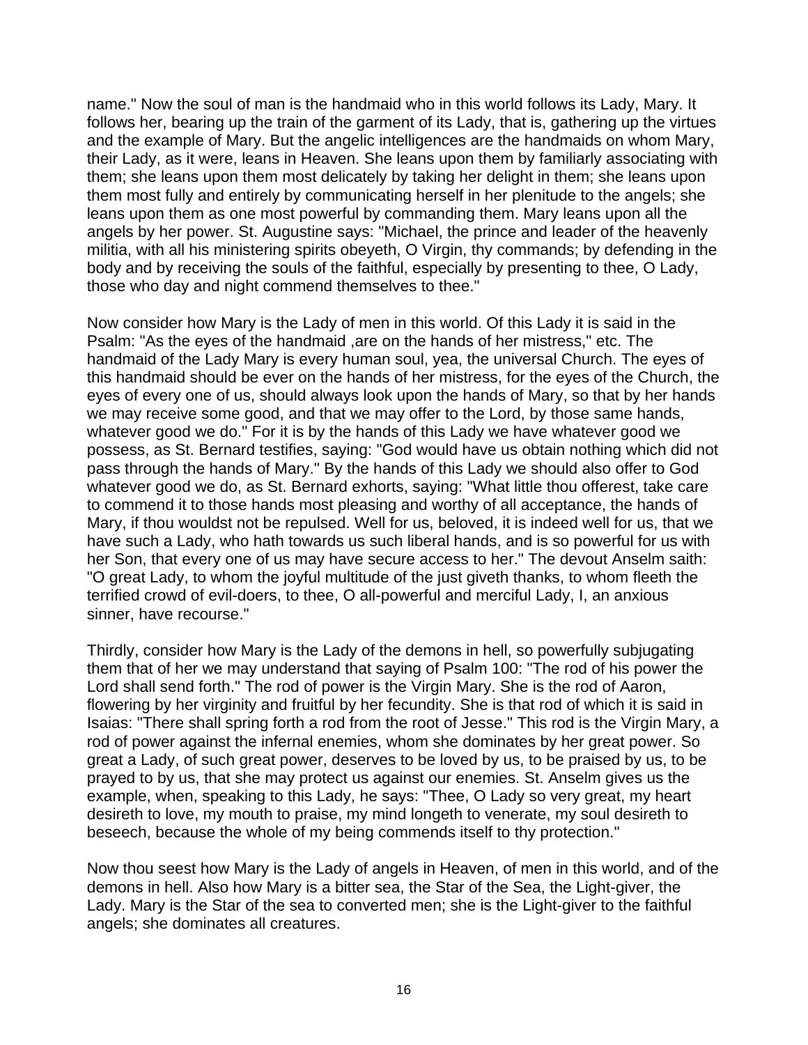name." Now the soul of man is the handmaid who in this world follows its Lady, Mary. It follows her, bearing up the train of the garment of its Lady, that is, gathering up the virtues and the example of Mary. But the angelic intelligences are the handmaids on whom Mary, their Lady, as it were, leans in Heaven. She leans upon them by familiarly associating with them; she leans upon them most delicately by taking her delight in them; she leans upon them most fully and entirely by communicating herself in her plenitude to the angels; she leans upon them as one most powerful by commanding them. Mary leans upon all the angels by her power. St. Augustine says: "Michael, the prince and leader of the heavenly militia, with all his ministering spirits obeyeth, O Virgin, thy commands; by defending in the body and by receiving the souls of the faithful, especially by presenting to thee, O Lady, those who day and night commend themselves to thee."

Now consider how Mary is the Lady of men in this world. Of this Lady it is said in the Psalm: "As the eyes of the handmaid ,are on the hands of her mistress," etc. The handmaid of the Lady Mary is every human soul, yea, the universal Church. The eyes of this handmaid should be ever on the hands of her mistress, for the eyes of the Church, the eyes of every one of us, should always look upon the hands of Mary, so that by her hands we may receive some good, and that we may offer to the Lord, by those same hands, whatever good we do." For it is by the hands of this Lady we have whatever good we possess, as St. Bernard testifies, saying: "God would have us obtain nothing which did not pass through the hands of Mary." By the hands of this Lady we should also offer to God whatever good we do, as St. Bernard exhorts, saying: "What little thou offerest, take care to commend it to those hands most pleasing and worthy of all acceptance, the hands of Mary, if thou wouldst not be repulsed. Well for us, beloved, it is indeed well for us, that we have such a Lady, who hath towards us such liberal hands, and is so powerful for us with her Son, that every one of us may have secure access to her." The devout Anselm saith: "O great Lady, to whom the joyful multitude of the just giveth thanks, to whom fleeth the terrified crowd of evil-doers, to thee, O all-powerful and merciful Lady, I, an anxious sinner, have recourse."

Thirdly, consider how Mary is the Lady of the demons in hell, so powerfully subjugating them that of her we may understand that saying of Psalm 100: "The rod of his power the Lord shall send forth." The rod of power is the Virgin Mary. She is the rod of Aaron, flowering by her virginity and fruitful by her fecundity. She is that rod of which it is said in Isaias: "There shall spring forth a rod from the root of Jesse." This rod is the Virgin Mary, a rod of power against the infernal enemies, whom she dominates by her great power. So great a Lady, of such great power, deserves to be loved by us, to be praised by us, to be prayed to by us, that she may protect us against our enemies. St. Anselm gives us the example, when, speaking to this Lady, he says: "Thee, O Lady so very great, my heart desireth to love, my mouth to praise, my mind longeth to venerate, my soul desireth to beseech, because the whole of my being commends itself to thy protection."

Now thou seest how Mary is the Lady of angels in Heaven, of men in this world, and of the demons in hell. Also how Mary is a bitter sea, the Star of the Sea, the Light-giver, the Lady. Mary is the Star of the sea to converted men; she is the Light-giver to the faithful angels; she dominates all creatures.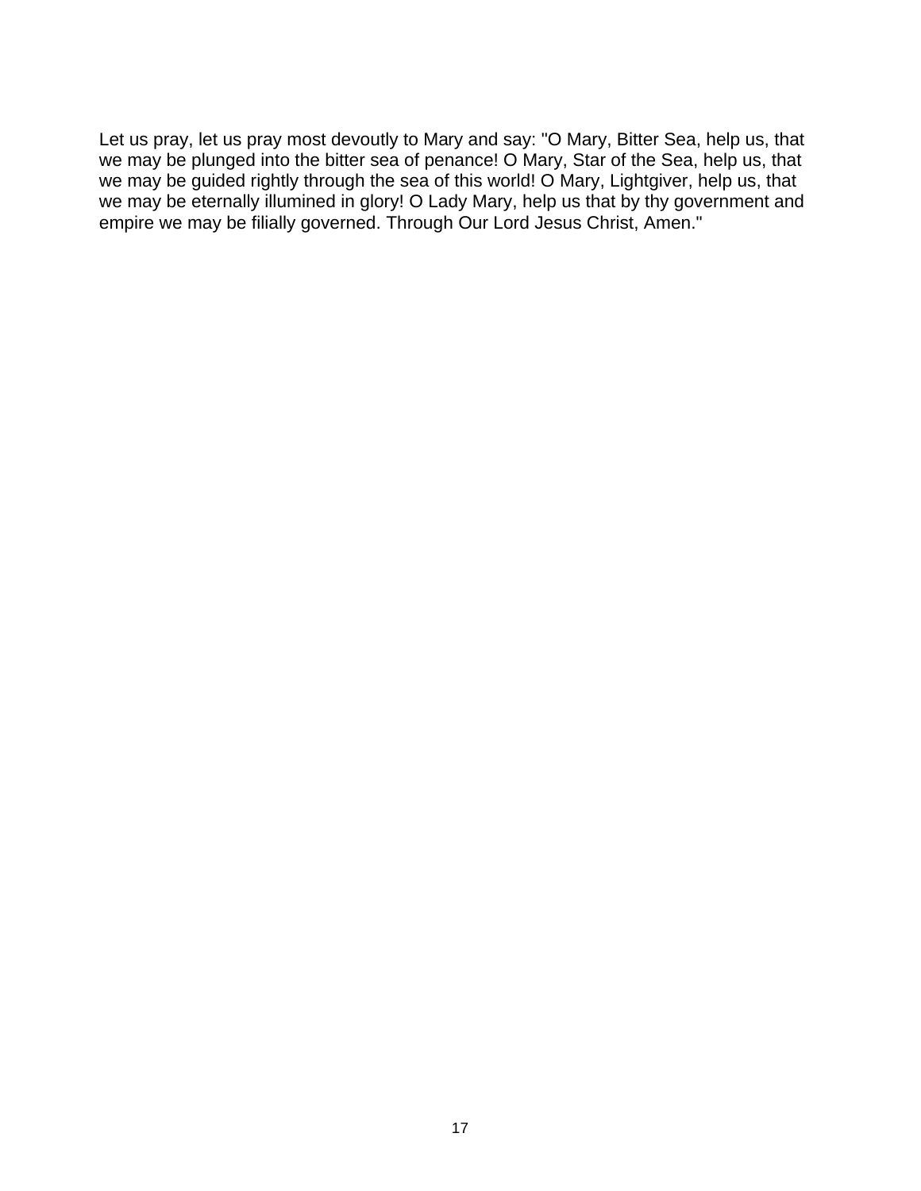Let us pray, let us pray most devoutly to Mary and say: "O Mary, Bitter Sea, help us, that we may be plunged into the bitter sea of penance! O Mary, Star of the Sea, help us, that we may be guided rightly through the sea of this world! O Mary, Lightgiver, help us, that we may be eternally illumined in glory! O Lady Mary, help us that by thy government and empire we may be filially governed. Through Our Lord Jesus Christ, Amen."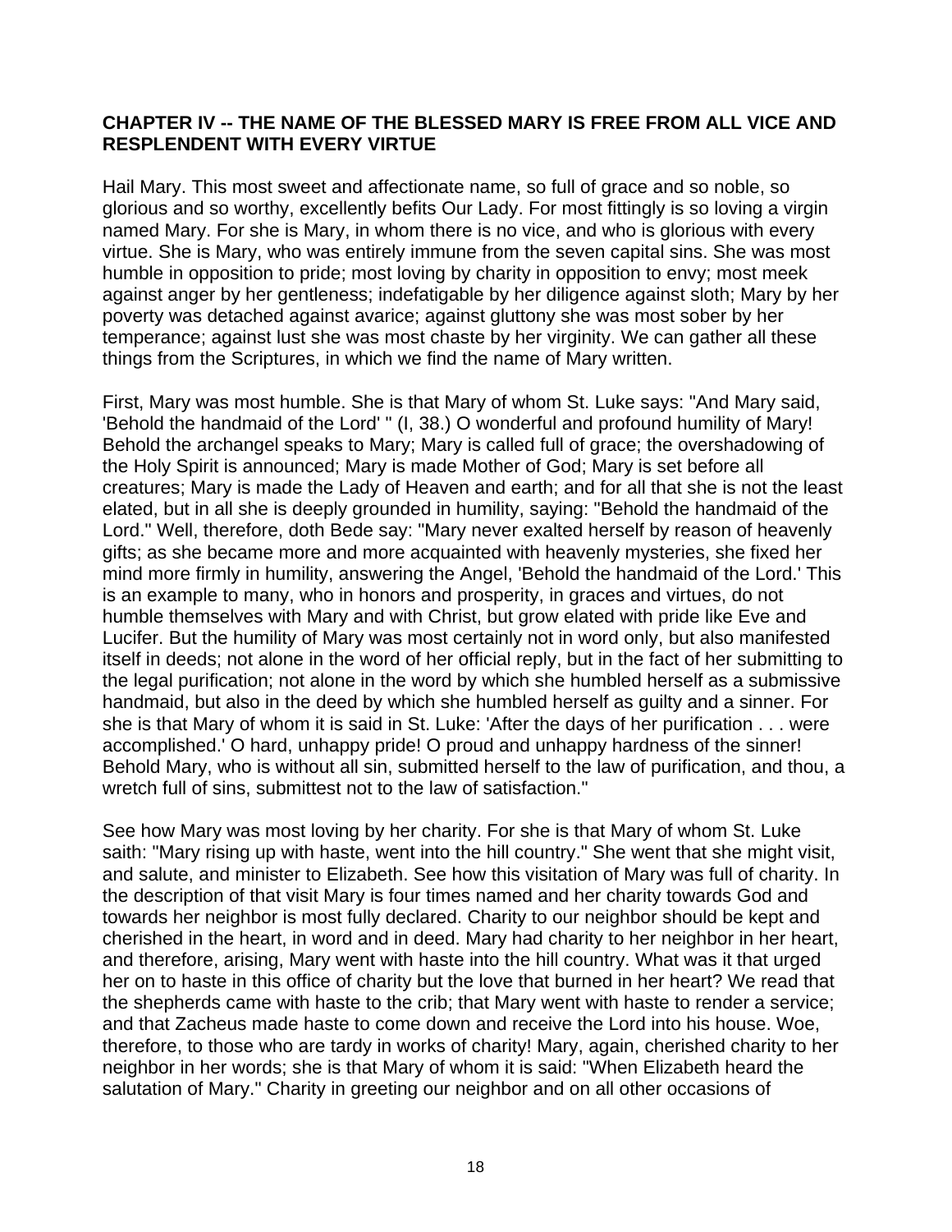## CHAPTER IV -- THE NAME OF THE BLESSED MARY IS FREE FROM ALL VICE AND RESPLENDENT WITH EVERY VIRTUE

Hail Mary. This most sweet and affectionate name, so full of grace and so noble, so glorious and so worthy, excellently befits Our Lady. For most fittingly is so loving a virgin named Mary. For she is Mary, in whom there is no vice, and who is glorious with every virtue. She is Mary, who was entirely immune from the seven capital sins. She was most humble in opposition to pride; most loving by charity in opposition to envy; most meek against anger by her gentleness; indefatigable by her diligence against sloth; Mary by her poverty was detached against avarice; against gluttony she was most sober by her temperance; against lust she was most chaste by her virginity. We can gather all these things from the Scriptures, in which we find the name of Mary written.

First, Mary was most humble. She is that Mary of whom St. Luke says: "And Mary said, 'Behold the handmaid of the Lord' " (I, 38.) O wonderful and profound humility of Mary! Behold the archangel speaks to Mary; Mary is called full of grace; the overshadowing of the Holy Spirit is announced; Mary is made Mother of God; Mary is set before all creatures; Mary is made the Lady of Heaven and earth; and for all that she is not the least elated, but in all she is deeply grounded in humility, saying: "Behold the handmaid of the Lord." Well, therefore, doth Bede say: "Mary never exalted herself by reason of heavenly gifts; as she became more and more acquainted with heavenly mysteries, she fixed her mind more firmly in humility, answering the Angel, 'Behold the handmaid of the Lord.' This is an example to many, who in honors and prosperity, in graces and virtues, do not humble themselves with Mary and with Christ, but grow elated with pride like Eve and Lucifer. But the humility of Mary was most certainly not in word only, but also manifested itself in deeds; not alone in the word of her official reply, but in the fact of her submitting to the legal purification; not alone in the word by which she humbled herself as a submissive handmaid, but also in the deed by which she humbled herself as guilty and a sinner. For she is that Mary of whom it is said in St. Luke: 'After the days of her purification . . . were accomplished.' O hard, unhappy pride! O proud and unhappy hardness of the sinner! Behold Mary, who is without all sin, submitted herself to the law of purification, and thou, a wretch full of sins, submittest not to the law of satisfaction."

See how Mary was most loving by her charity. For she is that Mary of whom St. Luke saith: "Mary rising up with haste, went into the hill country." She went that she might visit, and salute, and minister to Elizabeth. See how this visitation of Mary was full of charity. In the description of that visit Mary is four times named and her charity towards God and towards her neighbor is most fully declared. Charity to our neighbor should be kept and cherished in the heart, in word and in deed. Mary had charity to her neighbor in her heart, and therefore, arising, Mary went with haste into the hill country. What was it that urged her on to haste in this office of charity but the love that burned in her heart? We read that the shepherds came with haste to the crib; that Mary went with haste to render a service; and that Zacheus made haste to come down and receive the Lord into his house. Woe, therefore, to those who are tardy in works of charity! Mary, again, cherished charity to her neighbor in her words; she is that Mary of whom it is said: "When Elizabeth heard the salutation of Mary." Charity in greeting our neighbor and on all other occasions of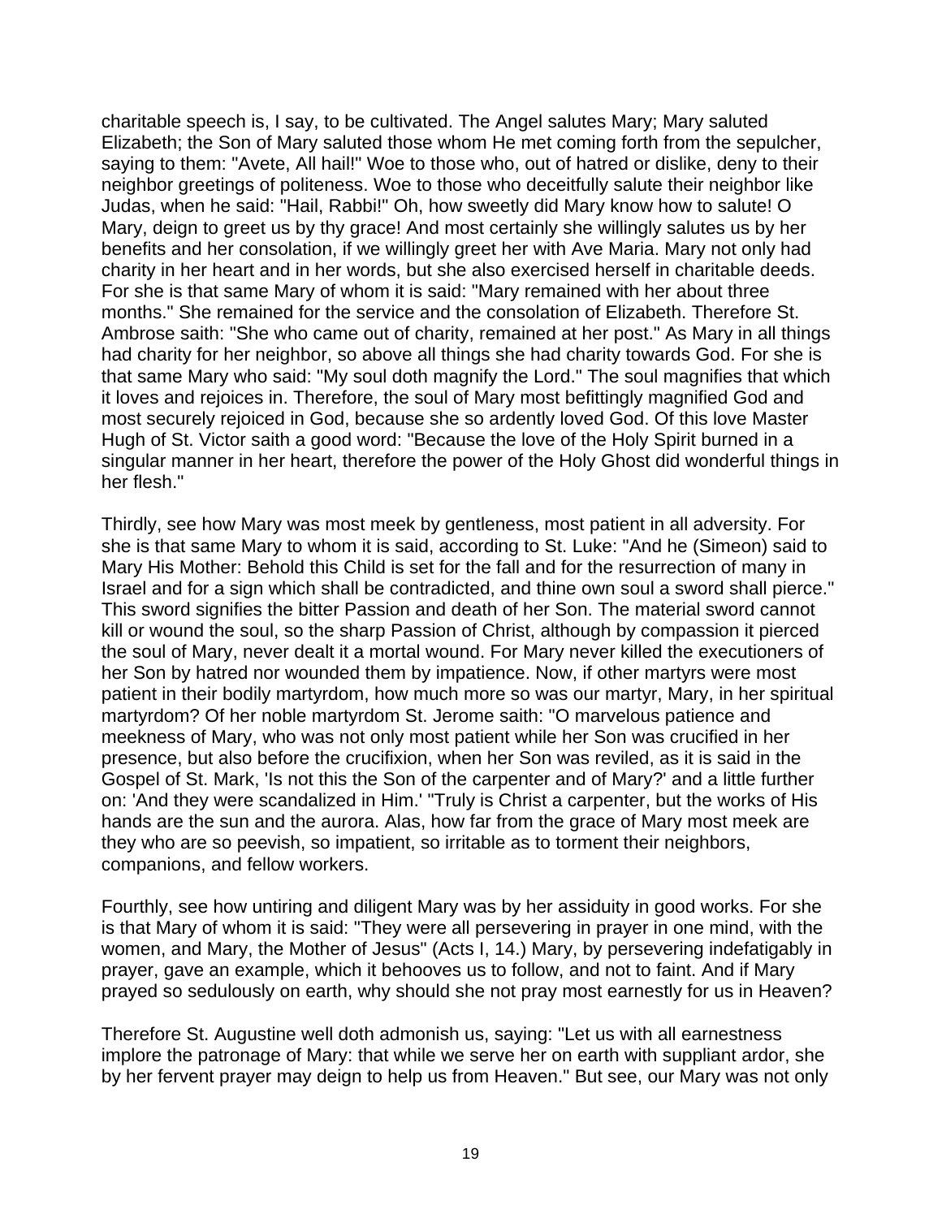charitable speech is, I say, to be cultivated. The Angel salutes Mary; Mary saluted Elizabeth; the Son of Mary saluted those whom He met coming forth from the sepulcher, saying to them: "Avete, All hail!" Woe to those who, out of hatred or dislike, deny to their neighbor greetings of politeness. Woe to those who deceitfully salute their neighbor like Judas, when he said: "Hail, Rabbi!" Oh, how sweetly did Mary know how to salute! O Mary, deign to greet us by thy grace! And most certainly she willingly salutes us by her benefits and her consolation, if we willingly greet her with Ave Maria. Mary not only had charity in her heart and in her words, but she also exercised herself in charitable deeds. For she is that same Mary of whom it is said: "Mary remained with her about three months." She remained for the service and the consolation of Elizabeth. Therefore St. Ambrose saith: "She who came out of charity, remained at her post." As Mary in all things had charity for her neighbor, so above all things she had charity towards God. For she is that same Mary who said: "My soul doth magnify the Lord." The soul magnifies that which it loves and rejoices in. Therefore, the soul of Mary most befittingly magnified God and most securely rejoiced in God, because she so ardently loved God. Of this love Master Hugh of St. Victor saith a good word: "Because the love of the Holy Spirit burned in a singular manner in her heart, therefore the power of the Holy Ghost did wonderful things in her flesh."

Thirdly, see how Mary was most meek by gentleness, most patient in all adversity. For she is that same Mary to whom it is said, according to St. Luke: "And he (Simeon) said to Mary His Mother: Behold this Child is set for the fall and for the resurrection of many in Israel and for a sign which shall be contradicted, and thine own soul a sword shall pierce." This sword signifies the bitter Passion and death of her Son. The material sword cannot kill or wound the soul, so the sharp Passion of Christ, although by compassion it pierced the soul of Mary, never dealt it a mortal wound. For Mary never killed the executioners of her Son by hatred nor wounded them by impatience. Now, if other martyrs were most patient in their bodily martyrdom, how much more so was our martyr, Mary, in her spiritual martyrdom? Of her noble martyrdom St. Jerome saith: "O marvelous patience and meekness of Mary, who was not only most patient while her Son was crucified in her presence, but also before the crucifixion, when her Son was reviled, as it is said in the Gospel of St. Mark, 'Is not this the Son of the carpenter and of Mary?' and a little further on: 'And they were scandalized in Him.' "Truly is Christ a carpenter, but the works of His hands are the sun and the aurora. Alas, how far from the grace of Mary most meek are they who are so peevish, so impatient, so irritable as to torment their neighbors, companions, and fellow workers.

Fourthly, see how untiring and diligent Mary was by her assiduity in good works. For she is that Mary of whom it is said: "They were all persevering in prayer in one mind, with the women, and Mary, the Mother of Jesus" (Acts I, 14.) Mary, by persevering indefatigably in prayer, gave an example, which it behooves us to follow, and not to faint. And if Mary prayed so sedulously on earth, why should she not pray most earnestly for us in Heaven?

Therefore St. Augustine well doth admonish us, saying: "Let us with all earnestness implore the patronage of Mary: that while we serve her on earth with suppliant ardor, she by her fervent prayer may deign to help us from Heaven." But see, our Mary was not only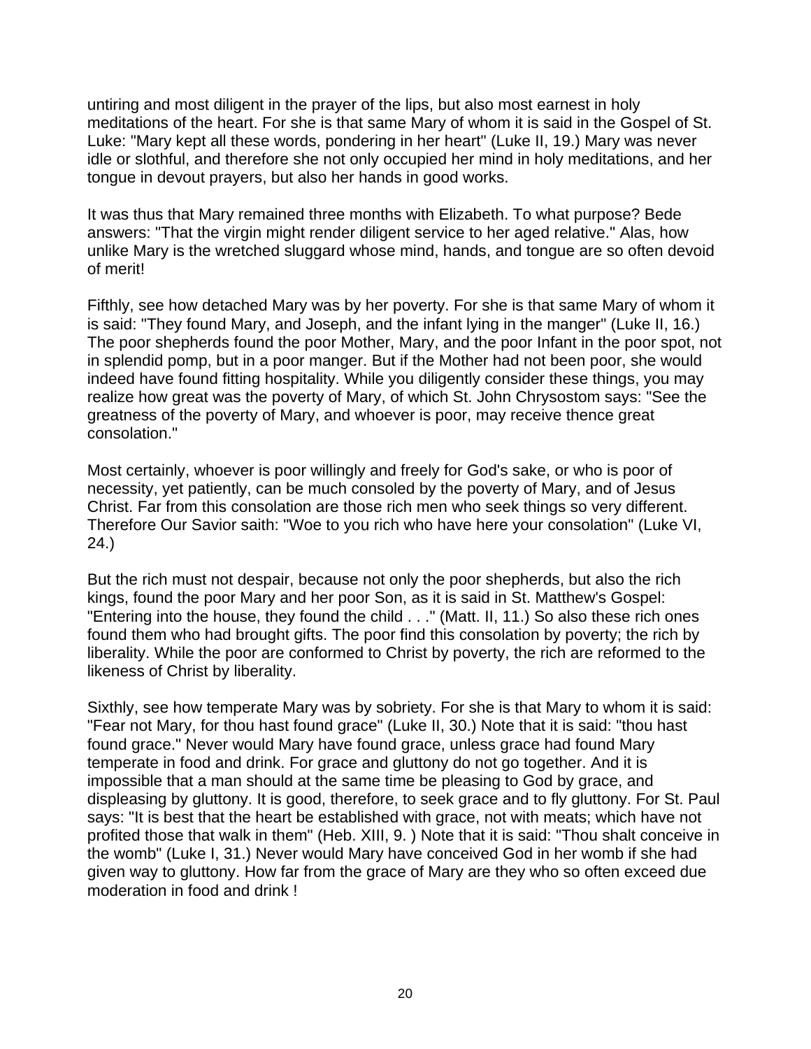untiring and most diligent in the prayer of the lips, but also most earnest in holy meditations of the heart. For she is that same Mary of whom it is said in the Gospel of St. Luke: "Mary kept all these words, pondering in her heart" (Luke II, 19.) Mary was never idle or slothful, and therefore she not only occupied her mind in holy meditations, and her tongue in devout prayers, but also her hands in good works.

It was thus that Mary remained three months with Elizabeth. To what purpose? Bede answers: "That the virgin might render diligent service to her aged relative." Alas, how unlike Mary is the wretched sluggard whose mind, hands, and tongue are so often devoid of merit!

Fifthly, see how detached Mary was by her poverty. For she is that same Mary of whom it is said: "They found Mary, and Joseph, and the infant lying in the manger" (Luke II, 16.) The poor shepherds found the poor Mother, Mary, and the poor Infant in the poor spot, not in splendid pomp, but in a poor manger. But if the Mother had not been poor, she would indeed have found fitting hospitality. While you diligently consider these things, you may realize how great was the poverty of Mary, of which St. John Chrysostom says: "See the greatness of the poverty of Mary, and whoever is poor, may receive thence great consolation."

Most certainly, whoever is poor willingly and freely for God's sake, or who is poor of necessity, yet patiently, can be much consoled by the poverty of Mary, and of Jesus Christ. Far from this consolation are those rich men who seek things so very different. Therefore Our Savior saith: "Woe to you rich who have here your consolation" (Luke VI, 24.)

But the rich must not despair, because not only the poor shepherds, but also the rich kings, found the poor Mary and her poor Son, as it is said in St. Matthew's Gospel: "Entering into the house, they found the child . . ." (Matt. II, 11.) So also these rich ones found them who had brought gifts. The poor find this consolation by poverty; the rich by liberality. While the poor are conformed to Christ by poverty, the rich are reformed to the likeness of Christ by liberality.

Sixthly, see how temperate Mary was by sobriety. For she is that Mary to whom it is said: "Fear not Mary, for thou hast found grace" (Luke II, 30.) Note that it is said: "thou hast found grace." Never would Mary have found grace, unless grace had found Mary temperate in food and drink. For grace and gluttony do not go together. And it is impossible that a man should at the same time be pleasing to God by grace, and displeasing by gluttony. It is good, therefore, to seek grace and to fly gluttony. For St. Paul says: "It is best that the heart be established with grace, not with meats; which have not profited those that walk in them" (Heb. XIII, 9. ) Note that it is said: "Thou shalt conceive in the womb" (Luke I, 31.) Never would Mary have conceived God in her womb if she had given way to gluttony. How far from the grace of Mary are they who so often exceed due moderation in food and drink !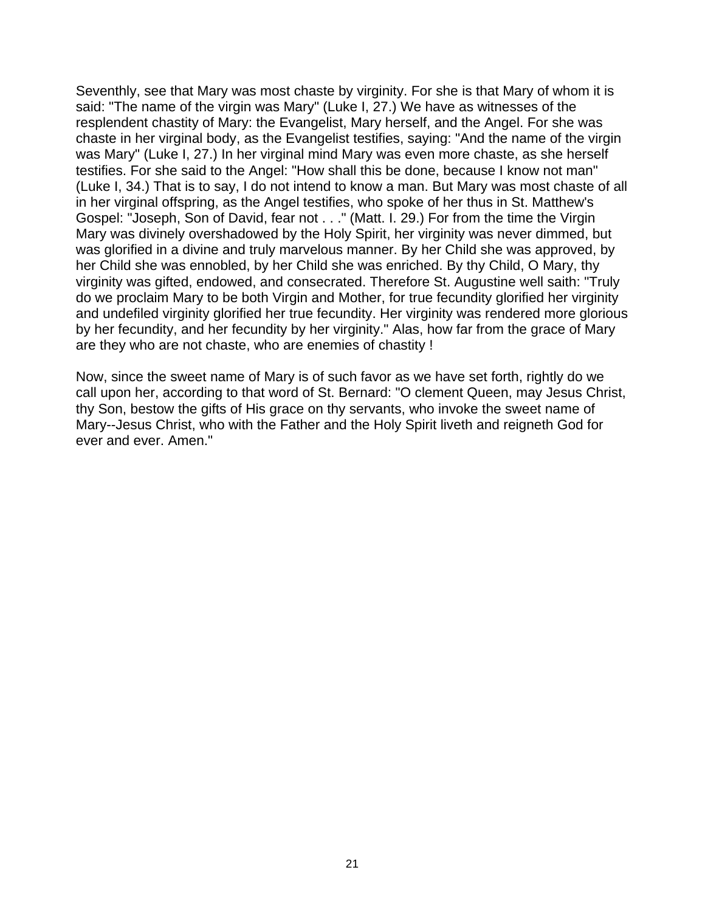Seventhly, see that Mary was most chaste by virginity. For she is that Mary of whom it is said: "The name of the virgin was Mary" (Luke I, 27.) We have as witnesses of the resplendent chastity of Mary: the Evangelist, Mary herself, and the Angel. For she was chaste in her virginal body, as the Evangelist testifies, saying: "And the name of the virgin was Mary" (Luke I, 27.) In her virginal mind Mary was even more chaste, as she herself testifies. For she said to the Angel: "How shall this be done, because I know not man" (Luke I, 34.) That is to say, I do not intend to know a man. But Mary was most chaste of all in her virginal offspring, as the Angel testifies, who spoke of her thus in St. Matthew's Gospel: "Joseph, Son of David, fear not . . ." (Matt. I. 29.) For from the time the Virgin Mary was divinely overshadowed by the Holy Spirit, her virginity was never dimmed, but was glorified in a divine and truly marvelous manner. By her Child she was approved, by her Child she was ennobled, by her Child she was enriched. By thy Child, O Mary, thy virginity was gifted, endowed, and consecrated. Therefore St. Augustine well saith: "Truly do we proclaim Mary to be both Virgin and Mother, for true fecundity glorified her virginity and undefiled virginity glorified her true fecundity. Her virginity was rendered more glorious by her fecundity, and her fecundity by her virginity." Alas, how far from the grace of Mary are they who are not chaste, who are enemies of chastity !

Now, since the sweet name of Mary is of such favor as we have set forth, rightly do we call upon her, according to that word of St. Bernard: "O clement Queen, may Jesus Christ, thy Son, bestow the gifts of His grace on thy servants, who invoke the sweet name of Mary--Jesus Christ, who with the Father and the Holy Spirit liveth and reigneth God for ever and ever. Amen."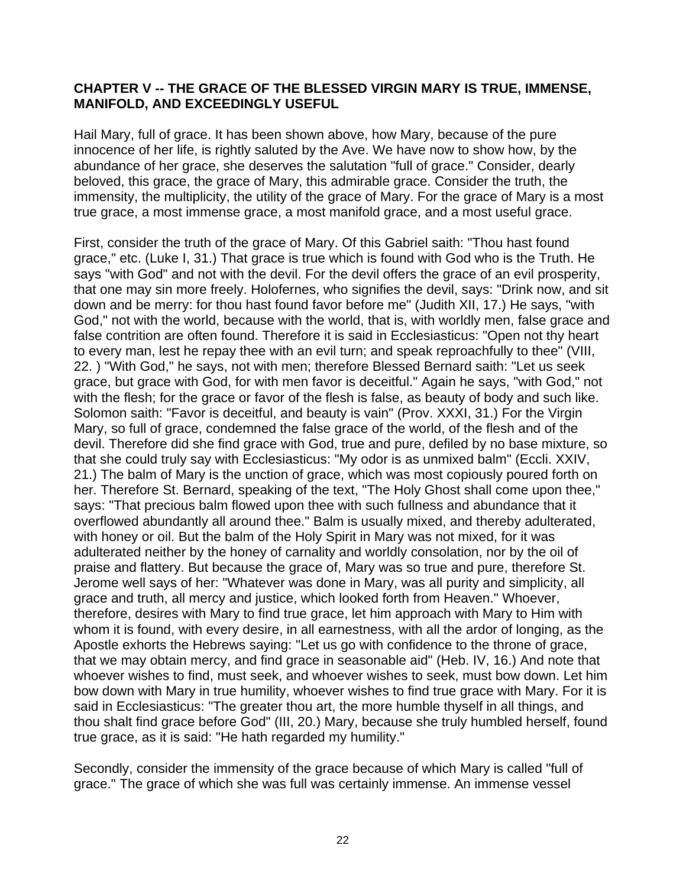**CHAPTER V -- THE GRACE OF THE BLESSED VIRGIN MARY IS TRUE, IMMENSE, MANIFOLD, AND EXCEEDINGLY USEFUL**

Hail Mary, full of grace. It has been shown above, how Mary, because of the pure innocence of her life, is rightly saluted by the Ave. We have now to show how, by the abundance of her grace, she deserves the salutation "full of grace." Consider, dearly beloved, this grace, the grace of Mary, this admirable grace. Consider the truth, the immensity, the multiplicity, the utility of the grace of Mary. For the grace of Mary is a most true grace, a most immense grace, a most manifold grace, and a most useful grace.

First, consider the truth of the grace of Mary. Of this Gabriel saith: "Thou hast found grace," etc. (Luke I, 31.) That grace is true which is found with God who is the Truth. He says "with God" and not with the devil. For the devil offers the grace of an evil prosperity, that one may sin more freely. Holofernes, who signifies the devil, says: "Drink now, and sit down and be merry: for thou hast found favor before me" (Judith XII, 17.) He says, "with God," not with the world, because with the world, that is, with worldly men, false grace and false contrition are often found. Therefore it is said in Ecclesiasticus: "Open not thy heart to every man, lest he repay thee with an evil turn; and speak reproachfully to thee" (VIII, 22. ) "With God," he says, not with men; therefore Blessed Bernard saith: "Let us seek grace, but grace with God, for with men favor is deceitful." Again he says, "with God," not with the flesh; for the grace or favor of the flesh is false, as beauty of body and such like. Solomon saith: "Favor is deceitful, and beauty is vain" (Prov. XXXI, 31.) For the Virgin Mary, so full of grace, condemned the false grace of the world, of the flesh and of the devil. Therefore did she find grace with God, true and pure, defiled by no base mixture, so that she could truly say with Ecclesiasticus: "My odor is as unmixed balm" (Eccli. XXIV, 21.) The balm of Mary is the unction of grace, which was most copiously poured forth on her. Therefore St. Bernard, speaking of the text, "The Holy Ghost shall come upon thee," says: "That precious balm flowed upon thee with such fullness and abundance that it overflowed abundantly all around thee." Balm is usually mixed, and thereby adulterated, with honey or oil. But the balm of the Holy Spirit in Mary was not mixed, for it was adulterated neither by the honey of carnality and worldly consolation, nor by the oil of praise and flattery. But because the grace of, Mary was so true and pure, therefore St. Jerome well says of her: "Whatever was done in Mary, was all purity and simplicity, all grace and truth, all mercy and justice, which looked forth from Heaven." Whoever, therefore, desires with Mary to find true grace, let him approach with Mary to Him with whom it is found, with every desire, in all earnestness, with all the ardor of longing, as the Apostle exhorts the Hebrews saying: "Let us go with confidence to the throne of grace, that we may obtain mercy, and find grace in seasonable aid" (Heb. IV, 16.) And note that whoever wishes to find, must seek, and whoever wishes to seek, must bow down. Let him bow down with Mary in true humility, whoever wishes to find true grace with Mary. For it is said in Ecclesiasticus: "The greater thou art, the more humble thyself in all things, and thou shalt find grace before God" (III, 20.) Mary, because she truly humbled herself, found true grace, as it is said: "He hath regarded my humility."

Secondly, consider the immensity of the grace because of which Mary is called "full of grace." The grace of which she was full was certainly immense. An immense vessel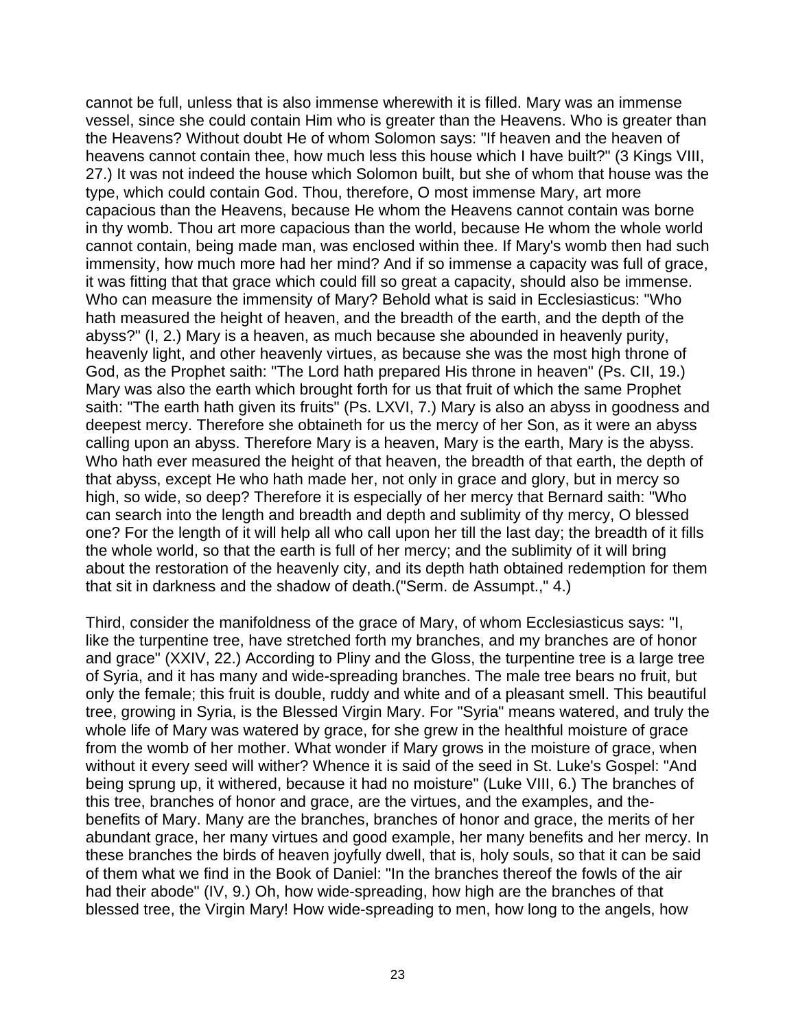cannot be full, unless that is also immense wherewith it is filled. Mary was an immense vessel, since she could contain Him who is greater than the Heavens. Who is greater than the Heavens? Without doubt He of whom Solomon says: "If heaven and the heaven of heavens cannot contain thee, how much less this house which I have built?" (3 Kings VIII, 27.) It was not indeed the house which Solomon built, but she of whom that house was the type, which could contain God. Thou, therefore, O most immense Mary, art more capacious than the Heavens, because He whom the Heavens cannot contain was borne in thy womb. Thou art more capacious than the world, because He whom the whole world cannot contain, being made man, was enclosed within thee. If Mary's womb then had such immensity, how much more had her mind? And if so immense a capacity was full of grace, it was fitting that that grace which could fill so great a capacity, should also be immense. Who can measure the immensity of Mary? Behold what is said in Ecclesiasticus: "Who hath measured the height of heaven, and the breadth of the earth, and the depth of the abyss?" (I, 2.) Mary is a heaven, as much because she abounded in heavenly purity, heavenly light, and other heavenly virtues, as because she was the most high throne of God, as the Prophet saith: "The Lord hath prepared His throne in heaven" (Ps. CII, 19.) Mary was also the earth which brought forth for us that fruit of which the same Prophet saith: "The earth hath given its fruits" (Ps. LXVI, 7.) Mary is also an abyss in goodness and deepest mercy. Therefore she obtaineth for us the mercy of her Son, as it were an abyss calling upon an abyss. Therefore Mary is a heaven, Mary is the earth, Mary is the abyss. Who hath ever measured the height of that heaven, the breadth of that earth, the depth of that abyss, except He who hath made her, not only in grace and glory, but in mercy so high, so wide, so deep? Therefore it is especially of her mercy that Bernard saith: "Who can search into the length and breadth and depth and sublimity of thy mercy, O blessed one? For the length of it will help all who call upon her till the last day; the breadth of it fills the whole world, so that the earth is full of her mercy; and the sublimity of it will bring about the restoration of the heavenly city, and its depth hath obtained redemption for them that sit in darkness and the shadow of death.("Serm. de Assumpt.," 4.)

Third, consider the manifoldness of the grace of Mary, of whom Ecclesiasticus says: "I, like the turpentine tree, have stretched forth my branches, and my branches are of honor and grace" (XXIV, 22.) According to Pliny and the Gloss, the turpentine tree is a large tree of Syria, and it has many and wide-spreading branches. The male tree bears no fruit, but only the female; this fruit is double, ruddy and white and of a pleasant smell. This beautiful tree, growing in Syria, is the Blessed Virgin Mary. For "Syria" means watered, and truly the whole life of Mary was watered by grace, for she grew in the healthful moisture of grace from the womb of her mother. What wonder if Mary grows in the moisture of grace, when without it every seed will wither? Whence it is said of the seed in St. Luke's Gospel: "And being sprung up, it withered, because it had no moisture" (Luke VIII, 6.) The branches of this tree, branches of honor and grace, are the virtues, and the examples, and the-benefits of Mary. Many are the branches, branches of honor and grace, the merits of her abundant grace, her many virtues and good example, her many benefits and her mercy. In these branches the birds of heaven joyfully dwell, that is, holy souls, so that it can be said of them what we find in the Book of Daniel: "In the branches thereof the fowls of the air had their abode" (IV, 9.) Oh, how wide-spreading, how high are the branches of that blessed tree, the Virgin Mary! How wide-spreading to men, how long to the angels, how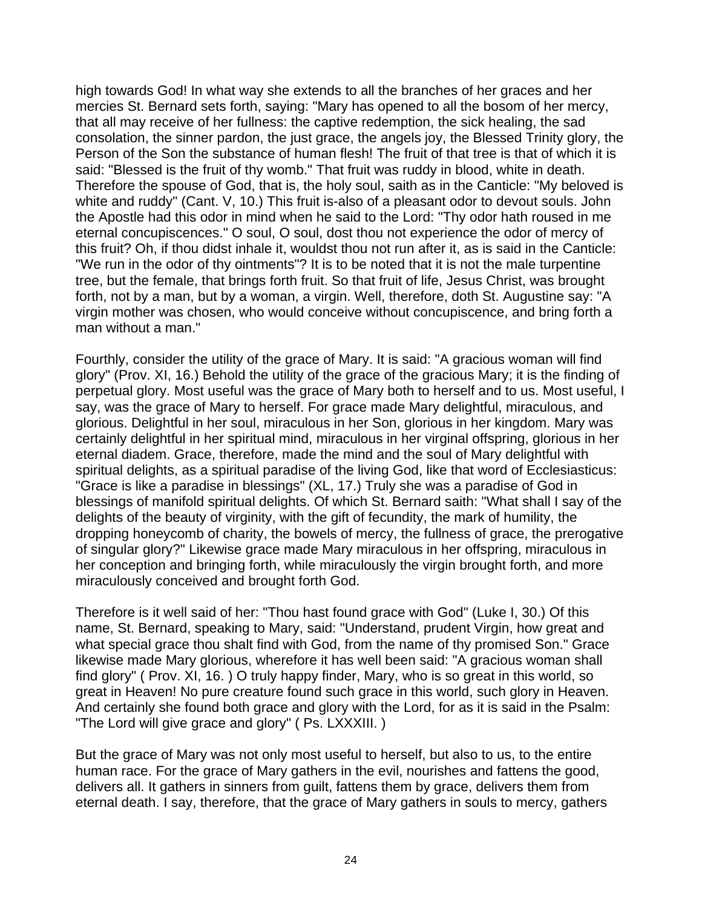high towards God! In what way she extends to all the branches of her graces and her mercies St. Bernard sets forth, saying: "Mary has opened to all the bosom of her mercy, that all may receive of her fullness: the captive redemption, the sick healing, the sad consolation, the sinner pardon, the just grace, the angels joy, the Blessed Trinity glory, the Person of the Son the substance of human flesh! The fruit of that tree is that of which it is said: "Blessed is the fruit of thy womb." That fruit was ruddy in blood, white in death. Therefore the spouse of God, that is, the holy soul, saith as in the Canticle: "My beloved is white and ruddy" (Cant. V, 10.) This fruit is-also of a pleasant odor to devout souls. John the Apostle had this odor in mind when he said to the Lord: "Thy odor hath roused in me eternal concupiscences." O soul, O soul, dost thou not experience the odor of mercy of this fruit? Oh, if thou didst inhale it, wouldst thou not run after it, as is said in the Canticle: "We run in the odor of thy ointments"? It is to be noted that it is not the male turpentine tree, but the female, that brings forth fruit. So that fruit of life, Jesus Christ, was brought forth, not by a man, but by a woman, a virgin. Well, therefore, doth St. Augustine say: "A virgin mother was chosen, who would conceive without concupiscence, and bring forth a man without a man."

Fourthly, consider the utility of the grace of Mary. It is said: "A gracious woman will find glory" (Prov. XI, 16.) Behold the utility of the grace of the gracious Mary; it is the finding of perpetual glory. Most useful was the grace of Mary both to herself and to us. Most useful, I say, was the grace of Mary to herself. For grace made Mary delightful, miraculous, and glorious. Delightful in her soul, miraculous in her Son, glorious in her kingdom. Mary was certainly delightful in her spiritual mind, miraculous in her virginal offspring, glorious in her eternal diadem. Grace, therefore, made the mind and the soul of Mary delightful with spiritual delights, as a spiritual paradise of the living God, like that word of Ecclesiasticus: "Grace is like a paradise in blessings" (XL, 17.) Truly she was a paradise of God in blessings of manifold spiritual delights. Of which St. Bernard saith: "What shall I say of the delights of the beauty of virginity, with the gift of fecundity, the mark of humility, the dropping honeycomb of charity, the bowels of mercy, the fullness of grace, the prerogative of singular glory?" Likewise grace made Mary miraculous in her offspring, miraculous in her conception and bringing forth, while miraculously the virgin brought forth, and more miraculously conceived and brought forth God.

Therefore is it well said of her: "Thou hast found grace with God" (Luke I, 30.) Of this name, St. Bernard, speaking to Mary, said: "Understand, prudent Virgin, how great and what special grace thou shalt find with God, from the name of thy promised Son." Grace likewise made Mary glorious, wherefore it has well been said: "A gracious woman shall find glory" ( Prov. XI, 16. ) O truly happy finder, Mary, who is so great in this world, so great in Heaven! No pure creature found such grace in this world, such glory in Heaven. And certainly she found both grace and glory with the Lord, for as it is said in the Psalm: "The Lord will give grace and glory" ( Ps. LXXXIII. )

But the grace of Mary was not only most useful to herself, but also to us, to the entire human race. For the grace of Mary gathers in the evil, nourishes and fattens the good, delivers all. It gathers in sinners from guilt, fattens them by grace, delivers them from eternal death. I say, therefore, that the grace of Mary gathers in souls to mercy, gathers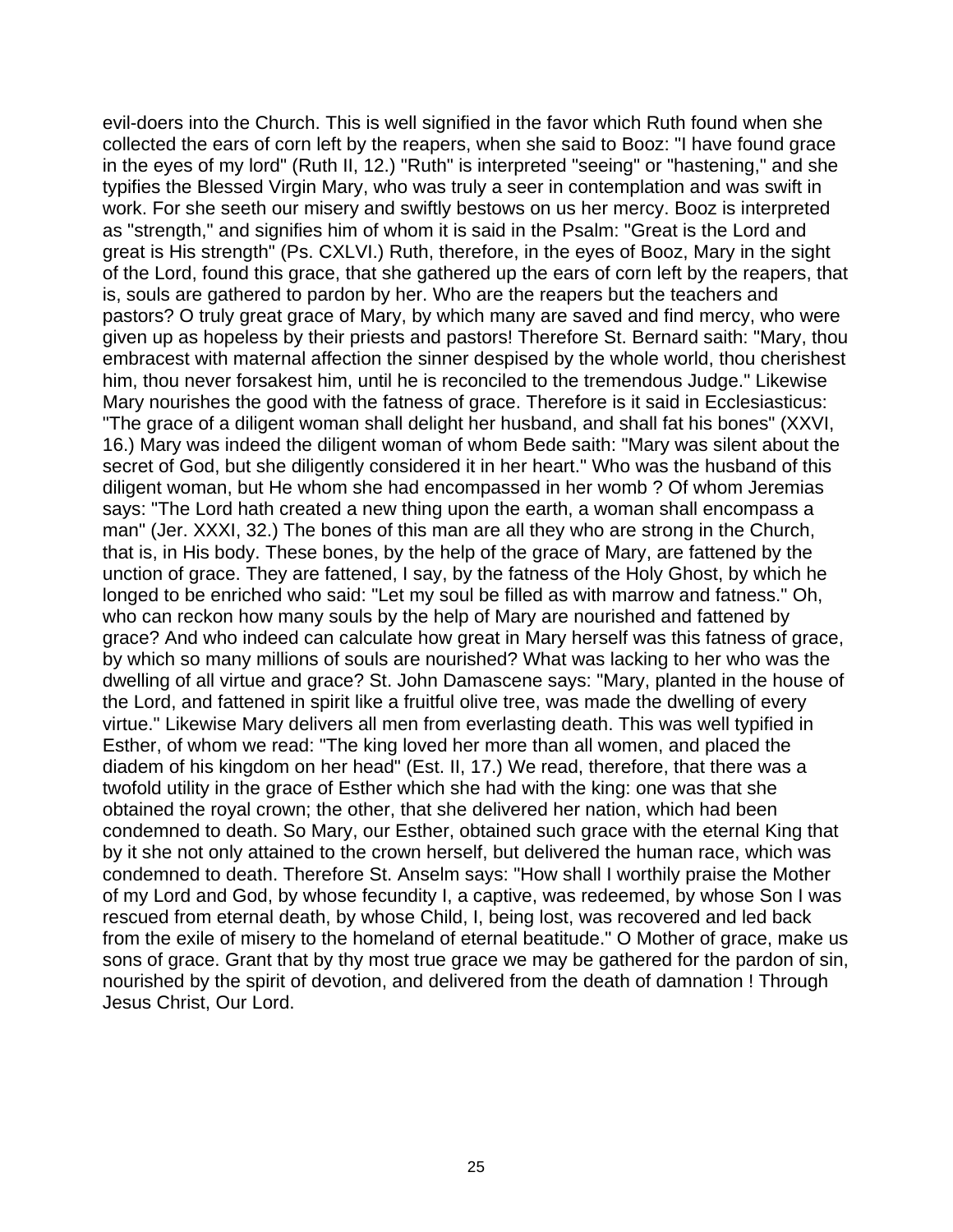evil-doers into the Church. This is well signified in the favor which Ruth found when she collected the ears of corn left by the reapers, when she said to Booz: "I have found grace in the eyes of my lord" (Ruth II, 12.) "Ruth" is interpreted "seeing" or "hastening," and she typifies the Blessed Virgin Mary, who was truly a seer in contemplation and was swift in work. For she seeth our misery and swiftly bestows on us her mercy. Booz is interpreted as "strength," and signifies him of whom it is said in the Psalm: "Great is the Lord and great is His strength" (Ps. CXLVI.) Ruth, therefore, in the eyes of Booz, Mary in the sight of the Lord, found this grace, that she gathered up the ears of corn left by the reapers, that is, souls are gathered to pardon by her. Who are the reapers but the teachers and pastors? O truly great grace of Mary, by which many are saved and find mercy, who were given up as hopeless by their priests and pastors! Therefore St. Bernard saith: "Mary, thou embracest with maternal affection the sinner despised by the whole world, thou cherishest him, thou never forsakest him, until he is reconciled to the tremendous Judge." Likewise Mary nourishes the good with the fatness of grace. Therefore is it said in Ecclesiasticus: "The grace of a diligent woman shall delight her husband, and shall fat his bones" (XXVI, 16.) Mary was indeed the diligent woman of whom Bede saith: "Mary was silent about the secret of God, but she diligently considered it in her heart." Who was the husband of this diligent woman, but He whom she had encompassed in her womb ? Of whom Jeremias says: "The Lord hath created a new thing upon the earth, a woman shall encompass a man" (Jer. XXXI, 32.) The bones of this man are all they who are strong in the Church, that is, in His body. These bones, by the help of the grace of Mary, are fattened by the unction of grace. They are fattened, I say, by the fatness of the Holy Ghost, by which he longed to be enriched who said: "Let my soul be filled as with marrow and fatness." Oh, who can reckon how many souls by the help of Mary are nourished and fattened by grace? And who indeed can calculate how great in Mary herself was this fatness of grace, by which so many millions of souls are nourished? What was lacking to her who was the dwelling of all virtue and grace? St. John Damascene says: "Mary, planted in the house of the Lord, and fattened in spirit like a fruitful olive tree, was made the dwelling of every virtue." Likewise Mary delivers all men from everlasting death. This was well typified in Esther, of whom we read: "The king loved her more than all women, and placed the diadem of his kingdom on her head" (Est. II, 17.) We read, therefore, that there was a twofold utility in the grace of Esther which she had with the king: one was that she obtained the royal crown; the other, that she delivered her nation, which had been condemned to death. So Mary, our Esther, obtained such grace with the eternal King that by it she not only attained to the crown herself, but delivered the human race, which was condemned to death. Therefore St. Anselm says: "How shall I worthily praise the Mother of my Lord and God, by whose fecundity I, a captive, was redeemed, by whose Son I was rescued from eternal death, by whose Child, I, being lost, was recovered and led back from the exile of misery to the homeland of eternal beatitude." O Mother of grace, make us sons of grace. Grant that by thy most true grace we may be gathered for the pardon of sin, nourished by the spirit of devotion, and delivered from the death of damnation ! Through Jesus Christ, Our Lord.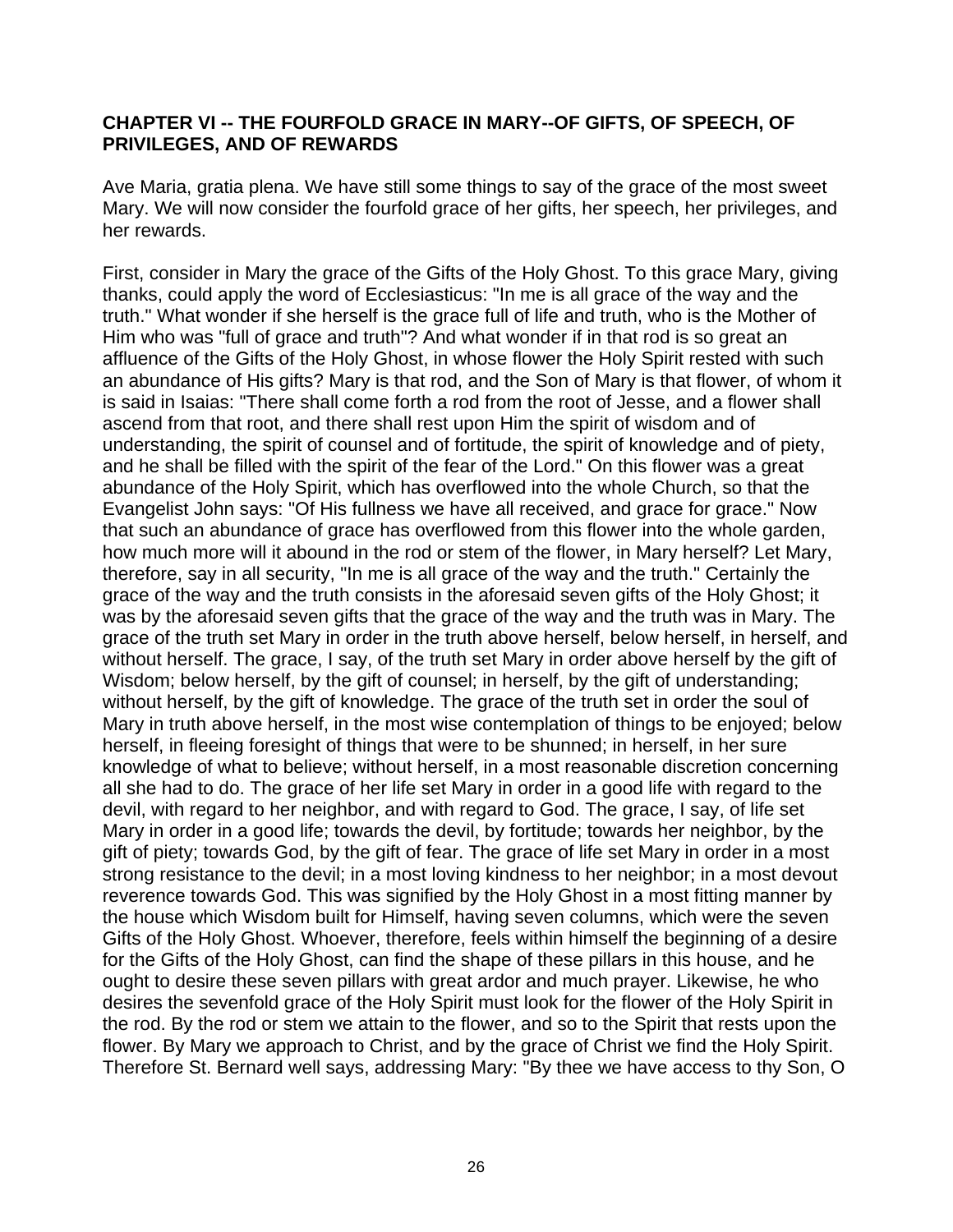**CHAPTER VI -- THE FOURFOLD GRACE IN MARY--OF GIFTS, OF SPEECH, OF PRIVILEGES, AND OF REWARDS**

Ave Maria, gratia plena. We have still some things to say of the grace of the most sweet Mary. We will now consider the fourfold grace of her gifts, her speech, her privileges, and her rewards.

First, consider in Mary the grace of the Gifts of the Holy Ghost. To this grace Mary, giving thanks, could apply the word of Ecclesiasticus: "In me is all grace of the way and the truth." What wonder if she herself is the grace full of life and truth, who is the Mother of Him who was "full of grace and truth"? And what wonder if in that rod is so great an affluence of the Gifts of the Holy Ghost, in whose flower the Holy Spirit rested with such an abundance of His gifts? Mary is that rod, and the Son of Mary is that flower, of whom it is said in Isaias: "There shall come forth a rod from the root of Jesse, and a flower shall ascend from that root, and there shall rest upon Him the spirit of wisdom and of understanding, the spirit of counsel and of fortitude, the spirit of knowledge and of piety, and he shall be filled with the spirit of the fear of the Lord." On this flower was a great abundance of the Holy Spirit, which has overflowed into the whole Church, so that the Evangelist John says: "Of His fullness we have all received, and grace for grace." Now that such an abundance of grace has overflowed from this flower into the whole garden, how much more will it abound in the rod or stem of the flower, in Mary herself? Let Mary, therefore, say in all security, "In me is all grace of the way and the truth." Certainly the grace of the way and the truth consists in the aforesaid seven gifts of the Holy Ghost; it was by the aforesaid seven gifts that the grace of the way and the truth was in Mary. The grace of the truth set Mary in order in the truth above herself, below herself, in herself, and without herself. The grace, I say, of the truth set Mary in order above herself by the gift of Wisdom; below herself, by the gift of counsel; in herself, by the gift of understanding; without herself, by the gift of knowledge. The grace of the truth set in order the soul of Mary in truth above herself, in the most wise contemplation of things to be enjoyed; below herself, in fleeing foresight of things that were to be shunned; in herself, in her sure knowledge of what to believe; without herself, in a most reasonable discretion concerning all she had to do. The grace of her life set Mary in order in a good life with regard to the devil, with regard to her neighbor, and with regard to God. The grace, I say, of life set Mary in order in a good life; towards the devil, by fortitude; towards her neighbor, by the gift of piety; towards God, by the gift of fear. The grace of life set Mary in order in a most strong resistance to the devil; in a most loving kindness to her neighbor; in a most devout reverence towards God. This was signified by the Holy Ghost in a most fitting manner by the house which Wisdom built for Himself, having seven columns, which were the seven Gifts of the Holy Ghost. Whoever, therefore, feels within himself the beginning of a desire for the Gifts of the Holy Ghost, can find the shape of these pillars in this house, and he ought to desire these seven pillars with great ardor and much prayer. Likewise, he who desires the sevenfold grace of the Holy Spirit must look for the flower of the Holy Spirit in the rod. By the rod or stem we attain to the flower, and so to the Spirit that rests upon the flower. By Mary we approach to Christ, and by the grace of Christ we find the Holy Spirit. Therefore St. Bernard well says, addressing Mary: "By thee we have access to thy Son, O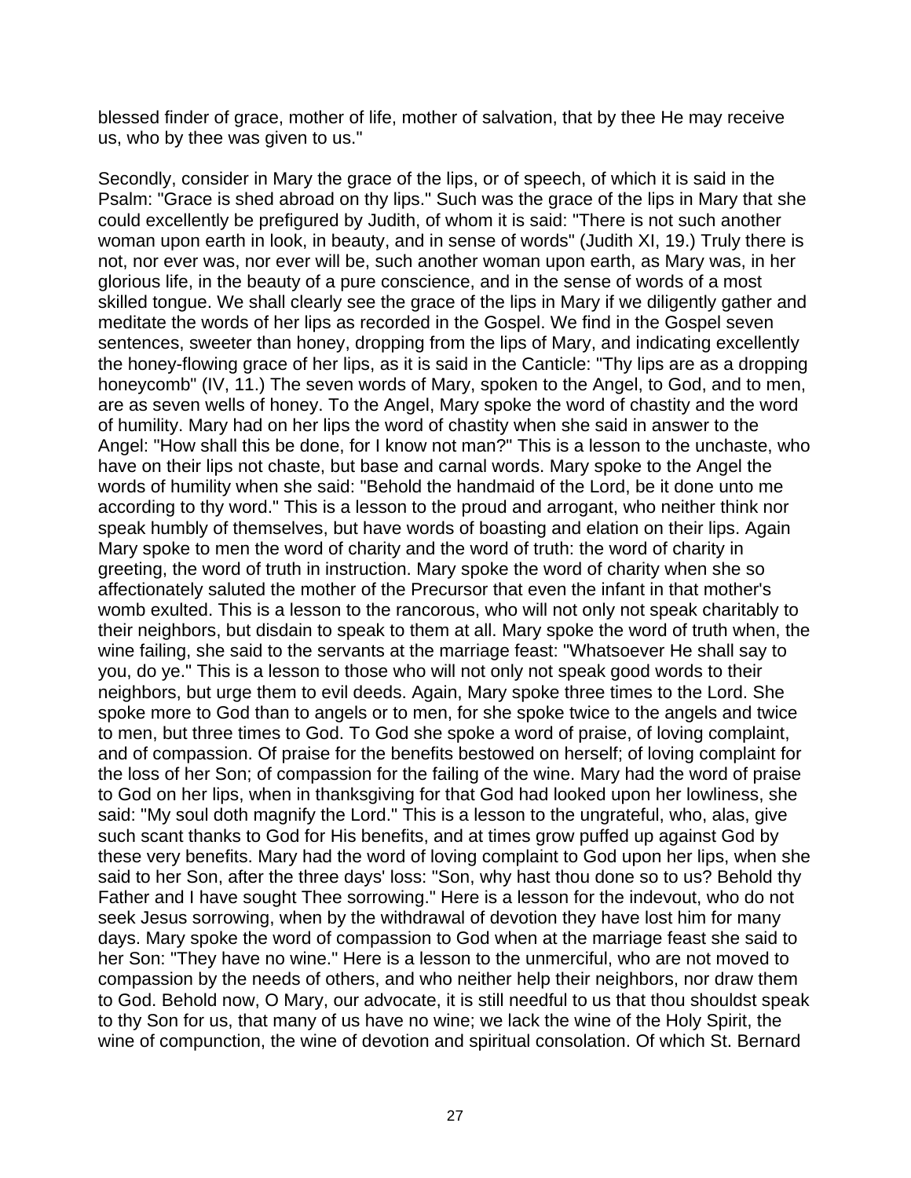blessed finder of grace, mother of life, mother of salvation, that by thee He may receive us, who by thee was given to us."

Secondly, consider in Mary the grace of the lips, or of speech, of which it is said in the Psalm: "Grace is shed abroad on thy lips." Such was the grace of the lips in Mary that she could excellently be prefigured by Judith, of whom it is said: "There is not such another woman upon earth in look, in beauty, and in sense of words" (Judith XI, 19.) Truly there is not, nor ever was, nor ever will be, such another woman upon earth, as Mary was, in her glorious life, in the beauty of a pure conscience, and in the sense of words of a most skilled tongue. We shall clearly see the grace of the lips in Mary if we diligently gather and meditate the words of her lips as recorded in the Gospel. We find in the Gospel seven sentences, sweeter than honey, dropping from the lips of Mary, and indicating excellently the honey-flowing grace of her lips, as it is said in the Canticle: "Thy lips are as a dropping honeycomb" (IV, 11.) The seven words of Mary, spoken to the Angel, to God, and to men, are as seven wells of honey. To the Angel, Mary spoke the word of chastity and the word of humility. Mary had on her lips the word of chastity when she said in answer to the Angel: "How shall this be done, for I know not man?" This is a lesson to the unchaste, who have on their lips not chaste, but base and carnal words. Mary spoke to the Angel the words of humility when she said: "Behold the handmaid of the Lord, be it done unto me according to thy word." This is a lesson to the proud and arrogant, who neither think nor speak humbly of themselves, but have words of boasting and elation on their lips. Again Mary spoke to men the word of charity and the word of truth: the word of charity in greeting, the word of truth in instruction. Mary spoke the word of charity when she so affectionately saluted the mother of the Precursor that even the infant in that mother's womb exulted. This is a lesson to the rancorous, who will not only not speak charitably to their neighbors, but disdain to speak to them at all. Mary spoke the word of truth when, the wine failing, she said to the servants at the marriage feast: "Whatsoever He shall say to you, do ye." This is a lesson to those who will not only not speak good words to their neighbors, but urge them to evil deeds. Again, Mary spoke three times to the Lord. She spoke more to God than to angels or to men, for she spoke twice to the angels and twice to men, but three times to God. To God she spoke a word of praise, of loving complaint, and of compassion. Of praise for the benefits bestowed on herself; of loving complaint for the loss of her Son; of compassion for the failing of the wine. Mary had the word of praise to God on her lips, when in thanksgiving for that God had looked upon her lowliness, she said: "My soul doth magnify the Lord." This is a lesson to the ungrateful, who, alas, give such scant thanks to God for His benefits, and at times grow puffed up against God by these very benefits. Mary had the word of loving complaint to God upon her lips, when she said to her Son, after the three days' loss: "Son, why hast thou done so to us? Behold thy Father and I have sought Thee sorrowing." Here is a lesson for the indevout, who do not seek Jesus sorrowing, when by the withdrawal of devotion they have lost him for many days. Mary spoke the word of compassion to God when at the marriage feast she said to her Son: "They have no wine." Here is a lesson to the unmerciful, who are not moved to compassion by the needs of others, and who neither help their neighbors, nor draw them to God. Behold now, O Mary, our advocate, it is still needful to us that thou shouldst speak to thy Son for us, that many of us have no wine; we lack the wine of the Holy Spirit, the wine of compunction, the wine of devotion and spiritual consolation. Of which St. Bernard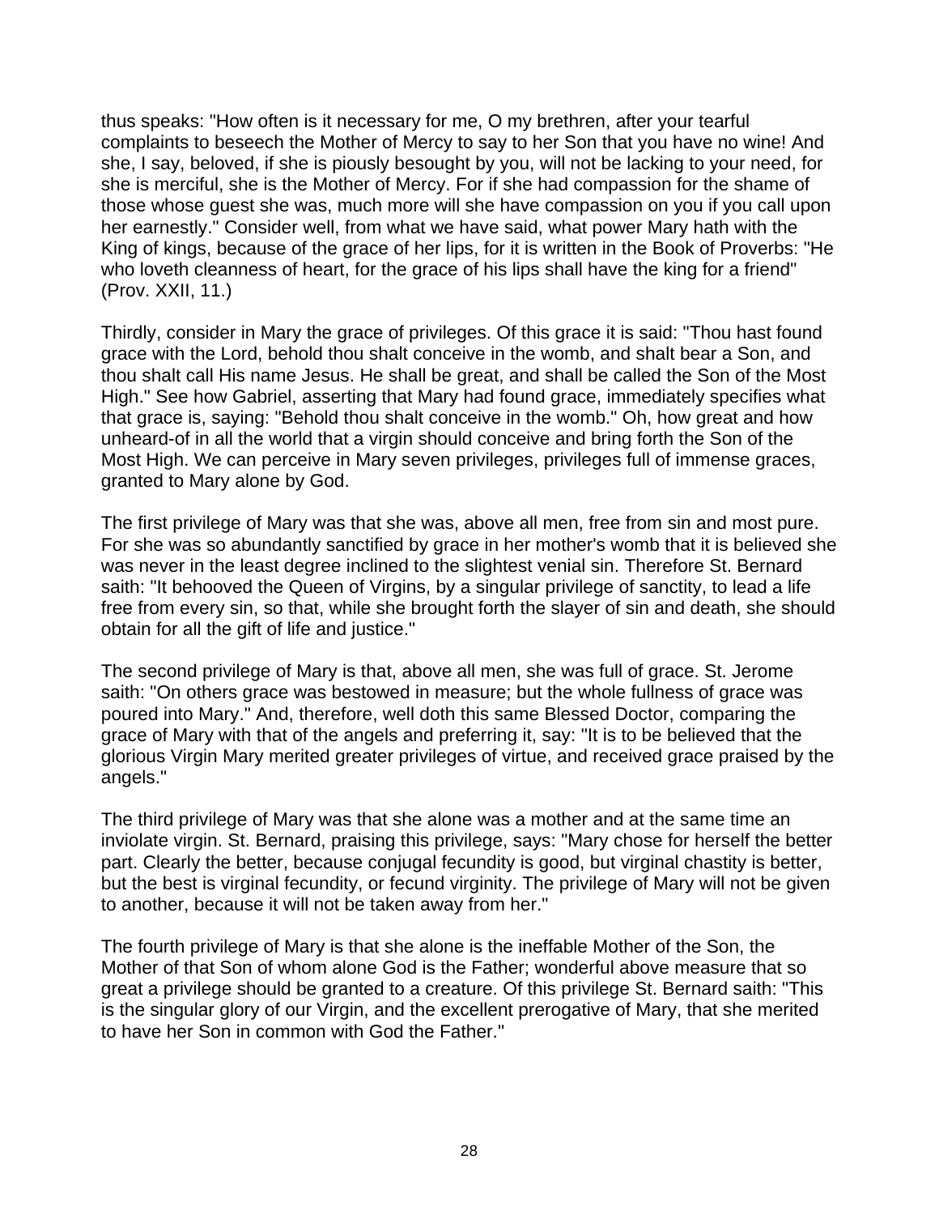thus speaks: "How often is it necessary for me, O my brethren, after your tearful complaints to beseech the Mother of Mercy to say to her Son that you have no wine! And she, I say, beloved, if she is piously besought by you, will not be lacking to your need, for she is merciful, she is the Mother of Mercy. For if she had compassion for the shame of those whose guest she was, much more will she have compassion on you if you call upon her earnestly." Consider well, from what we have said, what power Mary hath with the King of kings, because of the grace of her lips, for it is written in the Book of Proverbs: "He who loveth cleanness of heart, for the grace of his lips shall have the king for a friend" (Prov. XXII, 11.)

Thirdly, consider in Mary the grace of privileges. Of this grace it is said: "Thou hast found grace with the Lord, behold thou shalt conceive in the womb, and shalt bear a Son, and thou shalt call His name Jesus. He shall be great, and shall be called the Son of the Most High." See how Gabriel, asserting that Mary had found grace, immediately specifies what that grace is, saying: "Behold thou shalt conceive in the womb." Oh, how great and how unheard-of in all the world that a virgin should conceive and bring forth the Son of the Most High. We can perceive in Mary seven privileges, privileges full of immense graces, granted to Mary alone by God.

The first privilege of Mary was that she was, above all men, free from sin and most pure. For she was so abundantly sanctified by grace in her mother's womb that it is believed she was never in the least degree inclined to the slightest venial sin. Therefore St. Bernard saith: "It behooved the Queen of Virgins, by a singular privilege of sanctity, to lead a life free from every sin, so that, while she brought forth the slayer of sin and death, she should obtain for all the gift of life and justice."

The second privilege of Mary is that, above all men, she was full of grace. St. Jerome saith: "On others grace was bestowed in measure; but the whole fullness of grace was poured into Mary." And, therefore, well doth this same Blessed Doctor, comparing the grace of Mary with that of the angels and preferring it, say: "It is to be believed that the glorious Virgin Mary merited greater privileges of virtue, and received grace praised by the angels."

The third privilege of Mary was that she alone was a mother and at the same time an inviolate virgin. St. Bernard, praising this privilege, says: "Mary chose for herself the better part. Clearly the better, because conjugal fecundity is good, but virginal chastity is better, but the best is virginal fecundity, or fecund virginity. The privilege of Mary will not be given to another, because it will not be taken away from her."

The fourth privilege of Mary is that she alone is the ineffable Mother of the Son, the Mother of that Son of whom alone God is the Father; wonderful above measure that so great a privilege should be granted to a creature. Of this privilege St. Bernard saith: "This is the singular glory of our Virgin, and the excellent prerogative of Mary, that she merited to have her Son in common with God the Father."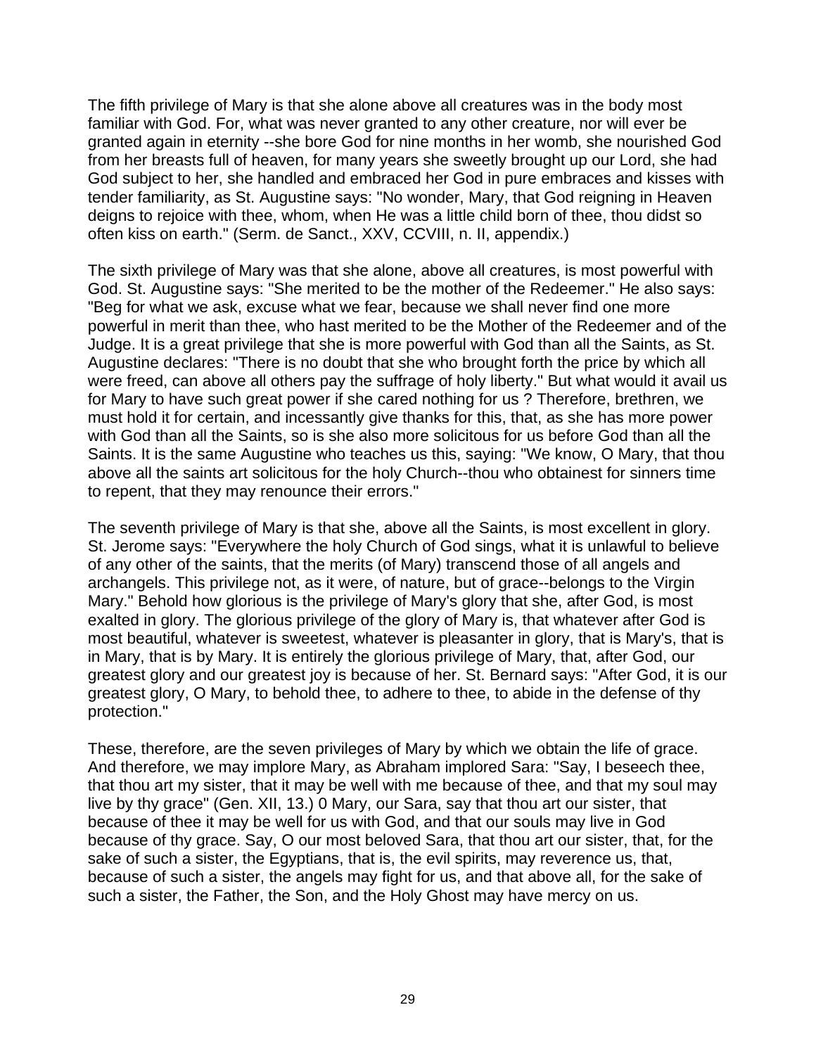The fifth privilege of Mary is that she alone above all creatures was in the body most familiar with God. For, what was never granted to any other creature, nor will ever be granted again in eternity --she bore God for nine months in her womb, she nourished God from her breasts full of heaven, for many years she sweetly brought up our Lord, she had God subject to her, she handled and embraced her God in pure embraces and kisses with tender familiarity, as St. Augustine says: "No wonder, Mary, that God reigning in Heaven deigns to rejoice with thee, whom, when He was a little child born of thee, thou didst so often kiss on earth." (Serm. de Sanct., XXV, CCVIII, n. II, appendix.)

The sixth privilege of Mary was that she alone, above all creatures, is most powerful with God. St. Augustine says: "She merited to be the mother of the Redeemer." He also says: "Beg for what we ask, excuse what we fear, because we shall never find one more powerful in merit than thee, who hast merited to be the Mother of the Redeemer and of the Judge. It is a great privilege that she is more powerful with God than all the Saints, as St. Augustine declares: "There is no doubt that she who brought forth the price by which all were freed, can above all others pay the suffrage of holy liberty." But what would it avail us for Mary to have such great power if she cared nothing for us ? Therefore, brethren, we must hold it for certain, and incessantly give thanks for this, that, as she has more power with God than all the Saints, so is she also more solicitous for us before God than all the Saints. It is the same Augustine who teaches us this, saying: "We know, O Mary, that thou above all the saints art solicitous for the holy Church--thou who obtainest for sinners time to repent, that they may renounce their errors."

The seventh privilege of Mary is that she, above all the Saints, is most excellent in glory. St. Jerome says: "Everywhere the holy Church of God sings, what it is unlawful to believe of any other of the saints, that the merits (of Mary) transcend those of all angels and archangels. This privilege not, as it were, of nature, but of grace--belongs to the Virgin Mary." Behold how glorious is the privilege of Mary's glory that she, after God, is most exalted in glory. The glorious privilege of the glory of Mary is, that whatever after God is most beautiful, whatever is sweetest, whatever is pleasanter in glory, that is Mary's, that is in Mary, that is by Mary. It is entirely the glorious privilege of Mary, that, after God, our greatest glory and our greatest joy is because of her. St. Bernard says: "After God, it is our greatest glory, O Mary, to behold thee, to adhere to thee, to abide in the defense of thy protection."

These, therefore, are the seven privileges of Mary by which we obtain the life of grace. And therefore, we may implore Mary, as Abraham implored Sara: "Say, I beseech thee, that thou art my sister, that it may be well with me because of thee, and that my soul may live by thy grace" (Gen. XII, 13.) 0 Mary, our Sara, say that thou art our sister, that because of thee it may be well for us with God, and that our souls may live in God because of thy grace. Say, O our most beloved Sara, that thou art our sister, that, for the sake of such a sister, the Egyptians, that is, the evil spirits, may reverence us, that, because of such a sister, the angels may fight for us, and that above all, for the sake of such a sister, the Father, the Son, and the Holy Ghost may have mercy on us.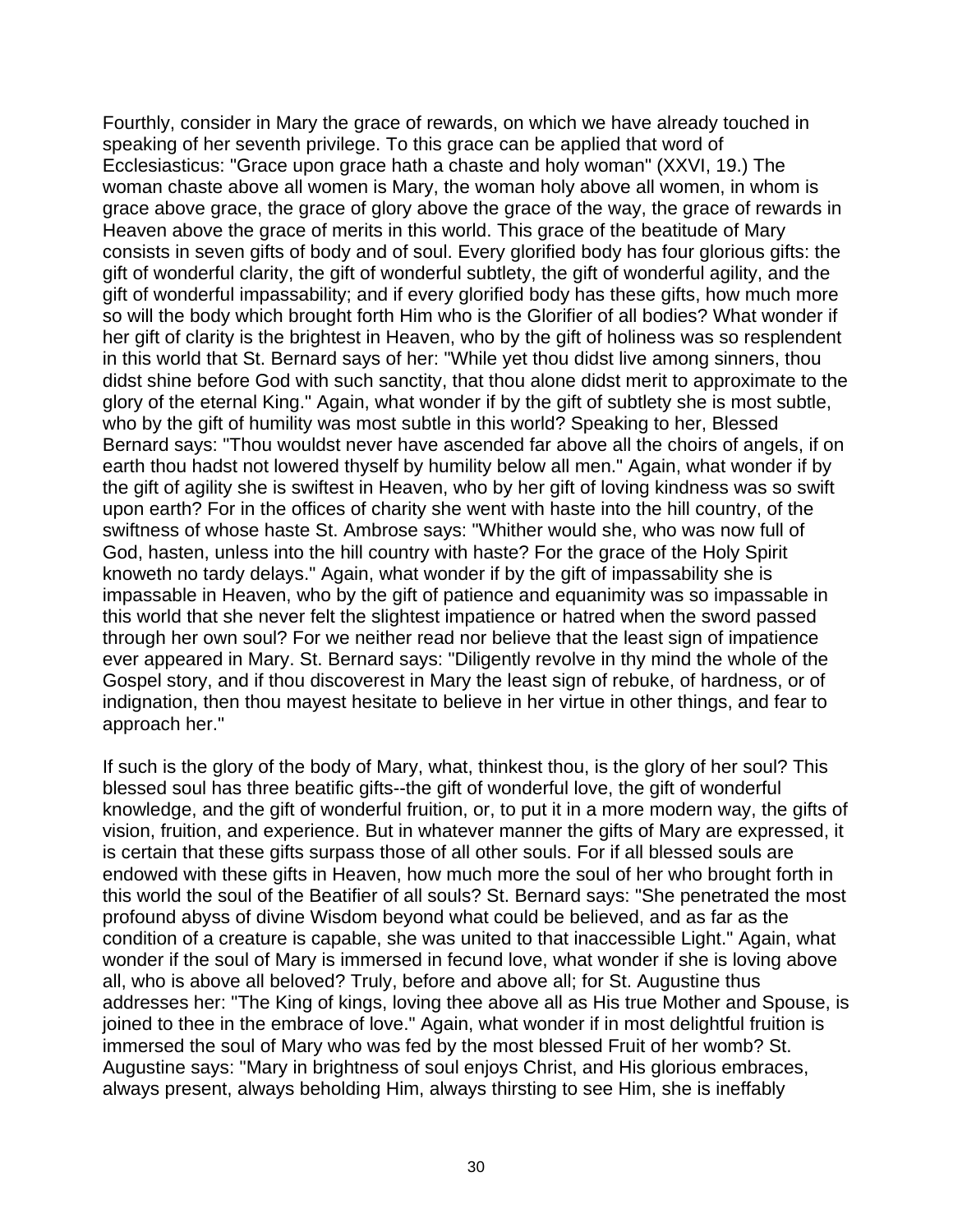Fourthly, consider in Mary the grace of rewards, on which we have already touched in speaking of her seventh privilege. To this grace can be applied that word of Ecclesiasticus: "Grace upon grace hath a chaste and holy woman" (XXVI, 19.) The woman chaste above all women is Mary, the woman holy above all women, in whom is grace above grace, the grace of glory above the grace of the way, the grace of rewards in Heaven above the grace of merits in this world. This grace of the beatitude of Mary consists in seven gifts of body and of soul. Every glorified body has four glorious gifts: the gift of wonderful clarity, the gift of wonderful subtlety, the gift of wonderful agility, and the gift of wonderful impassability; and if every glorified body has these gifts, how much more so will the body which brought forth Him who is the Glorifier of all bodies? What wonder if her gift of clarity is the brightest in Heaven, who by the gift of holiness was so resplendent in this world that St. Bernard says of her: "While yet thou didst live among sinners, thou didst shine before God with such sanctity, that thou alone didst merit to approximate to the glory of the eternal King." Again, what wonder if by the gift of subtlety she is most subtle, who by the gift of humility was most subtle in this world? Speaking to her, Blessed Bernard says: "Thou wouldst never have ascended far above all the choirs of angels, if on earth thou hadst not lowered thyself by humility below all men." Again, what wonder if by the gift of agility she is swiftest in Heaven, who by her gift of loving kindness was so swift upon earth? For in the offices of charity she went with haste into the hill country, of the swiftness of whose haste St. Ambrose says: "Whither would she, who was now full of God, hasten, unless into the hill country with haste? For the grace of the Holy Spirit knoweth no tardy delays." Again, what wonder if by the gift of impassability she is impassable in Heaven, who by the gift of patience and equanimity was so impassable in this world that she never felt the slightest impatience or hatred when the sword passed through her own soul? For we neither read nor believe that the least sign of impatience ever appeared in Mary. St. Bernard says: "Diligently revolve in thy mind the whole of the Gospel story, and if thou discoverest in Mary the least sign of rebuke, of hardness, or of indignation, then thou mayest hesitate to believe in her virtue in other things, and fear to approach her."

If such is the glory of the body of Mary, what, thinkest thou, is the glory of her soul? This blessed soul has three beatific gifts--the gift of wonderful love, the gift of wonderful knowledge, and the gift of wonderful fruition, or, to put it in a more modern way, the gifts of vision, fruition, and experience. But in whatever manner the gifts of Mary are expressed, it is certain that these gifts surpass those of all other souls. For if all blessed souls are endowed with these gifts in Heaven, how much more the soul of her who brought forth in this world the soul of the Beatifier of all souls? St. Bernard says: "She penetrated the most profound abyss of divine Wisdom beyond what could be believed, and as far as the condition of a creature is capable, she was united to that inaccessible Light." Again, what wonder if the soul of Mary is immersed in fecund love, what wonder if she is loving above all, who is above all beloved? Truly, before and above all; for St. Augustine thus addresses her: "The King of kings, loving thee above all as His true Mother and Spouse, is joined to thee in the embrace of love." Again, what wonder if in most delightful fruition is immersed the soul of Mary who was fed by the most blessed Fruit of her womb? St. Augustine says: "Mary in brightness of soul enjoys Christ, and His glorious embraces, always present, always beholding Him, always thirsting to see Him, she is ineffably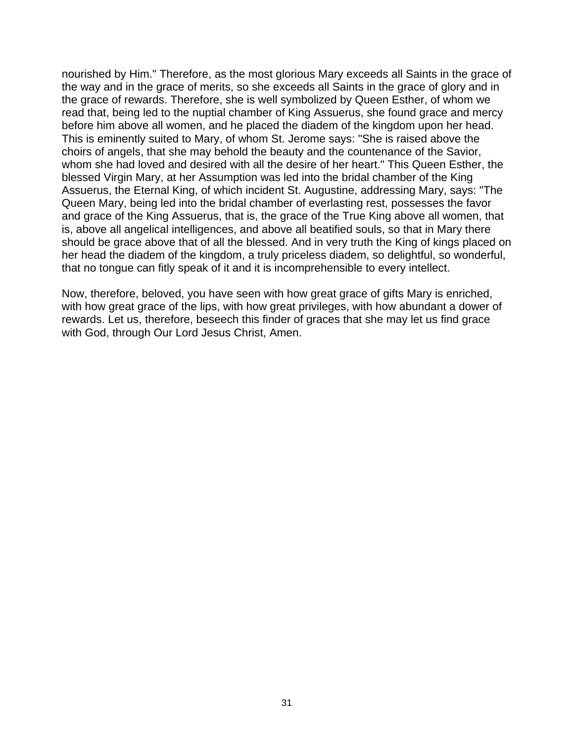nourished by Him." Therefore, as the most glorious Mary exceeds all Saints in the grace of the way and in the grace of merits, so she exceeds all Saints in the grace of glory and in the grace of rewards. Therefore, she is well symbolized by Queen Esther, of whom we read that, being led to the nuptial chamber of King Assuerus, she found grace and mercy before him above all women, and he placed the diadem of the kingdom upon her head. This is eminently suited to Mary, of whom St. Jerome says: "She is raised above the choirs of angels, that she may behold the beauty and the countenance of the Savior, whom she had loved and desired with all the desire of her heart." This Queen Esther, the blessed Virgin Mary, at her Assumption was led into the bridal chamber of the King Assuerus, the Eternal King, of which incident St. Augustine, addressing Mary, says: "The Queen Mary, being led into the bridal chamber of everlasting rest, possesses the favor and grace of the King Assuerus, that is, the grace of the True King above all women, that is, above all angelical intelligences, and above all beatified souls, so that in Mary there should be grace above that of all the blessed. And in very truth the King of kings placed on her head the diadem of the kingdom, a truly priceless diadem, so delightful, so wonderful, that no tongue can fitly speak of it and it is incomprehensible to every intellect.

Now, therefore, beloved, you have seen with how great grace of gifts Mary is enriched, with how great grace of the lips, with how great privileges, with how abundant a dower of rewards. Let us, therefore, beseech this finder of graces that she may let us find grace with God, through Our Lord Jesus Christ, Amen.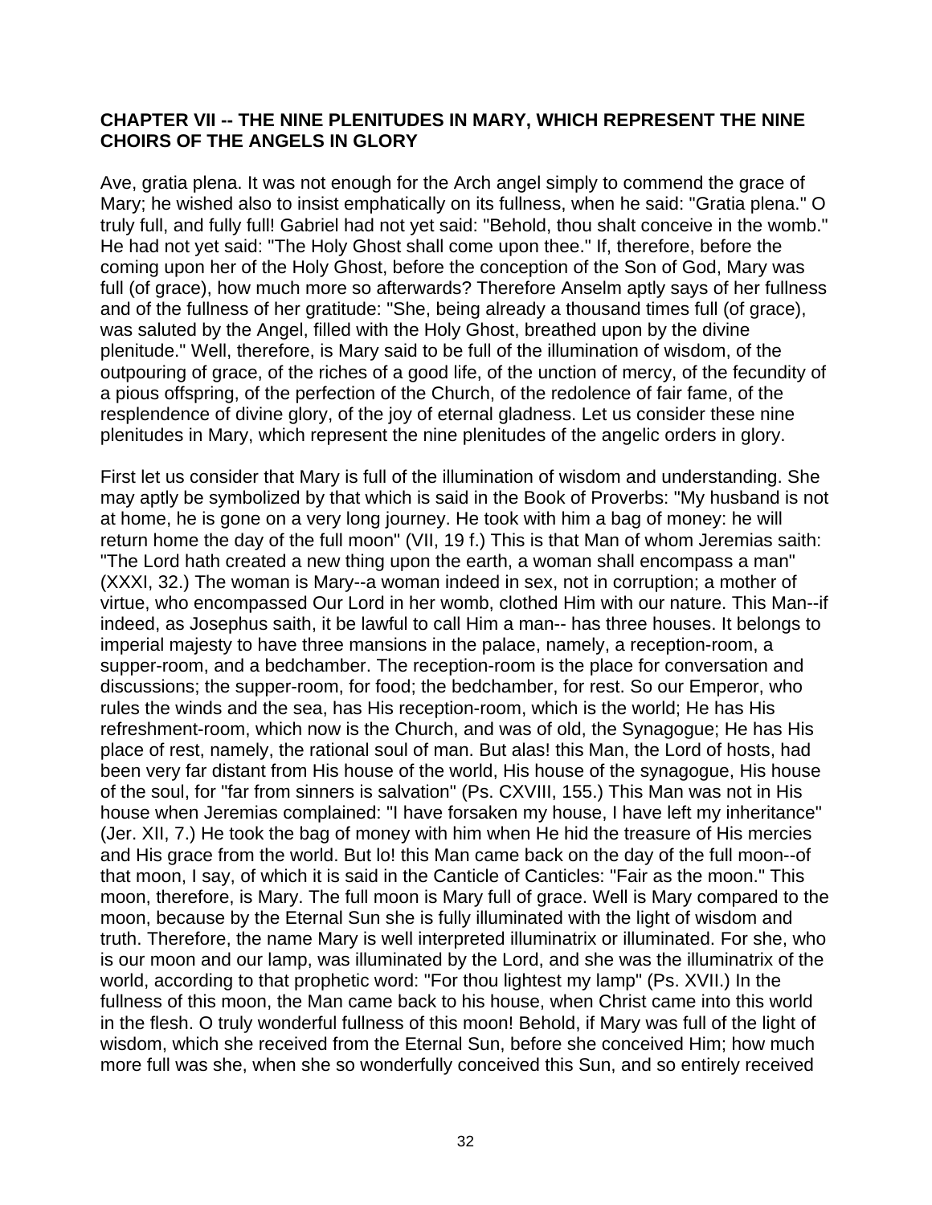### CHAPTER VII -- THE NINE PLENITUDES IN MARY, WHICH REPRESENT THE NINE CHOIRS OF THE ANGELS IN GLORY

Ave, gratia plena. It was not enough for the Arch angel simply to commend the grace of Mary; he wished also to insist emphatically on its fullness, when he said: "Gratia plena." O truly full, and fully full! Gabriel had not yet said: "Behold, thou shalt conceive in the womb." He had not yet said: "The Holy Ghost shall come upon thee." If, therefore, before the coming upon her of the Holy Ghost, before the conception of the Son of God, Mary was full (of grace), how much more so afterwards? Therefore Anselm aptly says of her fullness and of the fullness of her gratitude: "She, being already a thousand times full (of grace), was saluted by the Angel, filled with the Holy Ghost, breathed upon by the divine plenitude." Well, therefore, is Mary said to be full of the illumination of wisdom, of the outpouring of grace, of the riches of a good life, of the unction of mercy, of the fecundity of a pious offspring, of the perfection of the Church, of the redolence of fair fame, of the resplendence of divine glory, of the joy of eternal gladness. Let us consider these nine plenitudes in Mary, which represent the nine plenitudes of the angelic orders in glory.

First let us consider that Mary is full of the illumination of wisdom and understanding. She may aptly be symbolized by that which is said in the Book of Proverbs: "My husband is not at home, he is gone on a very long journey. He took with him a bag of money: he will return home the day of the full moon" (VII, 19 f.) This is that Man of whom Jeremias saith: "The Lord hath created a new thing upon the earth, a woman shall encompass a man" (XXXI, 32.) The woman is Mary--a woman indeed in sex, not in corruption; a mother of virtue, who encompassed Our Lord in her womb, clothed Him with our nature. This Man--if indeed, as Josephus saith, it be lawful to call Him a man-- has three houses. It belongs to imperial majesty to have three mansions in the palace, namely, a reception-room, a supper-room, and a bedchamber. The reception-room is the place for conversation and discussions; the supper-room, for food; the bedchamber, for rest. So our Emperor, who rules the winds and the sea, has His reception-room, which is the world; He has His refreshment-room, which now is the Church, and was of old, the Synagogue; He has His place of rest, namely, the rational soul of man. But alas! this Man, the Lord of hosts, had been very far distant from His house of the world, His house of the synagogue, His house of the soul, for "far from sinners is salvation" (Ps. CXVIII, 155.) This Man was not in His house when Jeremias complained: "I have forsaken my house, I have left my inheritance" (Jer. XII, 7.) He took the bag of money with him when He hid the treasure of His mercies and His grace from the world. But lo! this Man came back on the day of the full moon--of that moon, I say, of which it is said in the Canticle of Canticles: "Fair as the moon." This moon, therefore, is Mary. The full moon is Mary full of grace. Well is Mary compared to the moon, because by the Eternal Sun she is fully illuminated with the light of wisdom and truth. Therefore, the name Mary is well interpreted illuminatrix or illuminated. For she, who is our moon and our lamp, was illuminated by the Lord, and she was the illuminatrix of the world, according to that prophetic word: "For thou lightest my lamp" (Ps. XVII.) In the fullness of this moon, the Man came back to his house, when Christ came into this world in the flesh. O truly wonderful fullness of this moon! Behold, if Mary was full of the light of wisdom, which she received from the Eternal Sun, before she conceived Him; how much more full was she, when she so wonderfully conceived this Sun, and so entirely received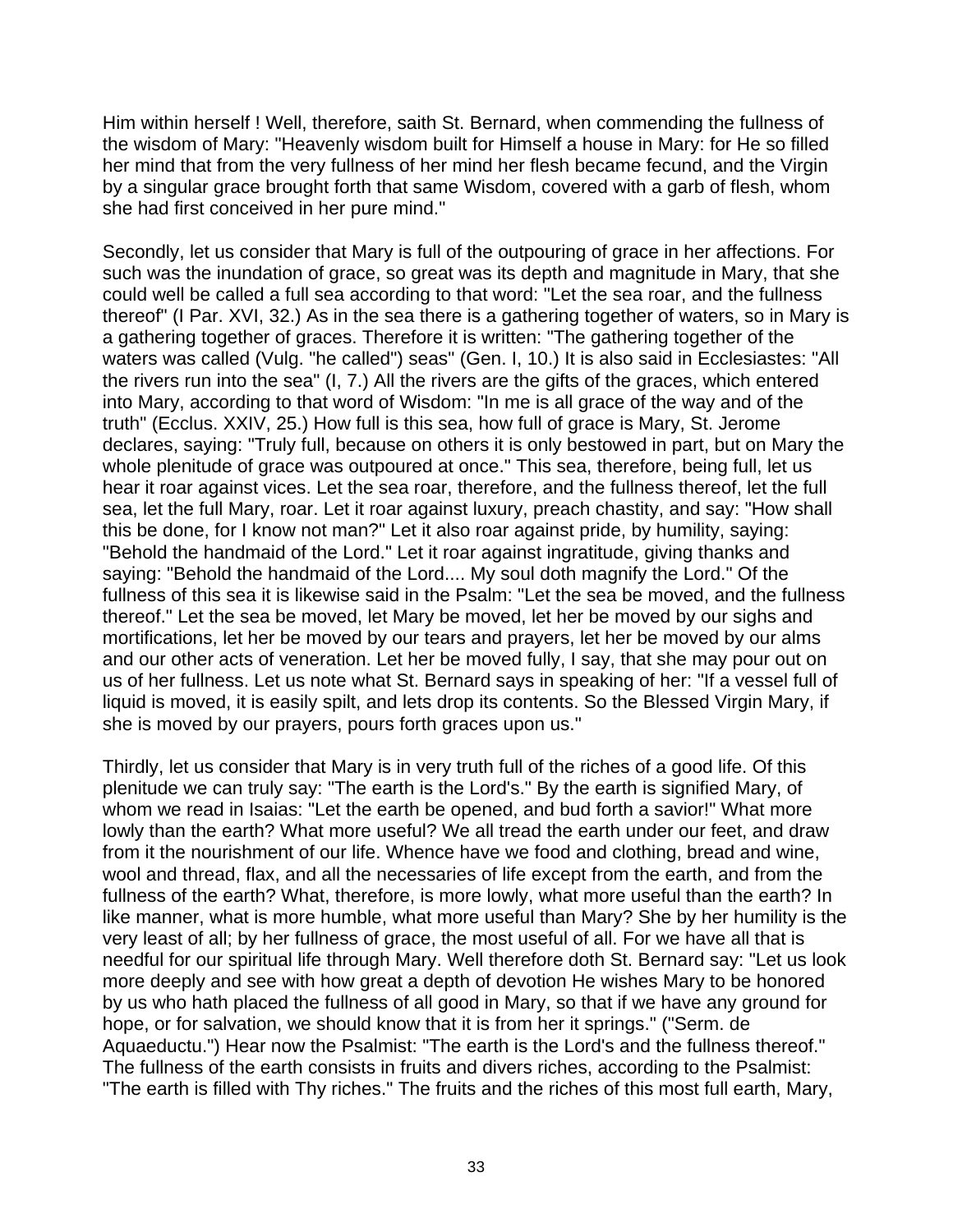Him within herself ! Well, therefore, saith St. Bernard, when commending the fullness of the wisdom of Mary: "Heavenly wisdom built for Himself a house in Mary: for He so filled her mind that from the very fullness of her mind her flesh became fecund, and the Virgin by a singular grace brought forth that same Wisdom, covered with a garb of flesh, whom she had first conceived in her pure mind."

Secondly, let us consider that Mary is full of the outpouring of grace in her affections. For such was the inundation of grace, so great was its depth and magnitude in Mary, that she could well be called a full sea according to that word: "Let the sea roar, and the fullness thereof" (I Par. XVI, 32.) As in the sea there is a gathering together of waters, so in Mary is a gathering together of graces. Therefore it is written: "The gathering together of the waters was called (Vulg. "he called") seas" (Gen. I, 10.) It is also said in Ecclesiastes: "All the rivers run into the sea" (I, 7.) All the rivers are the gifts of the graces, which entered into Mary, according to that word of Wisdom: "In me is all grace of the way and of the truth" (Ecclus. XXIV, 25.) How full is this sea, how full of grace is Mary, St. Jerome declares, saying: "Truly full, because on others it is only bestowed in part, but on Mary the whole plenitude of grace was outpoured at once." This sea, therefore, being full, let us hear it roar against vices. Let the sea roar, therefore, and the fullness thereof, let the full sea, let the full Mary, roar. Let it roar against luxury, preach chastity, and say: "How shall this be done, for I know not man?" Let it also roar against pride, by humility, saying: "Behold the handmaid of the Lord." Let it roar against ingratitude, giving thanks and saying: "Behold the handmaid of the Lord.... My soul doth magnify the Lord." Of the fullness of this sea it is likewise said in the Psalm: "Let the sea be moved, and the fullness thereof." Let the sea be moved, let Mary be moved, let her be moved by our sighs and mortifications, let her be moved by our tears and prayers, let her be moved by our alms and our other acts of veneration. Let her be moved fully, I say, that she may pour out on us of her fullness. Let us note what St. Bernard says in speaking of her: "If a vessel full of liquid is moved, it is easily spilt, and lets drop its contents. So the Blessed Virgin Mary, if she is moved by our prayers, pours forth graces upon us."

Thirdly, let us consider that Mary is in very truth full of the riches of a good life. Of this plenitude we can truly say: "The earth is the Lord's." By the earth is signified Mary, of whom we read in Isaias: "Let the earth be opened, and bud forth a savior!" What more lowly than the earth? What more useful? We all tread the earth under our feet, and draw from it the nourishment of our life. Whence have we food and clothing, bread and wine, wool and thread, flax, and all the necessaries of life except from the earth, and from the fullness of the earth? What, therefore, is more lowly, what more useful than the earth? In like manner, what is more humble, what more useful than Mary? She by her humility is the very least of all; by her fullness of grace, the most useful of all. For we have all that is needful for our spiritual life through Mary. Well therefore doth St. Bernard say: "Let us look more deeply and see with how great a depth of devotion He wishes Mary to be honored by us who hath placed the fullness of all good in Mary, so that if we have any ground for hope, or for salvation, we should know that it is from her it springs." ("Serm. de Aquaeductu.") Hear now the Psalmist: "The earth is the Lord's and the fullness thereof." The fullness of the earth consists in fruits and divers riches, according to the Psalmist: "The earth is filled with Thy riches." The fruits and the riches of this most full earth, Mary,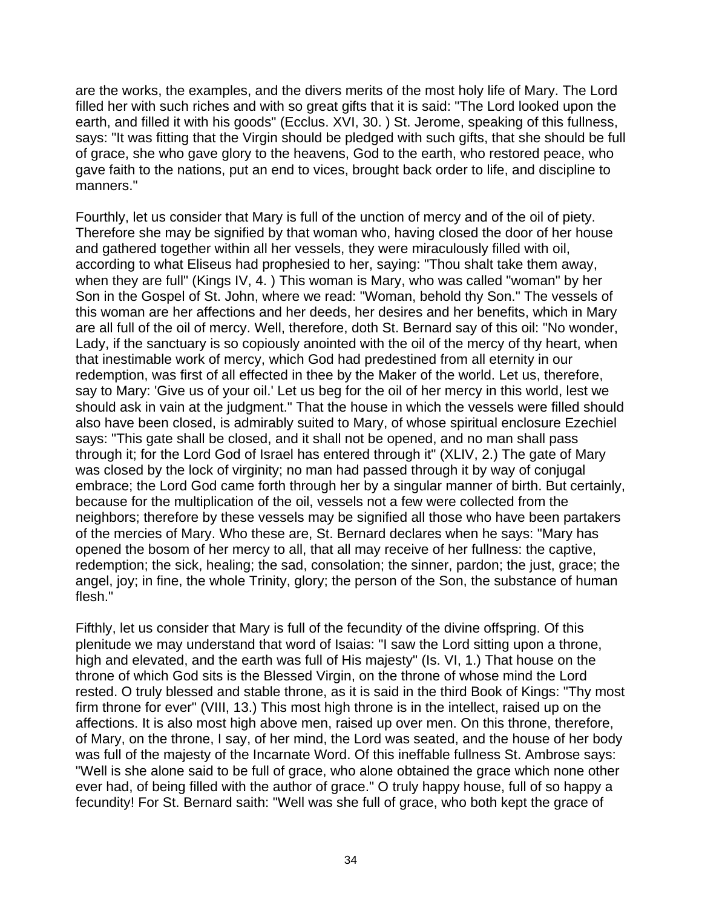are the works, the examples, and the divers merits of the most holy life of Mary. The Lord filled her with such riches and with so great gifts that it is said: "The Lord looked upon the earth, and filled it with his goods" (Ecclus. XVI, 30. ) St. Jerome, speaking of this fullness, says: "It was fitting that the Virgin should be pledged with such gifts, that she should be full of grace, she who gave glory to the heavens, God to the earth, who restored peace, who gave faith to the nations, put an end to vices, brought back order to life, and discipline to manners."

Fourthly, let us consider that Mary is full of the unction of mercy and of the oil of piety. Therefore she may be signified by that woman who, having closed the door of her house and gathered together within all her vessels, they were miraculously filled with oil, according to what Eliseus had prophesied to her, saying: "Thou shalt take them away, when they are full" (Kings IV, 4. ) This woman is Mary, who was called "woman" by her Son in the Gospel of St. John, where we read: "Woman, behold thy Son." The vessels of this woman are her affections and her deeds, her desires and her benefits, which in Mary are all full of the oil of mercy. Well, therefore, doth St. Bernard say of this oil: "No wonder, Lady, if the sanctuary is so copiously anointed with the oil of the mercy of thy heart, when that inestimable work of mercy, which God had predestined from all eternity in our redemption, was first of all effected in thee by the Maker of the world. Let us, therefore, say to Mary: 'Give us of your oil.' Let us beg for the oil of her mercy in this world, lest we should ask in vain at the judgment." That the house in which the vessels were filled should also have been closed, is admirably suited to Mary, of whose spiritual enclosure Ezechiel says: "This gate shall be closed, and it shall not be opened, and no man shall pass through it; for the Lord God of Israel has entered through it" (XLIV, 2.) The gate of Mary was closed by the lock of virginity; no man had passed through it by way of conjugal embrace; the Lord God came forth through her by a singular manner of birth. But certainly, because for the multiplication of the oil, vessels not a few were collected from the neighbors; therefore by these vessels may be signified all those who have been partakers of the mercies of Mary. Who these are, St. Bernard declares when he says: "Mary has opened the bosom of her mercy to all, that all may receive of her fullness: the captive, redemption; the sick, healing; the sad, consolation; the sinner, pardon; the just, grace; the angel, joy; in fine, the whole Trinity, glory; the person of the Son, the substance of human flesh."

Fifthly, let us consider that Mary is full of the fecundity of the divine offspring. Of this plenitude we may understand that word of Isaias: "I saw the Lord sitting upon a throne, high and elevated, and the earth was full of His majesty" (Is. VI, 1.) That house on the throne of which God sits is the Blessed Virgin, on the throne of whose mind the Lord rested. O truly blessed and stable throne, as it is said in the third Book of Kings: "Thy most firm throne for ever" (VIII, 13.) This most high throne is in the intellect, raised up on the affections. It is also most high above men, raised up over men. On this throne, therefore, of Mary, on the throne, I say, of her mind, the Lord was seated, and the house of her body was full of the majesty of the Incarnate Word. Of this ineffable fullness St. Ambrose says: "Well is she alone said to be full of grace, who alone obtained the grace which none other ever had, of being filled with the author of grace." O truly happy house, full of so happy a fecundity! For St. Bernard saith: "Well was she full of grace, who both kept the grace of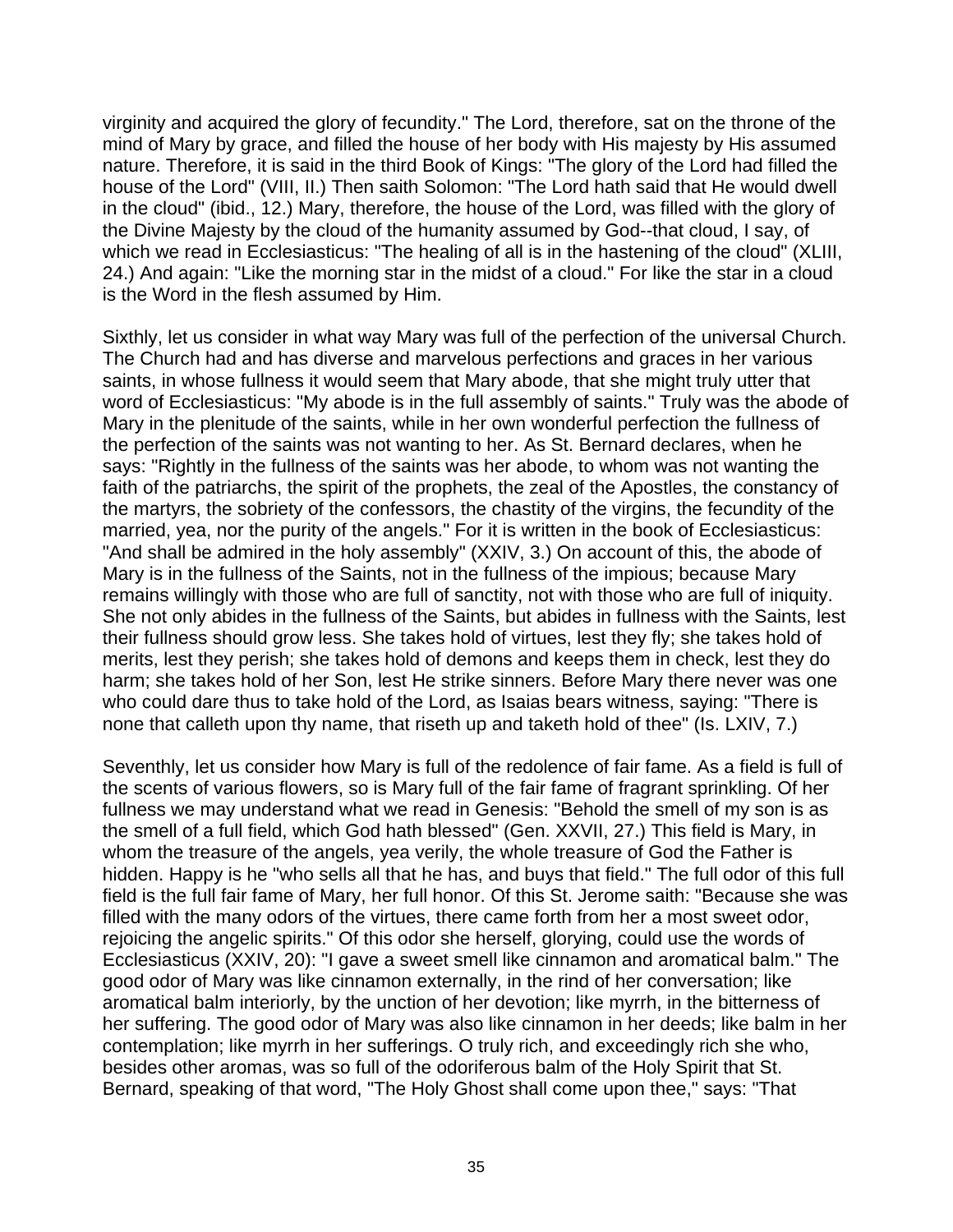virginity and acquired the glory of fecundity." The Lord, therefore, sat on the throne of the mind of Mary by grace, and filled the house of her body with His majesty by His assumed nature. Therefore, it is said in the third Book of Kings: "The glory of the Lord had filled the house of the Lord" (VIII, II.) Then saith Solomon: "The Lord hath said that He would dwell in the cloud" (ibid., 12.) Mary, therefore, the house of the Lord, was filled with the glory of the Divine Majesty by the cloud of the humanity assumed by God--that cloud, I say, of which we read in Ecclesiasticus: "The healing of all is in the hastening of the cloud" (XLIII, 24.) And again: "Like the morning star in the midst of a cloud." For like the star in a cloud is the Word in the flesh assumed by Him.

Sixthly, let us consider in what way Mary was full of the perfection of the universal Church. The Church had and has diverse and marvelous perfections and graces in her various saints, in whose fullness it would seem that Mary abode, that she might truly utter that word of Ecclesiasticus: "My abode is in the full assembly of saints." Truly was the abode of Mary in the plenitude of the saints, while in her own wonderful perfection the fullness of the perfection of the saints was not wanting to her. As St. Bernard declares, when he says: "Rightly in the fullness of the saints was her abode, to whom was not wanting the faith of the patriarchs, the spirit of the prophets, the zeal of the Apostles, the constancy of the martyrs, the sobriety of the confessors, the chastity of the virgins, the fecundity of the married, yea, nor the purity of the angels." For it is written in the book of Ecclesiasticus: "And shall be admired in the holy assembly" (XXIV, 3.) On account of this, the abode of Mary is in the fullness of the Saints, not in the fullness of the impious; because Mary remains willingly with those who are full of sanctity, not with those who are full of iniquity. She not only abides in the fullness of the Saints, but abides in fullness with the Saints, lest their fullness should grow less. She takes hold of virtues, lest they fly; she takes hold of merits, lest they perish; she takes hold of demons and keeps them in check, lest they do harm; she takes hold of her Son, lest He strike sinners. Before Mary there never was one who could dare thus to take hold of the Lord, as Isaias bears witness, saying: "There is none that calleth upon thy name, that riseth up and taketh hold of thee" (Is. LXIV, 7.)

Seventhly, let us consider how Mary is full of the redolence of fair fame. As a field is full of the scents of various flowers, so is Mary full of the fair fame of fragrant sprinkling. Of her fullness we may understand what we read in Genesis: "Behold the smell of my son is as the smell of a full field, which God hath blessed" (Gen. XXVII, 27.) This field is Mary, in whom the treasure of the angels, yea verily, the whole treasure of God the Father is hidden. Happy is he "who sells all that he has, and buys that field." The full odor of this full field is the full fair fame of Mary, her full honor. Of this St. Jerome saith: "Because she was filled with the many odors of the virtues, there came forth from her a most sweet odor, rejoicing the angelic spirits." Of this odor she herself, glorying, could use the words of Ecclesiasticus (XXIV, 20): "I gave a sweet smell like cinnamon and aromatical balm." The good odor of Mary was like cinnamon externally, in the rind of her conversation; like aromatical balm interiorly, by the unction of her devotion; like myrrh, in the bitterness of her suffering. The good odor of Mary was also like cinnamon in her deeds; like balm in her contemplation; like myrrh in her sufferings. O truly rich, and exceedingly rich she who, besides other aromas, was so full of the odoriferous balm of the Holy Spirit that St. Bernard, speaking of that word, "The Holy Ghost shall come upon thee," says: "That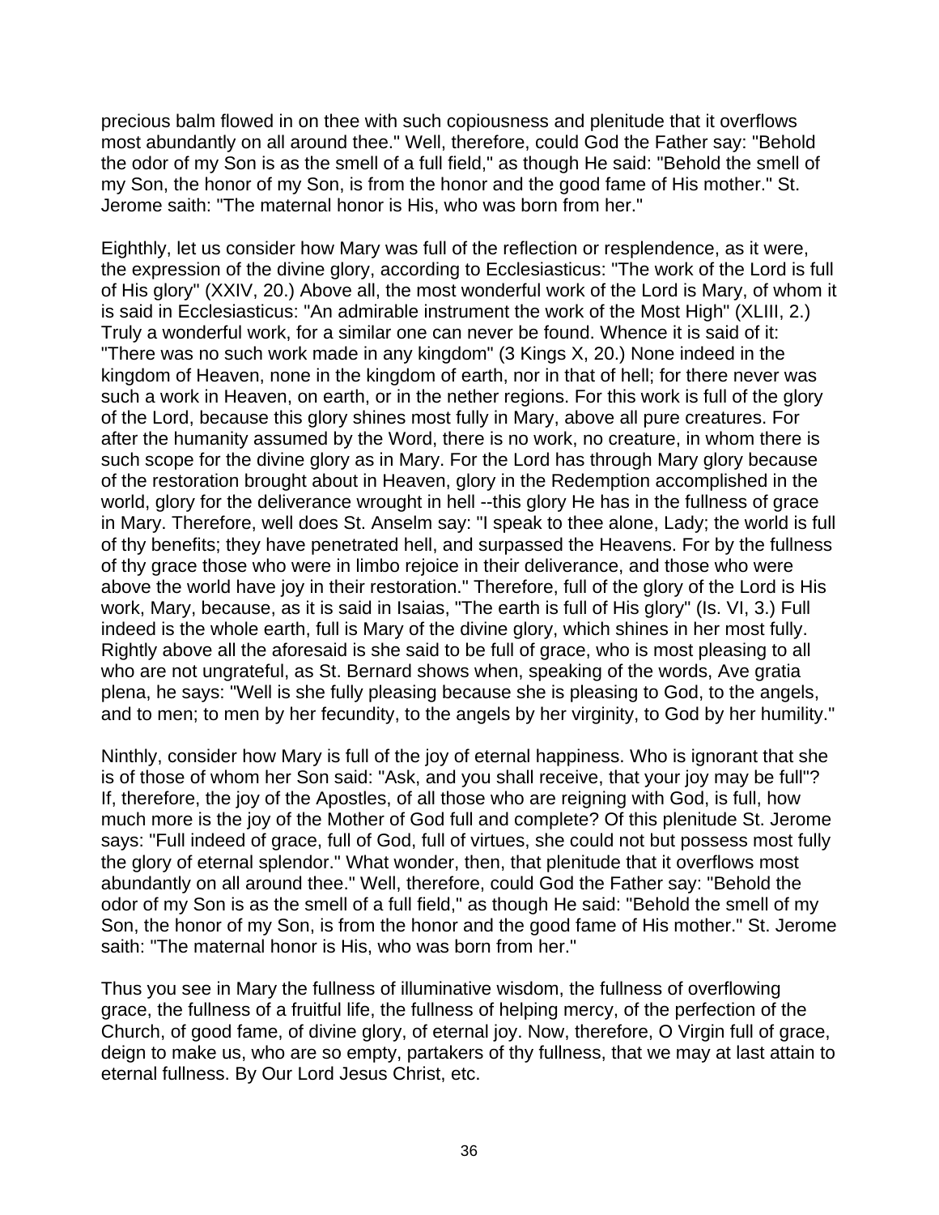precious balm flowed in on thee with such copiousness and plenitude that it overflows most abundantly on all around thee." Well, therefore, could God the Father say: "Behold the odor of my Son is as the smell of a full field," as though He said: "Behold the smell of my Son, the honor of my Son, is from the honor and the good fame of His mother." St. Jerome saith: "The maternal honor is His, who was born from her."

Eighthly, let us consider how Mary was full of the reflection or resplendence, as it were, the expression of the divine glory, according to Ecclesiasticus: "The work of the Lord is full of His glory" (XXIV, 20.) Above all, the most wonderful work of the Lord is Mary, of whom it is said in Ecclesiasticus: "An admirable instrument the work of the Most High" (XLIII, 2.) Truly a wonderful work, for a similar one can never be found. Whence it is said of it: "There was no such work made in any kingdom" (3 Kings X, 20.) None indeed in the kingdom of Heaven, none in the kingdom of earth, nor in that of hell; for there never was such a work in Heaven, on earth, or in the nether regions. For this work is full of the glory of the Lord, because this glory shines most fully in Mary, above all pure creatures. For after the humanity assumed by the Word, there is no work, no creature, in whom there is such scope for the divine glory as in Mary. For the Lord has through Mary glory because of the restoration brought about in Heaven, glory in the Redemption accomplished in the world, glory for the deliverance wrought in hell --this glory He has in the fullness of grace in Mary. Therefore, well does St. Anselm say: "I speak to thee alone, Lady; the world is full of thy benefits; they have penetrated hell, and surpassed the Heavens. For by the fullness of thy grace those who were in limbo rejoice in their deliverance, and those who were above the world have joy in their restoration." Therefore, full of the glory of the Lord is His work, Mary, because, as it is said in Isaias, "The earth is full of His glory" (Is. VI, 3.) Full indeed is the whole earth, full is Mary of the divine glory, which shines in her most fully. Rightly above all the aforesaid is she said to be full of grace, who is most pleasing to all who are not ungrateful, as St. Bernard shows when, speaking of the words, Ave gratia plena, he says: "Well is she fully pleasing because she is pleasing to God, to the angels, and to men; to men by her fecundity, to the angels by her virginity, to God by her humility."

Ninthly, consider how Mary is full of the joy of eternal happiness. Who is ignorant that she is of those of whom her Son said: "Ask, and you shall receive, that your joy may be full"? If, therefore, the joy of the Apostles, of all those who are reigning with God, is full, how much more is the joy of the Mother of God full and complete? Of this plenitude St. Jerome says: "Full indeed of grace, full of God, full of virtues, she could not but possess most fully the glory of eternal splendor." What wonder, then, that plenitude that it overflows most abundantly on all around thee." Well, therefore, could God the Father say: "Behold the odor of my Son is as the smell of a full field," as though He said: "Behold the smell of my Son, the honor of my Son, is from the honor and the good fame of His mother." St. Jerome saith: "The maternal honor is His, who was born from her."

Thus you see in Mary the fullness of illuminative wisdom, the fullness of overflowing grace, the fullness of a fruitful life, the fullness of helping mercy, of the perfection of the Church, of good fame, of divine glory, of eternal joy. Now, therefore, O Virgin full of grace, deign to make us, who are so empty, partakers of thy fullness, that we may at last attain to eternal fullness. By Our Lord Jesus Christ, etc.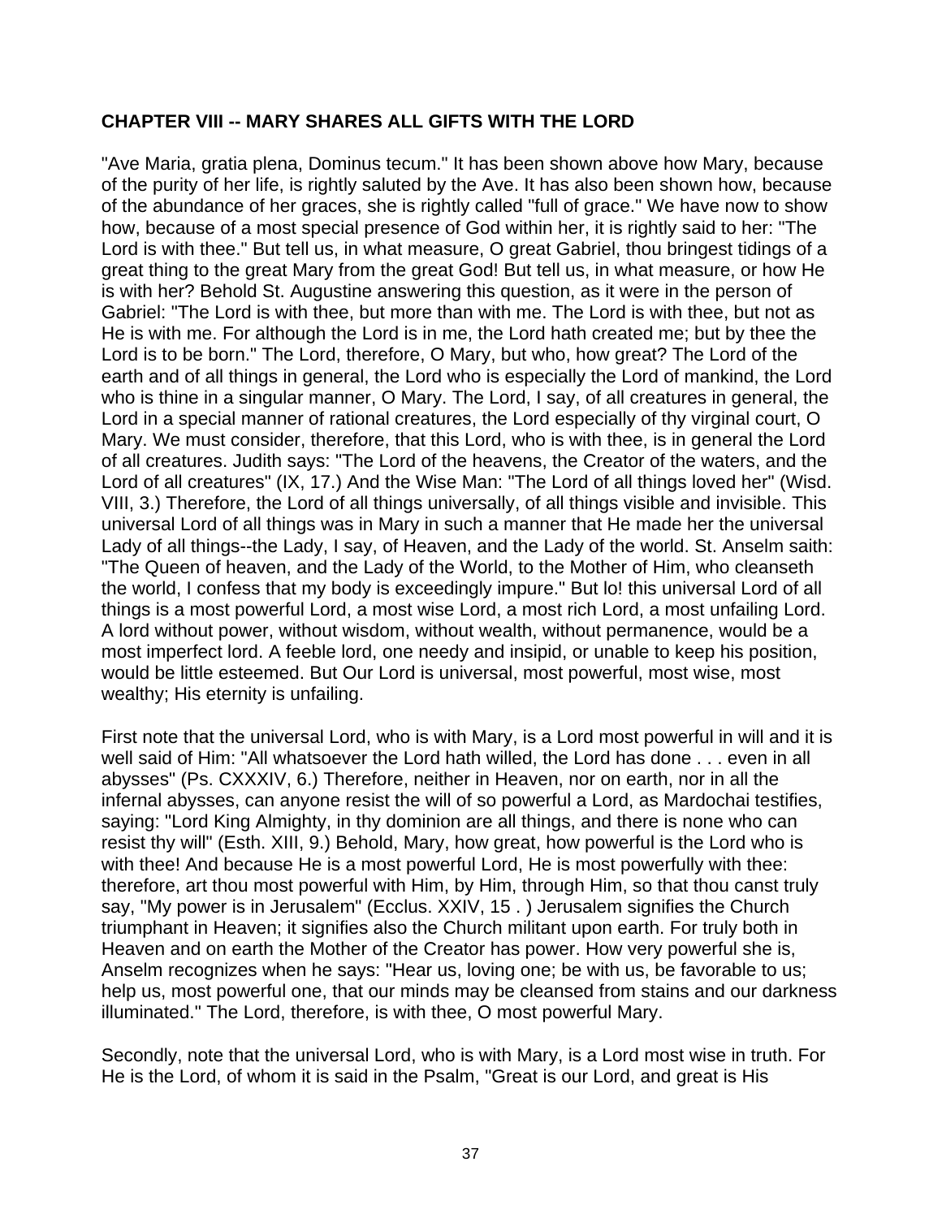## CHAPTER VIII -- MARY SHARES ALL GIFTS WITH THE LORD

"Ave Maria, gratia plena, Dominus tecum." It has been shown above how Mary, because of the purity of her life, is rightly saluted by the Ave. It has also been shown how, because of the abundance of her graces, she is rightly called "full of grace." We have now to show how, because of a most special presence of God within her, it is rightly said to her: "The Lord is with thee." But tell us, in what measure, O great Gabriel, thou bringest tidings of a great thing to the great Mary from the great God! But tell us, in what measure, or how He is with her? Behold St. Augustine answering this question, as it were in the person of Gabriel: "The Lord is with thee, but more than with me. The Lord is with thee, but not as He is with me. For although the Lord is in me, the Lord hath created me; but by thee the Lord is to be born." The Lord, therefore, O Mary, but who, how great? The Lord of the earth and of all things in general, the Lord who is especially the Lord of mankind, the Lord who is thine in a singular manner, O Mary. The Lord, I say, of all creatures in general, the Lord in a special manner of rational creatures, the Lord especially of thy virginal court, O Mary. We must consider, therefore, that this Lord, who is with thee, is in general the Lord of all creatures. Judith says: "The Lord of the heavens, the Creator of the waters, and the Lord of all creatures" (IX, 17.) And the Wise Man: "The Lord of all things loved her" (Wisd. VIII, 3.) Therefore, the Lord of all things universally, of all things visible and invisible. This universal Lord of all things was in Mary in such a manner that He made her the universal Lady of all things--the Lady, I say, of Heaven, and the Lady of the world. St. Anselm saith: "The Queen of heaven, and the Lady of the World, to the Mother of Him, who cleanseth the world, I confess that my body is exceedingly impure." But lo! this universal Lord of all things is a most powerful Lord, a most wise Lord, a most rich Lord, a most unfailing Lord. A lord without power, without wisdom, without wealth, without permanence, would be a most imperfect lord. A feeble lord, one needy and insipid, or unable to keep his position, would be little esteemed. But Our Lord is universal, most powerful, most wise, most wealthy; His eternity is unfailing.

First note that the universal Lord, who is with Mary, is a Lord most powerful in will and it is well said of Him: "All whatsoever the Lord hath willed, the Lord has done . . . even in all abysses" (Ps. CXXXIV, 6.) Therefore, neither in Heaven, nor on earth, nor in all the infernal abysses, can anyone resist the will of so powerful a Lord, as Mardochai testifies, saying: "Lord King Almighty, in thy dominion are all things, and there is none who can resist thy will" (Esth. XIII, 9.) Behold, Mary, how great, how powerful is the Lord who is with thee! And because He is a most powerful Lord, He is most powerfully with thee: therefore, art thou most powerful with Him, by Him, through Him, so that thou canst truly say, "My power is in Jerusalem" (Ecclus. XXIV, 15 . ) Jerusalem signifies the Church triumphant in Heaven; it signifies also the Church militant upon earth. For truly both in Heaven and on earth the Mother of the Creator has power. How very powerful she is, Anselm recognizes when he says: "Hear us, loving one; be with us, be favorable to us; help us, most powerful one, that our minds may be cleansed from stains and our darkness illuminated." The Lord, therefore, is with thee, O most powerful Mary.

Secondly, note that the universal Lord, who is with Mary, is a Lord most wise in truth. For He is the Lord, of whom it is said in the Psalm, "Great is our Lord, and great is His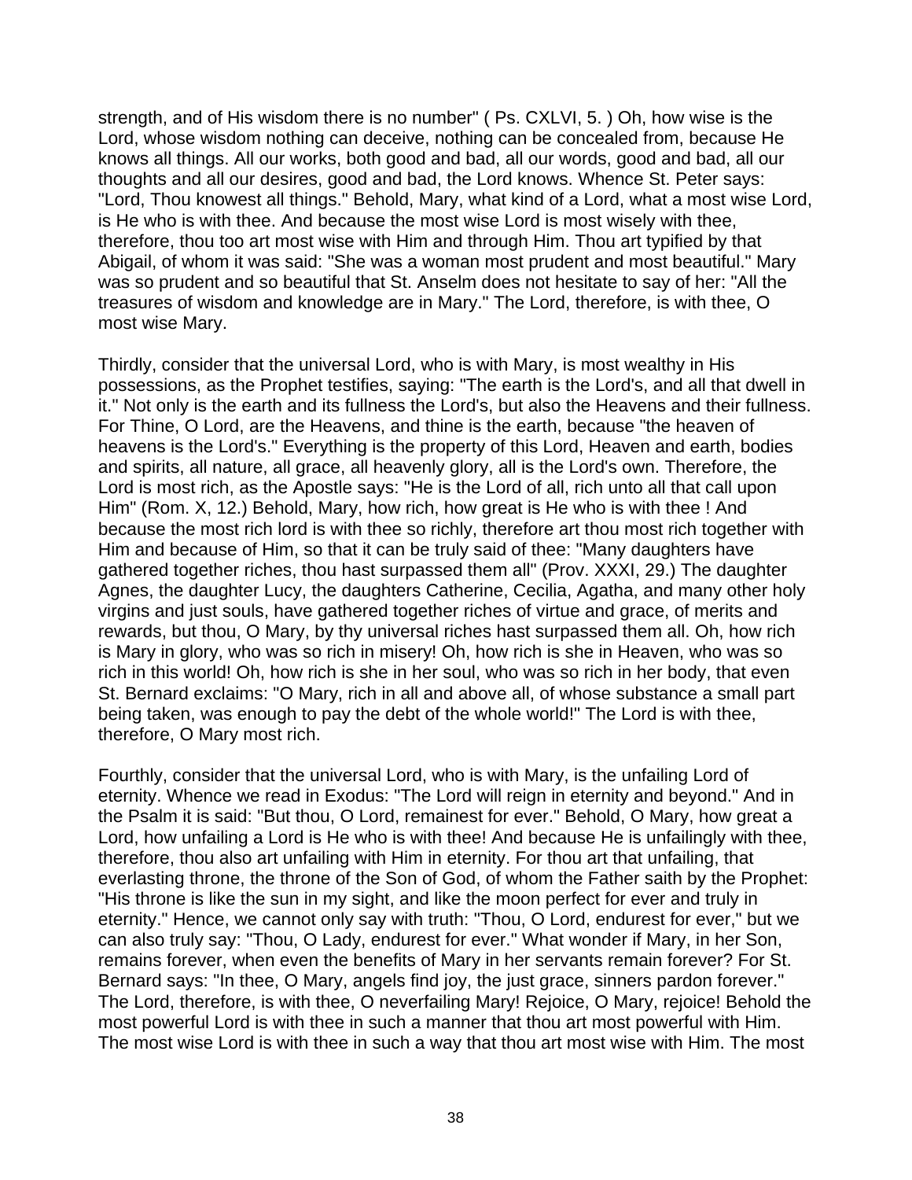strength, and of His wisdom there is no number" ( Ps. CXLVI, 5. ) Oh, how wise is the Lord, whose wisdom nothing can deceive, nothing can be concealed from, because He knows all things. All our works, both good and bad, all our words, good and bad, all our thoughts and all our desires, good and bad, the Lord knows. Whence St. Peter says: "Lord, Thou knowest all things." Behold, Mary, what kind of a Lord, what a most wise Lord, is He who is with thee. And because the most wise Lord is most wisely with thee, therefore, thou too art most wise with Him and through Him. Thou art typified by that Abigail, of whom it was said: "She was a woman most prudent and most beautiful." Mary was so prudent and so beautiful that St. Anselm does not hesitate to say of her: "All the treasures of wisdom and knowledge are in Mary." The Lord, therefore, is with thee, O most wise Mary.

Thirdly, consider that the universal Lord, who is with Mary, is most wealthy in His possessions, as the Prophet testifies, saying: "The earth is the Lord's, and all that dwell in it." Not only is the earth and its fullness the Lord's, but also the Heavens and their fullness. For Thine, O Lord, are the Heavens, and thine is the earth, because "the heaven of heavens is the Lord's." Everything is the property of this Lord, Heaven and earth, bodies and spirits, all nature, all grace, all heavenly glory, all is the Lord's own. Therefore, the Lord is most rich, as the Apostle says: "He is the Lord of all, rich unto all that call upon Him" (Rom. X, 12.) Behold, Mary, how rich, how great is He who is with thee ! And because the most rich lord is with thee so richly, therefore art thou most rich together with Him and because of Him, so that it can be truly said of thee: "Many daughters have gathered together riches, thou hast surpassed them all" (Prov. XXXI, 29.) The daughter Agnes, the daughter Lucy, the daughters Catherine, Cecilia, Agatha, and many other holy virgins and just souls, have gathered together riches of virtue and grace, of merits and rewards, but thou, O Mary, by thy universal riches hast surpassed them all. Oh, how rich is Mary in glory, who was so rich in misery! Oh, how rich is she in Heaven, who was so rich in this world! Oh, how rich is she in her soul, who was so rich in her body, that even St. Bernard exclaims: "O Mary, rich in all and above all, of whose substance a small part being taken, was enough to pay the debt of the whole world!" The Lord is with thee, therefore, O Mary most rich.

Fourthly, consider that the universal Lord, who is with Mary, is the unfailing Lord of eternity. Whence we read in Exodus: "The Lord will reign in eternity and beyond." And in the Psalm it is said: "But thou, O Lord, remainest for ever." Behold, O Mary, how great a Lord, how unfailing a Lord is He who is with thee! And because He is unfailingly with thee, therefore, thou also art unfailing with Him in eternity. For thou art that unfailing, that everlasting throne, the throne of the Son of God, of whom the Father saith by the Prophet: "His throne is like the sun in my sight, and like the moon perfect for ever and truly in eternity." Hence, we cannot only say with truth: "Thou, O Lord, endurest for ever," but we can also truly say: "Thou, O Lady, endurest for ever." What wonder if Mary, in her Son, remains forever, when even the benefits of Mary in her servants remain forever? For St. Bernard says: "In thee, O Mary, angels find joy, the just grace, sinners pardon forever." The Lord, therefore, is with thee, O neverfailing Mary! Rejoice, O Mary, rejoice! Behold the most powerful Lord is with thee in such a manner that thou art most powerful with Him. The most wise Lord is with thee in such a way that thou art most wise with Him. The most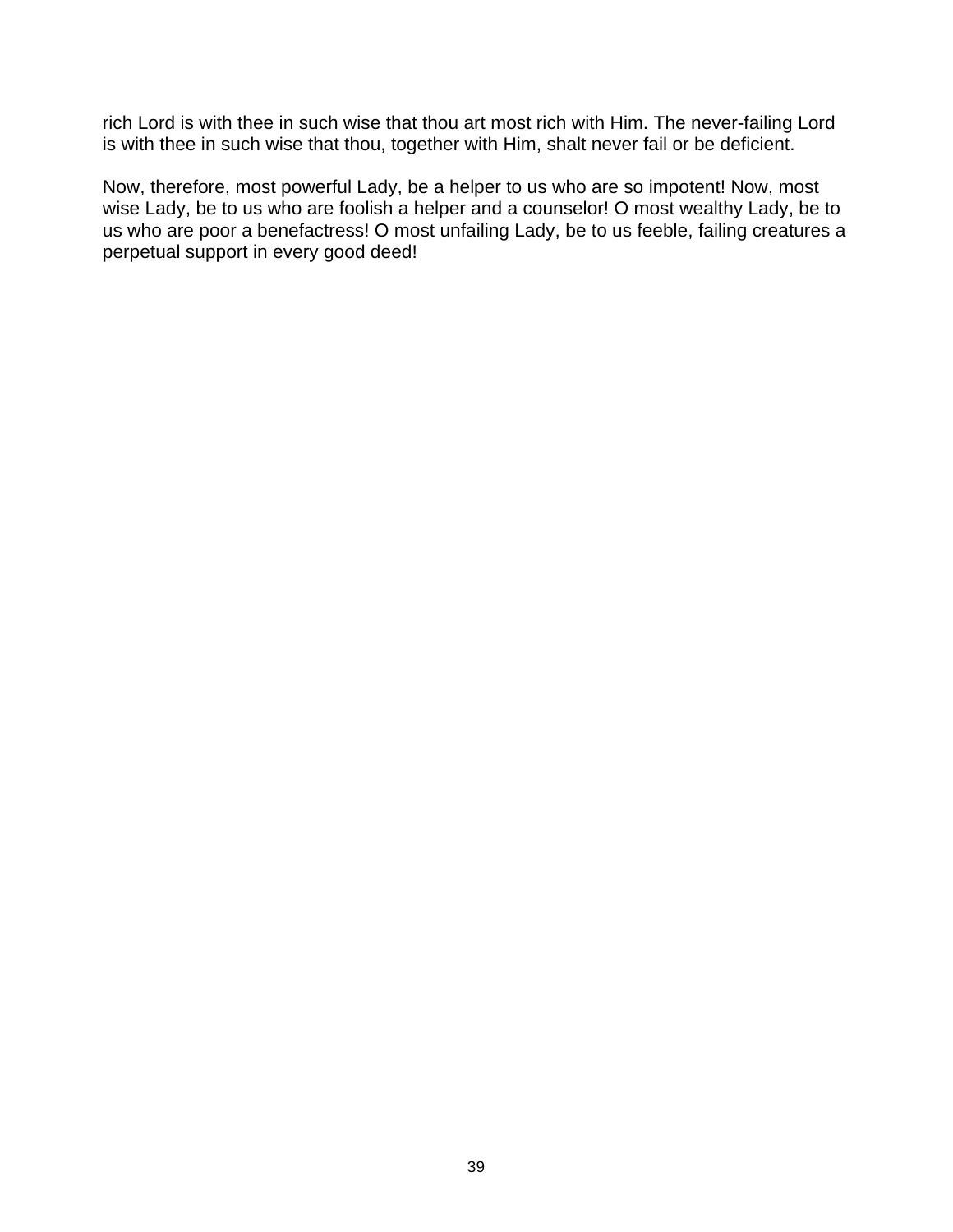rich Lord is with thee in such wise that thou art most rich with Him. The never-failing Lord is with thee in such wise that thou, together with Him, shalt never fail or be deficient.

Now, therefore, most powerful Lady, be a helper to us who are so impotent! Now, most wise Lady, be to us who are foolish a helper and a counselor! O most wealthy Lady, be to us who are poor a benefactress! O most unfailing Lady, be to us feeble, failing creatures a perpetual support in every good deed!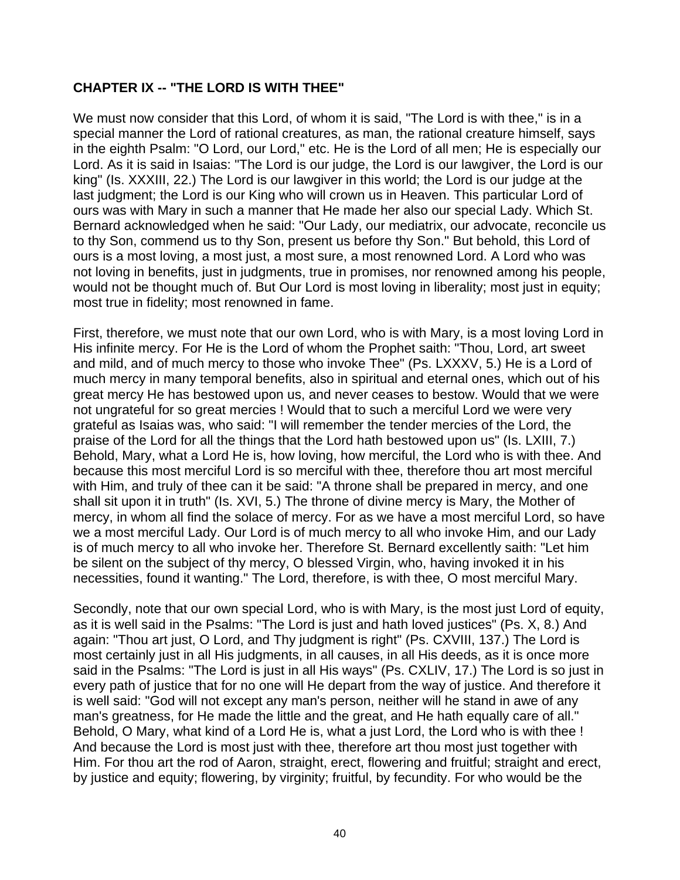## CHAPTER IX -- "THE LORD IS WITH THEE"

We must now consider that this Lord, of whom it is said, "The Lord is with thee," is in a special manner the Lord of rational creatures, as man, the rational creature himself, says in the eighth Psalm: "O Lord, our Lord," etc. He is the Lord of all men; He is especially our Lord. As it is said in Isaias: "The Lord is our judge, the Lord is our lawgiver, the Lord is our king" (Is. XXXIII, 22.) The Lord is our lawgiver in this world; the Lord is our judge at the last judgment; the Lord is our King who will crown us in Heaven. This particular Lord of ours was with Mary in such a manner that He made her also our special Lady. Which St. Bernard acknowledged when he said: "Our Lady, our mediatrix, our advocate, reconcile us to thy Son, commend us to thy Son, present us before thy Son." But behold, this Lord of ours is a most loving, a most just, a most sure, a most renowned Lord. A Lord who was not loving in benefits, just in judgments, true in promises, nor renowned among his people, would not be thought much of. But Our Lord is most loving in liberality; most just in equity; most true in fidelity; most renowned in fame.

First, therefore, we must note that our own Lord, who is with Mary, is a most loving Lord in His infinite mercy. For He is the Lord of whom the Prophet saith: "Thou, Lord, art sweet and mild, and of much mercy to those who invoke Thee" (Ps. LXXXV, 5.) He is a Lord of much mercy in many temporal benefits, also in spiritual and eternal ones, which out of his great mercy He has bestowed upon us, and never ceases to bestow. Would that we were not ungrateful for so great mercies ! Would that to such a merciful Lord we were very grateful as Isaias was, who said: "I will remember the tender mercies of the Lord, the praise of the Lord for all the things that the Lord hath bestowed upon us" (Is. LXIII, 7.) Behold, Mary, what a Lord He is, how loving, how merciful, the Lord who is with thee. And because this most merciful Lord is so merciful with thee, therefore thou art most merciful with Him, and truly of thee can it be said: "A throne shall be prepared in mercy, and one shall sit upon it in truth" (Is. XVI, 5.) The throne of divine mercy is Mary, the Mother of mercy, in whom all find the solace of mercy. For as we have a most merciful Lord, so have we a most merciful Lady. Our Lord is of much mercy to all who invoke Him, and our Lady is of much mercy to all who invoke her. Therefore St. Bernard excellently saith: "Let him be silent on the subject of thy mercy, O blessed Virgin, who, having invoked it in his necessities, found it wanting." The Lord, therefore, is with thee, O most merciful Mary.

Secondly, note that our own special Lord, who is with Mary, is the most just Lord of equity, as it is well said in the Psalms: "The Lord is just and hath loved justices" (Ps. X, 8.) And again: "Thou art just, O Lord, and Thy judgment is right" (Ps. CXVIII, 137.) The Lord is most certainly just in all His judgments, in all causes, in all His deeds, as it is once more said in the Psalms: "The Lord is just in all His ways" (Ps. CXLIV, 17.) The Lord is so just in every path of justice that for no one will He depart from the way of justice. And therefore it is well said: "God will not except any man's person, neither will he stand in awe of any man's greatness, for He made the little and the great, and He hath equally care of all." Behold, O Mary, what kind of a Lord He is, what a just Lord, the Lord who is with thee ! And because the Lord is most just with thee, therefore art thou most just together with Him. For thou art the rod of Aaron, straight, erect, flowering and fruitful; straight and erect, by justice and equity; flowering, by virginity; fruitful, by fecundity. For who would be the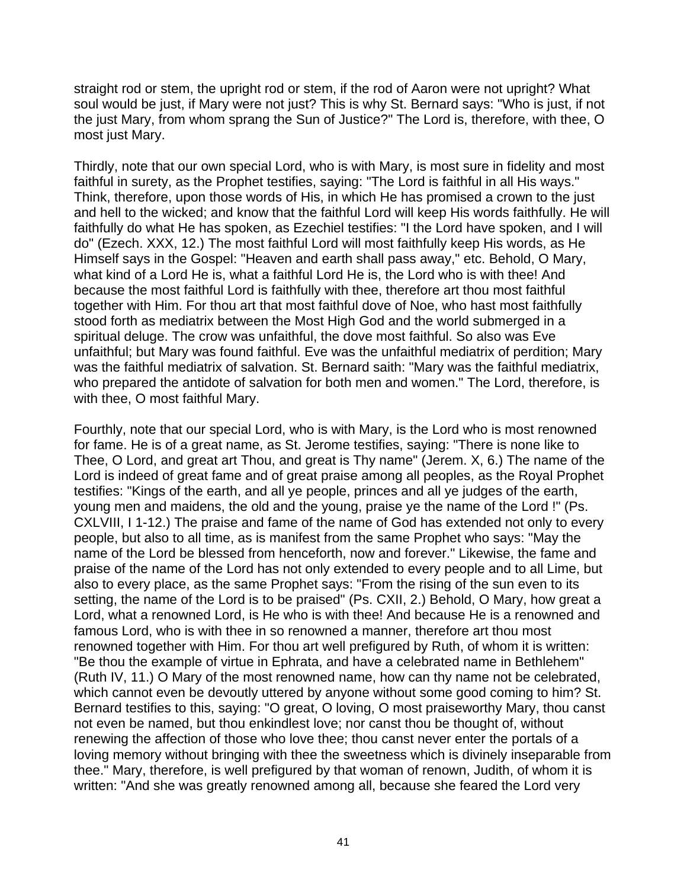straight rod or stem, the upright rod or stem, if the rod of Aaron were not upright? What soul would be just, if Mary were not just? This is why St. Bernard says: "Who is just, if not the just Mary, from whom sprang the Sun of Justice?" The Lord is, therefore, with thee, O most just Mary.

Thirdly, note that our own special Lord, who is with Mary, is most sure in fidelity and most faithful in surety, as the Prophet testifies, saying: "The Lord is faithful in all His ways." Think, therefore, upon those words of His, in which He has promised a crown to the just and hell to the wicked; and know that the faithful Lord will keep His words faithfully. He will faithfully do what He has spoken, as Ezechiel testifies: "I the Lord have spoken, and I will do" (Ezech. XXX, 12.) The most faithful Lord will most faithfully keep His words, as He Himself says in the Gospel: "Heaven and earth shall pass away," etc. Behold, O Mary, what kind of a Lord He is, what a faithful Lord He is, the Lord who is with thee! And because the most faithful Lord is faithfully with thee, therefore art thou most faithful together with Him. For thou art that most faithful dove of Noe, who hast most faithfully stood forth as mediatrix between the Most High God and the world submerged in a spiritual deluge. The crow was unfaithful, the dove most faithful. So also was Eve unfaithful; but Mary was found faithful. Eve was the unfaithful mediatrix of perdition; Mary was the faithful mediatrix of salvation. St. Bernard saith: "Mary was the faithful mediatrix, who prepared the antidote of salvation for both men and women." The Lord, therefore, is with thee, O most faithful Mary.

Fourthly, note that our special Lord, who is with Mary, is the Lord who is most renowned for fame. He is of a great name, as St. Jerome testifies, saying: "There is none like to Thee, O Lord, and great art Thou, and great is Thy name" (Jerem. X, 6.) The name of the Lord is indeed of great fame and of great praise among all peoples, as the Royal Prophet testifies: "Kings of the earth, and all ye people, princes and all ye judges of the earth, young men and maidens, the old and the young, praise ye the name of the Lord !" (Ps. CXLVIII, I 1-12.) The praise and fame of the name of God has extended not only to every people, but also to all time, as is manifest from the same Prophet who says: "May the name of the Lord be blessed from henceforth, now and forever." Likewise, the fame and praise of the name of the Lord has not only extended to every people and to all Lime, but also to every place, as the same Prophet says: "From the rising of the sun even to its setting, the name of the Lord is to be praised" (Ps. CXII, 2.) Behold, O Mary, how great a Lord, what a renowned Lord, is He who is with thee! And because He is a renowned and famous Lord, who is with thee in so renowned a manner, therefore art thou most renowned together with Him. For thou art well prefigured by Ruth, of whom it is written: "Be thou the example of virtue in Ephrata, and have a celebrated name in Bethlehem" (Ruth IV, 11.) O Mary of the most renowned name, how can thy name not be celebrated, which cannot even be devoutly uttered by anyone without some good coming to him? St. Bernard testifies to this, saying: "O great, O loving, O most praiseworthy Mary, thou canst not even be named, but thou enkindlest love; nor canst thou be thought of, without renewing the affection of those who love thee; thou canst never enter the portals of a loving memory without bringing with thee the sweetness which is divinely inseparable from thee." Mary, therefore, is well prefigured by that woman of renown, Judith, of whom it is written: "And she was greatly renowned among all, because she feared the Lord very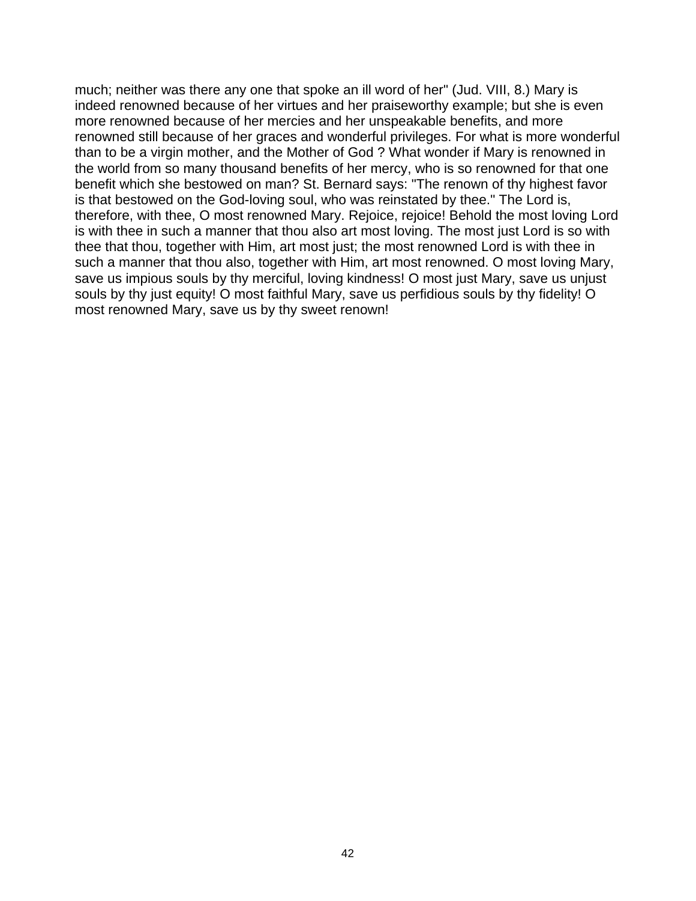much; neither was there any one that spoke an ill word of her" (Jud. VIII, 8.) Mary is indeed renowned because of her virtues and her praiseworthy example; but she is even more renowned because of her mercies and her unspeakable benefits, and more renowned still because of her graces and wonderful privileges. For what is more wonderful than to be a virgin mother, and the Mother of God ? What wonder if Mary is renowned in the world from so many thousand benefits of her mercy, who is so renowned for that one benefit which she bestowed on man? St. Bernard says: "The renown of thy highest favor is that bestowed on the God-loving soul, who was reinstated by thee." The Lord is, therefore, with thee, O most renowned Mary. Rejoice, rejoice! Behold the most loving Lord is with thee in such a manner that thou also art most loving. The most just Lord is so with thee that thou, together with Him, art most just; the most renowned Lord is with thee in such a manner that thou also, together with Him, art most renowned. O most loving Mary, save us impious souls by thy merciful, loving kindness! O most just Mary, save us unjust souls by thy just equity! O most faithful Mary, save us perfidious souls by thy fidelity! O most renowned Mary, save us by thy sweet renown!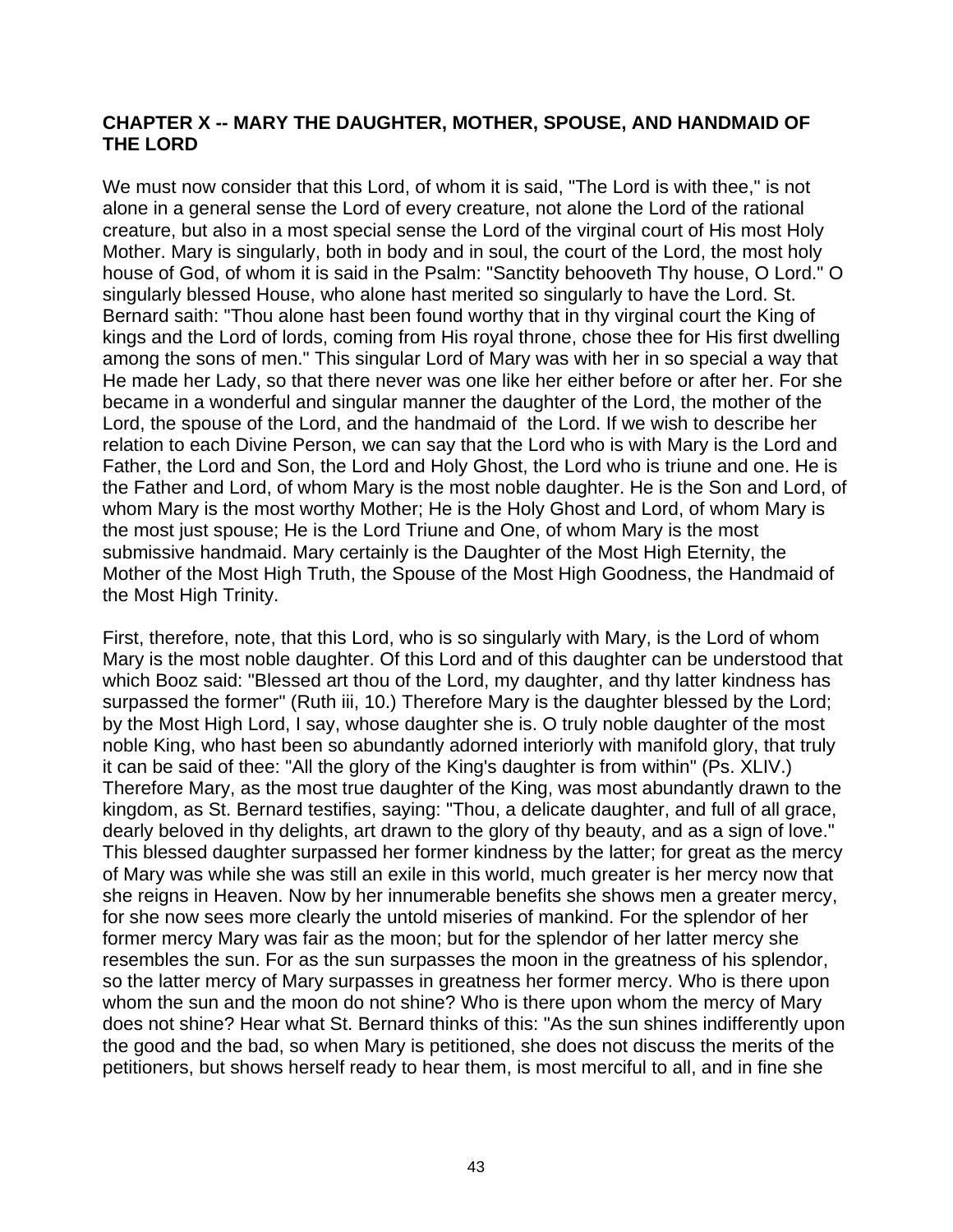## CHAPTER X -- MARY THE DAUGHTER, MOTHER, SPOUSE, AND HANDMAID OF THE LORD

We must now consider that this Lord, of whom it is said, "The Lord is with thee," is not alone in a general sense the Lord of every creature, not alone the Lord of the rational creature, but also in a most special sense the Lord of the virginal court of His most Holy Mother. Mary is singularly, both in body and in soul, the court of the Lord, the most holy house of God, of whom it is said in the Psalm: "Sanctity behooveth Thy house, O Lord." O singularly blessed House, who alone hast merited so singularly to have the Lord. St. Bernard saith: "Thou alone hast been found worthy that in thy virginal court the King of kings and the Lord of lords, coming from His royal throne, chose thee for His first dwelling among the sons of men." This singular Lord of Mary was with her in so special a way that He made her Lady, so that there never was one like her either before or after her. For she became in a wonderful and singular manner the daughter of the Lord, the mother of the Lord, the spouse of the Lord, and the handmaid of the Lord. If we wish to describe her relation to each Divine Person, we can say that the Lord who is with Mary is the Lord and Father, the Lord and Son, the Lord and Holy Ghost, the Lord who is triune and one. He is the Father and Lord, of whom Mary is the most noble daughter. He is the Son and Lord, of whom Mary is the most worthy Mother; He is the Holy Ghost and Lord, of whom Mary is the most just spouse; He is the Lord Triune and One, of whom Mary is the most submissive handmaid. Mary certainly is the Daughter of the Most High Eternity, the Mother of the Most High Truth, the Spouse of the Most High Goodness, the Handmaid of the Most High Trinity.

First, therefore, note, that this Lord, who is so singularly with Mary, is the Lord of whom Mary is the most noble daughter. Of this Lord and of this daughter can be understood that which Booz said: "Blessed art thou of the Lord, my daughter, and thy latter kindness has surpassed the former" (Ruth iii, 10.) Therefore Mary is the daughter blessed by the Lord; by the Most High Lord, I say, whose daughter she is. O truly noble daughter of the most noble King, who hast been so abundantly adorned interiorly with manifold glory, that truly it can be said of thee: "All the glory of the King's daughter is from within" (Ps. XLIV.) Therefore Mary, as the most true daughter of the King, was most abundantly drawn to the kingdom, as St. Bernard testifies, saying: "Thou, a delicate daughter, and full of all grace, dearly beloved in thy delights, art drawn to the glory of thy beauty, and as a sign of love." This blessed daughter surpassed her former kindness by the latter; for great as the mercy of Mary was while she was still an exile in this world, much greater is her mercy now that she reigns in Heaven. Now by her innumerable benefits she shows men a greater mercy, for she now sees more clearly the untold miseries of mankind. For the splendor of her former mercy Mary was fair as the moon; but for the splendor of her latter mercy she resembles the sun. For as the sun surpasses the moon in the greatness of his splendor, so the latter mercy of Mary surpasses in greatness her former mercy. Who is there upon whom the sun and the moon do not shine? Who is there upon whom the mercy of Mary does not shine? Hear what St. Bernard thinks of this: "As the sun shines indifferently upon the good and the bad, so when Mary is petitioned, she does not discuss the merits of the petitioners, but shows herself ready to hear them, is most merciful to all, and in fine she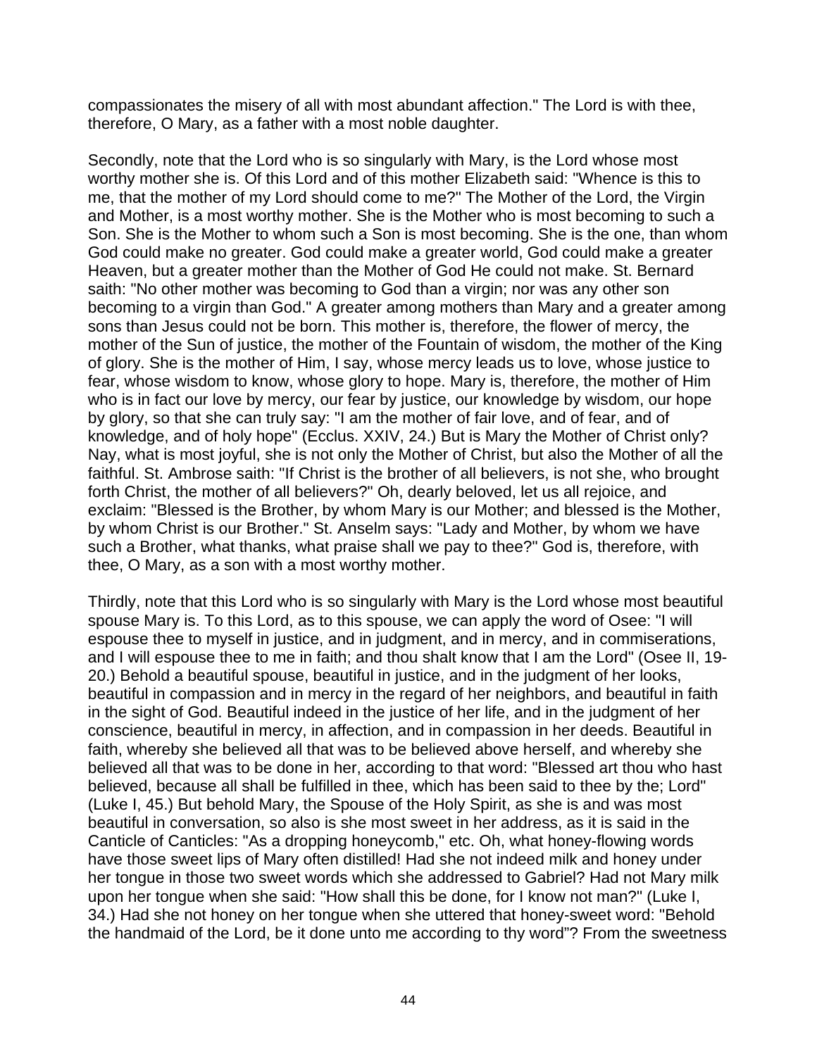compassionates the misery of all with most abundant affection." The Lord is with thee, therefore, O Mary, as a father with a most noble daughter.

Secondly, note that the Lord who is so singularly with Mary, is the Lord whose most worthy mother she is. Of this Lord and of this mother Elizabeth said: "Whence is this to me, that the mother of my Lord should come to me?" The Mother of the Lord, the Virgin and Mother, is a most worthy mother. She is the Mother who is most becoming to such a Son. She is the Mother to whom such a Son is most becoming. She is the one, than whom God could make no greater. God could make a greater world, God could make a greater Heaven, but a greater mother than the Mother of God He could not make. St. Bernard saith: "No other mother was becoming to God than a virgin; nor was any other son becoming to a virgin than God." A greater among mothers than Mary and a greater among sons than Jesus could not be born. This mother is, therefore, the flower of mercy, the mother of the Sun of justice, the mother of the Fountain of wisdom, the mother of the King of glory. She is the mother of Him, I say, whose mercy leads us to love, whose justice to fear, whose wisdom to know, whose glory to hope. Mary is, therefore, the mother of Him who is in fact our love by mercy, our fear by justice, our knowledge by wisdom, our hope by glory, so that she can truly say: "I am the mother of fair love, and of fear, and of knowledge, and of holy hope" (Ecclus. XXIV, 24.) But is Mary the Mother of Christ only? Nay, what is most joyful, she is not only the Mother of Christ, but also the Mother of all the faithful. St. Ambrose saith: "If Christ is the brother of all believers, is not she, who brought forth Christ, the mother of all believers?" Oh, dearly beloved, let us all rejoice, and exclaim: "Blessed is the Brother, by whom Mary is our Mother; and blessed is the Mother, by whom Christ is our Brother." St. Anselm says: "Lady and Mother, by whom we have such a Brother, what thanks, what praise shall we pay to thee?" God is, therefore, with thee, O Mary, as a son with a most worthy mother.

Thirdly, note that this Lord who is so singularly with Mary is the Lord whose most beautiful spouse Mary is. To this Lord, as to this spouse, we can apply the word of Osee: "I will espouse thee to myself in justice, and in judgment, and in mercy, and in commiserations, and I will espouse thee to me in faith; and thou shalt know that I am the Lord" (Osee II, 19-20.) Behold a beautiful spouse, beautiful in justice, and in the judgment of her looks, beautiful in compassion and in mercy in the regard of her neighbors, and beautiful in faith in the sight of God. Beautiful indeed in the justice of her life, and in the judgment of her conscience, beautiful in mercy, in affection, and in compassion in her deeds. Beautiful in faith, whereby she believed all that was to be believed above herself, and whereby she believed all that was to be done in her, according to that word: "Blessed art thou who hast believed, because all shall be fulfilled in thee, which has been said to thee by the; Lord" (Luke I, 45.) But behold Mary, the Spouse of the Holy Spirit, as she is and was most beautiful in conversation, so also is she most sweet in her address, as it is said in the Canticle of Canticles: "As a dropping honeycomb," etc. Oh, what honey-flowing words have those sweet lips of Mary often distilled! Had she not indeed milk and honey under her tongue in those two sweet words which she addressed to Gabriel? Had not Mary milk upon her tongue when she said: "How shall this be done, for I know not man?" (Luke I, 34.) Had she not honey on her tongue when she uttered that honey-sweet word: "Behold the handmaid of the Lord, be it done unto me according to thy word"? From the sweetness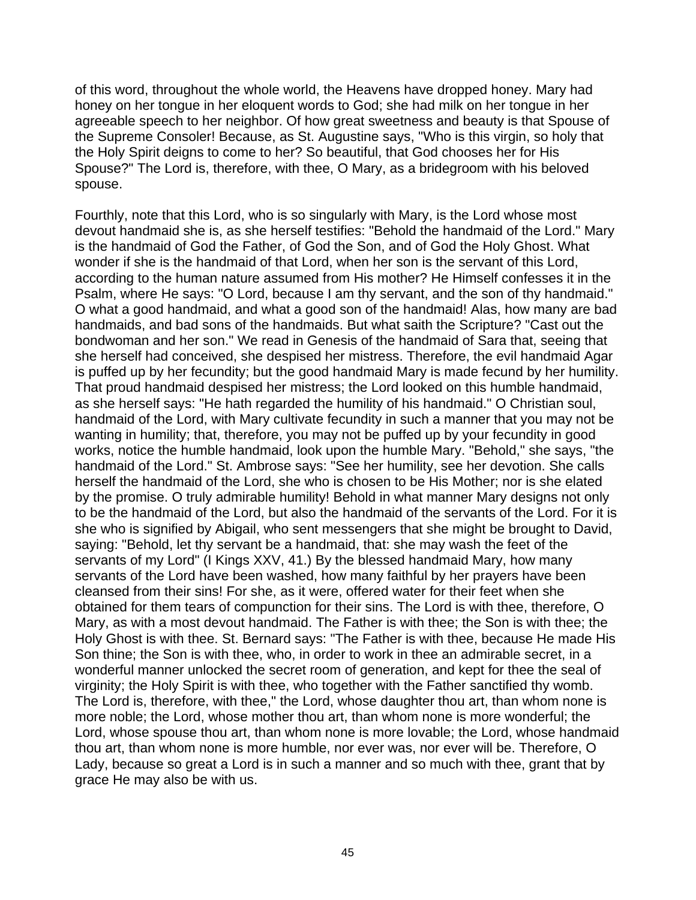of this word, throughout the whole world, the Heavens have dropped honey. Mary had honey on her tongue in her eloquent words to God; she had milk on her tongue in her agreeable speech to her neighbor. Of how great sweetness and beauty is that Spouse of the Supreme Consoler! Because, as St. Augustine says, "Who is this virgin, so holy that the Holy Spirit deigns to come to her? So beautiful, that God chooses her for His Spouse?" The Lord is, therefore, with thee, O Mary, as a bridegroom with his beloved spouse.

Fourthly, note that this Lord, who is so singularly with Mary, is the Lord whose most devout handmaid she is, as she herself testifies: "Behold the handmaid of the Lord." Mary is the handmaid of God the Father, of God the Son, and of God the Holy Ghost. What wonder if she is the handmaid of that Lord, when her son is the servant of this Lord, according to the human nature assumed from His mother? He Himself confesses it in the Psalm, where He says: "O Lord, because I am thy servant, and the son of thy handmaid." O what a good handmaid, and what a good son of the handmaid! Alas, how many are bad handmaids, and bad sons of the handmaids. But what saith the Scripture? "Cast out the bondwoman and her son." We read in Genesis of the handmaid of Sara that, seeing that she herself had conceived, she despised her mistress. Therefore, the evil handmaid Agar is puffed up by her fecundity; but the good handmaid Mary is made fecund by her humility. That proud handmaid despised her mistress; the Lord looked on this humble handmaid, as she herself says: "He hath regarded the humility of his handmaid." O Christian soul, handmaid of the Lord, with Mary cultivate fecundity in such a manner that you may not be wanting in humility; that, therefore, you may not be puffed up by your fecundity in good works, notice the humble handmaid, look upon the humble Mary. "Behold," she says, "the handmaid of the Lord." St. Ambrose says: "See her humility, see her devotion. She calls herself the handmaid of the Lord, she who is chosen to be His Mother; nor is she elated by the promise. O truly admirable humility! Behold in what manner Mary designs not only to be the handmaid of the Lord, but also the handmaid of the servants of the Lord. For it is she who is signified by Abigail, who sent messengers that she might be brought to David, saying: "Behold, let thy servant be a handmaid, that: she may wash the feet of the servants of my Lord" (I Kings XXV, 41.) By the blessed handmaid Mary, how many servants of the Lord have been washed, how many faithful by her prayers have been cleansed from their sins! For she, as it were, offered water for their feet when she obtained for them tears of compunction for their sins. The Lord is with thee, therefore, O Mary, as with a most devout handmaid. The Father is with thee; the Son is with thee; the Holy Ghost is with thee. St. Bernard says: "The Father is with thee, because He made His Son thine; the Son is with thee, who, in order to work in thee an admirable secret, in a wonderful manner unlocked the secret room of generation, and kept for thee the seal of virginity; the Holy Spirit is with thee, who together with the Father sanctified thy womb. The Lord is, therefore, with thee," the Lord, whose daughter thou art, than whom none is more noble; the Lord, whose mother thou art, than whom none is more wonderful; the Lord, whose spouse thou art, than whom none is more lovable; the Lord, whose handmaid thou art, than whom none is more humble, nor ever was, nor ever will be. Therefore, O Lady, because so great a Lord is in such a manner and so much with thee, grant that by grace He may also be with us.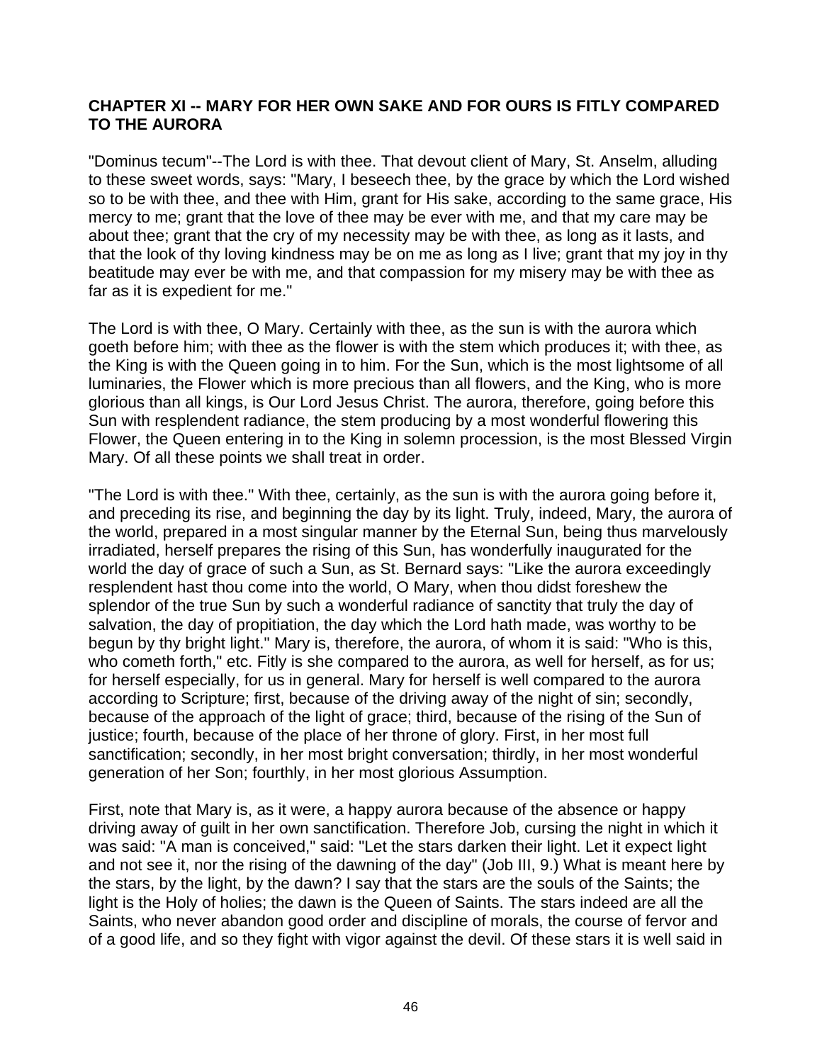## CHAPTER XI -- MARY FOR HER OWN SAKE AND FOR OURS IS FITLY COMPARED TO THE AURORA

"Dominus tecum"--The Lord is with thee. That devout client of Mary, St. Anselm, alluding to these sweet words, says: "Mary, I beseech thee, by the grace by which the Lord wished so to be with thee, and thee with Him, grant for His sake, according to the same grace, His mercy to me; grant that the love of thee may be ever with me, and that my care may be about thee; grant that the cry of my necessity may be with thee, as long as it lasts, and that the look of thy loving kindness may be on me as long as I live; grant that my joy in thy beatitude may ever be with me, and that compassion for my misery may be with thee as far as it is expedient for me."

The Lord is with thee, O Mary. Certainly with thee, as the sun is with the aurora which goeth before him; with thee as the flower is with the stem which produces it; with thee, as the King is with the Queen going in to him. For the Sun, which is the most lightsome of all luminaries, the Flower which is more precious than all flowers, and the King, who is more glorious than all kings, is Our Lord Jesus Christ. The aurora, therefore, going before this Sun with resplendent radiance, the stem producing by a most wonderful flowering this Flower, the Queen entering in to the King in solemn procession, is the most Blessed Virgin Mary. Of all these points we shall treat in order.

"The Lord is with thee." With thee, certainly, as the sun is with the aurora going before it, and preceding its rise, and beginning the day by its light. Truly, indeed, Mary, the aurora of the world, prepared in a most singular manner by the Eternal Sun, being thus marvelously irradiated, herself prepares the rising of this Sun, has wonderfully inaugurated for the world the day of grace of such a Sun, as St. Bernard says: "Like the aurora exceedingly resplendent hast thou come into the world, O Mary, when thou didst foreshew the splendor of the true Sun by such a wonderful radiance of sanctity that truly the day of salvation, the day of propitiation, the day which the Lord hath made, was worthy to be begun by thy bright light." Mary is, therefore, the aurora, of whom it is said: "Who is this, who cometh forth," etc. Fitly is she compared to the aurora, as well for herself, as for us; for herself especially, for us in general. Mary for herself is well compared to the aurora according to Scripture; first, because of the driving away of the night of sin; secondly, because of the approach of the light of grace; third, because of the rising of the Sun of justice; fourth, because of the place of her throne of glory. First, in her most full sanctification; secondly, in her most bright conversation; thirdly, in her most wonderful generation of her Son; fourthly, in her most glorious Assumption.

First, note that Mary is, as it were, a happy aurora because of the absence or happy driving away of guilt in her own sanctification. Therefore Job, cursing the night in which it was said: "A man is conceived," said: "Let the stars darken their light. Let it expect light and not see it, nor the rising of the dawning of the day" (Job III, 9.) What is meant here by the stars, by the light, by the dawn? I say that the stars are the souls of the Saints; the light is the Holy of holies; the dawn is the Queen of Saints. The stars indeed are all the Saints, who never abandon good order and discipline of morals, the course of fervor and of a good life, and so they fight with vigor against the devil. Of these stars it is well said in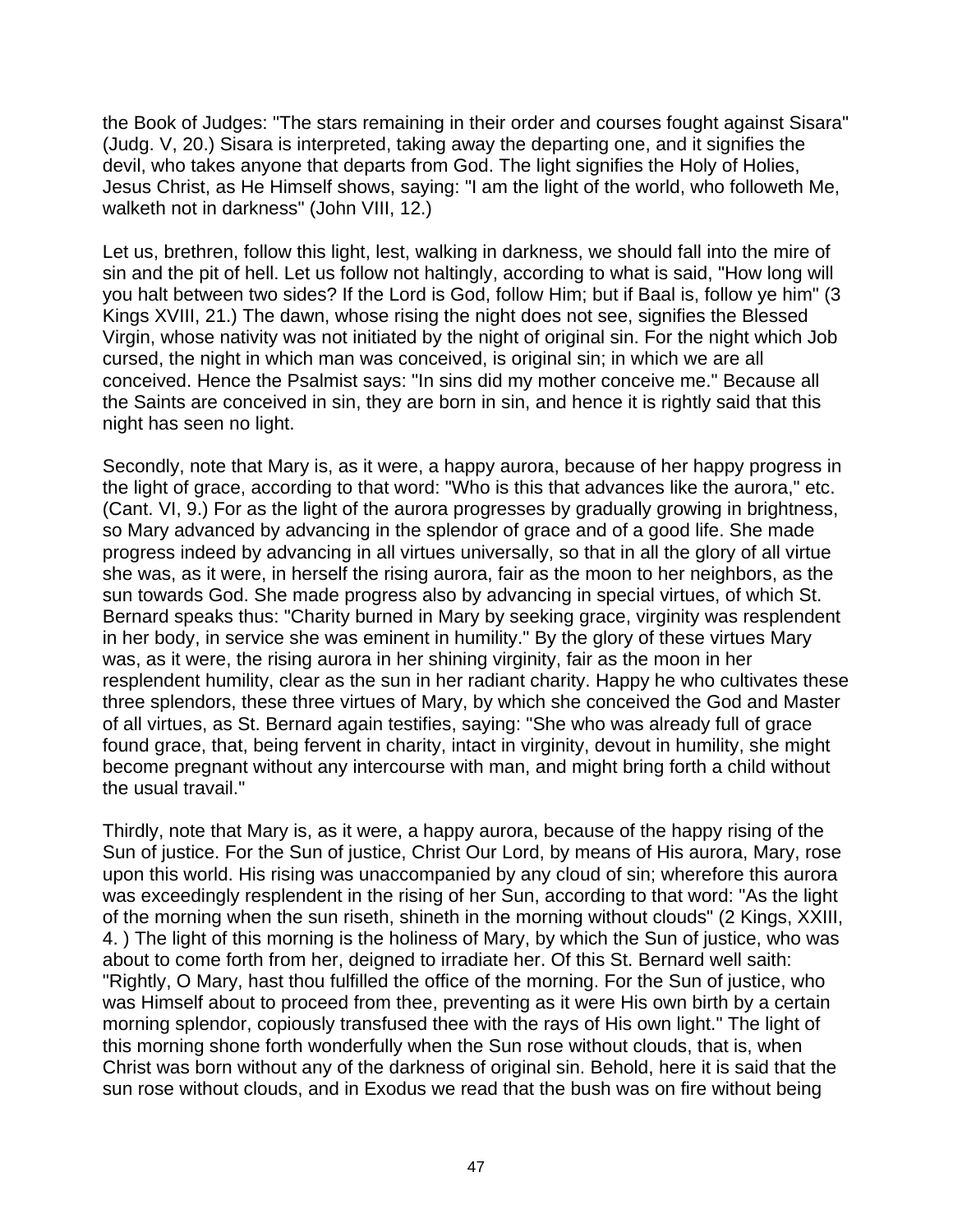the Book of Judges: "The stars remaining in their order and courses fought against Sisara" (Judg. V, 20.) Sisara is interpreted, taking away the departing one, and it signifies the devil, who takes anyone that departs from God. The light signifies the Holy of Holies, Jesus Christ, as He Himself shows, saying: "I am the light of the world, who followeth Me, walketh not in darkness" (John VIII, 12.)

Let us, brethren, follow this light, lest, walking in darkness, we should fall into the mire of sin and the pit of hell. Let us follow not haltingly, according to what is said, "How long will you halt between two sides? If the Lord is God, follow Him; but if Baal is, follow ye him" (3 Kings XVIII, 21.) The dawn, whose rising the night does not see, signifies the Blessed Virgin, whose nativity was not initiated by the night of original sin. For the night which Job cursed, the night in which man was conceived, is original sin; in which we are all conceived. Hence the Psalmist says: "In sins did my mother conceive me." Because all the Saints are conceived in sin, they are born in sin, and hence it is rightly said that this night has seen no light.

Secondly, note that Mary is, as it were, a happy aurora, because of her happy progress in the light of grace, according to that word: "Who is this that advances like the aurora," etc. (Cant. VI, 9.) For as the light of the aurora progresses by gradually growing in brightness, so Mary advanced by advancing in the splendor of grace and of a good life. She made progress indeed by advancing in all virtues universally, so that in all the glory of all virtue she was, as it were, in herself the rising aurora, fair as the moon to her neighbors, as the sun towards God. She made progress also by advancing in special virtues, of which St. Bernard speaks thus: "Charity burned in Mary by seeking grace, virginity was resplendent in her body, in service she was eminent in humility." By the glory of these virtues Mary was, as it were, the rising aurora in her shining virginity, fair as the moon in her resplendent humility, clear as the sun in her radiant charity. Happy he who cultivates these three splendors, these three virtues of Mary, by which she conceived the God and Master of all virtues, as St. Bernard again testifies, saying: "She who was already full of grace found grace, that, being fervent in charity, intact in virginity, devout in humility, she might become pregnant without any intercourse with man, and might bring forth a child without the usual travail."

Thirdly, note that Mary is, as it were, a happy aurora, because of the happy rising of the Sun of justice. For the Sun of justice, Christ Our Lord, by means of His aurora, Mary, rose upon this world. His rising was unaccompanied by any cloud of sin; wherefore this aurora was exceedingly resplendent in the rising of her Sun, according to that word: "As the light of the morning when the sun riseth, shineth in the morning without clouds" (2 Kings, XXIII, 4. ) The light of this morning is the holiness of Mary, by which the Sun of justice, who was about to come forth from her, deigned to irradiate her. Of this St. Bernard well saith: "Rightly, O Mary, hast thou fulfilled the office of the morning. For the Sun of justice, who was Himself about to proceed from thee, preventing as it were His own birth by a certain morning splendor, copiously transfused thee with the rays of His own light." The light of this morning shone forth wonderfully when the Sun rose without clouds, that is, when Christ was born without any of the darkness of original sin. Behold, here it is said that the sun rose without clouds, and in Exodus we read that the bush was on fire without being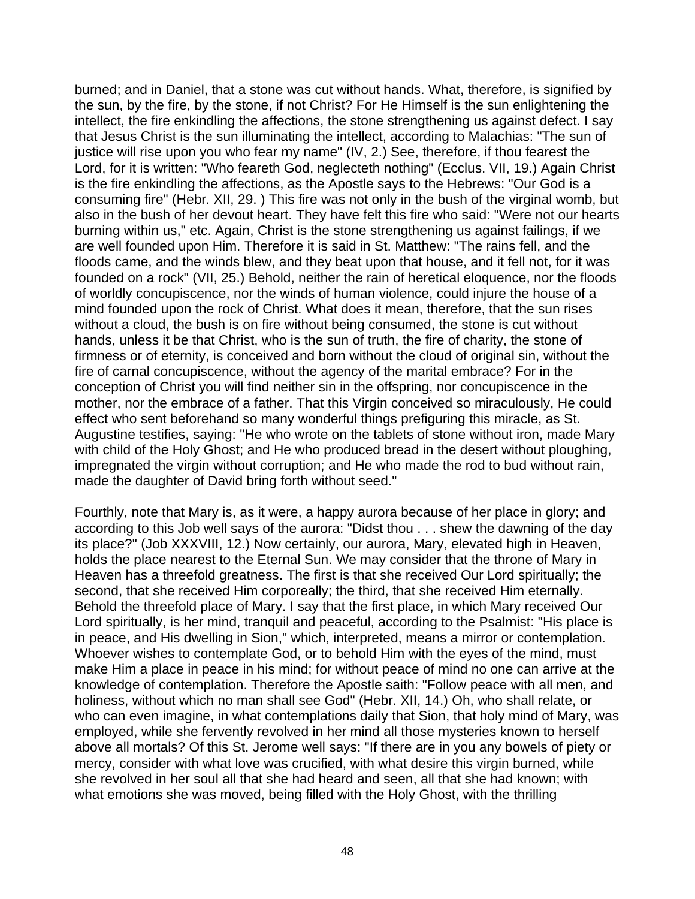burned; and in Daniel, that a stone was cut without hands. What, therefore, is signified by the sun, by the fire, by the stone, if not Christ? For He Himself is the sun enlightening the intellect, the fire enkindling the affections, the stone strengthening us against defect. I say that Jesus Christ is the sun illuminating the intellect, according to Malachias: "The sun of justice will rise upon you who fear my name" (IV, 2.) See, therefore, if thou fearest the Lord, for it is written: "Who feareth God, neglecteth nothing" (Ecclus. VII, 19.) Again Christ is the fire enkindling the affections, as the Apostle says to the Hebrews: "Our God is a consuming fire" (Hebr. XII, 29. ) This fire was not only in the bush of the virginal womb, but also in the bush of her devout heart. They have felt this fire who said: "Were not our hearts burning within us," etc. Again, Christ is the stone strengthening us against failings, if we are well founded upon Him. Therefore it is said in St. Matthew: "The rains fell, and the floods came, and the winds blew, and they beat upon that house, and it fell not, for it was founded on a rock" (VII, 25.) Behold, neither the rain of heretical eloquence, nor the floods of worldly concupiscence, nor the winds of human violence, could injure the house of a mind founded upon the rock of Christ. What does it mean, therefore, that the sun rises without a cloud, the bush is on fire without being consumed, the stone is cut without hands, unless it be that Christ, who is the sun of truth, the fire of charity, the stone of firmness or of eternity, is conceived and born without the cloud of original sin, without the fire of carnal concupiscence, without the agency of the marital embrace? For in the conception of Christ you will find neither sin in the offspring, nor concupiscence in the mother, nor the embrace of a father. That this Virgin conceived so miraculously, He could effect who sent beforehand so many wonderful things prefiguring this miracle, as St. Augustine testifies, saying: "He who wrote on the tablets of stone without iron, made Mary with child of the Holy Ghost; and He who produced bread in the desert without ploughing, impregnated the virgin without corruption; and He who made the rod to bud without rain, made the daughter of David bring forth without seed."

Fourthly, note that Mary is, as it were, a happy aurora because of her place in glory; and according to this Job well says of the aurora: "Didst thou . . . shew the dawning of the day its place?" (Job XXXVIII, 12.) Now certainly, our aurora, Mary, elevated high in Heaven, holds the place nearest to the Eternal Sun. We may consider that the throne of Mary in Heaven has a threefold greatness. The first is that she received Our Lord spiritually; the second, that she received Him corporeally; the third, that she received Him eternally. Behold the threefold place of Mary. I say that the first place, in which Mary received Our Lord spiritually, is her mind, tranquil and peaceful, according to the Psalmist: "His place is in peace, and His dwelling in Sion," which, interpreted, means a mirror or contemplation. Whoever wishes to contemplate God, or to behold Him with the eyes of the mind, must make Him a place in peace in his mind; for without peace of mind no one can arrive at the knowledge of contemplation. Therefore the Apostle saith: "Follow peace with all men, and holiness, without which no man shall see God" (Hebr. XII, 14.) Oh, who shall relate, or who can even imagine, in what contemplations daily that Sion, that holy mind of Mary, was employed, while she fervently revolved in her mind all those mysteries known to herself above all mortals? Of this St. Jerome well says: "If there are in you any bowels of piety or mercy, consider with what love was crucified, with what desire this virgin burned, while she revolved in her soul all that she had heard and seen, all that she had known; with what emotions she was moved, being filled with the Holy Ghost, with the thrilling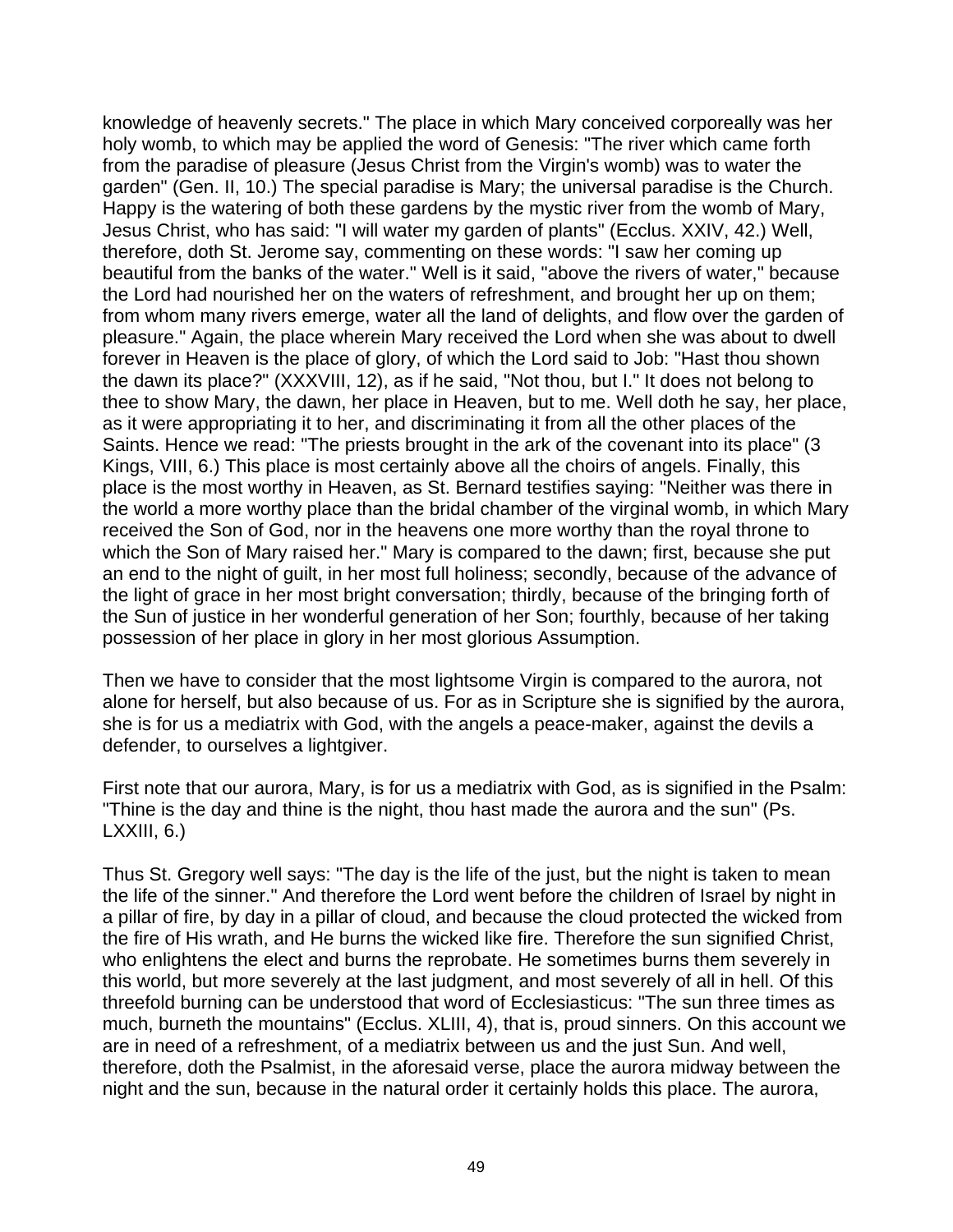knowledge of heavenly secrets." The place in which Mary conceived corporeally was her holy womb, to which may be applied the word of Genesis: "The river which came forth from the paradise of pleasure (Jesus Christ from the Virgin's womb) was to water the garden" (Gen. II, 10.) The special paradise is Mary; the universal paradise is the Church. Happy is the watering of both these gardens by the mystic river from the womb of Mary, Jesus Christ, who has said: "I will water my garden of plants" (Ecclus. XXIV, 42.) Well, therefore, doth St. Jerome say, commenting on these words: "I saw her coming up beautiful from the banks of the water." Well is it said, "above the rivers of water," because the Lord had nourished her on the waters of refreshment, and brought her up on them; from whom many rivers emerge, water all the land of delights, and flow over the garden of pleasure." Again, the place wherein Mary received the Lord when she was about to dwell forever in Heaven is the place of glory, of which the Lord said to Job: "Hast thou shown the dawn its place?" (XXXVIII, 12), as if he said, "Not thou, but I." It does not belong to thee to show Mary, the dawn, her place in Heaven, but to me. Well doth he say, her place, as it were appropriating it to her, and discriminating it from all the other places of the Saints. Hence we read: "The priests brought in the ark of the covenant into its place" (3 Kings, VIII, 6.) This place is most certainly above all the choirs of angels. Finally, this place is the most worthy in Heaven, as St. Bernard testifies saying: "Neither was there in the world a more worthy place than the bridal chamber of the virginal womb, in which Mary received the Son of God, nor in the heavens one more worthy than the royal throne to which the Son of Mary raised her." Mary is compared to the dawn; first, because she put an end to the night of guilt, in her most full holiness; secondly, because of the advance of the light of grace in her most bright conversation; thirdly, because of the bringing forth of the Sun of justice in her wonderful generation of her Son; fourthly, because of her taking possession of her place in glory in her most glorious Assumption.

Then we have to consider that the most lightsome Virgin is compared to the aurora, not alone for herself, but also because of us. For as in Scripture she is signified by the aurora, she is for us a mediatrix with God, with the angels a peace-maker, against the devils a defender, to ourselves a lightgiver.

First note that our aurora, Mary, is for us a mediatrix with God, as is signified in the Psalm: "Thine is the day and thine is the night, thou hast made the aurora and the sun" (Ps. LXXIII, 6.)

Thus St. Gregory well says: "The day is the life of the just, but the night is taken to mean the life of the sinner." And therefore the Lord went before the children of Israel by night in a pillar of fire, by day in a pillar of cloud, and because the cloud protected the wicked from the fire of His wrath, and He burns the wicked like fire. Therefore the sun signified Christ, who enlightens the elect and burns the reprobate. He sometimes burns them severely in this world, but more severely at the last judgment, and most severely of all in hell. Of this threefold burning can be understood that word of Ecclesiasticus: "The sun three times as much, burneth the mountains" (Ecclus. XLIII, 4), that is, proud sinners. On this account we are in need of a refreshment, of a mediatrix between us and the just Sun. And well, therefore, doth the Psalmist, in the aforesaid verse, place the aurora midway between the night and the sun, because in the natural order it certainly holds this place. The aurora,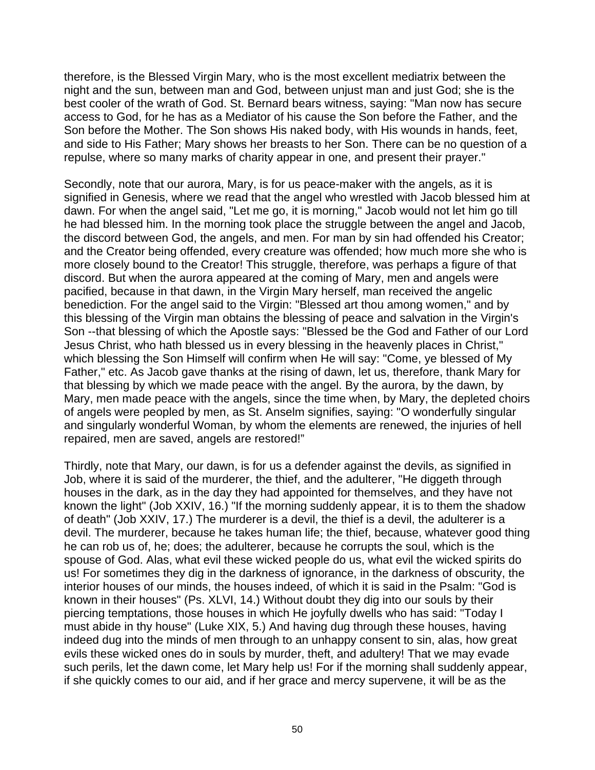therefore, is the Blessed Virgin Mary, who is the most excellent mediatrix between the night and the sun, between man and God, between unjust man and just God; she is the best cooler of the wrath of God. St. Bernard bears witness, saying: "Man now has secure access to God, for he has as a Mediator of his cause the Son before the Father, and the Son before the Mother. The Son shows His naked body, with His wounds in hands, feet, and side to His Father; Mary shows her breasts to her Son. There can be no question of a repulse, where so many marks of charity appear in one, and present their prayer."

Secondly, note that our aurora, Mary, is for us peace-maker with the angels, as it is signified in Genesis, where we read that the angel who wrestled with Jacob blessed him at dawn. For when the angel said, "Let me go, it is morning," Jacob would not let him go till he had blessed him. In the morning took place the struggle between the angel and Jacob, the discord between God, the angels, and men. For man by sin had offended his Creator; and the Creator being offended, every creature was offended; how much more she who is more closely bound to the Creator! This struggle, therefore, was perhaps a figure of that discord. But when the aurora appeared at the coming of Mary, men and angels were pacified, because in that dawn, in the Virgin Mary herself, man received the angelic benediction. For the angel said to the Virgin: "Blessed art thou among women," and by this blessing of the Virgin man obtains the blessing of peace and salvation in the Virgin's Son --that blessing of which the Apostle says: "Blessed be the God and Father of our Lord Jesus Christ, who hath blessed us in every blessing in the heavenly places in Christ," which blessing the Son Himself will confirm when He will say: "Come, ye blessed of My Father," etc. As Jacob gave thanks at the rising of dawn, let us, therefore, thank Mary for that blessing by which we made peace with the angel. By the aurora, by the dawn, by Mary, men made peace with the angels, since the time when, by Mary, the depleted choirs of angels were peopled by men, as St. Anselm signifies, saying: "O wonderfully singular and singularly wonderful Woman, by whom the elements are renewed, the injuries of hell repaired, men are saved, angels are restored!"

Thirdly, note that Mary, our dawn, is for us a defender against the devils, as signified in Job, where it is said of the murderer, the thief, and the adulterer, "He diggeth through houses in the dark, as in the day they had appointed for themselves, and they have not known the light" (Job XXIV, 16.) "If the morning suddenly appear, it is to them the shadow of death" (Job XXIV, 17.) The murderer is a devil, the thief is a devil, the adulterer is a devil. The murderer, because he takes human life; the thief, because, whatever good thing he can rob us of, he; does; the adulterer, because he corrupts the soul, which is the spouse of God. Alas, what evil these wicked people do us, what evil the wicked spirits do us! For sometimes they dig in the darkness of ignorance, in the darkness of obscurity, the interior houses of our minds, the houses indeed, of which it is said in the Psalm: "God is known in their houses" (Ps. XLVI, 14.) Without doubt they dig into our souls by their piercing temptations, those houses in which He joyfully dwells who has said: "Today I must abide in thy house" (Luke XIX, 5.) And having dug through these houses, having indeed dug into the minds of men through to an unhappy consent to sin, alas, how great evils these wicked ones do in souls by murder, theft, and adultery! That we may evade such perils, let the dawn come, let Mary help us! For if the morning shall suddenly appear, if she quickly comes to our aid, and if her grace and mercy supervene, it will be as the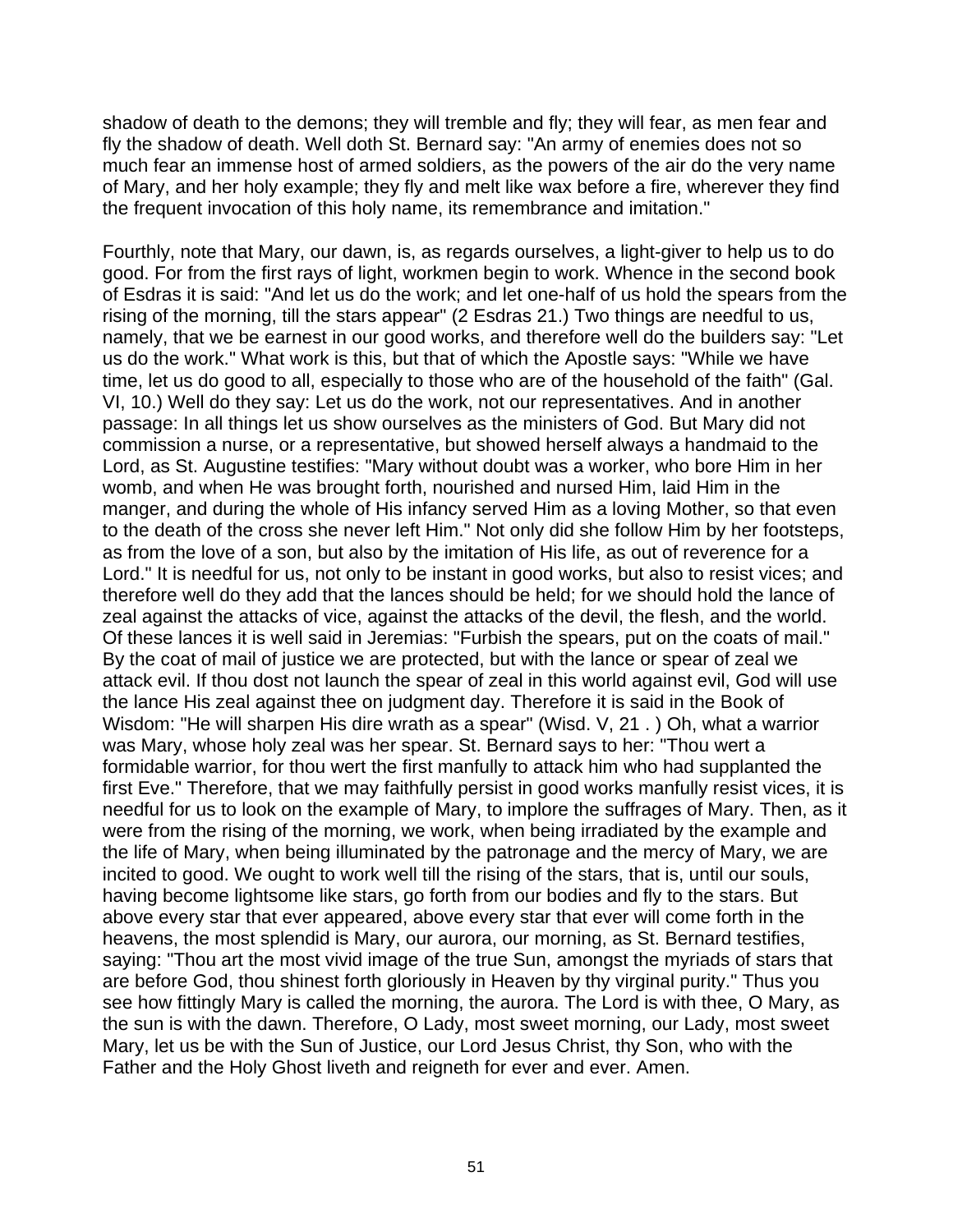shadow of death to the demons; they will tremble and fly; they will fear, as men fear and fly the shadow of death. Well doth St. Bernard say: "An army of enemies does not so much fear an immense host of armed soldiers, as the powers of the air do the very name of Mary, and her holy example; they fly and melt like wax before a fire, wherever they find the frequent invocation of this holy name, its remembrance and imitation."

Fourthly, note that Mary, our dawn, is, as regards ourselves, a light-giver to help us to do good. For from the first rays of light, workmen begin to work. Whence in the second book of Esdras it is said: "And let us do the work; and let one-half of us hold the spears from the rising of the morning, till the stars appear" (2 Esdras 21.) Two things are needful to us, namely, that we be earnest in our good works, and therefore well do the builders say: "Let us do the work." What work is this, but that of which the Apostle says: "While we have time, let us do good to all, especially to those who are of the household of the faith" (Gal. VI, 10.) Well do they say: Let us do the work, not our representatives. And in another passage: In all things let us show ourselves as the ministers of God. But Mary did not commission a nurse, or a representative, but showed herself always a handmaid to the Lord, as St. Augustine testifies: "Mary without doubt was a worker, who bore Him in her womb, and when He was brought forth, nourished and nursed Him, laid Him in the manger, and during the whole of His infancy served Him as a loving Mother, so that even to the death of the cross she never left Him." Not only did she follow Him by her footsteps, as from the love of a son, but also by the imitation of His life, as out of reverence for a Lord." It is needful for us, not only to be instant in good works, but also to resist vices; and therefore well do they add that the lances should be held; for we should hold the lance of zeal against the attacks of vice, against the attacks of the devil, the flesh, and the world. Of these lances it is well said in Jeremias: "Furbish the spears, put on the coats of mail." By the coat of mail of justice we are protected, but with the lance or spear of zeal we attack evil. If thou dost not launch the spear of zeal in this world against evil, God will use the lance His zeal against thee on judgment day. Therefore it is said in the Book of Wisdom: "He will sharpen His dire wrath as a spear" (Wisd. V, 21 . ) Oh, what a warrior was Mary, whose holy zeal was her spear. St. Bernard says to her: "Thou wert a formidable warrior, for thou wert the first manfully to attack him who had supplanted the first Eve." Therefore, that we may faithfully persist in good works manfully resist vices, it is needful for us to look on the example of Mary, to implore the suffrages of Mary. Then, as it were from the rising of the morning, we work, when being irradiated by the example and the life of Mary, when being illuminated by the patronage and the mercy of Mary, we are incited to good. We ought to work well till the rising of the stars, that is, until our souls, having become lightsome like stars, go forth from our bodies and fly to the stars. But above every star that ever appeared, above every star that ever will come forth in the heavens, the most splendid is Mary, our aurora, our morning, as St. Bernard testifies, saying: "Thou art the most vivid image of the true Sun, amongst the myriads of stars that are before God, thou shinest forth gloriously in Heaven by thy virginal purity." Thus you see how fittingly Mary is called the morning, the aurora. The Lord is with thee, O Mary, as the sun is with the dawn. Therefore, O Lady, most sweet morning, our Lady, most sweet Mary, let us be with the Sun of Justice, our Lord Jesus Christ, thy Son, who with the Father and the Holy Ghost liveth and reigneth for ever and ever. Amen.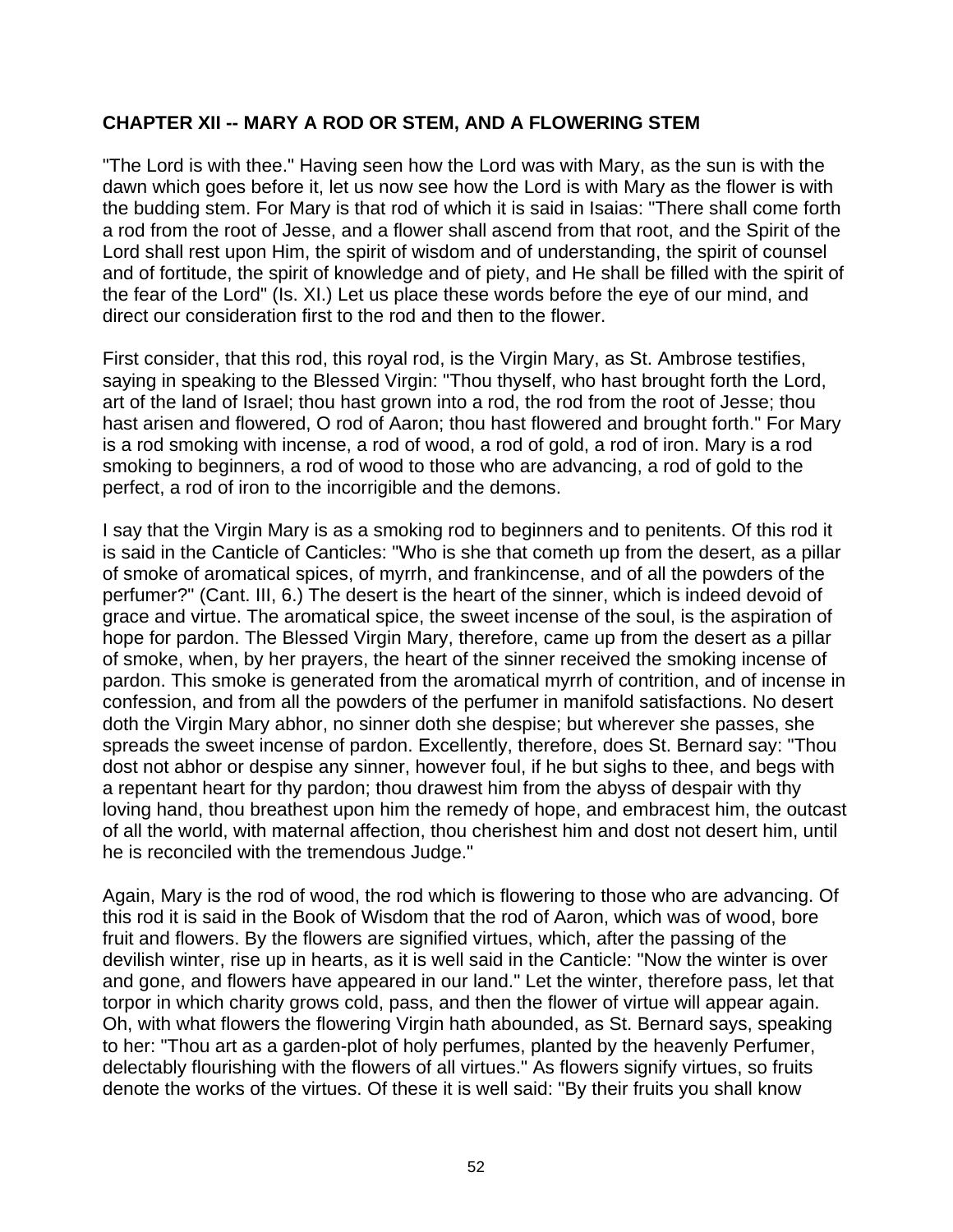## CHAPTER XII -- MARY A ROD OR STEM, AND A FLOWERING STEM

"The Lord is with thee." Having seen how the Lord was with Mary, as the sun is with the dawn which goes before it, let us now see how the Lord is with Mary as the flower is with the budding stem. For Mary is that rod of which it is said in Isaias: "There shall come forth a rod from the root of Jesse, and a flower shall ascend from that root, and the Spirit of the Lord shall rest upon Him, the spirit of wisdom and of understanding, the spirit of counsel and of fortitude, the spirit of knowledge and of piety, and He shall be filled with the spirit of the fear of the Lord" (Is. XI.) Let us place these words before the eye of our mind, and direct our consideration first to the rod and then to the flower.

First consider, that this rod, this royal rod, is the Virgin Mary, as St. Ambrose testifies, saying in speaking to the Blessed Virgin: "Thou thyself, who hast brought forth the Lord, art of the land of Israel; thou hast grown into a rod, the rod from the root of Jesse; thou hast arisen and flowered, O rod of Aaron; thou hast flowered and brought forth." For Mary is a rod smoking with incense, a rod of wood, a rod of gold, a rod of iron. Mary is a rod smoking to beginners, a rod of wood to those who are advancing, a rod of gold to the perfect, a rod of iron to the incorrigible and the demons.

I say that the Virgin Mary is as a smoking rod to beginners and to penitents. Of this rod it is said in the Canticle of Canticles: "Who is she that cometh up from the desert, as a pillar of smoke of aromatical spices, of myrrh, and frankincense, and of all the powders of the perfumer?" (Cant. III, 6.) The desert is the heart of the sinner, which is indeed devoid of grace and virtue. The aromatical spice, the sweet incense of the soul, is the aspiration of hope for pardon. The Blessed Virgin Mary, therefore, came up from the desert as a pillar of smoke, when, by her prayers, the heart of the sinner received the smoking incense of pardon. This smoke is generated from the aromatical myrrh of contrition, and of incense in confession, and from all the powders of the perfumer in manifold satisfactions. No desert doth the Virgin Mary abhor, no sinner doth she despise; but wherever she passes, she spreads the sweet incense of pardon. Excellently, therefore, does St. Bernard say: "Thou dost not abhor or despise any sinner, however foul, if he but sighs to thee, and begs with a repentant heart for thy pardon; thou drawest him from the abyss of despair with thy loving hand, thou breathest upon him the remedy of hope, and embracest him, the outcast of all the world, with maternal affection, thou cherishest him and dost not desert him, until he is reconciled with the tremendous Judge."

Again, Mary is the rod of wood, the rod which is flowering to those who are advancing. Of this rod it is said in the Book of Wisdom that the rod of Aaron, which was of wood, bore fruit and flowers. By the flowers are signified virtues, which, after the passing of the devilish winter, rise up in hearts, as it is well said in the Canticle: "Now the winter is over and gone, and flowers have appeared in our land." Let the winter, therefore pass, let that torpor in which charity grows cold, pass, and then the flower of virtue will appear again. Oh, with what flowers the flowering Virgin hath abounded, as St. Bernard says, speaking to her: "Thou art as a garden-plot of holy perfumes, planted by the heavenly Perfumer, delectably flourishing with the flowers of all virtues." As flowers signify virtues, so fruits denote the works of the virtues. Of these it is well said: "By their fruits you shall know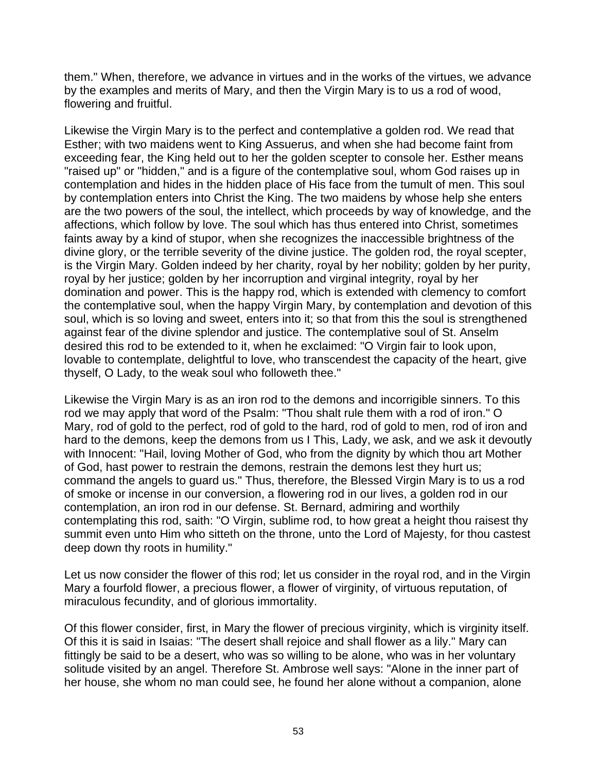them." When, therefore, we advance in virtues and in the works of the virtues, we advance by the examples and merits of Mary, and then the Virgin Mary is to us a rod of wood, flowering and fruitful.

Likewise the Virgin Mary is to the perfect and contemplative a golden rod. We read that Esther; with two maidens went to King Assuerus, and when she had become faint from exceeding fear, the King held out to her the golden scepter to console her. Esther means "raised up" or "hidden," and is a figure of the contemplative soul, whom God raises up in contemplation and hides in the hidden place of His face from the tumult of men. This soul by contemplation enters into Christ the King. The two maidens by whose help she enters are the two powers of the soul, the intellect, which proceeds by way of knowledge, and the affections, which follow by love. The soul which has thus entered into Christ, sometimes faints away by a kind of stupor, when she recognizes the inaccessible brightness of the divine glory, or the terrible severity of the divine justice. The golden rod, the royal scepter, is the Virgin Mary. Golden indeed by her charity, royal by her nobility; golden by her purity, royal by her justice; golden by her incorruption and virginal integrity, royal by her domination and power. This is the happy rod, which is extended with clemency to comfort the contemplative soul, when the happy Virgin Mary, by contemplation and devotion of this soul, which is so loving and sweet, enters into it; so that from this the soul is strengthened against fear of the divine splendor and justice. The contemplative soul of St. Anselm desired this rod to be extended to it, when he exclaimed: "O Virgin fair to look upon, lovable to contemplate, delightful to love, who transcendest the capacity of the heart, give thyself, O Lady, to the weak soul who followeth thee."

Likewise the Virgin Mary is as an iron rod to the demons and incorrigible sinners. To this rod we may apply that word of the Psalm: "Thou shalt rule them with a rod of iron." O Mary, rod of gold to the perfect, rod of gold to the hard, rod of gold to men, rod of iron and hard to the demons, keep the demons from us I This, Lady, we ask, and we ask it devoutly with Innocent: "Hail, loving Mother of God, who from the dignity by which thou art Mother of God, hast power to restrain the demons, restrain the demons lest they hurt us; command the angels to guard us." Thus, therefore, the Blessed Virgin Mary is to us a rod of smoke or incense in our conversion, a flowering rod in our lives, a golden rod in our contemplation, an iron rod in our defense. St. Bernard, admiring and worthily contemplating this rod, saith: "O Virgin, sublime rod, to how great a height thou raisest thy summit even unto Him who sitteth on the throne, unto the Lord of Majesty, for thou castest deep down thy roots in humility."

Let us now consider the flower of this rod; let us consider in the royal rod, and in the Virgin Mary a fourfold flower, a precious flower, a flower of virginity, of virtuous reputation, of miraculous fecundity, and of glorious immortality.

Of this flower consider, first, in Mary the flower of precious virginity, which is virginity itself. Of this it is said in Isaias: "The desert shall rejoice and shall flower as a lily." Mary can fittingly be said to be a desert, who was so willing to be alone, who was in her voluntary solitude visited by an angel. Therefore St. Ambrose well says: "Alone in the inner part of her house, she whom no man could see, he found her alone without a companion, alone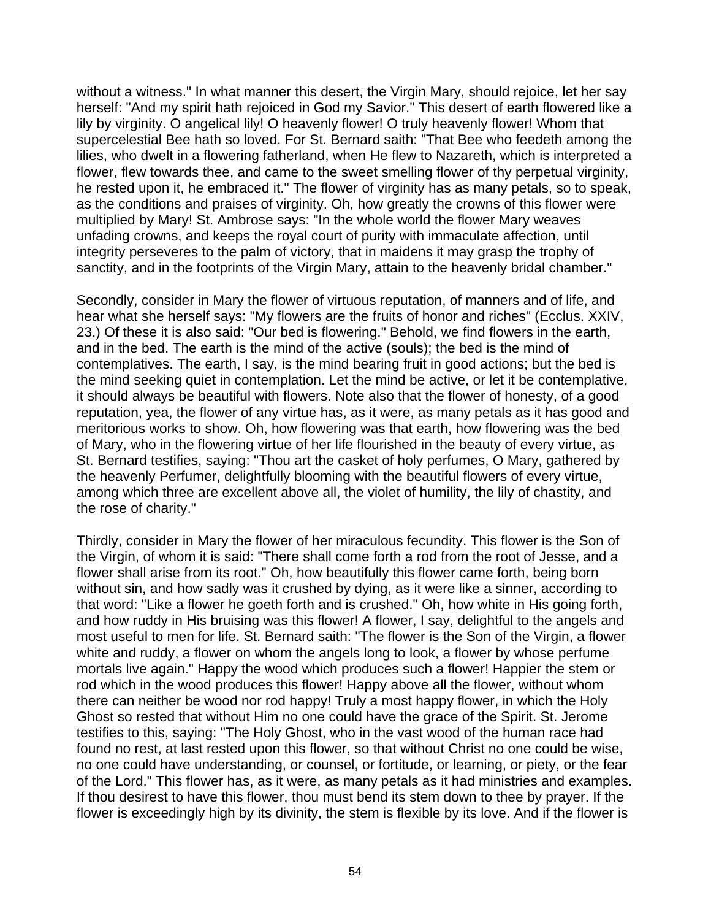without a witness." In what manner this desert, the Virgin Mary, should rejoice, let her say herself: "And my spirit hath rejoiced in God my Savior." This desert of earth flowered like a lily by virginity. O angelical lily! O heavenly flower! O truly heavenly flower! Whom that supercelestial Bee hath so loved. For St. Bernard saith: "That Bee who feedeth among the lilies, who dwelt in a flowering fatherland, when He flew to Nazareth, which is interpreted a flower, flew towards thee, and came to the sweet smelling flower of thy perpetual virginity, he rested upon it, he embraced it." The flower of virginity has as many petals, so to speak, as the conditions and praises of virginity. Oh, how greatly the crowns of this flower were multiplied by Mary! St. Ambrose says: "In the whole world the flower Mary weaves unfading crowns, and keeps the royal court of purity with immaculate affection, until integrity perseveres to the palm of victory, that in maidens it may grasp the trophy of sanctity, and in the footprints of the Virgin Mary, attain to the heavenly bridal chamber."

Secondly, consider in Mary the flower of virtuous reputation, of manners and of life, and hear what she herself says: "My flowers are the fruits of honor and riches" (Ecclus. XXIV, 23.) Of these it is also said: "Our bed is flowering." Behold, we find flowers in the earth, and in the bed. The earth is the mind of the active (souls); the bed is the mind of contemplatives. The earth, I say, is the mind bearing fruit in good actions; but the bed is the mind seeking quiet in contemplation. Let the mind be active, or let it be contemplative, it should always be beautiful with flowers. Note also that the flower of honesty, of a good reputation, yea, the flower of any virtue has, as it were, as many petals as it has good and meritorious works to show. Oh, how flowering was that earth, how flowering was the bed of Mary, who in the flowering virtue of her life flourished in the beauty of every virtue, as St. Bernard testifies, saying: "Thou art the casket of holy perfumes, O Mary, gathered by the heavenly Perfumer, delightfully blooming with the beautiful flowers of every virtue, among which three are excellent above all, the violet of humility, the lily of chastity, and the rose of charity."

Thirdly, consider in Mary the flower of her miraculous fecundity. This flower is the Son of the Virgin, of whom it is said: "There shall come forth a rod from the root of Jesse, and a flower shall arise from its root." Oh, how beautifully this flower came forth, being born without sin, and how sadly was it crushed by dying, as it were like a sinner, according to that word: "Like a flower he goeth forth and is crushed." Oh, how white in His going forth, and how ruddy in His bruising was this flower! A flower, I say, delightful to the angels and most useful to men for life. St. Bernard saith: "The flower is the Son of the Virgin, a flower white and ruddy, a flower on whom the angels long to look, a flower by whose perfume mortals live again." Happy the wood which produces such a flower! Happier the stem or rod which in the wood produces this flower! Happy above all the flower, without whom there can neither be wood nor rod happy! Truly a most happy flower, in which the Holy Ghost so rested that without Him no one could have the grace of the Spirit. St. Jerome testifies to this, saying: "The Holy Ghost, who in the vast wood of the human race had found no rest, at last rested upon this flower, so that without Christ no one could be wise, no one could have understanding, or counsel, or fortitude, or learning, or piety, or the fear of the Lord." This flower has, as it were, as many petals as it had ministries and examples. If thou desirest to have this flower, thou must bend its stem down to thee by prayer. If the flower is exceedingly high by its divinity, the stem is flexible by its love. And if the flower is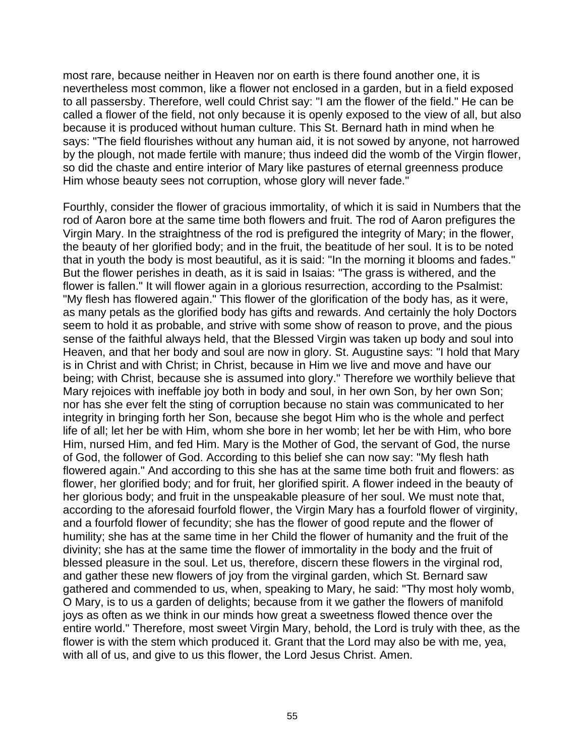most rare, because neither in Heaven nor on earth is there found another one, it is nevertheless most common, like a flower not enclosed in a garden, but in a field exposed to all passersby. Therefore, well could Christ say: "I am the flower of the field." He can be called a flower of the field, not only because it is openly exposed to the view of all, but also because it is produced without human culture. This St. Bernard hath in mind when he says: "The field flourishes without any human aid, it is not sowed by anyone, not harrowed by the plough, not made fertile with manure; thus indeed did the womb of the Virgin flower, so did the chaste and entire interior of Mary like pastures of eternal greenness produce Him whose beauty sees not corruption, whose glory will never fade."

Fourthly, consider the flower of gracious immortality, of which it is said in Numbers that the rod of Aaron bore at the same time both flowers and fruit. The rod of Aaron prefigures the Virgin Mary. In the straightness of the rod is prefigured the integrity of Mary; in the flower, the beauty of her glorified body; and in the fruit, the beatitude of her soul. It is to be noted that in youth the body is most beautiful, as it is said: "In the morning it blooms and fades." But the flower perishes in death, as it is said in Isaias: "The grass is withered, and the flower is fallen." It will flower again in a glorious resurrection, according to the Psalmist: "My flesh has flowered again." This flower of the glorification of the body has, as it were, as many petals as the glorified body has gifts and rewards. And certainly the holy Doctors seem to hold it as probable, and strive with some show of reason to prove, and the pious sense of the faithful always held, that the Blessed Virgin was taken up body and soul into Heaven, and that her body and soul are now in glory. St. Augustine says: "I hold that Mary is in Christ and with Christ; in Christ, because in Him we live and move and have our being; with Christ, because she is assumed into glory." Therefore we worthily believe that Mary rejoices with ineffable joy both in body and soul, in her own Son, by her own Son; nor has she ever felt the sting of corruption because no stain was communicated to her integrity in bringing forth her Son, because she begot Him who is the whole and perfect life of all; let her be with Him, whom she bore in her womb; let her be with Him, who bore Him, nursed Him, and fed Him. Mary is the Mother of God, the servant of God, the nurse of God, the follower of God. According to this belief she can now say: "My flesh hath flowered again." And according to this she has at the same time both fruit and flowers: as flower, her glorified body; and for fruit, her glorified spirit. A flower indeed in the beauty of her glorious body; and fruit in the unspeakable pleasure of her soul. We must note that, according to the aforesaid fourfold flower, the Virgin Mary has a fourfold flower of virginity, and a fourfold flower of fecundity; she has the flower of good repute and the flower of humility; she has at the same time in her Child the flower of humanity and the fruit of the divinity; she has at the same time the flower of immortality in the body and the fruit of blessed pleasure in the soul. Let us, therefore, discern these flowers in the virginal rod, and gather these new flowers of joy from the virginal garden, which St. Bernard saw gathered and commended to us, when, speaking to Mary, he said: "Thy most holy womb, O Mary, is to us a garden of delights; because from it we gather the flowers of manifold joys as often as we think in our minds how great a sweetness flowed thence over the entire world." Therefore, most sweet Virgin Mary, behold, the Lord is truly with thee, as the flower is with the stem which produced it. Grant that the Lord may also be with me, yea, with all of us, and give to us this flower, the Lord Jesus Christ. Amen.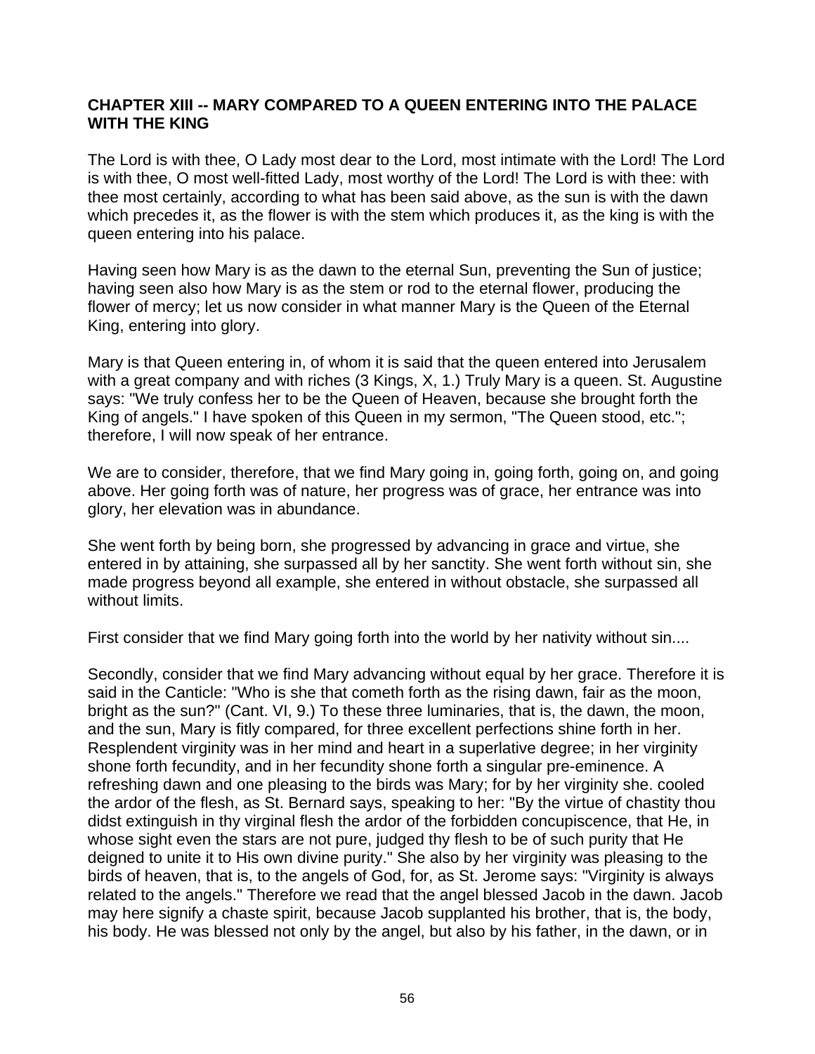## CHAPTER XIII -- MARY COMPARED TO A QUEEN ENTERING INTO THE PALACE WITH THE KING

The Lord is with thee, O Lady most dear to the Lord, most intimate with the Lord! The Lord is with thee, O most well-fitted Lady, most worthy of the Lord! The Lord is with thee: with thee most certainly, according to what has been said above, as the sun is with the dawn which precedes it, as the flower is with the stem which produces it, as the king is with the queen entering into his palace.

Having seen how Mary is as the dawn to the eternal Sun, preventing the Sun of justice; having seen also how Mary is as the stem or rod to the eternal flower, producing the flower of mercy; let us now consider in what manner Mary is the Queen of the Eternal King, entering into glory.

Mary is that Queen entering in, of whom it is said that the queen entered into Jerusalem with a great company and with riches (3 Kings, X, 1.) Truly Mary is a queen. St. Augustine says: "We truly confess her to be the Queen of Heaven, because she brought forth the King of angels." I have spoken of this Queen in my sermon, "The Queen stood, etc."; therefore, I will now speak of her entrance.

We are to consider, therefore, that we find Mary going in, going forth, going on, and going above. Her going forth was of nature, her progress was of grace, her entrance was into glory, her elevation was in abundance.

She went forth by being born, she progressed by advancing in grace and virtue, she entered in by attaining, she surpassed all by her sanctity. She went forth without sin, she made progress beyond all example, she entered in without obstacle, she surpassed all without limits.

First consider that we find Mary going forth into the world by her nativity without sin....

Secondly, consider that we find Mary advancing without equal by her grace. Therefore it is said in the Canticle: "Who is she that cometh forth as the rising dawn, fair as the moon, bright as the sun?" (Cant. VI, 9.) To these three luminaries, that is, the dawn, the moon, and the sun, Mary is fitly compared, for three excellent perfections shine forth in her. Resplendent virginity was in her mind and heart in a superlative degree; in her virginity shone forth fecundity, and in her fecundity shone forth a singular pre-eminence. A refreshing dawn and one pleasing to the birds was Mary; for by her virginity she. cooled the ardor of the flesh, as St. Bernard says, speaking to her: "By the virtue of chastity thou didst extinguish in thy virginal flesh the ardor of the forbidden concupiscence, that He, in whose sight even the stars are not pure, judged thy flesh to be of such purity that He deigned to unite it to His own divine purity." She also by her virginity was pleasing to the birds of heaven, that is, to the angels of God, for, as St. Jerome says: "Virginity is always related to the angels." Therefore we read that the angel blessed Jacob in the dawn. Jacob may here signify a chaste spirit, because Jacob supplanted his brother, that is, the body, his body. He was blessed not only by the angel, but also by his father, in the dawn, or in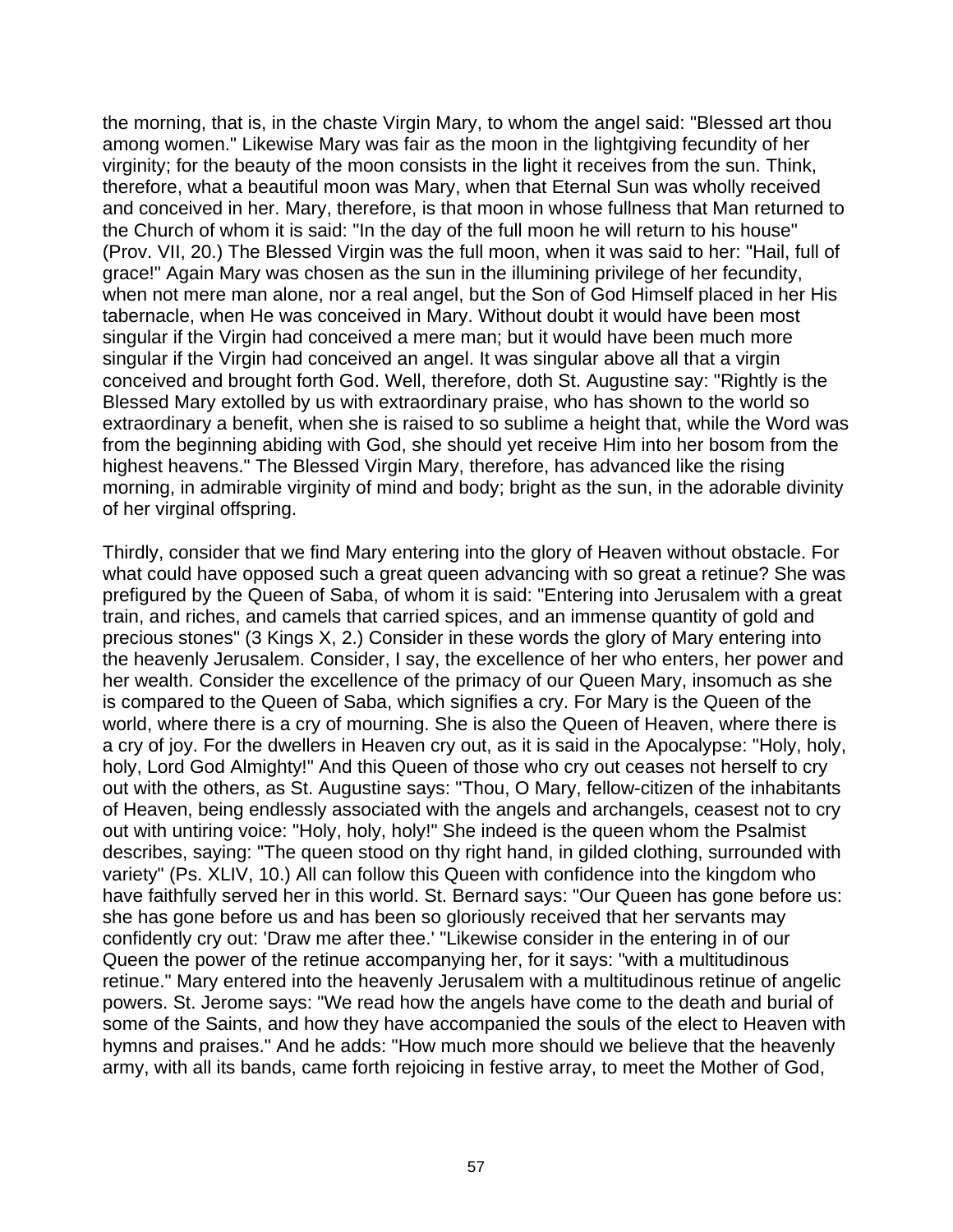the morning, that is, in the chaste Virgin Mary, to whom the angel said: "Blessed art thou among women." Likewise Mary was fair as the moon in the lightgiving fecundity of her virginity; for the beauty of the moon consists in the light it receives from the sun. Think, therefore, what a beautiful moon was Mary, when that Eternal Sun was wholly received and conceived in her. Mary, therefore, is that moon in whose fullness that Man returned to the Church of whom it is said: "In the day of the full moon he will return to his house" (Prov. VII, 20.) The Blessed Virgin was the full moon, when it was said to her: "Hail, full of grace!" Again Mary was chosen as the sun in the illumining privilege of her fecundity, when not mere man alone, nor a real angel, but the Son of God Himself placed in her His tabernacle, when He was conceived in Mary. Without doubt it would have been most singular if the Virgin had conceived a mere man; but it would have been much more singular if the Virgin had conceived an angel. It was singular above all that a virgin conceived and brought forth God. Well, therefore, doth St. Augustine say: "Rightly is the Blessed Mary extolled by us with extraordinary praise, who has shown to the world so extraordinary a benefit, when she is raised to so sublime a height that, while the Word was from the beginning abiding with God, she should yet receive Him into her bosom from the highest heavens." The Blessed Virgin Mary, therefore, has advanced like the rising morning, in admirable virginity of mind and body; bright as the sun, in the adorable divinity of her virginal offspring.

Thirdly, consider that we find Mary entering into the glory of Heaven without obstacle. For what could have opposed such a great queen advancing with so great a retinue? She was prefigured by the Queen of Saba, of whom it is said: "Entering into Jerusalem with a great train, and riches, and camels that carried spices, and an immense quantity of gold and precious stones" (3 Kings X, 2.) Consider in these words the glory of Mary entering into the heavenly Jerusalem. Consider, I say, the excellence of her who enters, her power and her wealth. Consider the excellence of the primacy of our Queen Mary, insomuch as she is compared to the Queen of Saba, which signifies a cry. For Mary is the Queen of the world, where there is a cry of mourning. She is also the Queen of Heaven, where there is a cry of joy. For the dwellers in Heaven cry out, as it is said in the Apocalypse: "Holy, holy, holy, Lord God Almighty!" And this Queen of those who cry out ceases not herself to cry out with the others, as St. Augustine says: "Thou, O Mary, fellow-citizen of the inhabitants of Heaven, being endlessly associated with the angels and archangels, ceasest not to cry out with untiring voice: "Holy, holy, holy!" She indeed is the queen whom the Psalmist describes, saying: "The queen stood on thy right hand, in gilded clothing, surrounded with variety" (Ps. XLIV, 10.) All can follow this Queen with confidence into the kingdom who have faithfully served her in this world. St. Bernard says: "Our Queen has gone before us: she has gone before us and has been so gloriously received that her servants may confidently cry out: 'Draw me after thee.' "Likewise consider in the entering in of our Queen the power of the retinue accompanying her, for it says: "with a multitudinous retinue." Mary entered into the heavenly Jerusalem with a multitudinous retinue of angelic powers. St. Jerome says: "We read how the angels have come to the death and burial of some of the Saints, and how they have accompanied the souls of the elect to Heaven with hymns and praises." And he adds: "How much more should we believe that the heavenly army, with all its bands, came forth rejoicing in festive array, to meet the Mother of God,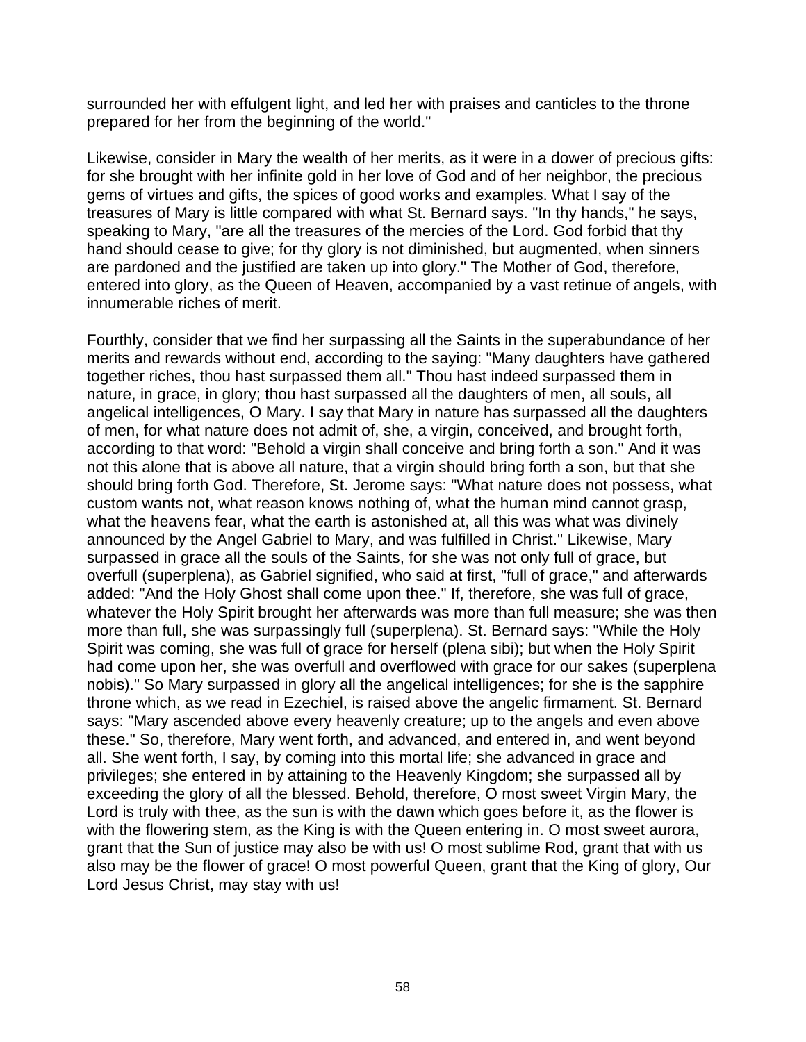surrounded her with effulgent light, and led her with praises and canticles to the throne prepared for her from the beginning of the world."

Likewise, consider in Mary the wealth of her merits, as it were in a dower of precious gifts: for she brought with her infinite gold in her love of God and of her neighbor, the precious gems of virtues and gifts, the spices of good works and examples. What I say of the treasures of Mary is little compared with what St. Bernard says. "In thy hands," he says, speaking to Mary, "are all the treasures of the mercies of the Lord. God forbid that thy hand should cease to give; for thy glory is not diminished, but augmented, when sinners are pardoned and the justified are taken up into glory." The Mother of God, therefore, entered into glory, as the Queen of Heaven, accompanied by a vast retinue of angels, with innumerable riches of merit.

Fourthly, consider that we find her surpassing all the Saints in the superabundance of her merits and rewards without end, according to the saying: "Many daughters have gathered together riches, thou hast surpassed them all." Thou hast indeed surpassed them in nature, in grace, in glory; thou hast surpassed all the daughters of men, all souls, all angelical intelligences, O Mary. I say that Mary in nature has surpassed all the daughters of men, for what nature does not admit of, she, a virgin, conceived, and brought forth, according to that word: "Behold a virgin shall conceive and bring forth a son." And it was not this alone that is above all nature, that a virgin should bring forth a son, but that she should bring forth God. Therefore, St. Jerome says: "What nature does not possess, what custom wants not, what reason knows nothing of, what the human mind cannot grasp, what the heavens fear, what the earth is astonished at, all this was what was divinely announced by the Angel Gabriel to Mary, and was fulfilled in Christ." Likewise, Mary surpassed in grace all the souls of the Saints, for she was not only full of grace, but overfull (superplena), as Gabriel signified, who said at first, "full of grace," and afterwards added: "And the Holy Ghost shall come upon thee." If, therefore, she was full of grace, whatever the Holy Spirit brought her afterwards was more than full measure; she was then more than full, she was surpassingly full (superplena). St. Bernard says: "While the Holy Spirit was coming, she was full of grace for herself (plena sibi); but when the Holy Spirit had come upon her, she was overfull and overflowed with grace for our sakes (superplena nobis)." So Mary surpassed in glory all the angelical intelligences; for she is the sapphire throne which, as we read in Ezechiel, is raised above the angelic firmament. St. Bernard says: "Mary ascended above every heavenly creature; up to the angels and even above these." So, therefore, Mary went forth, and advanced, and entered in, and went beyond all. She went forth, I say, by coming into this mortal life; she advanced in grace and privileges; she entered in by attaining to the Heavenly Kingdom; she surpassed all by exceeding the glory of all the blessed. Behold, therefore, O most sweet Virgin Mary, the Lord is truly with thee, as the sun is with the dawn which goes before it, as the flower is with the flowering stem, as the King is with the Queen entering in. O most sweet aurora, grant that the Sun of justice may also be with us! O most sublime Rod, grant that with us also may be the flower of grace! O most powerful Queen, grant that the King of glory, Our Lord Jesus Christ, may stay with us!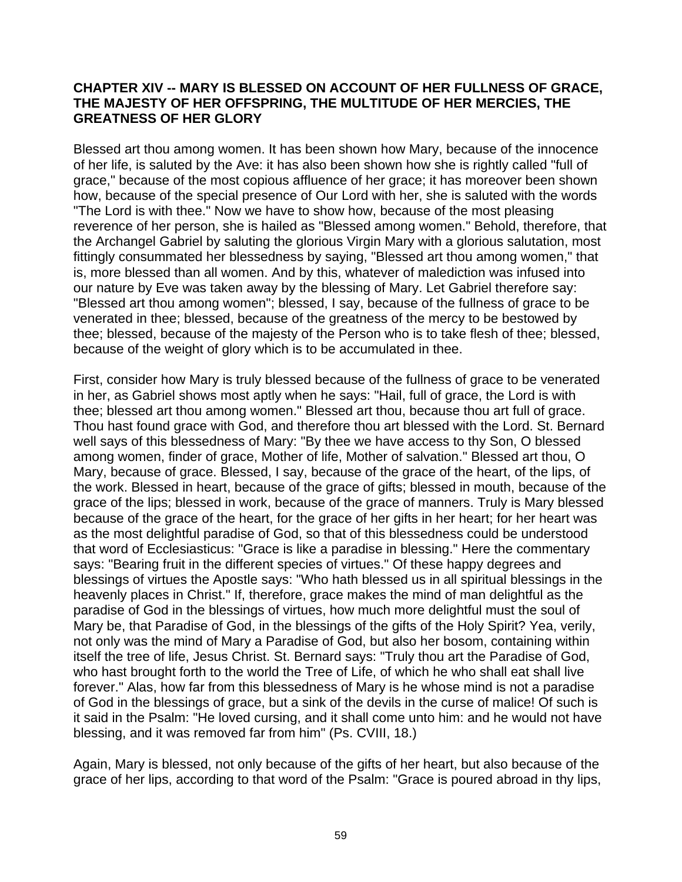## CHAPTER XIV -- MARY IS BLESSED ON ACCOUNT OF HER FULLNESS OF GRACE, THE MAJESTY OF HER OFFSPRING, THE MULTITUDE OF HER MERCIES, THE GREATNESS OF HER GLORY

Blessed art thou among women. It has been shown how Mary, because of the innocence of her life, is saluted by the Ave: it has also been shown how she is rightly called "full of grace," because of the most copious affluence of her grace; it has moreover been shown how, because of the special presence of Our Lord with her, she is saluted with the words "The Lord is with thee." Now we have to show how, because of the most pleasing reverence of her person, she is hailed as "Blessed among women." Behold, therefore, that the Archangel Gabriel by saluting the glorious Virgin Mary with a glorious salutation, most fittingly consummated her blessedness by saying, "Blessed art thou among women," that is, more blessed than all women. And by this, whatever of malediction was infused into our nature by Eve was taken away by the blessing of Mary. Let Gabriel therefore say: "Blessed art thou among women"; blessed, I say, because of the fullness of grace to be venerated in thee; blessed, because of the greatness of the mercy to be bestowed by thee; blessed, because of the majesty of the Person who is to take flesh of thee; blessed, because of the weight of glory which is to be accumulated in thee.

First, consider how Mary is truly blessed because of the fullness of grace to be venerated in her, as Gabriel shows most aptly when he says: "Hail, full of grace, the Lord is with thee; blessed art thou among women." Blessed art thou, because thou art full of grace. Thou hast found grace with God, and therefore thou art blessed with the Lord. St. Bernard well says of this blessedness of Mary: "By thee we have access to thy Son, O blessed among women, finder of grace, Mother of life, Mother of salvation." Blessed art thou, O Mary, because of grace. Blessed, I say, because of the grace of the heart, of the lips, of the work. Blessed in heart, because of the grace of gifts; blessed in mouth, because of the grace of the lips; blessed in work, because of the grace of manners. Truly is Mary blessed because of the grace of the heart, for the grace of her gifts in her heart; for her heart was as the most delightful paradise of God, so that of this blessedness could be understood that word of Ecclesiasticus: "Grace is like a paradise in blessing." Here the commentary says: "Bearing fruit in the different species of virtues." Of these happy degrees and blessings of virtues the Apostle says: "Who hath blessed us in all spiritual blessings in the heavenly places in Christ." If, therefore, grace makes the mind of man delightful as the paradise of God in the blessings of virtues, how much more delightful must the soul of Mary be, that Paradise of God, in the blessings of the gifts of the Holy Spirit? Yea, verily, not only was the mind of Mary a Paradise of God, but also her bosom, containing within itself the tree of life, Jesus Christ. St. Bernard says: "Truly thou art the Paradise of God, who hast brought forth to the world the Tree of Life, of which he who shall eat shall live forever." Alas, how far from this blessedness of Mary is he whose mind is not a paradise of God in the blessings of grace, but a sink of the devils in the curse of malice! Of such is it said in the Psalm: "He loved cursing, and it shall come unto him: and he would not have blessing, and it was removed far from him" (Ps. CVIII, 18.)

Again, Mary is blessed, not only because of the gifts of her heart, but also because of the grace of her lips, according to that word of the Psalm: "Grace is poured abroad in thy lips,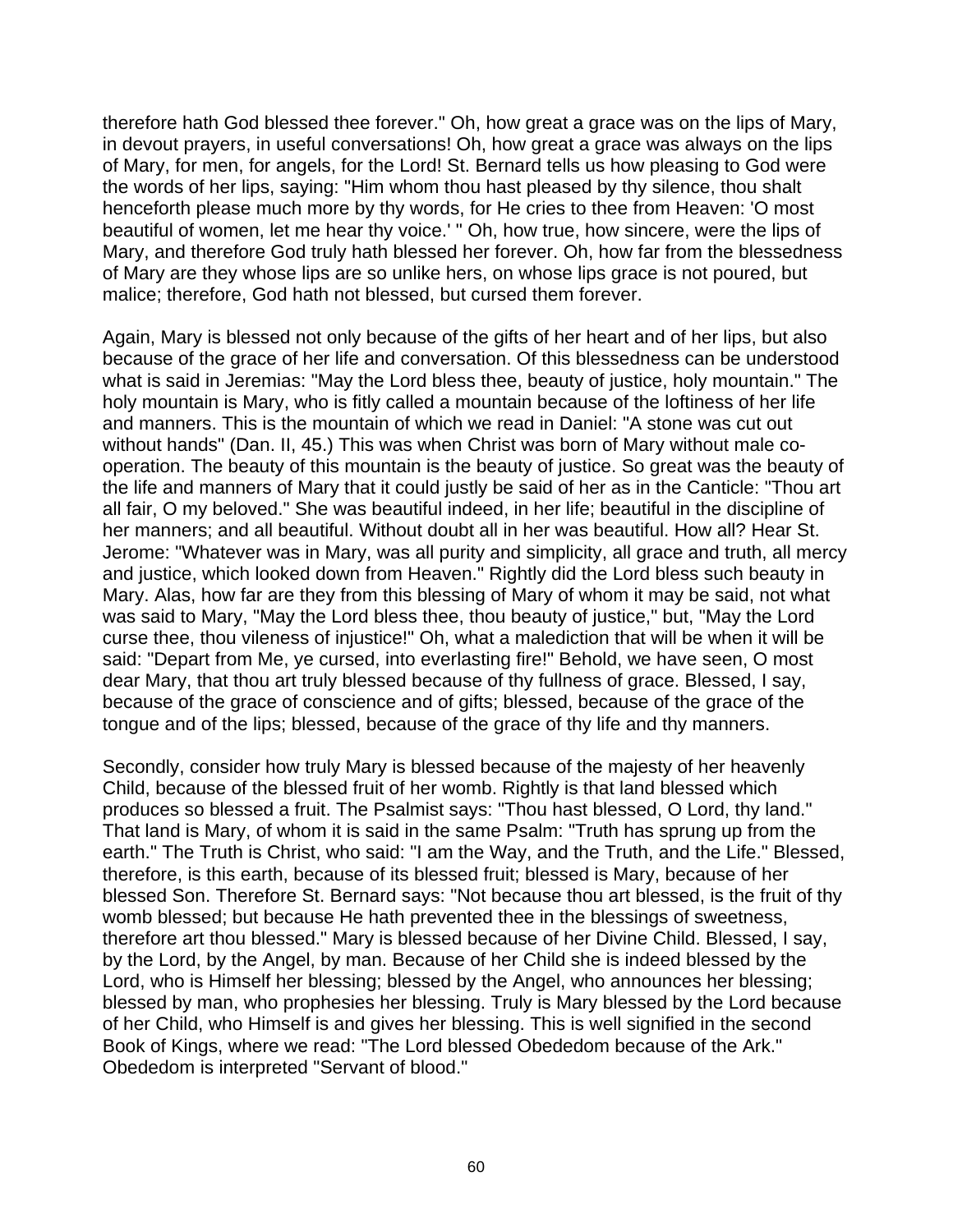therefore hath God blessed thee forever." Oh, how great a grace was on the lips of Mary, in devout prayers, in useful conversations! Oh, how great a grace was always on the lips of Mary, for men, for angels, for the Lord! St. Bernard tells us how pleasing to God were the words of her lips, saying: "Him whom thou hast pleased by thy silence, thou shalt henceforth please much more by thy words, for He cries to thee from Heaven: 'O most beautiful of women, let me hear thy voice.' " Oh, how true, how sincere, were the lips of Mary, and therefore God truly hath blessed her forever. Oh, how far from the blessedness of Mary are they whose lips are so unlike hers, on whose lips grace is not poured, but malice; therefore, God hath not blessed, but cursed them forever.

Again, Mary is blessed not only because of the gifts of her heart and of her lips, but also because of the grace of her life and conversation. Of this blessedness can be understood what is said in Jeremias: "May the Lord bless thee, beauty of justice, holy mountain." The holy mountain is Mary, who is fitly called a mountain because of the loftiness of her life and manners. This is the mountain of which we read in Daniel: "A stone was cut out without hands" (Dan. II, 45.) This was when Christ was born of Mary without male co-operation. The beauty of this mountain is the beauty of justice. So great was the beauty of the life and manners of Mary that it could justly be said of her as in the Canticle: "Thou art all fair, O my beloved." She was beautiful indeed, in her life; beautiful in the discipline of her manners; and all beautiful. Without doubt all in her was beautiful. How all? Hear St. Jerome: "Whatever was in Mary, was all purity and simplicity, all grace and truth, all mercy and justice, which looked down from Heaven." Rightly did the Lord bless such beauty in Mary. Alas, how far are they from this blessing of Mary of whom it may be said, not what was said to Mary, "May the Lord bless thee, thou beauty of justice," but, "May the Lord curse thee, thou vileness of injustice!" Oh, what a malediction that will be when it will be said: "Depart from Me, ye cursed, into everlasting fire!" Behold, we have seen, O most dear Mary, that thou art truly blessed because of thy fullness of grace. Blessed, I say, because of the grace of conscience and of gifts; blessed, because of the grace of the tongue and of the lips; blessed, because of the grace of thy life and thy manners.

Secondly, consider how truly Mary is blessed because of the majesty of her heavenly Child, because of the blessed fruit of her womb. Rightly is that land blessed which produces so blessed a fruit. The Psalmist says: "Thou hast blessed, O Lord, thy land." That land is Mary, of whom it is said in the same Psalm: "Truth has sprung up from the earth." The Truth is Christ, who said: "I am the Way, and the Truth, and the Life." Blessed, therefore, is this earth, because of its blessed fruit; blessed is Mary, because of her blessed Son. Therefore St. Bernard says: "Not because thou art blessed, is the fruit of thy womb blessed; but because He hath prevented thee in the blessings of sweetness, therefore art thou blessed." Mary is blessed because of her Divine Child. Blessed, I say, by the Lord, by the Angel, by man. Because of her Child she is indeed blessed by the Lord, who is Himself her blessing; blessed by the Angel, who announces her blessing; blessed by man, who prophesies her blessing. Truly is Mary blessed by the Lord because of her Child, who Himself is and gives her blessing. This is well signified in the second Book of Kings, where we read: "The Lord blessed Obededom because of the Ark." Obededom is interpreted "Servant of blood."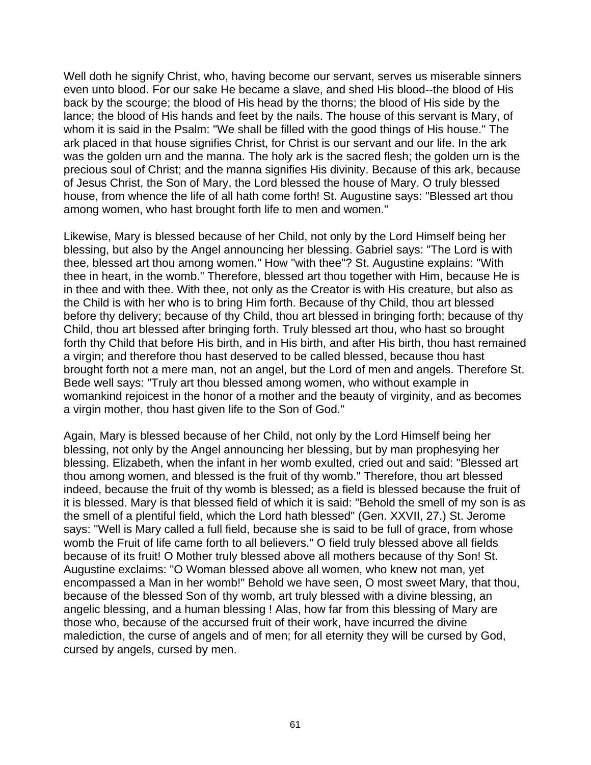Well doth he signify Christ, who, having become our servant, serves us miserable sinners even unto blood. For our sake He became a slave, and shed His blood--the blood of His back by the scourge; the blood of His head by the thorns; the blood of His side by the lance; the blood of His hands and feet by the nails. The house of this servant is Mary, of whom it is said in the Psalm: "We shall be filled with the good things of His house." The ark placed in that house signifies Christ, for Christ is our servant and our life. In the ark was the golden urn and the manna. The holy ark is the sacred flesh; the golden urn is the precious soul of Christ; and the manna signifies His divinity. Because of this ark, because of Jesus Christ, the Son of Mary, the Lord blessed the house of Mary. O truly blessed house, from whence the life of all hath come forth! St. Augustine says: "Blessed art thou among women, who hast brought forth life to men and women."

Likewise, Mary is blessed because of her Child, not only by the Lord Himself being her blessing, but also by the Angel announcing her blessing. Gabriel says: "The Lord is with thee, blessed art thou among women." How "with thee"? St. Augustine explains: "With thee in heart, in the womb." Therefore, blessed art thou together with Him, because He is in thee and with thee. With thee, not only as the Creator is with His creature, but also as the Child is with her who is to bring Him forth. Because of thy Child, thou art blessed before thy delivery; because of thy Child, thou art blessed in bringing forth; because of thy Child, thou art blessed after bringing forth. Truly blessed art thou, who hast so brought forth thy Child that before His birth, and in His birth, and after His birth, thou hast remained a virgin; and therefore thou hast deserved to be called blessed, because thou hast brought forth not a mere man, not an angel, but the Lord of men and angels. Therefore St. Bede well says: "Truly art thou blessed among women, who without example in womankind rejoicest in the honor of a mother and the beauty of virginity, and as becomes a virgin mother, thou hast given life to the Son of God."

Again, Mary is blessed because of her Child, not only by the Lord Himself being her blessing, not only by the Angel announcing her blessing, but by man prophesying her blessing. Elizabeth, when the infant in her womb exulted, cried out and said: "Blessed art thou among women, and blessed is the fruit of thy womb." Therefore, thou art blessed indeed, because the fruit of thy womb is blessed; as a field is blessed because the fruit of it is blessed. Mary is that blessed field of which it is said: "Behold the smell of my son is as the smell of a plentiful field, which the Lord hath blessed" (Gen. XXVII, 27.) St. Jerome says: "Well is Mary called a full field, because she is said to be full of grace, from whose womb the Fruit of life came forth to all believers." O field truly blessed above all fields because of its fruit! O Mother truly blessed above all mothers because of thy Son! St. Augustine exclaims: "O Woman blessed above all women, who knew not man, yet encompassed a Man in her womb!" Behold we have seen, O most sweet Mary, that thou, because of the blessed Son of thy womb, art truly blessed with a divine blessing, an angelic blessing, and a human blessing ! Alas, how far from this blessing of Mary are those who, because of the accursed fruit of their work, have incurred the divine malediction, the curse of angels and of men; for all eternity they will be cursed by God, cursed by angels, cursed by men.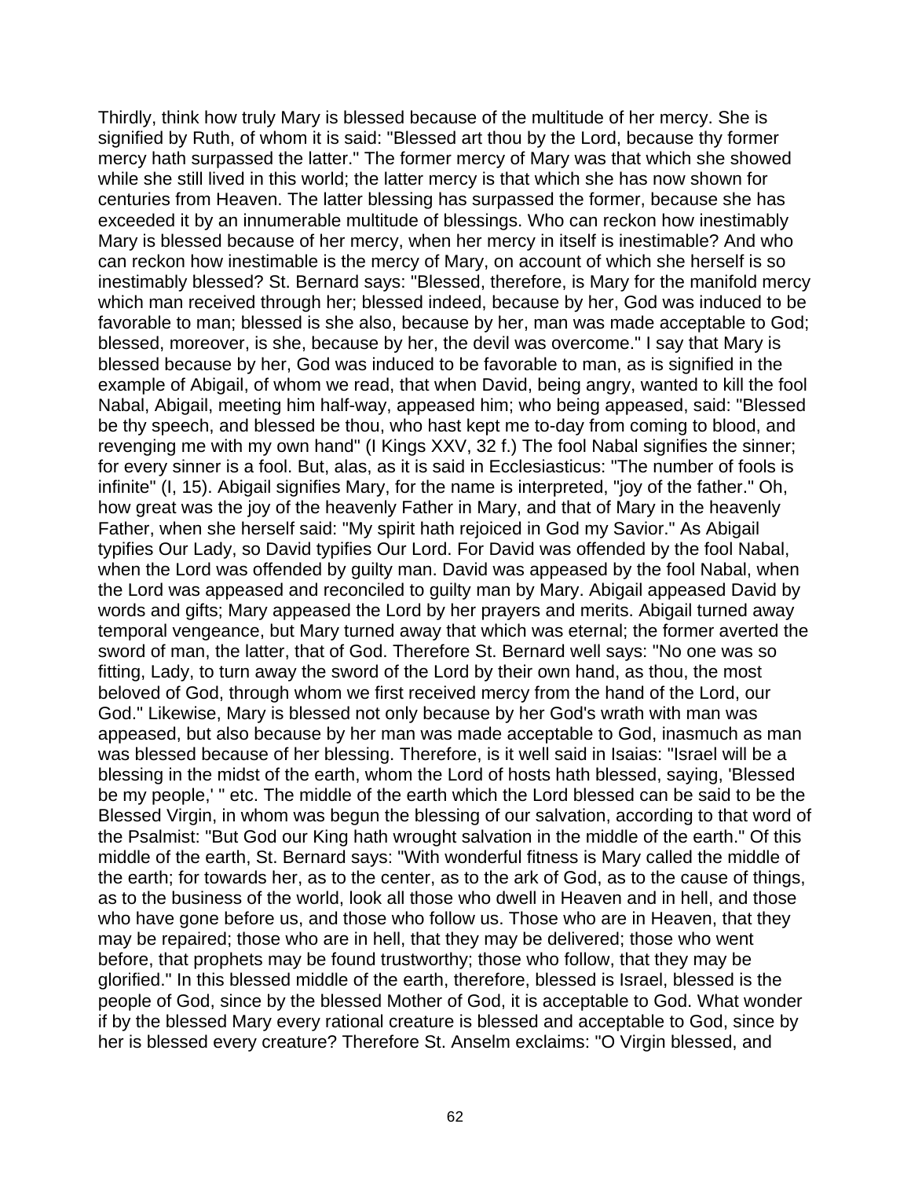Thirdly, think how truly Mary is blessed because of the multitude of her mercy. She is signified by Ruth, of whom it is said: "Blessed art thou by the Lord, because thy former mercy hath surpassed the latter." The former mercy of Mary was that which she showed while she still lived in this world; the latter mercy is that which she has now shown for centuries from Heaven. The latter blessing has surpassed the former, because she has exceeded it by an innumerable multitude of blessings. Who can reckon how inestimably Mary is blessed because of her mercy, when her mercy in itself is inestimable? And who can reckon how inestimable is the mercy of Mary, on account of which she herself is so inestimably blessed? St. Bernard says: "Blessed, therefore, is Mary for the manifold mercy which man received through her; blessed indeed, because by her, God was induced to be favorable to man; blessed is she also, because by her, man was made acceptable to God; blessed, moreover, is she, because by her, the devil was overcome." I say that Mary is blessed because by her, God was induced to be favorable to man, as is signified in the example of Abigail, of whom we read, that when David, being angry, wanted to kill the fool Nabal, Abigail, meeting him half-way, appeased him; who being appeased, said: "Blessed be thy speech, and blessed be thou, who hast kept me to-day from coming to blood, and revenging me with my own hand" (I Kings XXV, 32 f.) The fool Nabal signifies the sinner; for every sinner is a fool. But, alas, as it is said in Ecclesiasticus: "The number of fools is infinite" (I, 15). Abigail signifies Mary, for the name is interpreted, "joy of the father." Oh, how great was the joy of the heavenly Father in Mary, and that of Mary in the heavenly Father, when she herself said: "My spirit hath rejoiced in God my Savior." As Abigail typifies Our Lady, so David typifies Our Lord. For David was offended by the fool Nabal, when the Lord was offended by guilty man. David was appeased by the fool Nabal, when the Lord was appeased and reconciled to guilty man by Mary. Abigail appeased David by words and gifts; Mary appeased the Lord by her prayers and merits. Abigail turned away temporal vengeance, but Mary turned away that which was eternal; the former averted the sword of man, the latter, that of God. Therefore St. Bernard well says: "No one was so fitting, Lady, to turn away the sword of the Lord by their own hand, as thou, the most beloved of God, through whom we first received mercy from the hand of the Lord, our God." Likewise, Mary is blessed not only because by her God's wrath with man was appeased, but also because by her man was made acceptable to God, inasmuch as man was blessed because of her blessing. Therefore, is it well said in Isaias: "Israel will be a blessing in the midst of the earth, whom the Lord of hosts hath blessed, saying, 'Blessed be my people,' " etc. The middle of the earth which the Lord blessed can be said to be the Blessed Virgin, in whom was begun the blessing of our salvation, according to that word of the Psalmist: "But God our King hath wrought salvation in the middle of the earth." Of this middle of the earth, St. Bernard says: "With wonderful fitness is Mary called the middle of the earth; for towards her, as to the center, as to the ark of God, as to the cause of things, as to the business of the world, look all those who dwell in Heaven and in hell, and those who have gone before us, and those who follow us. Those who are in Heaven, that they may be repaired; those who are in hell, that they may be delivered; those who went before, that prophets may be found trustworthy; those who follow, that they may be glorified." In this blessed middle of the earth, therefore, blessed is Israel, blessed is the people of God, since by the blessed Mother of God, it is acceptable to God. What wonder if by the blessed Mary every rational creature is blessed and acceptable to God, since by her is blessed every creature? Therefore St. Anselm exclaims: "O Virgin blessed, and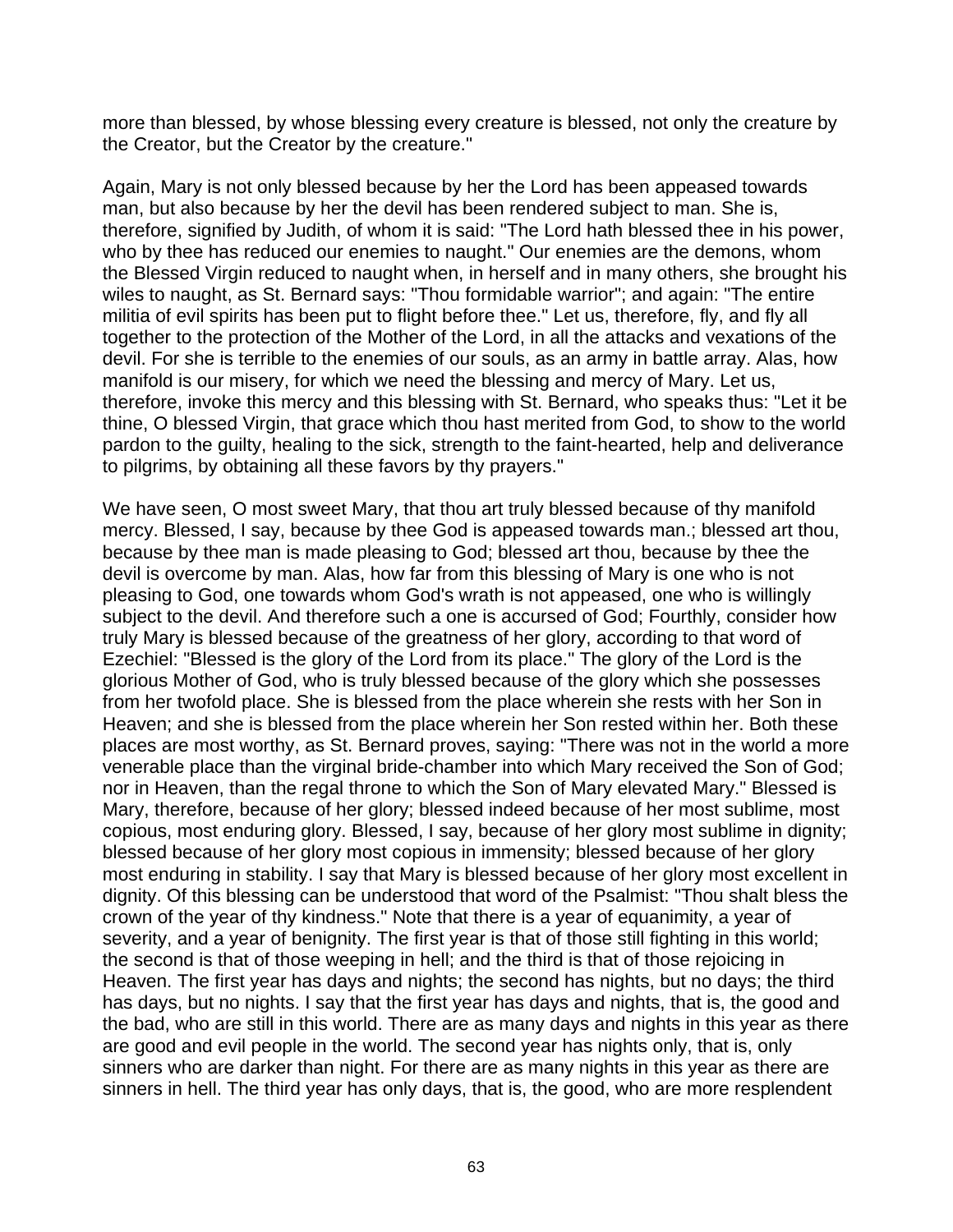more than blessed, by whose blessing every creature is blessed, not only the creature by the Creator, but the Creator by the creature."

Again, Mary is not only blessed because by her the Lord has been appeased towards man, but also because by her the devil has been rendered subject to man. She is, therefore, signified by Judith, of whom it is said: "The Lord hath blessed thee in his power, who by thee has reduced our enemies to naught." Our enemies are the demons, whom the Blessed Virgin reduced to naught when, in herself and in many others, she brought his wiles to naught, as St. Bernard says: "Thou formidable warrior"; and again: "The entire militia of evil spirits has been put to flight before thee." Let us, therefore, fly, and fly all together to the protection of the Mother of the Lord, in all the attacks and vexations of the devil. For she is terrible to the enemies of our souls, as an army in battle array. Alas, how manifold is our misery, for which we need the blessing and mercy of Mary. Let us, therefore, invoke this mercy and this blessing with St. Bernard, who speaks thus: "Let it be thine, O blessed Virgin, that grace which thou hast merited from God, to show to the world pardon to the guilty, healing to the sick, strength to the faint-hearted, help and deliverance to pilgrims, by obtaining all these favors by thy prayers."

We have seen, O most sweet Mary, that thou art truly blessed because of thy manifold mercy. Blessed, I say, because by thee God is appeased towards man.; blessed art thou, because by thee man is made pleasing to God; blessed art thou, because by thee the devil is overcome by man. Alas, how far from this blessing of Mary is one who is not pleasing to God, one towards whom God's wrath is not appeased, one who is willingly subject to the devil. And therefore such a one is accursed of God; Fourthly, consider how truly Mary is blessed because of the greatness of her glory, according to that word of Ezechiel: "Blessed is the glory of the Lord from its place." The glory of the Lord is the glorious Mother of God, who is truly blessed because of the glory which she possesses from her twofold place. She is blessed from the place wherein she rests with her Son in Heaven; and she is blessed from the place wherein her Son rested within her. Both these places are most worthy, as St. Bernard proves, saying: "There was not in the world a more venerable place than the virginal bride-chamber into which Mary received the Son of God; nor in Heaven, than the regal throne to which the Son of Mary elevated Mary." Blessed is Mary, therefore, because of her glory; blessed indeed because of her most sublime, most copious, most enduring glory. Blessed, I say, because of her glory most sublime in dignity; blessed because of her glory most copious in immensity; blessed because of her glory most enduring in stability. I say that Mary is blessed because of her glory most excellent in dignity. Of this blessing can be understood that word of the Psalmist: "Thou shalt bless the crown of the year of thy kindness." Note that there is a year of equanimity, a year of severity, and a year of benignity. The first year is that of those still fighting in this world; the second is that of those weeping in hell; and the third is that of those rejoicing in Heaven. The first year has days and nights; the second has nights, but no days; the third has days, but no nights. I say that the first year has days and nights, that is, the good and the bad, who are still in this world. There are as many days and nights in this year as there are good and evil people in the world. The second year has nights only, that is, only sinners who are darker than night. For there are as many nights in this year as there are sinners in hell. The third year has only days, that is, the good, who are more resplendent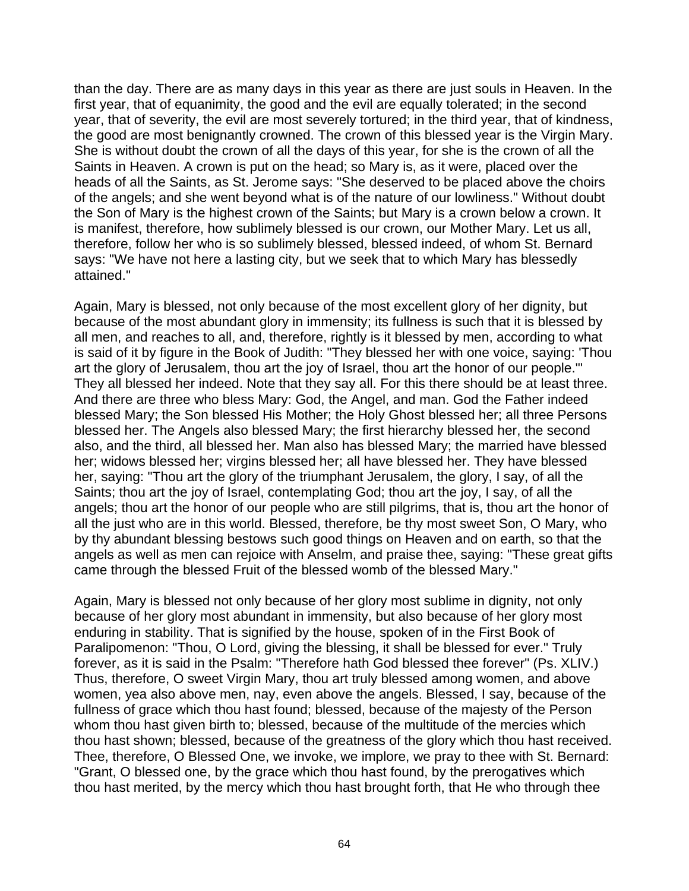than the day. There are as many days in this year as there are just souls in Heaven. In the first year, that of equanimity, the good and the evil are equally tolerated; in the second year, that of severity, the evil are most severely tortured; in the third year, that of kindness, the good are most benignantly crowned. The crown of this blessed year is the Virgin Mary. She is without doubt the crown of all the days of this year, for she is the crown of all the Saints in Heaven. A crown is put on the head; so Mary is, as it were, placed over the heads of all the Saints, as St. Jerome says: "She deserved to be placed above the choirs of the angels; and she went beyond what is of the nature of our lowliness." Without doubt the Son of Mary is the highest crown of the Saints; but Mary is a crown below a crown. It is manifest, therefore, how sublimely blessed is our crown, our Mother Mary. Let us all, therefore, follow her who is so sublimely blessed, blessed indeed, of whom St. Bernard says: "We have not here a lasting city, but we seek that to which Mary has blessedly attained."

Again, Mary is blessed, not only because of the most excellent glory of her dignity, but because of the most abundant glory in immensity; its fullness is such that it is blessed by all men, and reaches to all, and, therefore, rightly is it blessed by men, according to what is said of it by figure in the Book of Judith: "They blessed her with one voice, saying: 'Thou art the glory of Jerusalem, thou art the joy of Israel, thou art the honor of our people.'" They all blessed her indeed. Note that they say all. For this there should be at least three. And there are three who bless Mary: God, the Angel, and man. God the Father indeed blessed Mary; the Son blessed His Mother; the Holy Ghost blessed her; all three Persons blessed her. The Angels also blessed Mary; the first hierarchy blessed her, the second also, and the third, all blessed her. Man also has blessed Mary; the married have blessed her; widows blessed her; virgins blessed her; all have blessed her. They have blessed her, saying: "Thou art the glory of the triumphant Jerusalem, the glory, I say, of all the Saints; thou art the joy of Israel, contemplating God; thou art the joy, I say, of all the angels; thou art the honor of our people who are still pilgrims, that is, thou art the honor of all the just who are in this world. Blessed, therefore, be thy most sweet Son, O Mary, who by thy abundant blessing bestows such good things on Heaven and on earth, so that the angels as well as men can rejoice with Anselm, and praise thee, saying: "These great gifts came through the blessed Fruit of the blessed womb of the blessed Mary."

Again, Mary is blessed not only because of her glory most sublime in dignity, not only because of her glory most abundant in immensity, but also because of her glory most enduring in stability. That is signified by the house, spoken of in the First Book of Paralipomenon: "Thou, O Lord, giving the blessing, it shall be blessed for ever." Truly forever, as it is said in the Psalm: "Therefore hath God blessed thee forever" (Ps. XLIV.) Thus, therefore, O sweet Virgin Mary, thou art truly blessed among women, and above women, yea also above men, nay, even above the angels. Blessed, I say, because of the fullness of grace which thou hast found; blessed, because of the majesty of the Person whom thou hast given birth to; blessed, because of the multitude of the mercies which thou hast shown; blessed, because of the greatness of the glory which thou hast received. Thee, therefore, O Blessed One, we invoke, we implore, we pray to thee with St. Bernard: "Grant, O blessed one, by the grace which thou hast found, by the prerogatives which thou hast merited, by the mercy which thou hast brought forth, that He who through thee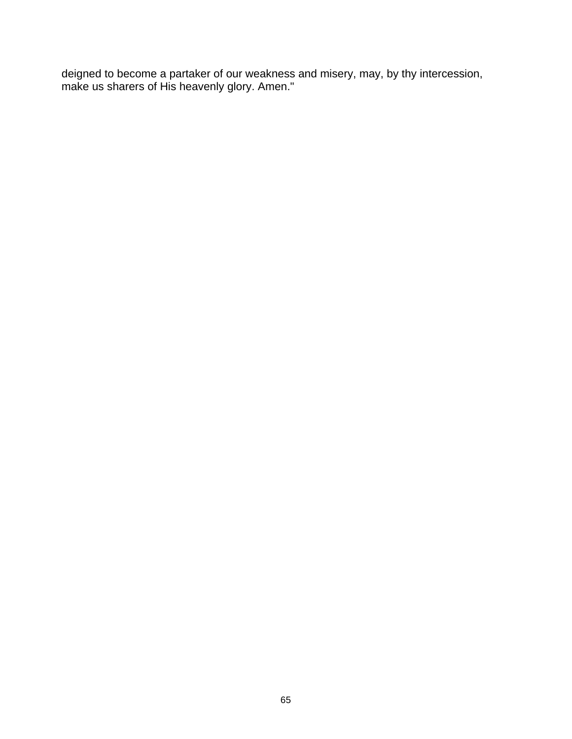deigned to become a partaker of our weakness and misery, may, by thy intercession, make us sharers of His heavenly glory. Amen."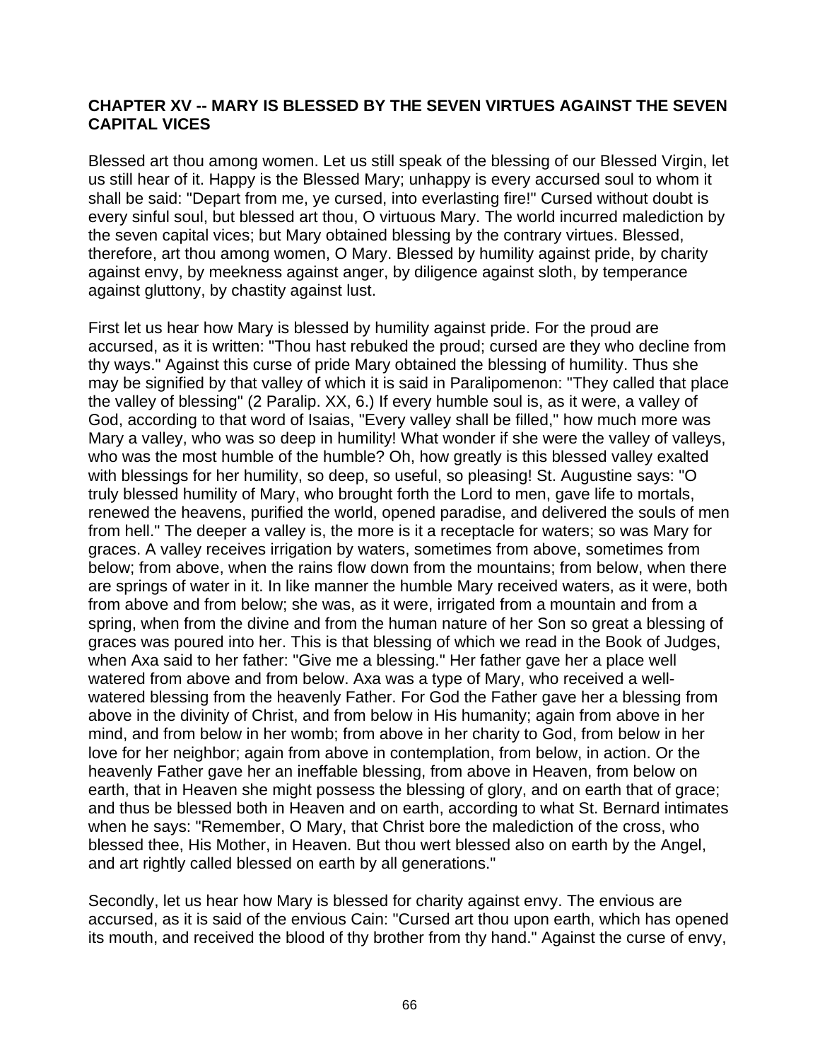## CHAPTER XV -- MARY IS BLESSED BY THE SEVEN VIRTUES AGAINST THE SEVEN CAPITAL VICES

Blessed art thou among women. Let us still speak of the blessing of our Blessed Virgin, let us still hear of it. Happy is the Blessed Mary; unhappy is every accursed soul to whom it shall be said: "Depart from me, ye cursed, into everlasting fire!" Cursed without doubt is every sinful soul, but blessed art thou, O virtuous Mary. The world incurred malediction by the seven capital vices; but Mary obtained blessing by the contrary virtues. Blessed, therefore, art thou among women, O Mary. Blessed by humility against pride, by charity against envy, by meekness against anger, by diligence against sloth, by temperance against gluttony, by chastity against lust.

First let us hear how Mary is blessed by humility against pride. For the proud are accursed, as it is written: "Thou hast rebuked the proud; cursed are they who decline from thy ways." Against this curse of pride Mary obtained the blessing of humility. Thus she may be signified by that valley of which it is said in Paralipomenon: "They called that place the valley of blessing" (2 Paralip. XX, 6.) If every humble soul is, as it were, a valley of God, according to that word of Isaias, "Every valley shall be filled," how much more was Mary a valley, who was so deep in humility! What wonder if she were the valley of valleys, who was the most humble of the humble? Oh, how greatly is this blessed valley exalted with blessings for her humility, so deep, so useful, so pleasing! St. Augustine says: "O truly blessed humility of Mary, who brought forth the Lord to men, gave life to mortals, renewed the heavens, purified the world, opened paradise, and delivered the souls of men from hell." The deeper a valley is, the more is it a receptacle for waters; so was Mary for graces. A valley receives irrigation by waters, sometimes from above, sometimes from below; from above, when the rains flow down from the mountains; from below, when there are springs of water in it. In like manner the humble Mary received waters, as it were, both from above and from below; she was, as it were, irrigated from a mountain and from a spring, when from the divine and from the human nature of her Son so great a blessing of graces was poured into her. This is that blessing of which we read in the Book of Judges, when Axa said to her father: "Give me a blessing." Her father gave her a place well watered from above and from below. Axa was a type of Mary, who received a well-watered blessing from the heavenly Father. For God the Father gave her a blessing from above in the divinity of Christ, and from below in His humanity; again from above in her mind, and from below in her womb; from above in her charity to God, from below in her love for her neighbor; again from above in contemplation, from below, in action. Or the heavenly Father gave her an ineffable blessing, from above in Heaven, from below on earth, that in Heaven she might possess the blessing of glory, and on earth that of grace; and thus be blessed both in Heaven and on earth, according to what St. Bernard intimates when he says: "Remember, O Mary, that Christ bore the malediction of the cross, who blessed thee, His Mother, in Heaven. But thou wert blessed also on earth by the Angel, and art rightly called blessed on earth by all generations."

Secondly, let us hear how Mary is blessed for charity against envy. The envious are accursed, as it is said of the envious Cain: "Cursed art thou upon earth, which has opened its mouth, and received the blood of thy brother from thy hand." Against the curse of envy,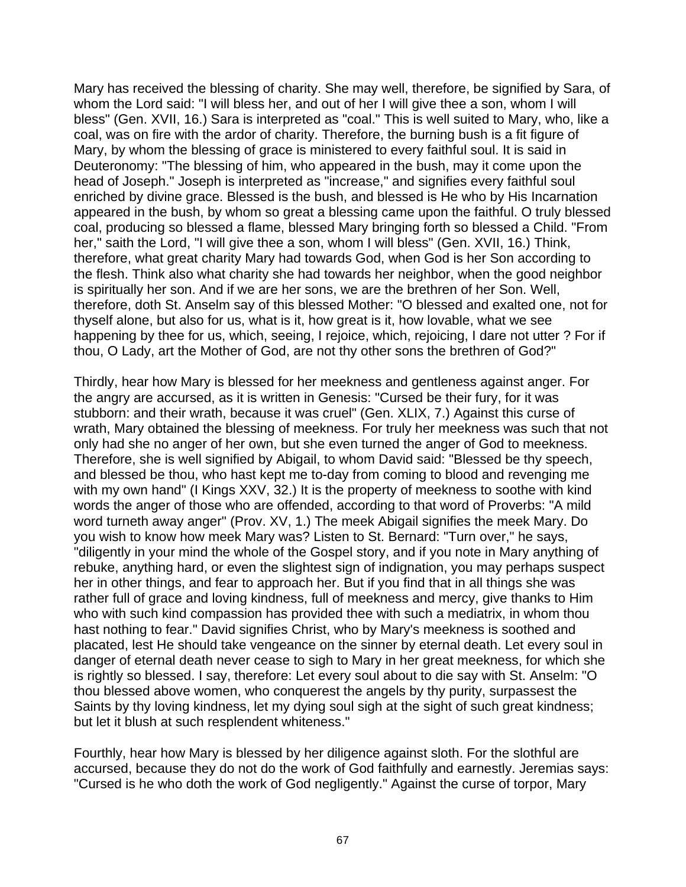Mary has received the blessing of charity. She may well, therefore, be signified by Sara, of whom the Lord said: "I will bless her, and out of her I will give thee a son, whom I will bless" (Gen. XVII, 16.) Sara is interpreted as "coal." This is well suited to Mary, who, like a coal, was on fire with the ardor of charity. Therefore, the burning bush is a fit figure of Mary, by whom the blessing of grace is ministered to every faithful soul. It is said in Deuteronomy: "The blessing of him, who appeared in the bush, may it come upon the head of Joseph." Joseph is interpreted as "increase," and signifies every faithful soul enriched by divine grace. Blessed is the bush, and blessed is He who by His Incarnation appeared in the bush, by whom so great a blessing came upon the faithful. O truly blessed coal, producing so blessed a flame, blessed Mary bringing forth so blessed a Child. "From her," saith the Lord, "I will give thee a son, whom I will bless" (Gen. XVII, 16.) Think, therefore, what great charity Mary had towards God, when God is her Son according to the flesh. Think also what charity she had towards her neighbor, when the good neighbor is spiritually her son. And if we are her sons, we are the brethren of her Son. Well, therefore, doth St. Anselm say of this blessed Mother: "O blessed and exalted one, not for thyself alone, but also for us, what is it, how great is it, how lovable, what we see happening by thee for us, which, seeing, I rejoice, which, rejoicing, I dare not utter ? For if thou, O Lady, art the Mother of God, are not thy other sons the brethren of God?"

Thirdly, hear how Mary is blessed for her meekness and gentleness against anger. For the angry are accursed, as it is written in Genesis: "Cursed be their fury, for it was stubborn: and their wrath, because it was cruel" (Gen. XLIX, 7.) Against this curse of wrath, Mary obtained the blessing of meekness. For truly her meekness was such that not only had she no anger of her own, but she even turned the anger of God to meekness. Therefore, she is well signified by Abigail, to whom David said: "Blessed be thy speech, and blessed be thou, who hast kept me to-day from coming to blood and revenging me with my own hand" (I Kings XXV, 32.) It is the property of meekness to soothe with kind words the anger of those who are offended, according to that word of Proverbs: "A mild word turneth away anger" (Prov. XV, 1.) The meek Abigail signifies the meek Mary. Do you wish to know how meek Mary was? Listen to St. Bernard: "Turn over," he says, "diligently in your mind the whole of the Gospel story, and if you note in Mary anything of rebuke, anything hard, or even the slightest sign of indignation, you may perhaps suspect her in other things, and fear to approach her. But if you find that in all things she was rather full of grace and loving kindness, full of meekness and mercy, give thanks to Him who with such kind compassion has provided thee with such a mediatrix, in whom thou hast nothing to fear." David signifies Christ, who by Mary's meekness is soothed and placated, lest He should take vengeance on the sinner by eternal death. Let every soul in danger of eternal death never cease to sigh to Mary in her great meekness, for which she is rightly so blessed. I say, therefore: Let every soul about to die say with St. Anselm: "O thou blessed above women, who conquerest the angels by thy purity, surpassest the Saints by thy loving kindness, let my dying soul sigh at the sight of such great kindness; but let it blush at such resplendent whiteness."

Fourthly, hear how Mary is blessed by her diligence against sloth. For the slothful are accursed, because they do not do the work of God faithfully and earnestly. Jeremias says: "Cursed is he who doth the work of God negligently." Against the curse of torpor, Mary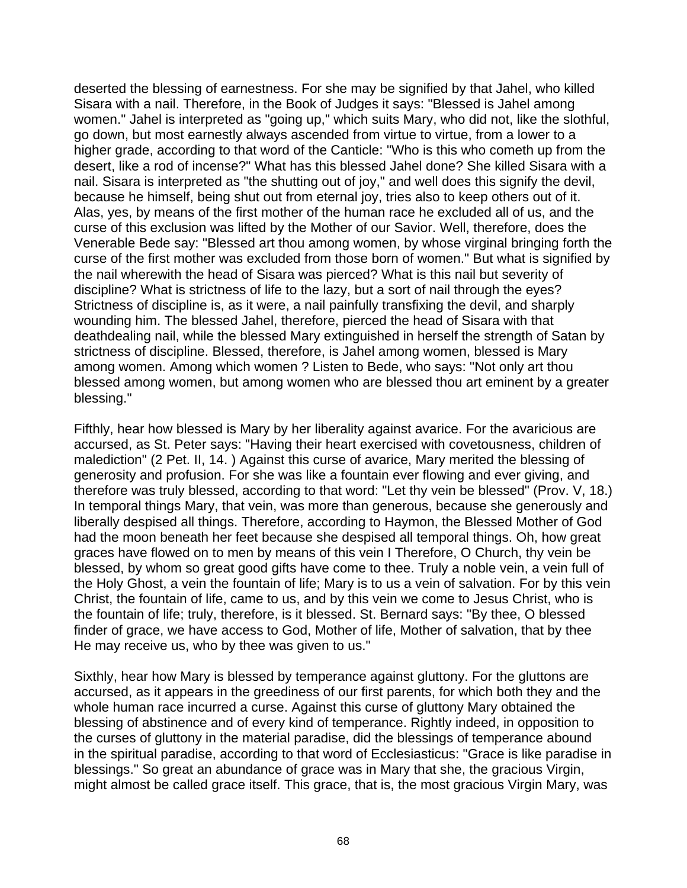deserted the blessing of earnestness. For she may be signified by that Jahel, who killed Sisara with a nail. Therefore, in the Book of Judges it says: "Blessed is Jahel among women." Jahel is interpreted as "going up," which suits Mary, who did not, like the slothful, go down, but most earnestly always ascended from virtue to virtue, from a lower to a higher grade, according to that word of the Canticle: "Who is this who cometh up from the desert, like a rod of incense?" What has this blessed Jahel done? She killed Sisara with a nail. Sisara is interpreted as "the shutting out of joy," and well does this signify the devil, because he himself, being shut out from eternal joy, tries also to keep others out of it. Alas, yes, by means of the first mother of the human race he excluded all of us, and the curse of this exclusion was lifted by the Mother of our Savior. Well, therefore, does the Venerable Bede say: "Blessed art thou among women, by whose virginal bringing forth the curse of the first mother was excluded from those born of women." But what is signified by the nail wherewith the head of Sisara was pierced? What is this nail but severity of discipline? What is strictness of life to the lazy, but a sort of nail through the eyes? Strictness of discipline is, as it were, a nail painfully transfixing the devil, and sharply wounding him. The blessed Jahel, therefore, pierced the head of Sisara with that deathdealing nail, while the blessed Mary extinguished in herself the strength of Satan by strictness of discipline. Blessed, therefore, is Jahel among women, blessed is Mary among women. Among which women ? Listen to Bede, who says: "Not only art thou blessed among women, but among women who are blessed thou art eminent by a greater blessing."

Fifthly, hear how blessed is Mary by her liberality against avarice. For the avaricious are accursed, as St. Peter says: "Having their heart exercised with covetousness, children of malediction" (2 Pet. II, 14. ) Against this curse of avarice, Mary merited the blessing of generosity and profusion. For she was like a fountain ever flowing and ever giving, and therefore was truly blessed, according to that word: "Let thy vein be blessed" (Prov. V, 18.) In temporal things Mary, that vein, was more than generous, because she generously and liberally despised all things. Therefore, according to Haymon, the Blessed Mother of God had the moon beneath her feet because she despised all temporal things. Oh, how great graces have flowed on to men by means of this vein I Therefore, O Church, thy vein be blessed, by whom so great good gifts have come to thee. Truly a noble vein, a vein full of the Holy Ghost, a vein the fountain of life; Mary is to us a vein of salvation. For by this vein Christ, the fountain of life, came to us, and by this vein we come to Jesus Christ, who is the fountain of life; truly, therefore, is it blessed. St. Bernard says: "By thee, O blessed finder of grace, we have access to God, Mother of life, Mother of salvation, that by thee He may receive us, who by thee was given to us."

Sixthly, hear how Mary is blessed by temperance against gluttony. For the gluttons are accursed, as it appears in the greediness of our first parents, for which both they and the whole human race incurred a curse. Against this curse of gluttony Mary obtained the blessing of abstinence and of every kind of temperance. Rightly indeed, in opposition to the curses of gluttony in the material paradise, did the blessings of temperance abound in the spiritual paradise, according to that word of Ecclesiasticus: "Grace is like paradise in blessings." So great an abundance of grace was in Mary that she, the gracious Virgin, might almost be called grace itself. This grace, that is, the most gracious Virgin Mary, was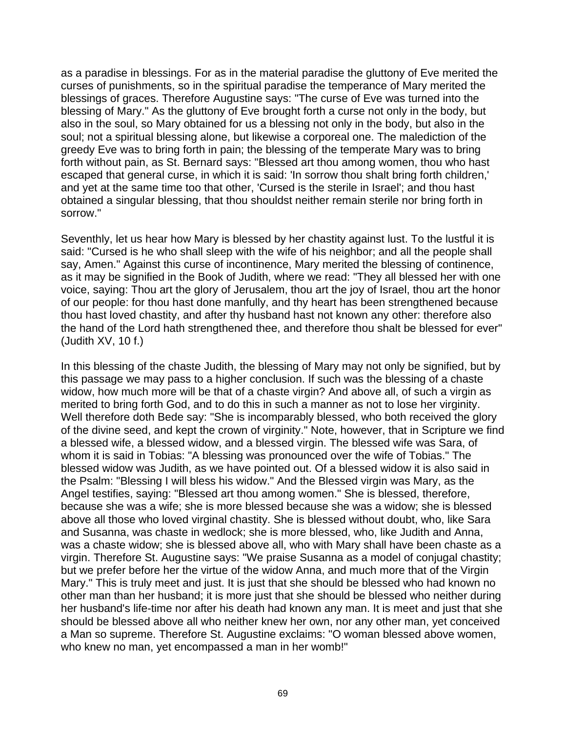as a paradise in blessings. For as in the material paradise the gluttony of Eve merited the curses of punishments, so in the spiritual paradise the temperance of Mary merited the blessings of graces. Therefore Augustine says: "The curse of Eve was turned into the blessing of Mary." As the gluttony of Eve brought forth a curse not only in the body, but also in the soul, so Mary obtained for us a blessing not only in the body, but also in the soul; not a spiritual blessing alone, but likewise a corporeal one. The malediction of the greedy Eve was to bring forth in pain; the blessing of the temperate Mary was to bring forth without pain, as St. Bernard says: "Blessed art thou among women, thou who hast escaped that general curse, in which it is said: 'In sorrow thou shalt bring forth children,' and yet at the same time too that other, 'Cursed is the sterile in Israel'; and thou hast obtained a singular blessing, that thou shouldst neither remain sterile nor bring forth in sorrow."

Seventhly, let us hear how Mary is blessed by her chastity against lust. To the lustful it is said: "Cursed is he who shall sleep with the wife of his neighbor; and all the people shall say, Amen." Against this curse of incontinence, Mary merited the blessing of continence, as it may be signified in the Book of Judith, where we read: "They all blessed her with one voice, saying: Thou art the glory of Jerusalem, thou art the joy of Israel, thou art the honor of our people: for thou hast done manfully, and thy heart has been strengthened because thou hast loved chastity, and after thy husband hast not known any other: therefore also the hand of the Lord hath strengthened thee, and therefore thou shalt be blessed for ever" (Judith XV, 10 f.)

In this blessing of the chaste Judith, the blessing of Mary may not only be signified, but by this passage we may pass to a higher conclusion. If such was the blessing of a chaste widow, how much more will be that of a chaste virgin? And above all, of such a virgin as merited to bring forth God, and to do this in such a manner as not to lose her virginity. Well therefore doth Bede say: "She is incomparably blessed, who both received the glory of the divine seed, and kept the crown of virginity." Note, however, that in Scripture we find a blessed wife, a blessed widow, and a blessed virgin. The blessed wife was Sara, of whom it is said in Tobias: "A blessing was pronounced over the wife of Tobias." The blessed widow was Judith, as we have pointed out. Of a blessed widow it is also said in the Psalm: "Blessing I will bless his widow." And the Blessed virgin was Mary, as the Angel testifies, saying: "Blessed art thou among women." She is blessed, therefore, because she was a wife; she is more blessed because she was a widow; she is blessed above all those who loved virginal chastity. She is blessed without doubt, who, like Sara and Susanna, was chaste in wedlock; she is more blessed, who, like Judith and Anna, was a chaste widow; she is blessed above all, who with Mary shall have been chaste as a virgin. Therefore St. Augustine says: "We praise Susanna as a model of conjugal chastity; but we prefer before her the virtue of the widow Anna, and much more that of the Virgin Mary." This is truly meet and just. It is just that she should be blessed who had known no other man than her husband; it is more just that she should be blessed who neither during her husband's life-time nor after his death had known any man. It is meet and just that she should be blessed above all who neither knew her own, nor any other man, yet conceived a Man so supreme. Therefore St. Augustine exclaims: "O woman blessed above women, who knew no man, yet encompassed a man in her womb!"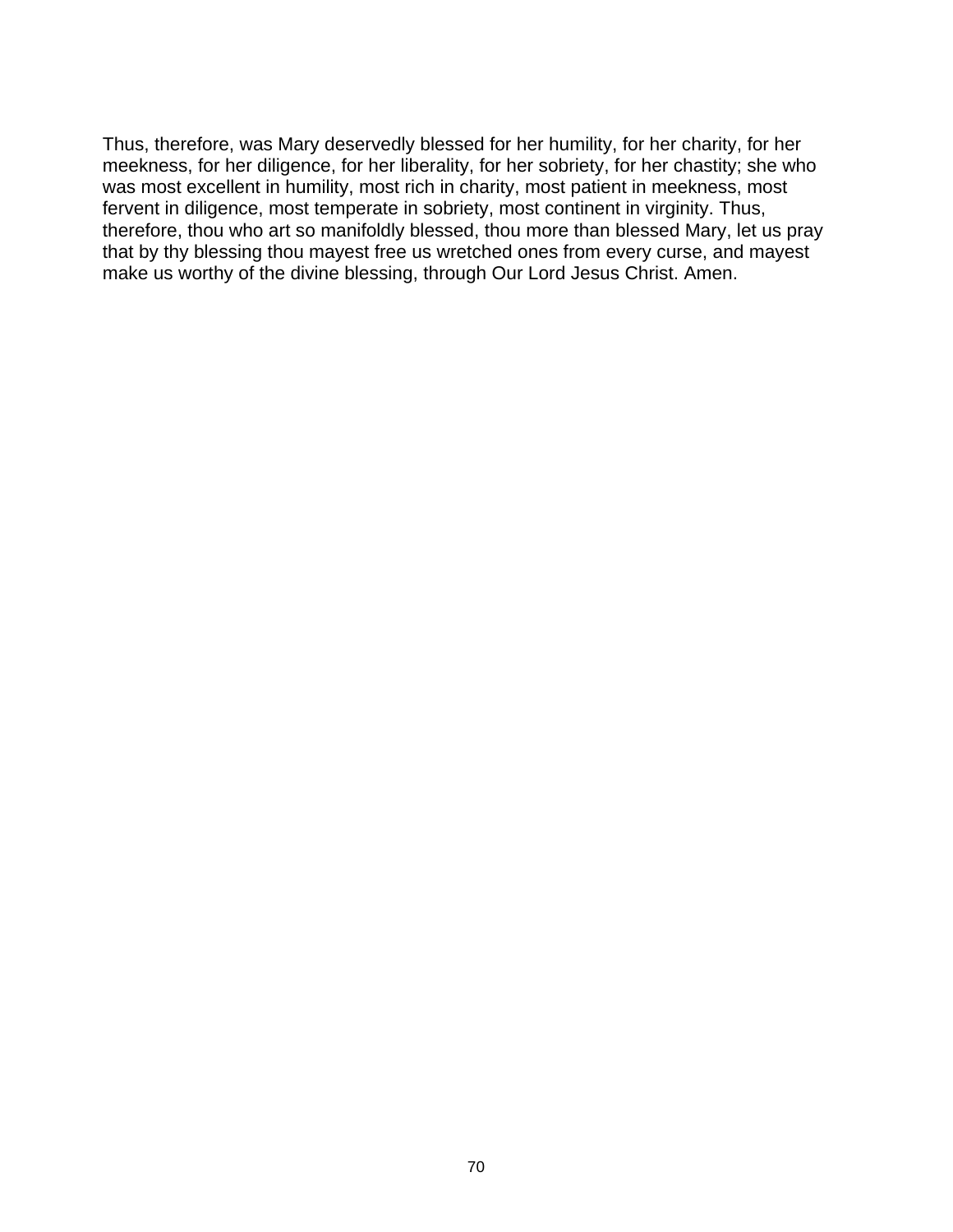Thus, therefore, was Mary deservedly blessed for her humility, for her charity, for her meekness, for her diligence, for her liberality, for her sobriety, for her chastity; she who was most excellent in humility, most rich in charity, most patient in meekness, most fervent in diligence, most temperate in sobriety, most continent in virginity. Thus, therefore, thou who art so manifoldly blessed, thou more than blessed Mary, let us pray that by thy blessing thou mayest free us wretched ones from every curse, and mayest make us worthy of the divine blessing, through Our Lord Jesus Christ. Amen.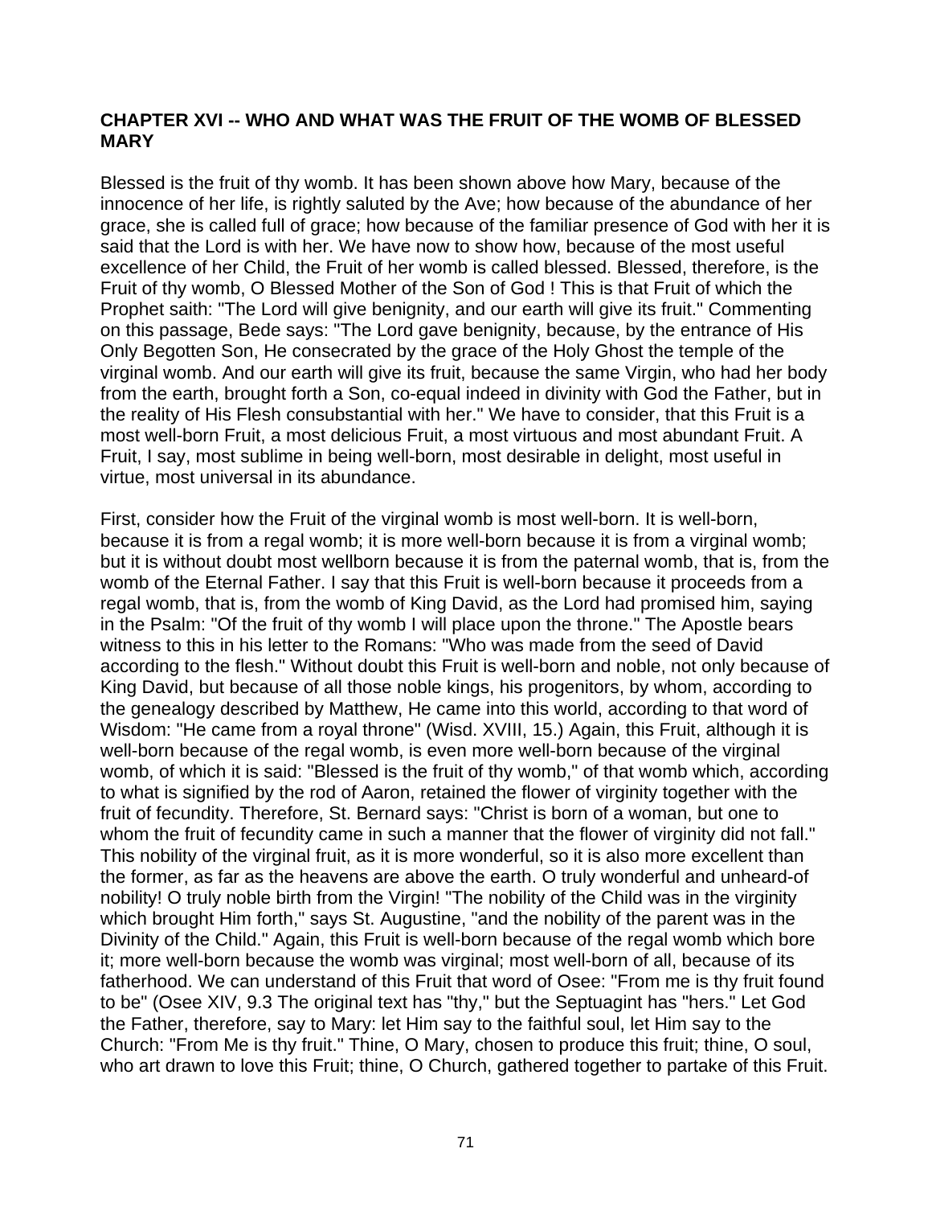**CHAPTER XVI -- WHO AND WHAT WAS THE FRUIT OF THE WOMB OF BLESSED MARY**

Blessed is the fruit of thy womb. It has been shown above how Mary, because of the innocence of her life, is rightly saluted by the Ave; how because of the abundance of her grace, she is called full of grace; how because of the familiar presence of God with her it is said that the Lord is with her. We have now to show how, because of the most useful excellence of her Child, the Fruit of her womb is called blessed. Blessed, therefore, is the Fruit of thy womb, O Blessed Mother of the Son of God ! This is that Fruit of which the Prophet saith: "The Lord will give benignity, and our earth will give its fruit." Commenting on this passage, Bede says: "The Lord gave benignity, because, by the entrance of His Only Begotten Son, He consecrated by the grace of the Holy Ghost the temple of the virginal womb. And our earth will give its fruit, because the same Virgin, who had her body from the earth, brought forth a Son, co-equal indeed in divinity with God the Father, but in the reality of His Flesh consubstantial with her." We have to consider, that this Fruit is a most well-born Fruit, a most delicious Fruit, a most virtuous and most abundant Fruit. A Fruit, I say, most sublime in being well-born, most desirable in delight, most useful in virtue, most universal in its abundance.

First, consider how the Fruit of the virginal womb is most well-born. It is well-born, because it is from a regal womb; it is more well-born because it is from a virginal womb; but it is without doubt most wellborn because it is from the paternal womb, that is, from the womb of the Eternal Father. I say that this Fruit is well-born because it proceeds from a regal womb, that is, from the womb of King David, as the Lord had promised him, saying in the Psalm: "Of the fruit of thy womb I will place upon the throne." The Apostle bears witness to this in his letter to the Romans: "Who was made from the seed of David according to the flesh." Without doubt this Fruit is well-born and noble, not only because of King David, but because of all those noble kings, his progenitors, by whom, according to the genealogy described by Matthew, He came into this world, according to that word of Wisdom: "He came from a royal throne" (Wisd. XVIII, 15.) Again, this Fruit, although it is well-born because of the regal womb, is even more well-born because of the virginal womb, of which it is said: "Blessed is the fruit of thy womb," of that womb which, according to what is signified by the rod of Aaron, retained the flower of virginity together with the fruit of fecundity. Therefore, St. Bernard says: "Christ is born of a woman, but one to whom the fruit of fecundity came in such a manner that the flower of virginity did not fall." This nobility of the virginal fruit, as it is more wonderful, so it is also more excellent than the former, as far as the heavens are above the earth. O truly wonderful and unheard-of nobility! O truly noble birth from the Virgin! "The nobility of the Child was in the virginity which brought Him forth," says St. Augustine, "and the nobility of the parent was in the Divinity of the Child." Again, this Fruit is well-born because of the regal womb which bore it; more well-born because the womb was virginal; most well-born of all, because of its fatherhood. We can understand of this Fruit that word of Osee: "From me is thy fruit found to be" (Osee XIV, 9.3 The original text has "thy," but the Septuagint has "hers." Let God the Father, therefore, say to Mary: let Him say to the faithful soul, let Him say to the Church: "From Me is thy fruit." Thine, O Mary, chosen to produce this fruit; thine, O soul, who art drawn to love this Fruit; thine, O Church, gathered together to partake of this Fruit.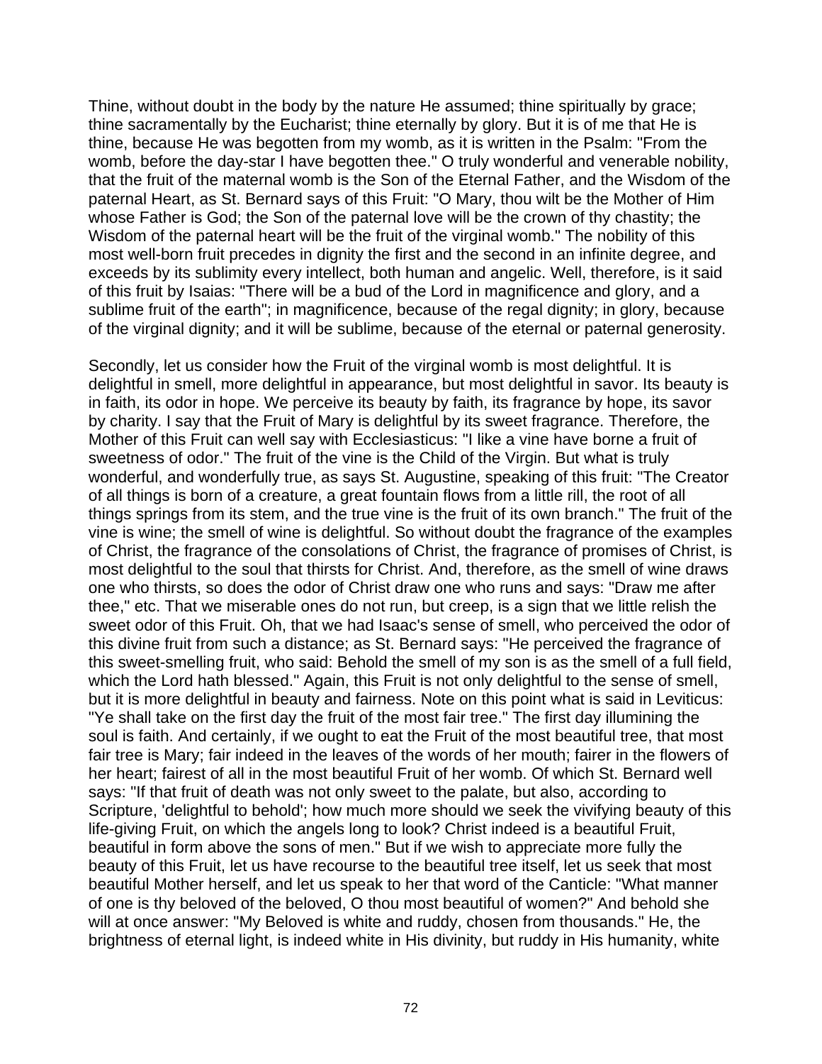Thine, without doubt in the body by the nature He assumed; thine spiritually by grace; thine sacramentally by the Eucharist; thine eternally by glory. But it is of me that He is thine, because He was begotten from my womb, as it is written in the Psalm: "From the womb, before the day-star I have begotten thee." O truly wonderful and venerable nobility, that the fruit of the maternal womb is the Son of the Eternal Father, and the Wisdom of the paternal Heart, as St. Bernard says of this Fruit: "O Mary, thou wilt be the Mother of Him whose Father is God; the Son of the paternal love will be the crown of thy chastity; the Wisdom of the paternal heart will be the fruit of the virginal womb." The nobility of this most well-born fruit precedes in dignity the first and the second in an infinite degree, and exceeds by its sublimity every intellect, both human and angelic. Well, therefore, is it said of this fruit by Isaias: "There will be a bud of the Lord in magnificence and glory, and a sublime fruit of the earth"; in magnificence, because of the regal dignity; in glory, because of the virginal dignity; and it will be sublime, because of the eternal or paternal generosity.

Secondly, let us consider how the Fruit of the virginal womb is most delightful. It is delightful in smell, more delightful in appearance, but most delightful in savor. Its beauty is in faith, its odor in hope. We perceive its beauty by faith, its fragrance by hope, its savor by charity. I say that the Fruit of Mary is delightful by its sweet fragrance. Therefore, the Mother of this Fruit can well say with Ecclesiasticus: "I like a vine have borne a fruit of sweetness of odor." The fruit of the vine is the Child of the Virgin. But what is truly wonderful, and wonderfully true, as says St. Augustine, speaking of this fruit: "The Creator of all things is born of a creature, a great fountain flows from a little rill, the root of all things springs from its stem, and the true vine is the fruit of its own branch." The fruit of the vine is wine; the smell of wine is delightful. So without doubt the fragrance of the examples of Christ, the fragrance of the consolations of Christ, the fragrance of promises of Christ, is most delightful to the soul that thirsts for Christ. And, therefore, as the smell of wine draws one who thirsts, so does the odor of Christ draw one who runs and says: "Draw me after thee," etc. That we miserable ones do not run, but creep, is a sign that we little relish the sweet odor of this Fruit. Oh, that we had Isaac's sense of smell, who perceived the odor of this divine fruit from such a distance; as St. Bernard says: "He perceived the fragrance of this sweet-smelling fruit, who said: Behold the smell of my son is as the smell of a full field, which the Lord hath blessed." Again, this Fruit is not only delightful to the sense of smell, but it is more delightful in beauty and fairness. Note on this point what is said in Leviticus: "Ye shall take on the first day the fruit of the most fair tree." The first day illumining the soul is faith. And certainly, if we ought to eat the Fruit of the most beautiful tree, that most fair tree is Mary; fair indeed in the leaves of the words of her mouth; fairer in the flowers of her heart; fairest of all in the most beautiful Fruit of her womb. Of which St. Bernard well says: "If that fruit of death was not only sweet to the palate, but also, according to Scripture, 'delightful to behold'; how much more should we seek the vivifying beauty of this life-giving Fruit, on which the angels long to look? Christ indeed is a beautiful Fruit, beautiful in form above the sons of men." But if we wish to appreciate more fully the beauty of this Fruit, let us have recourse to the beautiful tree itself, let us seek that most beautiful Mother herself, and let us speak to her that word of the Canticle: "What manner of one is thy beloved of the beloved, O thou most beautiful of women?" And behold she will at once answer: "My Beloved is white and ruddy, chosen from thousands." He, the brightness of eternal light, is indeed white in His divinity, but ruddy in His humanity, white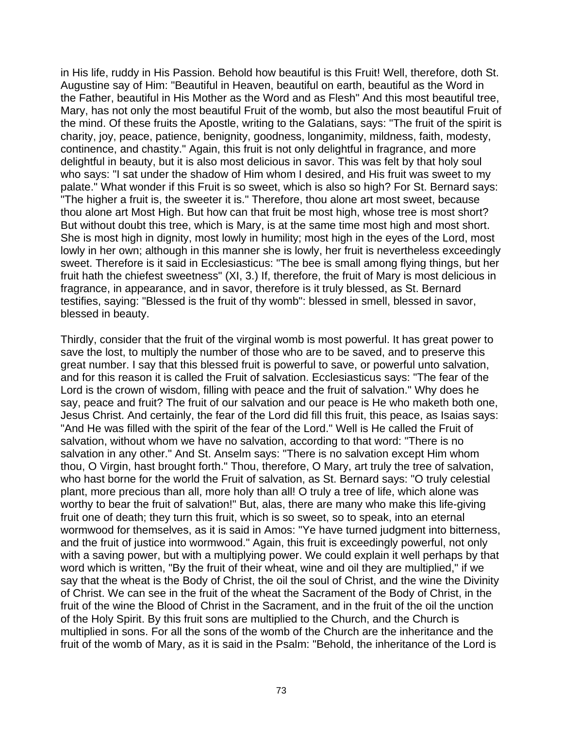in His life, ruddy in His Passion. Behold how beautiful is this Fruit! Well, therefore, doth St. Augustine say of Him: "Beautiful in Heaven, beautiful on earth, beautiful as the Word in the Father, beautiful in His Mother as the Word and as Flesh" And this most beautiful tree, Mary, has not only the most beautiful Fruit of the womb, but also the most beautiful Fruit of the mind. Of these fruits the Apostle, writing to the Galatians, says: "The fruit of the spirit is charity, joy, peace, patience, benignity, goodness, longanimity, mildness, faith, modesty, continence, and chastity." Again, this fruit is not only delightful in fragrance, and more delightful in beauty, but it is also most delicious in savor. This was felt by that holy soul who says: "I sat under the shadow of Him whom I desired, and His fruit was sweet to my palate." What wonder if this Fruit is so sweet, which is also so high? For St. Bernard says: "The higher a fruit is, the sweeter it is." Therefore, thou alone art most sweet, because thou alone art Most High. But how can that fruit be most high, whose tree is most short? But without doubt this tree, which is Mary, is at the same time most high and most short. She is most high in dignity, most lowly in humility; most high in the eyes of the Lord, most lowly in her own; although in this manner she is lowly, her fruit is nevertheless exceedingly sweet. Therefore is it said in Ecclesiasticus: "The bee is small among flying things, but her fruit hath the chiefest sweetness" (XI, 3.) If, therefore, the fruit of Mary is most delicious in fragrance, in appearance, and in savor, therefore is it truly blessed, as St. Bernard testifies, saying: "Blessed is the fruit of thy womb": blessed in smell, blessed in savor, blessed in beauty.

Thirdly, consider that the fruit of the virginal womb is most powerful. It has great power to save the lost, to multiply the number of those who are to be saved, and to preserve this great number. I say that this blessed fruit is powerful to save, or powerful unto salvation, and for this reason it is called the Fruit of salvation. Ecclesiasticus says: "The fear of the Lord is the crown of wisdom, filling with peace and the fruit of salvation." Why does he say, peace and fruit? The fruit of our salvation and our peace is He who maketh both one, Jesus Christ. And certainly, the fear of the Lord did fill this fruit, this peace, as Isaias says: "And He was filled with the spirit of the fear of the Lord." Well is He called the Fruit of salvation, without whom we have no salvation, according to that word: "There is no salvation in any other." And St. Anselm says: "There is no salvation except Him whom thou, O Virgin, hast brought forth." Thou, therefore, O Mary, art truly the tree of salvation, who hast borne for the world the Fruit of salvation, as St. Bernard says: "O truly celestial plant, more precious than all, more holy than all! O truly a tree of life, which alone was worthy to bear the fruit of salvation!" But, alas, there are many who make this life-giving fruit one of death; they turn this fruit, which is so sweet, so to speak, into an eternal wormwood for themselves, as it is said in Amos: "Ye have turned judgment into bitterness, and the fruit of justice into wormwood." Again, this fruit is exceedingly powerful, not only with a saving power, but with a multiplying power. We could explain it well perhaps by that word which is written, "By the fruit of their wheat, wine and oil they are multiplied," if we say that the wheat is the Body of Christ, the oil the soul of Christ, and the wine the Divinity of Christ. We can see in the fruit of the wheat the Sacrament of the Body of Christ, in the fruit of the wine the Blood of Christ in the Sacrament, and in the fruit of the oil the unction of the Holy Spirit. By this fruit sons are multiplied to the Church, and the Church is multiplied in sons. For all the sons of the womb of the Church are the inheritance and the fruit of the womb of Mary, as it is said in the Psalm: "Behold, the inheritance of the Lord is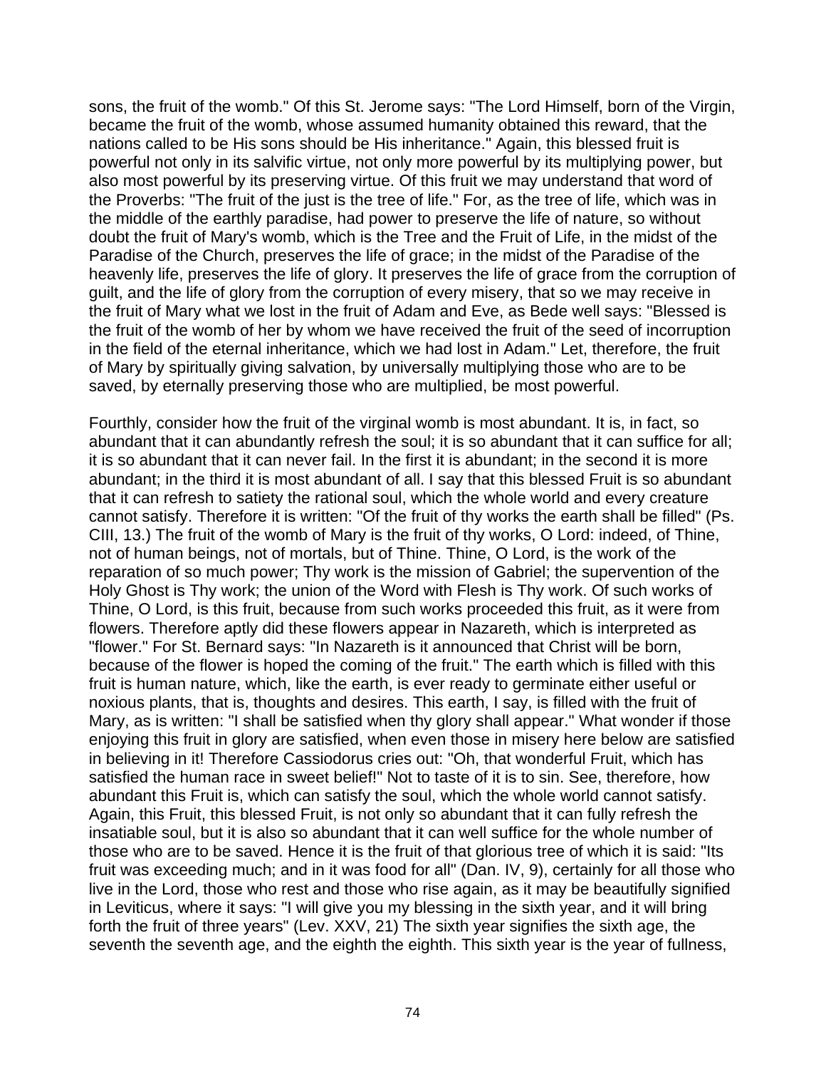sons, the fruit of the womb." Of this St. Jerome says: "The Lord Himself, born of the Virgin, became the fruit of the womb, whose assumed humanity obtained this reward, that the nations called to be His sons should be His inheritance." Again, this blessed fruit is powerful not only in its salvific virtue, not only more powerful by its multiplying power, but also most powerful by its preserving virtue. Of this fruit we may understand that word of the Proverbs: "The fruit of the just is the tree of life." For, as the tree of life, which was in the middle of the earthly paradise, had power to preserve the life of nature, so without doubt the fruit of Mary's womb, which is the Tree and the Fruit of Life, in the midst of the Paradise of the Church, preserves the life of grace; in the midst of the Paradise of the heavenly life, preserves the life of glory. It preserves the life of grace from the corruption of guilt, and the life of glory from the corruption of every misery, that so we may receive in the fruit of Mary what we lost in the fruit of Adam and Eve, as Bede well says: "Blessed is the fruit of the womb of her by whom we have received the fruit of the seed of incorruption in the field of the eternal inheritance, which we had lost in Adam." Let, therefore, the fruit of Mary by spiritually giving salvation, by universally multiplying those who are to be saved, by eternally preserving those who are multiplied, be most powerful.

Fourthly, consider how the fruit of the virginal womb is most abundant. It is, in fact, so abundant that it can abundantly refresh the soul; it is so abundant that it can suffice for all; it is so abundant that it can never fail. In the first it is abundant; in the second it is more abundant; in the third it is most abundant of all. I say that this blessed Fruit is so abundant that it can refresh to satiety the rational soul, which the whole world and every creature cannot satisfy. Therefore it is written: "Of the fruit of thy works the earth shall be filled" (Ps. CIII, 13.) The fruit of the womb of Mary is the fruit of thy works, O Lord: indeed, of Thine, not of human beings, not of mortals, but of Thine. Thine, O Lord, is the work of the reparation of so much power; Thy work is the mission of Gabriel; the supervention of the Holy Ghost is Thy work; the union of the Word with Flesh is Thy work. Of such works of Thine, O Lord, is this fruit, because from such works proceeded this fruit, as it were from flowers. Therefore aptly did these flowers appear in Nazareth, which is interpreted as "flower." For St. Bernard says: "In Nazareth is it announced that Christ will be born, because of the flower is hoped the coming of the fruit." The earth which is filled with this fruit is human nature, which, like the earth, is ever ready to germinate either useful or noxious plants, that is, thoughts and desires. This earth, I say, is filled with the fruit of Mary, as is written: "I shall be satisfied when thy glory shall appear." What wonder if those enjoying this fruit in glory are satisfied, when even those in misery here below are satisfied in believing in it! Therefore Cassiodorus cries out: "Oh, that wonderful Fruit, which has satisfied the human race in sweet belief!" Not to taste of it is to sin. See, therefore, how abundant this Fruit is, which can satisfy the soul, which the whole world cannot satisfy. Again, this Fruit, this blessed Fruit, is not only so abundant that it can fully refresh the insatiable soul, but it is also so abundant that it can well suffice for the whole number of those who are to be saved. Hence it is the fruit of that glorious tree of which it is said: "Its fruit was exceeding much; and in it was food for all" (Dan. IV, 9), certainly for all those who live in the Lord, those who rest and those who rise again, as it may be beautifully signified in Leviticus, where it says: "I will give you my blessing in the sixth year, and it will bring forth the fruit of three years" (Lev. XXV, 21) The sixth year signifies the sixth age, the seventh the seventh age, and the eighth the eighth. This sixth year is the year of fullness,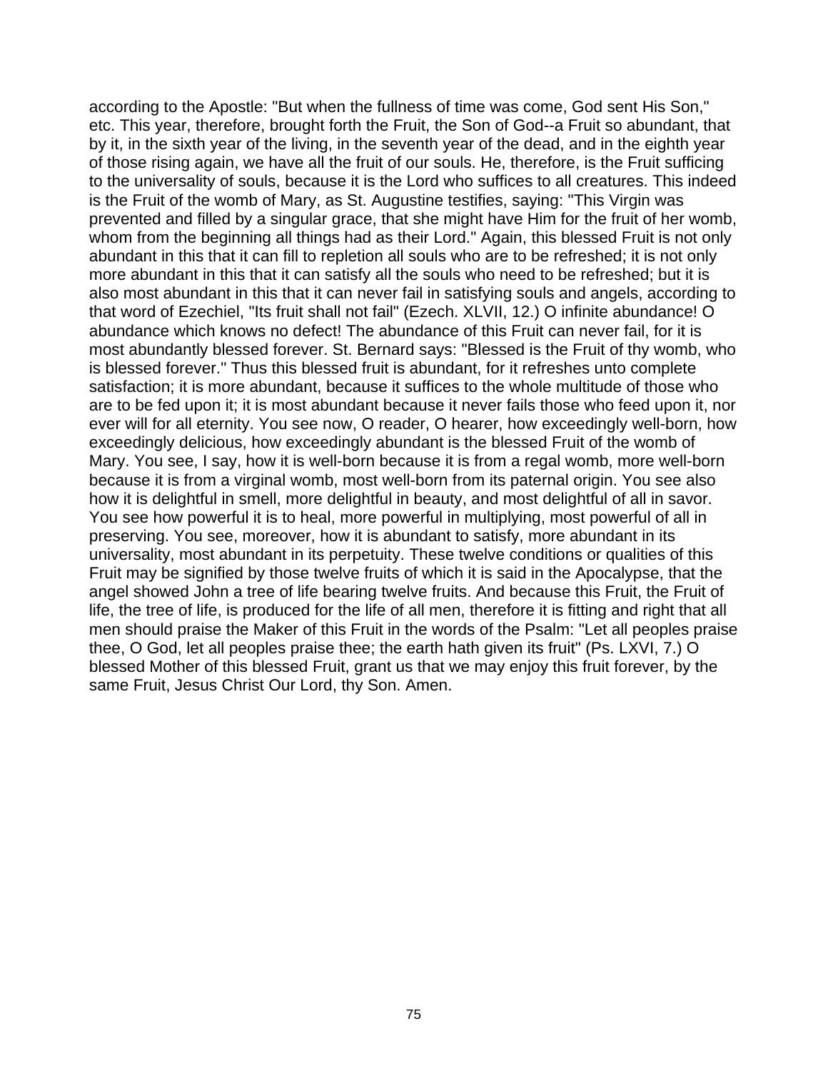according to the Apostle: "But when the fullness of time was come, God sent His Son," etc. This year, therefore, brought forth the Fruit, the Son of God--a Fruit so abundant, that by it, in the sixth year of the living, in the seventh year of the dead, and in the eighth year of those rising again, we have all the fruit of our souls. He, therefore, is the Fruit sufficing to the universality of souls, because it is the Lord who suffices to all creatures. This indeed is the Fruit of the womb of Mary, as St. Augustine testifies, saying: "This Virgin was prevented and filled by a singular grace, that she might have Him for the fruit of her womb, whom from the beginning all things had as their Lord." Again, this blessed Fruit is not only abundant in this that it can fill to repletion all souls who are to be refreshed; it is not only more abundant in this that it can satisfy all the souls who need to be refreshed; but it is also most abundant in this that it can never fail in satisfying souls and angels, according to that word of Ezechiel, "Its fruit shall not fail" (Ezech. XLVII, 12.) O infinite abundance! O abundance which knows no defect! The abundance of this Fruit can never fail, for it is most abundantly blessed forever. St. Bernard says: "Blessed is the Fruit of thy womb, who is blessed forever." Thus this blessed fruit is abundant, for it refreshes unto complete satisfaction; it is more abundant, because it suffices to the whole multitude of those who are to be fed upon it; it is most abundant because it never fails those who feed upon it, nor ever will for all eternity. You see now, O reader, O hearer, how exceedingly well-born, how exceedingly delicious, how exceedingly abundant is the blessed Fruit of the womb of Mary. You see, I say, how it is well-born because it is from a regal womb, more well-born because it is from a virginal womb, most well-born from its paternal origin. You see also how it is delightful in smell, more delightful in beauty, and most delightful of all in savor. You see how powerful it is to heal, more powerful in multiplying, most powerful of all in preserving. You see, moreover, how it is abundant to satisfy, more abundant in its universality, most abundant in its perpetuity. These twelve conditions or qualities of this Fruit may be signified by those twelve fruits of which it is said in the Apocalypse, that the angel showed John a tree of life bearing twelve fruits. And because this Fruit, the Fruit of life, the tree of life, is produced for the life of all men, therefore it is fitting and right that all men should praise the Maker of this Fruit in the words of the Psalm: "Let all peoples praise thee, O God, let all peoples praise thee; the earth hath given its fruit" (Ps. LXVI, 7.) O blessed Mother of this blessed Fruit, grant us that we may enjoy this fruit forever, by the same Fruit, Jesus Christ Our Lord, thy Son. Amen.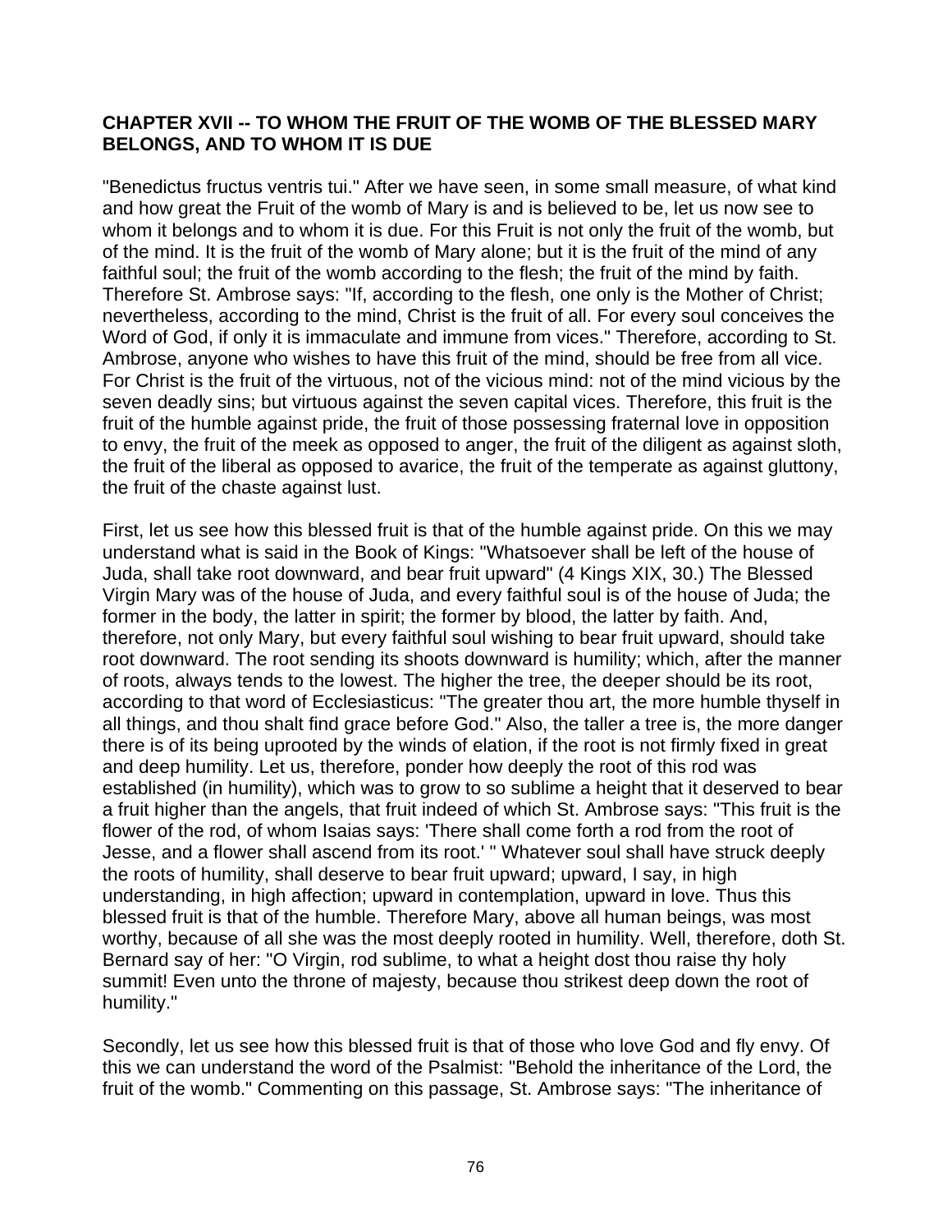**CHAPTER XVII -- TO WHOM THE FRUIT OF THE WOMB OF THE BLESSED MARY BELONGS, AND TO WHOM IT IS DUE**

"Benedictus fructus ventris tui." After we have seen, in some small measure, of what kind and how great the Fruit of the womb of Mary is and is believed to be, let us now see to whom it belongs and to whom it is due. For this Fruit is not only the fruit of the womb, but of the mind. It is the fruit of the womb of Mary alone; but it is the fruit of the mind of any faithful soul; the fruit of the womb according to the flesh; the fruit of the mind by faith. Therefore St. Ambrose says: "If, according to the flesh, one only is the Mother of Christ; nevertheless, according to the mind, Christ is the fruit of all. For every soul conceives the Word of God, if only it is immaculate and immune from vices." Therefore, according to St. Ambrose, anyone who wishes to have this fruit of the mind, should be free from all vice. For Christ is the fruit of the virtuous, not of the vicious mind: not of the mind vicious by the seven deadly sins; but virtuous against the seven capital vices. Therefore, this fruit is the fruit of the humble against pride, the fruit of those possessing fraternal love in opposition to envy, the fruit of the meek as opposed to anger, the fruit of the diligent as against sloth, the fruit of the liberal as opposed to avarice, the fruit of the temperate as against gluttony, the fruit of the chaste against lust.

First, let us see how this blessed fruit is that of the humble against pride. On this we may understand what is said in the Book of Kings: "Whatsoever shall be left of the house of Juda, shall take root downward, and bear fruit upward" (4 Kings XIX, 30.) The Blessed Virgin Mary was of the house of Juda, and every faithful soul is of the house of Juda; the former in the body, the latter in spirit; the former by blood, the latter by faith. And, therefore, not only Mary, but every faithful soul wishing to bear fruit upward, should take root downward. The root sending its shoots downward is humility; which, after the manner of roots, always tends to the lowest. The higher the tree, the deeper should be its root, according to that word of Ecclesiasticus: "The greater thou art, the more humble thyself in all things, and thou shalt find grace before God." Also, the taller a tree is, the more danger there is of its being uprooted by the winds of elation, if the root is not firmly fixed in great and deep humility. Let us, therefore, ponder how deeply the root of this rod was established (in humility), which was to grow to so sublime a height that it deserved to bear a fruit higher than the angels, that fruit indeed of which St. Ambrose says: "This fruit is the flower of the rod, of whom Isaias says: 'There shall come forth a rod from the root of Jesse, and a flower shall ascend from its root.' " Whatever soul shall have struck deeply the roots of humility, shall deserve to bear fruit upward; upward, I say, in high understanding, in high affection; upward in contemplation, upward in love. Thus this blessed fruit is that of the humble. Therefore Mary, above all human beings, was most worthy, because of all she was the most deeply rooted in humility. Well, therefore, doth St. Bernard say of her: "O Virgin, rod sublime, to what a height dost thou raise thy holy summit! Even unto the throne of majesty, because thou strikest deep down the root of humility."

Secondly, let us see how this blessed fruit is that of those who love God and fly envy. Of this we can understand the word of the Psalmist: "Behold the inheritance of the Lord, the fruit of the womb." Commenting on this passage, St. Ambrose says: "The inheritance of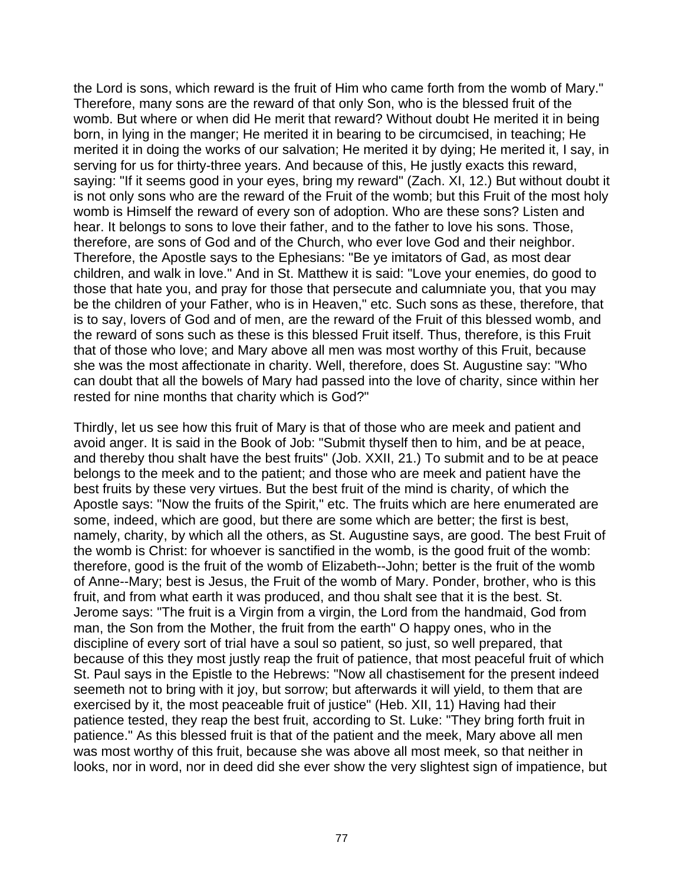the Lord is sons, which reward is the fruit of Him who came forth from the womb of Mary." Therefore, many sons are the reward of that only Son, who is the blessed fruit of the womb. But where or when did He merit that reward? Without doubt He merited it in being born, in lying in the manger; He merited it in bearing to be circumcised, in teaching; He merited it in doing the works of our salvation; He merited it by dying; He merited it, I say, in serving for us for thirty-three years. And because of this, He justly exacts this reward, saying: "If it seems good in your eyes, bring my reward" (Zach. XI, 12.) But without doubt it is not only sons who are the reward of the Fruit of the womb; but this Fruit of the most holy womb is Himself the reward of every son of adoption. Who are these sons? Listen and hear. It belongs to sons to love their father, and to the father to love his sons. Those, therefore, are sons of God and of the Church, who ever love God and their neighbor. Therefore, the Apostle says to the Ephesians: "Be ye imitators of Gad, as most dear children, and walk in love." And in St. Matthew it is said: "Love your enemies, do good to those that hate you, and pray for those that persecute and calumniate you, that you may be the children of your Father, who is in Heaven," etc. Such sons as these, therefore, that is to say, lovers of God and of men, are the reward of the Fruit of this blessed womb, and the reward of sons such as these is this blessed Fruit itself. Thus, therefore, is this Fruit that of those who love; and Mary above all men was most worthy of this Fruit, because she was the most affectionate in charity. Well, therefore, does St. Augustine say: "Who can doubt that all the bowels of Mary had passed into the love of charity, since within her rested for nine months that charity which is God?"

Thirdly, let us see how this fruit of Mary is that of those who are meek and patient and avoid anger. It is said in the Book of Job: "Submit thyself then to him, and be at peace, and thereby thou shalt have the best fruits" (Job. XXII, 21.) To submit and to be at peace belongs to the meek and to the patient; and those who are meek and patient have the best fruits by these very virtues. But the best fruit of the mind is charity, of which the Apostle says: "Now the fruits of the Spirit," etc. The fruits which are here enumerated are some, indeed, which are good, but there are some which are better; the first is best, namely, charity, by which all the others, as St. Augustine says, are good. The best Fruit of the womb is Christ: for whoever is sanctified in the womb, is the good fruit of the womb: therefore, good is the fruit of the womb of Elizabeth--John; better is the fruit of the womb of Anne--Mary; best is Jesus, the Fruit of the womb of Mary. Ponder, brother, who is this fruit, and from what earth it was produced, and thou shalt see that it is the best. St. Jerome says: "The fruit is a Virgin from a virgin, the Lord from the handmaid, God from man, the Son from the Mother, the fruit from the earth" O happy ones, who in the discipline of every sort of trial have a soul so patient, so just, so well prepared, that because of this they most justly reap the fruit of patience, that most peaceful fruit of which St. Paul says in the Epistle to the Hebrews: "Now all chastisement for the present indeed seemeth not to bring with it joy, but sorrow; but afterwards it will yield, to them that are exercised by it, the most peaceable fruit of justice" (Heb. XII, 11) Having had their patience tested, they reap the best fruit, according to St. Luke: "They bring forth fruit in patience." As this blessed fruit is that of the patient and the meek, Mary above all men was most worthy of this fruit, because she was above all most meek, so that neither in looks, nor in word, nor in deed did she ever show the very slightest sign of impatience, but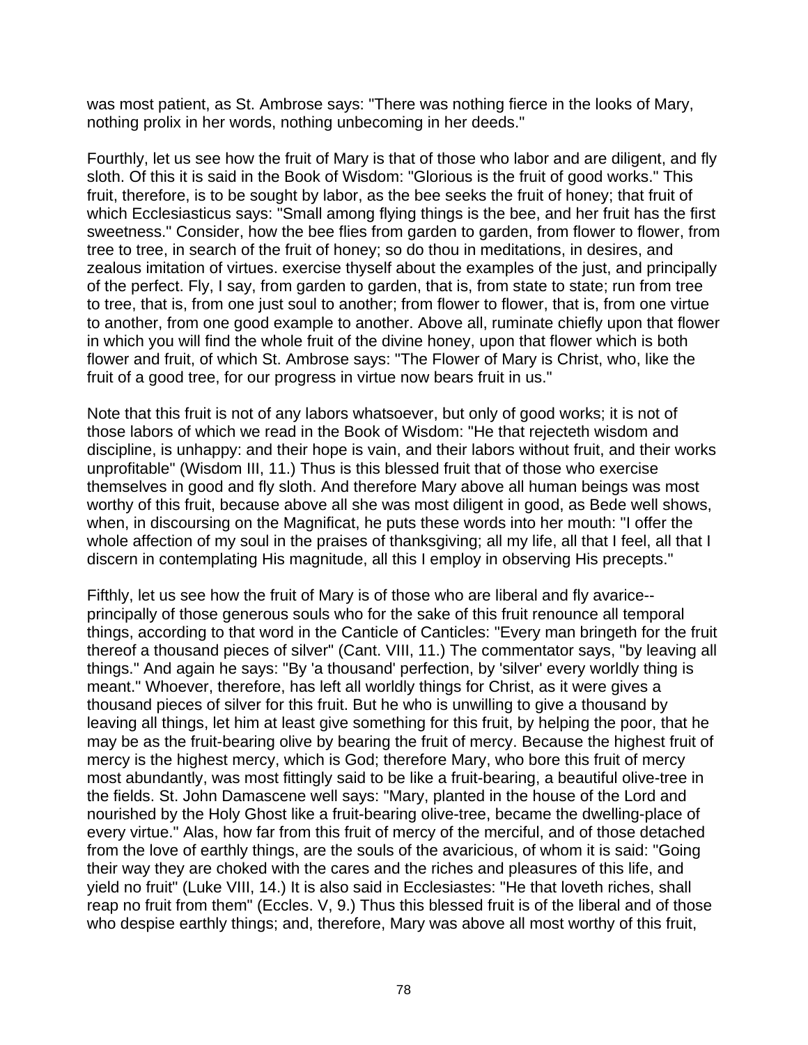was most patient, as St. Ambrose says: "There was nothing fierce in the looks of Mary, nothing prolix in her words, nothing unbecoming in her deeds."

Fourthly, let us see how the fruit of Mary is that of those who labor and are diligent, and fly sloth. Of this it is said in the Book of Wisdom: "Glorious is the fruit of good works." This fruit, therefore, is to be sought by labor, as the bee seeks the fruit of honey; that fruit of which Ecclesiasticus says: "Small among flying things is the bee, and her fruit has the first sweetness." Consider, how the bee flies from garden to garden, from flower to flower, from tree to tree, in search of the fruit of honey; so do thou in meditations, in desires, and zealous imitation of virtues. exercise thyself about the examples of the just, and principally of the perfect. Fly, I say, from garden to garden, that is, from state to state; run from tree to tree, that is, from one just soul to another; from flower to flower, that is, from one virtue to another, from one good example to another. Above all, ruminate chiefly upon that flower in which you will find the whole fruit of the divine honey, upon that flower which is both flower and fruit, of which St. Ambrose says: "The Flower of Mary is Christ, who, like the fruit of a good tree, for our progress in virtue now bears fruit in us."

Note that this fruit is not of any labors whatsoever, but only of good works; it is not of those labors of which we read in the Book of Wisdom: "He that rejecteth wisdom and discipline, is unhappy: and their hope is vain, and their labors without fruit, and their works unprofitable" (Wisdom III, 11.) Thus is this blessed fruit that of those who exercise themselves in good and fly sloth. And therefore Mary above all human beings was most worthy of this fruit, because above all she was most diligent in good, as Bede well shows, when, in discoursing on the Magnificat, he puts these words into her mouth: "I offer the whole affection of my soul in the praises of thanksgiving; all my life, all that I feel, all that I discern in contemplating His magnitude, all this I employ in observing His precepts."

Fifthly, let us see how the fruit of Mary is of those who are liberal and fly avarice--principally of those generous souls who for the sake of this fruit renounce all temporal things, according to that word in the Canticle of Canticles: "Every man bringeth for the fruit thereof a thousand pieces of silver" (Cant. VIII, 11.) The commentator says, "by leaving all things." And again he says: "By 'a thousand' perfection, by 'silver' every worldly thing is meant." Whoever, therefore, has left all worldly things for Christ, as it were gives a thousand pieces of silver for this fruit. But he who is unwilling to give a thousand by leaving all things, let him at least give something for this fruit, by helping the poor, that he may be as the fruit-bearing olive by bearing the fruit of mercy. Because the highest fruit of mercy is the highest mercy, which is God; therefore Mary, who bore this fruit of mercy most abundantly, was most fittingly said to be like a fruit-bearing, a beautiful olive-tree in the fields. St. John Damascene well says: "Mary, planted in the house of the Lord and nourished by the Holy Ghost like a fruit-bearing olive-tree, became the dwelling-place of every virtue." Alas, how far from this fruit of mercy of the merciful, and of those detached from the love of earthly things, are the souls of the avaricious, of whom it is said: "Going their way they are choked with the cares and the riches and pleasures of this life, and yield no fruit" (Luke VIII, 14.) It is also said in Ecclesiastes: "He that loveth riches, shall reap no fruit from them" (Eccles. V, 9.) Thus this blessed fruit is of the liberal and of those who despise earthly things; and, therefore, Mary was above all most worthy of this fruit,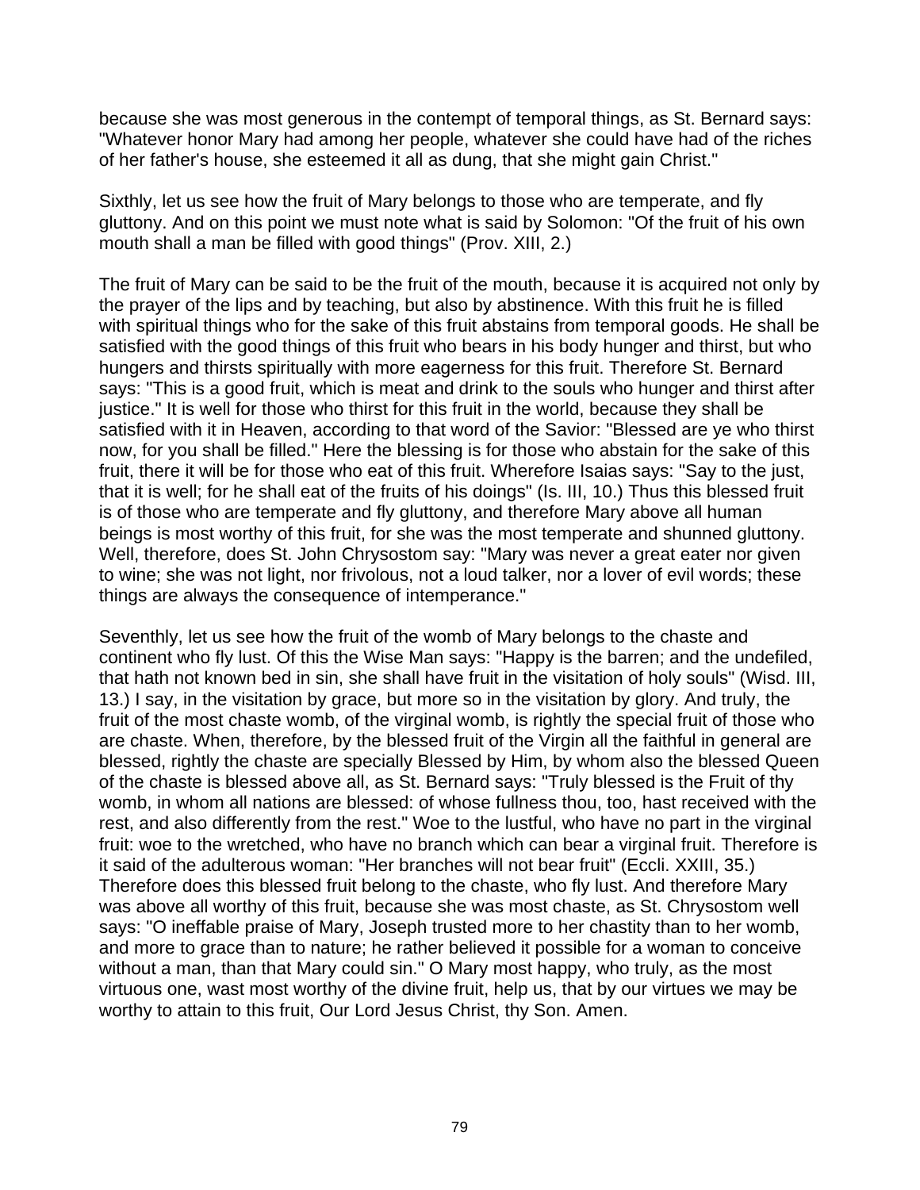because she was most generous in the contempt of temporal things, as St. Bernard says: "Whatever honor Mary had among her people, whatever she could have had of the riches of her father's house, she esteemed it all as dung, that she might gain Christ."

Sixthly, let us see how the fruit of Mary belongs to those who are temperate, and fly gluttony. And on this point we must note what is said by Solomon: "Of the fruit of his own mouth shall a man be filled with good things" (Prov. XIII, 2.)

The fruit of Mary can be said to be the fruit of the mouth, because it is acquired not only by the prayer of the lips and by teaching, but also by abstinence. With this fruit he is filled with spiritual things who for the sake of this fruit abstains from temporal goods. He shall be satisfied with the good things of this fruit who bears in his body hunger and thirst, but who hungers and thirsts spiritually with more eagerness for this fruit. Therefore St. Bernard says: "This is a good fruit, which is meat and drink to the souls who hunger and thirst after justice." It is well for those who thirst for this fruit in the world, because they shall be satisfied with it in Heaven, according to that word of the Savior: "Blessed are ye who thirst now, for you shall be filled." Here the blessing is for those who abstain for the sake of this fruit, there it will be for those who eat of this fruit. Wherefore Isaias says: "Say to the just, that it is well; for he shall eat of the fruits of his doings" (Is. III, 10.) Thus this blessed fruit is of those who are temperate and fly gluttony, and therefore Mary above all human beings is most worthy of this fruit, for she was the most temperate and shunned gluttony. Well, therefore, does St. John Chrysostom say: "Mary was never a great eater nor given to wine; she was not light, nor frivolous, not a loud talker, nor a lover of evil words; these things are always the consequence of intemperance."

Seventhly, let us see how the fruit of the womb of Mary belongs to the chaste and continent who fly lust. Of this the Wise Man says: "Happy is the barren; and the undefiled, that hath not known bed in sin, she shall have fruit in the visitation of holy souls" (Wisd. III, 13.) I say, in the visitation by grace, but more so in the visitation by glory. And truly, the fruit of the most chaste womb, of the virginal womb, is rightly the special fruit of those who are chaste. When, therefore, by the blessed fruit of the Virgin all the faithful in general are blessed, rightly the chaste are specially Blessed by Him, by whom also the blessed Queen of the chaste is blessed above all, as St. Bernard says: "Truly blessed is the Fruit of thy womb, in whom all nations are blessed: of whose fullness thou, too, hast received with the rest, and also differently from the rest." Woe to the lustful, who have no part in the virginal fruit: woe to the wretched, who have no branch which can bear a virginal fruit. Therefore is it said of the adulterous woman: "Her branches will not bear fruit" (Eccli. XXIII, 35.) Therefore does this blessed fruit belong to the chaste, who fly lust. And therefore Mary was above all worthy of this fruit, because she was most chaste, as St. Chrysostom well says: "O ineffable praise of Mary, Joseph trusted more to her chastity than to her womb, and more to grace than to nature; he rather believed it possible for a woman to conceive without a man, than that Mary could sin." O Mary most happy, who truly, as the most virtuous one, wast most worthy of the divine fruit, help us, that by our virtues we may be worthy to attain to this fruit, Our Lord Jesus Christ, thy Son. Amen.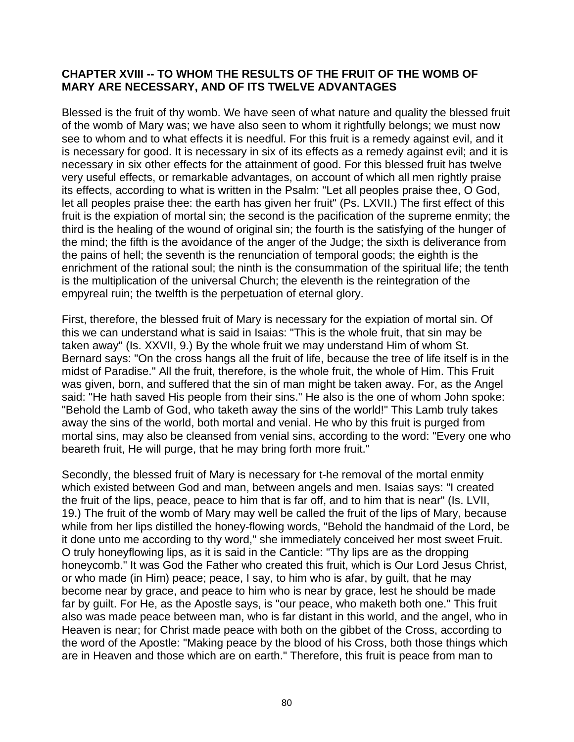**CHAPTER XVIII -- TO WHOM THE RESULTS OF THE FRUIT OF THE WOMB OF MARY ARE NECESSARY, AND OF ITS TWELVE ADVANTAGES**

Blessed is the fruit of thy womb. We have seen of what nature and quality the blessed fruit of the womb of Mary was; we have also seen to whom it rightfully belongs; we must now see to whom and to what effects it is needful. For this fruit is a remedy against evil, and it is necessary for good. It is necessary in six of its effects as a remedy against evil; and it is necessary in six other effects for the attainment of good. For this blessed fruit has twelve very useful effects, or remarkable advantages, on account of which all men rightly praise its effects, according to what is written in the Psalm: "Let all peoples praise thee, O God, let all peoples praise thee: the earth has given her fruit" (Ps. LXVII.) The first effect of this fruit is the expiation of mortal sin; the second is the pacification of the supreme enmity; the third is the healing of the wound of original sin; the fourth is the satisfying of the hunger of the mind; the fifth is the avoidance of the anger of the Judge; the sixth is deliverance from the pains of hell; the seventh is the renunciation of temporal goods; the eighth is the enrichment of the rational soul; the ninth is the consummation of the spiritual life; the tenth is the multiplication of the universal Church; the eleventh is the reintegration of the empyreal ruin; the twelfth is the perpetuation of eternal glory.

First, therefore, the blessed fruit of Mary is necessary for the expiation of mortal sin. Of this we can understand what is said in Isaias: "This is the whole fruit, that sin may be taken away" (Is. XXVII, 9.) By the whole fruit we may understand Him of whom St. Bernard says: "On the cross hangs all the fruit of life, because the tree of life itself is in the midst of Paradise." All the fruit, therefore, is the whole fruit, the whole of Him. This Fruit was given, born, and suffered that the sin of man might be taken away. For, as the Angel said: "He hath saved His people from their sins." He also is the one of whom John spoke: "Behold the Lamb of God, who taketh away the sins of the world!" This Lamb truly takes away the sins of the world, both mortal and venial. He who by this fruit is purged from mortal sins, may also be cleansed from venial sins, according to the word: "Every one who beareth fruit, He will purge, that he may bring forth more fruit."

Secondly, the blessed fruit of Mary is necessary for t-he removal of the mortal enmity which existed between God and man, between angels and men. Isaias says: "I created the fruit of the lips, peace, peace to him that is far off, and to him that is near" (Is. LVII, 19.) The fruit of the womb of Mary may well be called the fruit of the lips of Mary, because while from her lips distilled the honey-flowing words, "Behold the handmaid of the Lord, be it done unto me according to thy word," she immediately conceived her most sweet Fruit. O truly honeyflowing lips, as it is said in the Canticle: "Thy lips are as the dropping honeycomb." It was God the Father who created this fruit, which is Our Lord Jesus Christ, or who made (in Him) peace; peace, I say, to him who is afar, by guilt, that he may become near by grace, and peace to him who is near by grace, lest he should be made far by guilt. For He, as the Apostle says, is "our peace, who maketh both one." This fruit also was made peace between man, who is far distant in this world, and the angel, who in Heaven is near; for Christ made peace with both on the gibbet of the Cross, according to the word of the Apostle: "Making peace by the blood of his Cross, both those things which are in Heaven and those which are on earth." Therefore, this fruit is peace from man to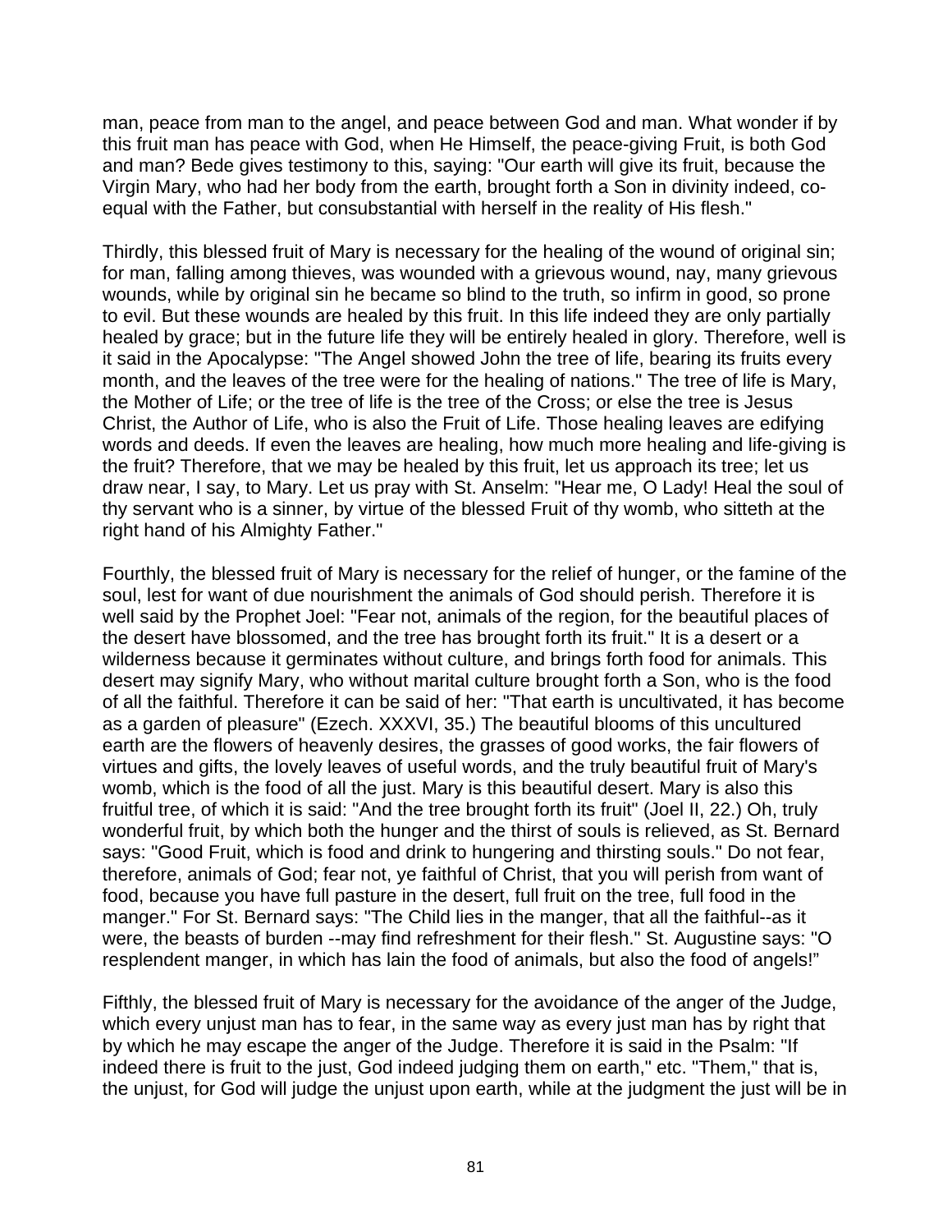man, peace from man to the angel, and peace between God and man. What wonder if by this fruit man has peace with God, when He Himself, the peace-giving Fruit, is both God and man? Bede gives testimony to this, saying: "Our earth will give its fruit, because the Virgin Mary, who had her body from the earth, brought forth a Son in divinity indeed, co-equal with the Father, but consubstantial with herself in the reality of His flesh."

Thirdly, this blessed fruit of Mary is necessary for the healing of the wound of original sin; for man, falling among thieves, was wounded with a grievous wound, nay, many grievous wounds, while by original sin he became so blind to the truth, so infirm in good, so prone to evil. But these wounds are healed by this fruit. In this life indeed they are only partially healed by grace; but in the future life they will be entirely healed in glory. Therefore, well is it said in the Apocalypse: "The Angel showed John the tree of life, bearing its fruits every month, and the leaves of the tree were for the healing of nations." The tree of life is Mary, the Mother of Life; or the tree of life is the tree of the Cross; or else the tree is Jesus Christ, the Author of Life, who is also the Fruit of Life. Those healing leaves are edifying words and deeds. If even the leaves are healing, how much more healing and life-giving is the fruit? Therefore, that we may be healed by this fruit, let us approach its tree; let us draw near, I say, to Mary. Let us pray with St. Anselm: "Hear me, O Lady! Heal the soul of thy servant who is a sinner, by virtue of the blessed Fruit of thy womb, who sitteth at the right hand of his Almighty Father."

Fourthly, the blessed fruit of Mary is necessary for the relief of hunger, or the famine of the soul, lest for want of due nourishment the animals of God should perish. Therefore it is well said by the Prophet Joel: "Fear not, animals of the region, for the beautiful places of the desert have blossomed, and the tree has brought forth its fruit." It is a desert or a wilderness because it germinates without culture, and brings forth food for animals. This desert may signify Mary, who without marital culture brought forth a Son, who is the food of all the faithful. Therefore it can be said of her: "That earth is uncultivated, it has become as a garden of pleasure" (Ezech. XXXVI, 35.) The beautiful blooms of this uncultured earth are the flowers of heavenly desires, the grasses of good works, the fair flowers of virtues and gifts, the lovely leaves of useful words, and the truly beautiful fruit of Mary's womb, which is the food of all the just. Mary is this beautiful desert. Mary is also this fruitful tree, of which it is said: "And the tree brought forth its fruit" (Joel II, 22.) Oh, truly wonderful fruit, by which both the hunger and the thirst of souls is relieved, as St. Bernard says: "Good Fruit, which is food and drink to hungering and thirsting souls." Do not fear, therefore, animals of God; fear not, ye faithful of Christ, that you will perish from want of food, because you have full pasture in the desert, full fruit on the tree, full food in the manger." For St. Bernard says: "The Child lies in the manger, that all the faithful--as it were, the beasts of burden --may find refreshment for their flesh." St. Augustine says: "O resplendent manger, in which has lain the food of animals, but also the food of angels!"

Fifthly, the blessed fruit of Mary is necessary for the avoidance of the anger of the Judge, which every unjust man has to fear, in the same way as every just man has by right that by which he may escape the anger of the Judge. Therefore it is said in the Psalm: "If indeed there is fruit to the just, God indeed judging them on earth," etc. "Them," that is, the unjust, for God will judge the unjust upon earth, while at the judgment the just will be in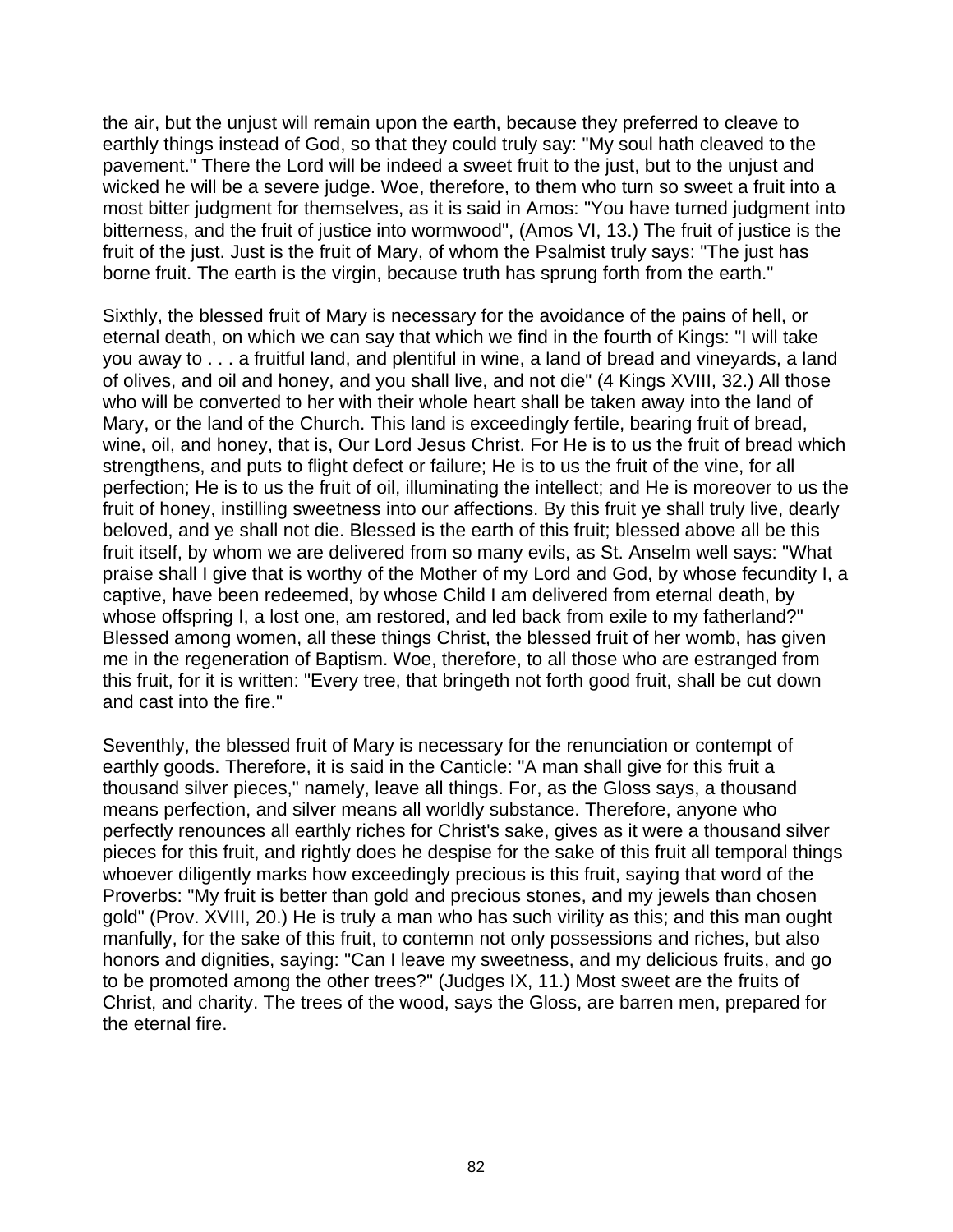the air, but the unjust will remain upon the earth, because they preferred to cleave to earthly things instead of God, so that they could truly say: "My soul hath cleaved to the pavement." There the Lord will be indeed a sweet fruit to the just, but to the unjust and wicked he will be a severe judge. Woe, therefore, to them who turn so sweet a fruit into a most bitter judgment for themselves, as it is said in Amos: "You have turned judgment into bitterness, and the fruit of justice into wormwood", (Amos VI, 13.) The fruit of justice is the fruit of the just. Just is the fruit of Mary, of whom the Psalmist truly says: "The just has borne fruit. The earth is the virgin, because truth has sprung forth from the earth."

Sixthly, the blessed fruit of Mary is necessary for the avoidance of the pains of hell, or eternal death, on which we can say that which we find in the fourth of Kings: "I will take you away to . . . a fruitful land, and plentiful in wine, a land of bread and vineyards, a land of olives, and oil and honey, and you shall live, and not die" (4 Kings XVIII, 32.) All those who will be converted to her with their whole heart shall be taken away into the land of Mary, or the land of the Church. This land is exceedingly fertile, bearing fruit of bread, wine, oil, and honey, that is, Our Lord Jesus Christ. For He is to us the fruit of bread which strengthens, and puts to flight defect or failure; He is to us the fruit of the vine, for all perfection; He is to us the fruit of oil, illuminating the intellect; and He is moreover to us the fruit of honey, instilling sweetness into our affections. By this fruit ye shall truly live, dearly beloved, and ye shall not die. Blessed is the earth of this fruit; blessed above all be this fruit itself, by whom we are delivered from so many evils, as St. Anselm well says: "What praise shall I give that is worthy of the Mother of my Lord and God, by whose fecundity I, a captive, have been redeemed, by whose Child I am delivered from eternal death, by whose offspring I, a lost one, am restored, and led back from exile to my fatherland?" Blessed among women, all these things Christ, the blessed fruit of her womb, has given me in the regeneration of Baptism. Woe, therefore, to all those who are estranged from this fruit, for it is written: "Every tree, that bringeth not forth good fruit, shall be cut down and cast into the fire."

Seventhly, the blessed fruit of Mary is necessary for the renunciation or contempt of earthly goods. Therefore, it is said in the Canticle: "A man shall give for this fruit a thousand silver pieces," namely, leave all things. For, as the Gloss says, a thousand means perfection, and silver means all worldly substance. Therefore, anyone who perfectly renounces all earthly riches for Christ's sake, gives as it were a thousand silver pieces for this fruit, and rightly does he despise for the sake of this fruit all temporal things whoever diligently marks how exceedingly precious is this fruit, saying that word of the Proverbs: "My fruit is better than gold and precious stones, and my jewels than chosen gold" (Prov. XVIII, 20.) He is truly a man who has such virility as this; and this man ought manfully, for the sake of this fruit, to contemn not only possessions and riches, but also honors and dignities, saying: "Can I leave my sweetness, and my delicious fruits, and go to be promoted among the other trees?" (Judges IX, 11.) Most sweet are the fruits of Christ, and charity. The trees of the wood, says the Gloss, are barren men, prepared for the eternal fire.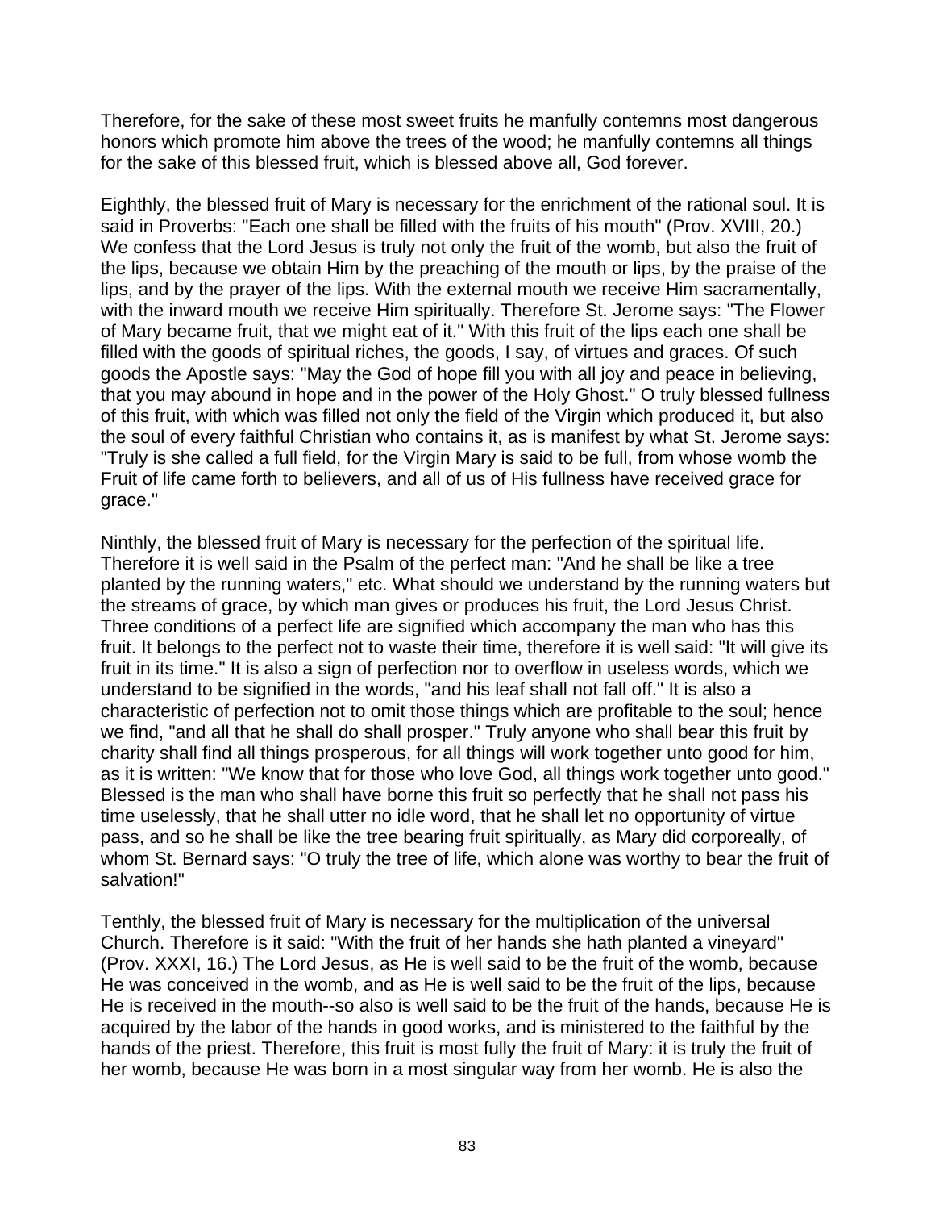Therefore, for the sake of these most sweet fruits he manfully contemns most dangerous honors which promote him above the trees of the wood; he manfully contemns all things for the sake of this blessed fruit, which is blessed above all, God forever.

Eighthly, the blessed fruit of Mary is necessary for the enrichment of the rational soul. It is said in Proverbs: "Each one shall be filled with the fruits of his mouth" (Prov. XVIII, 20.) We confess that the Lord Jesus is truly not only the fruit of the womb, but also the fruit of the lips, because we obtain Him by the preaching of the mouth or lips, by the praise of the lips, and by the prayer of the lips. With the external mouth we receive Him sacramentally, with the inward mouth we receive Him spiritually. Therefore St. Jerome says: "The Flower of Mary became fruit, that we might eat of it." With this fruit of the lips each one shall be filled with the goods of spiritual riches, the goods, I say, of virtues and graces. Of such goods the Apostle says: "May the God of hope fill you with all joy and peace in believing, that you may abound in hope and in the power of the Holy Ghost." O truly blessed fullness of this fruit, with which was filled not only the field of the Virgin which produced it, but also the soul of every faithful Christian who contains it, as is manifest by what St. Jerome says: "Truly is she called a full field, for the Virgin Mary is said to be full, from whose womb the Fruit of life came forth to believers, and all of us of His fullness have received grace for grace."

Ninthly, the blessed fruit of Mary is necessary for the perfection of the spiritual life. Therefore it is well said in the Psalm of the perfect man: "And he shall be like a tree planted by the running waters," etc. What should we understand by the running waters but the streams of grace, by which man gives or produces his fruit, the Lord Jesus Christ. Three conditions of a perfect life are signified which accompany the man who has this fruit. It belongs to the perfect not to waste their time, therefore it is well said: "It will give its fruit in its time." It is also a sign of perfection nor to overflow in useless words, which we understand to be signified in the words, "and his leaf shall not fall off." It is also a characteristic of perfection not to omit those things which are profitable to the soul; hence we find, "and all that he shall do shall prosper." Truly anyone who shall bear this fruit by charity shall find all things prosperous, for all things will work together unto good for him, as it is written: "We know that for those who love God, all things work together unto good." Blessed is the man who shall have borne this fruit so perfectly that he shall not pass his time uselessly, that he shall utter no idle word, that he shall let no opportunity of virtue pass, and so he shall be like the tree bearing fruit spiritually, as Mary did corporeally, of whom St. Bernard says: "O truly the tree of life, which alone was worthy to bear the fruit of salvation!"

Tenthly, the blessed fruit of Mary is necessary for the multiplication of the universal Church. Therefore is it said: "With the fruit of her hands she hath planted a vineyard" (Prov. XXXI, 16.) The Lord Jesus, as He is well said to be the fruit of the womb, because He was conceived in the womb, and as He is well said to be the fruit of the lips, because He is received in the mouth--so also is well said to be the fruit of the hands, because He is acquired by the labor of the hands in good works, and is ministered to the faithful by the hands of the priest. Therefore, this fruit is most fully the fruit of Mary: it is truly the fruit of her womb, because He was born in a most singular way from her womb. He is also the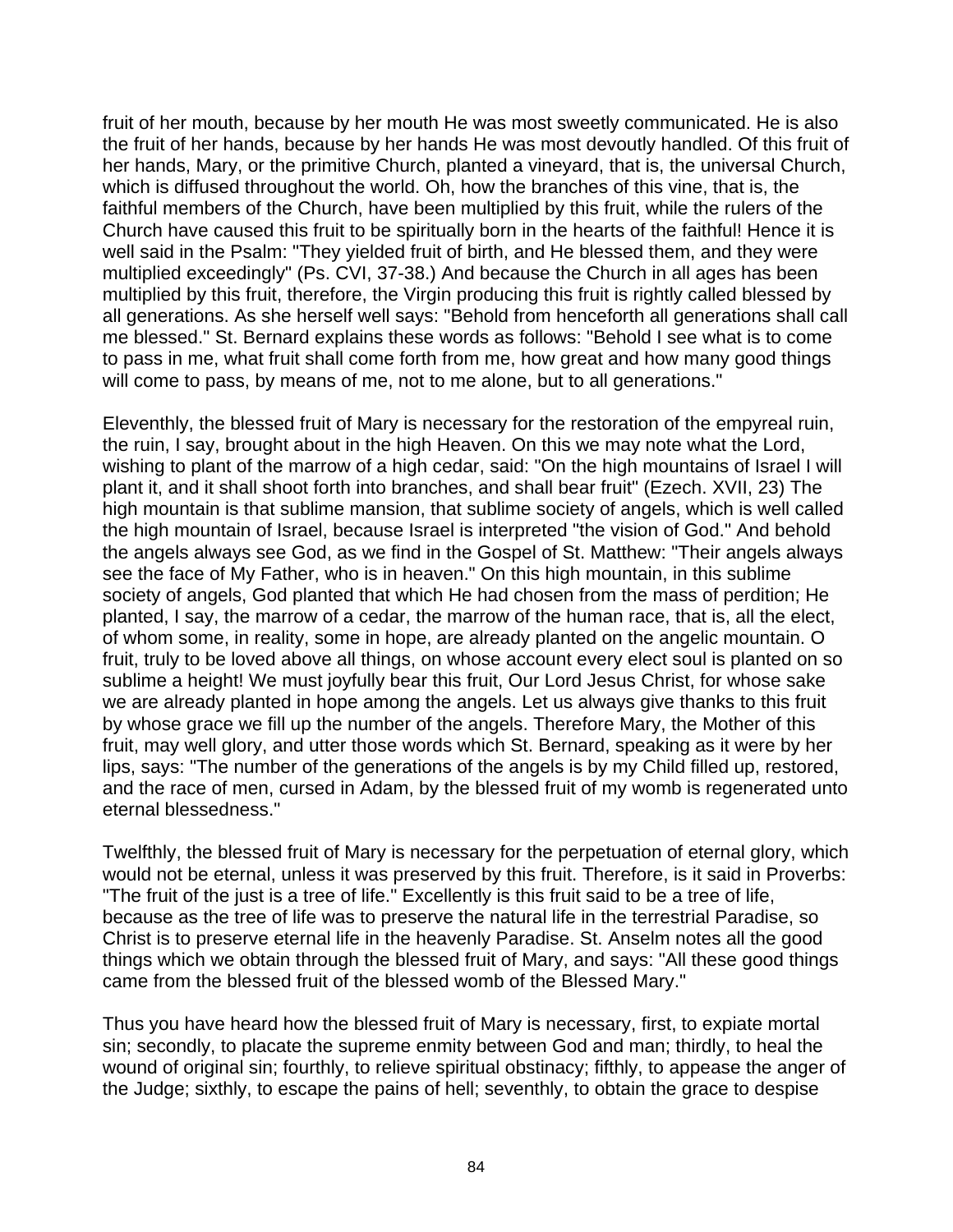fruit of her mouth, because by her mouth He was most sweetly communicated. He is also the fruit of her hands, because by her hands He was most devoutly handled. Of this fruit of her hands, Mary, or the primitive Church, planted a vineyard, that is, the universal Church, which is diffused throughout the world. Oh, how the branches of this vine, that is, the faithful members of the Church, have been multiplied by this fruit, while the rulers of the Church have caused this fruit to be spiritually born in the hearts of the faithful! Hence it is well said in the Psalm: "They yielded fruit of birth, and He blessed them, and they were multiplied exceedingly" (Ps. CVI, 37-38.) And because the Church in all ages has been multiplied by this fruit, therefore, the Virgin producing this fruit is rightly called blessed by all generations. As she herself well says: "Behold from henceforth all generations shall call me blessed." St. Bernard explains these words as follows: "Behold I see what is to come to pass in me, what fruit shall come forth from me, how great and how many good things will come to pass, by means of me, not to me alone, but to all generations."

Eleventhly, the blessed fruit of Mary is necessary for the restoration of the empyreal ruin, the ruin, I say, brought about in the high Heaven. On this we may note what the Lord, wishing to plant of the marrow of a high cedar, said: "On the high mountains of Israel I will plant it, and it shall shoot forth into branches, and shall bear fruit" (Ezech. XVII, 23) The high mountain is that sublime mansion, that sublime society of angels, which is well called the high mountain of Israel, because Israel is interpreted "the vision of God." And behold the angels always see God, as we find in the Gospel of St. Matthew: "Their angels always see the face of My Father, who is in heaven." On this high mountain, in this sublime society of angels, God planted that which He had chosen from the mass of perdition; He planted, I say, the marrow of a cedar, the marrow of the human race, that is, all the elect, of whom some, in reality, some in hope, are already planted on the angelic mountain. O fruit, truly to be loved above all things, on whose account every elect soul is planted on so sublime a height! We must joyfully bear this fruit, Our Lord Jesus Christ, for whose sake we are already planted in hope among the angels. Let us always give thanks to this fruit by whose grace we fill up the number of the angels. Therefore Mary, the Mother of this fruit, may well glory, and utter those words which St. Bernard, speaking as it were by her lips, says: "The number of the generations of the angels is by my Child filled up, restored, and the race of men, cursed in Adam, by the blessed fruit of my womb is regenerated unto eternal blessedness."

Twelfthly, the blessed fruit of Mary is necessary for the perpetuation of eternal glory, which would not be eternal, unless it was preserved by this fruit. Therefore, is it said in Proverbs: "The fruit of the just is a tree of life." Excellently is this fruit said to be a tree of life, because as the tree of life was to preserve the natural life in the terrestrial Paradise, so Christ is to preserve eternal life in the heavenly Paradise. St. Anselm notes all the good things which we obtain through the blessed fruit of Mary, and says: "All these good things came from the blessed fruit of the blessed womb of the Blessed Mary."

Thus you have heard how the blessed fruit of Mary is necessary, first, to expiate mortal sin; secondly, to placate the supreme enmity between God and man; thirdly, to heal the wound of original sin; fourthly, to relieve spiritual obstinacy; fifthly, to appease the anger of the Judge; sixthly, to escape the pains of hell; seventhly, to obtain the grace to despise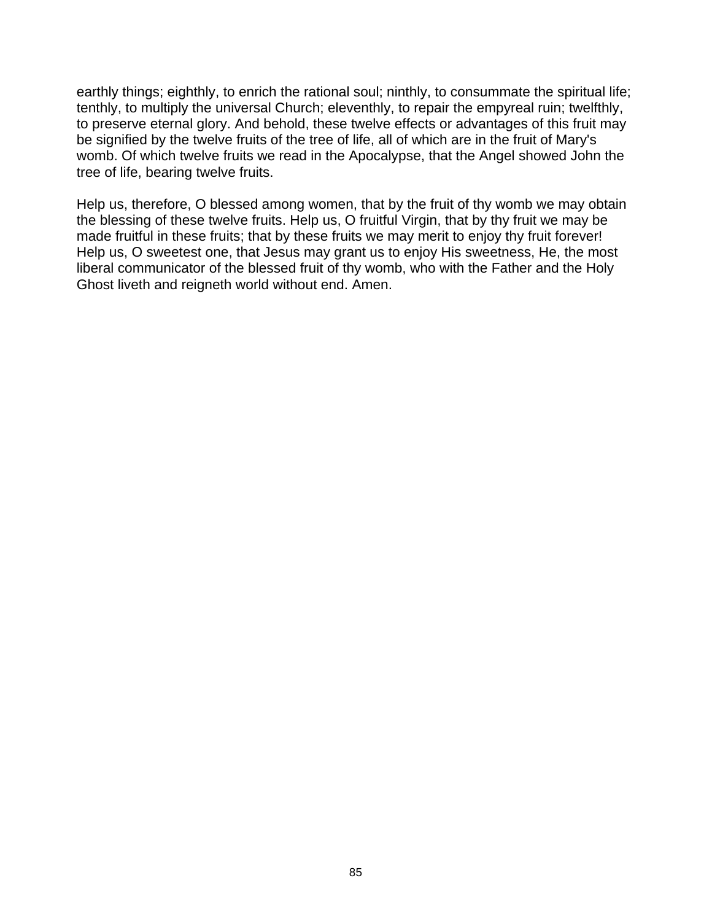earthly things; eighthly, to enrich the rational soul; ninthly, to consummate the spiritual life; tenthly, to multiply the universal Church; eleventhly, to repair the empyreal ruin; twelfthly, to preserve eternal glory. And behold, these twelve effects or advantages of this fruit may be signified by the twelve fruits of the tree of life, all of which are in the fruit of Mary's womb. Of which twelve fruits we read in the Apocalypse, that the Angel showed John the tree of life, bearing twelve fruits.

Help us, therefore, O blessed among women, that by the fruit of thy womb we may obtain the blessing of these twelve fruits. Help us, O fruitful Virgin, that by thy fruit we may be made fruitful in these fruits; that by these fruits we may merit to enjoy thy fruit forever! Help us, O sweetest one, that Jesus may grant us to enjoy His sweetness, He, the most liberal communicator of the blessed fruit of thy womb, who with the Father and the Holy Ghost liveth and reigneth world without end. Amen.